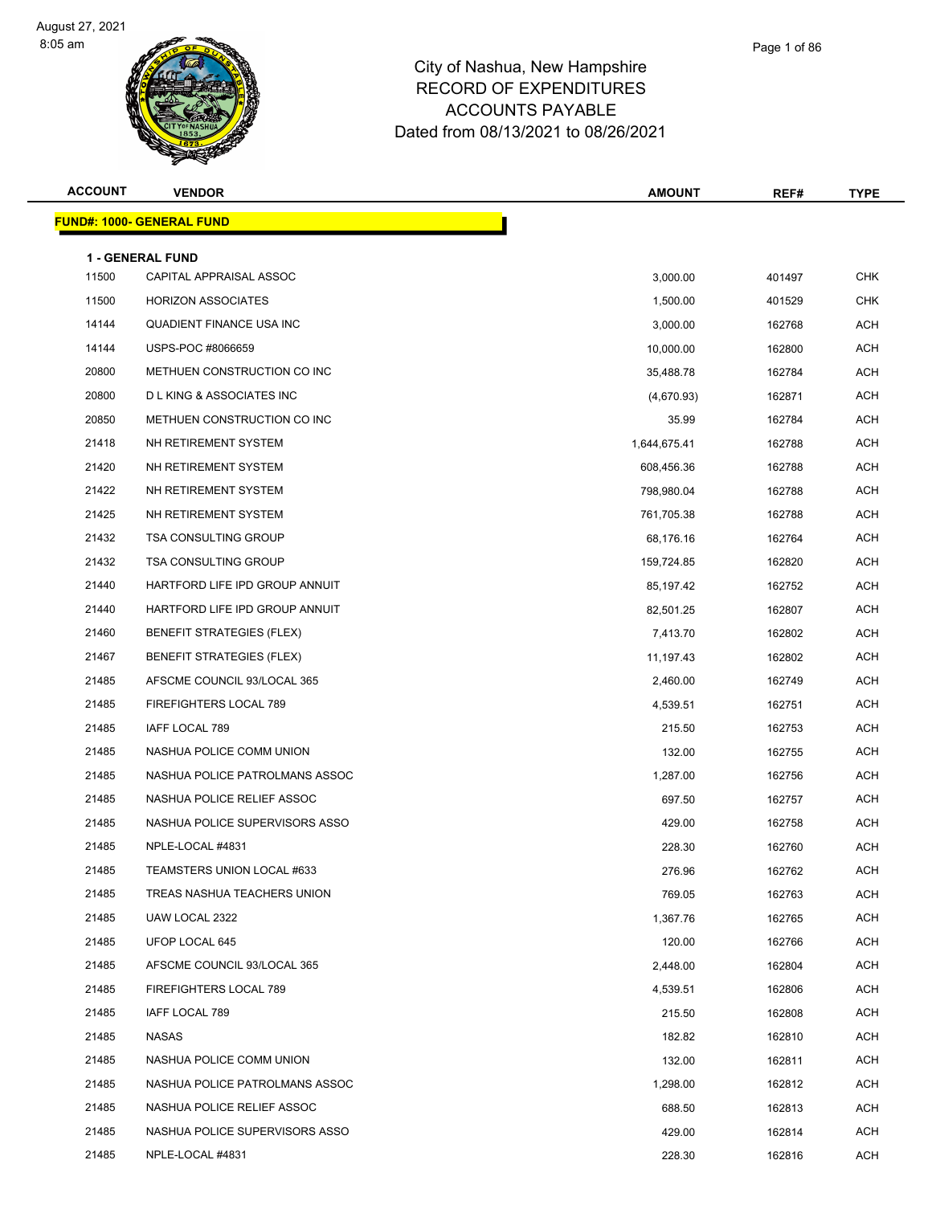August 27, 2021
8:05 am

# City of Nashua, New Hampshire
## RECORD OF EXPENDITURES
## ACCOUNTS PAYABLE
### Dated from 08/13/2021 to 08/26/2021

| ACCOUNT | VENDOR | AMOUNT | REF# | TYPE |
|---|---|---|---|---|
| **FUND#: 1000- GENERAL FUND** | | | | |
| **1 - GENERAL FUND** | | | | |
| 11500 | CAPITAL APPRAISAL ASSOC | 3,000.00 | 401497 | CHK |
| 11500 | HORIZON ASSOCIATES | 1,500.00 | 401529 | CHK |
| 14144 | QUADIENT FINANCE USA INC | 3,000.00 | 162768 | ACH |
| 14144 | USPS-POC #8066659 | 10,000.00 | 162800 | ACH |
| 20800 | METHUEN CONSTRUCTION CO INC | 35,488.78 | 162784 | ACH |
| 20800 | D L KING & ASSOCIATES INC | (4,670.93) | 162871 | ACH |
| 20850 | METHUEN CONSTRUCTION CO INC | 35.99 | 162784 | ACH |
| 21418 | NH RETIREMENT SYSTEM | 1,644,675.41 | 162788 | ACH |
| 21420 | NH RETIREMENT SYSTEM | 608,456.36 | 162788 | ACH |
| 21422 | NH RETIREMENT SYSTEM | 798,980.04 | 162788 | ACH |
| 21425 | NH RETIREMENT SYSTEM | 761,705.38 | 162788 | ACH |
| 21432 | TSA CONSULTING GROUP | 68,176.16 | 162764 | ACH |
| 21432 | TSA CONSULTING GROUP | 159,724.85 | 162820 | ACH |
| 21440 | HARTFORD LIFE IPD GROUP ANNUIT | 85,197.42 | 162752 | ACH |
| 21440 | HARTFORD LIFE IPD GROUP ANNUIT | 82,501.25 | 162807 | ACH |
| 21460 | BENEFIT STRATEGIES (FLEX) | 7,413.70 | 162802 | ACH |
| 21467 | BENEFIT STRATEGIES (FLEX) | 11,197.43 | 162802 | ACH |
| 21485 | AFSCME COUNCIL 93/LOCAL 365 | 2,460.00 | 162749 | ACH |
| 21485 | FIREFIGHTERS LOCAL 789 | 4,539.51 | 162751 | ACH |
| 21485 | IAFF LOCAL 789 | 215.50 | 162753 | ACH |
| 21485 | NASHUA POLICE COMM UNION | 132.00 | 162755 | ACH |
| 21485 | NASHUA POLICE PATROLMANS ASSOC | 1,287.00 | 162756 | ACH |
| 21485 | NASHUA POLICE RELIEF ASSOC | 697.50 | 162757 | ACH |
| 21485 | NASHUA POLICE SUPERVISORS ASSO | 429.00 | 162758 | ACH |
| 21485 | NPLE-LOCAL #4831 | 228.30 | 162760 | ACH |
| 21485 | TEAMSTERS UNION LOCAL #633 | 276.96 | 162762 | ACH |
| 21485 | TREAS NASHUA TEACHERS UNION | 769.05 | 162763 | ACH |
| 21485 | UAW LOCAL 2322 | 1,367.76 | 162765 | ACH |
| 21485 | UFOP LOCAL 645 | 120.00 | 162766 | ACH |
| 21485 | AFSCME COUNCIL 93/LOCAL 365 | 2,448.00 | 162804 | ACH |
| 21485 | FIREFIGHTERS LOCAL 789 | 4,539.51 | 162806 | ACH |
| 21485 | IAFF LOCAL 789 | 215.50 | 162808 | ACH |
| 21485 | NASAS | 182.82 | 162810 | ACH |
| 21485 | NASHUA POLICE COMM UNION | 132.00 | 162811 | ACH |
| 21485 | NASHUA POLICE PATROLMANS ASSOC | 1,298.00 | 162812 | ACH |
| 21485 | NASHUA POLICE RELIEF ASSOC | 688.50 | 162813 | ACH |
| 21485 | NASHUA POLICE SUPERVISORS ASSO | 429.00 | 162814 | ACH |
| 21485 | NPLE-LOCAL #4831 | 228.30 | 162816 | ACH |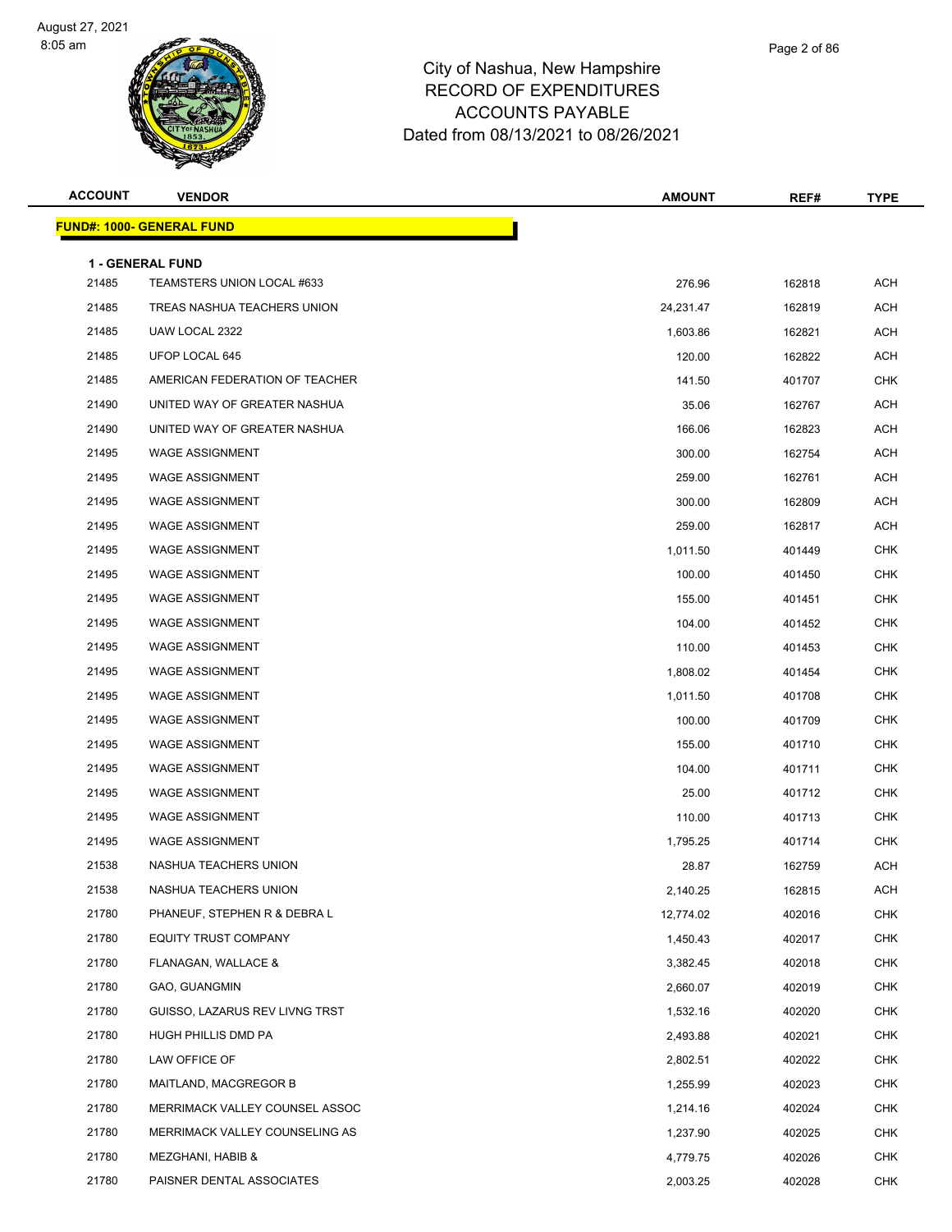City of Nashua, New Hampshire
RECORD OF EXPENDITURES
ACCOUNTS PAYABLE
Dated from 08/13/2021 to 08/26/2021

| ACCOUNT | VENDOR | AMOUNT | REF# | TYPE |
|---|---|---|---|---|

**FUND#: 1000- GENERAL FUND**

**1 - GENERAL FUND**

| ACCOUNT | VENDOR | AMOUNT | REF# | TYPE |
|---|---|---|---|---|
| 21485 | TEAMSTERS UNION LOCAL #633 | 276.96 | 162818 | ACH |
| 21485 | TREAS NASHUA TEACHERS UNION | 24,231.47 | 162819 | ACH |
| 21485 | UAW LOCAL 2322 | 1,603.86 | 162821 | ACH |
| 21485 | UFOP LOCAL 645 | 120.00 | 162822 | ACH |
| 21485 | AMERICAN FEDERATION OF TEACHER | 141.50 | 401707 | CHK |
| 21490 | UNITED WAY OF GREATER NASHUA | 35.06 | 162767 | ACH |
| 21490 | UNITED WAY OF GREATER NASHUA | 166.06 | 162823 | ACH |
| 21495 | WAGE ASSIGNMENT | 300.00 | 162754 | ACH |
| 21495 | WAGE ASSIGNMENT | 259.00 | 162761 | ACH |
| 21495 | WAGE ASSIGNMENT | 300.00 | 162809 | ACH |
| 21495 | WAGE ASSIGNMENT | 259.00 | 162817 | ACH |
| 21495 | WAGE ASSIGNMENT | 1,011.50 | 401449 | CHK |
| 21495 | WAGE ASSIGNMENT | 100.00 | 401450 | CHK |
| 21495 | WAGE ASSIGNMENT | 155.00 | 401451 | CHK |
| 21495 | WAGE ASSIGNMENT | 104.00 | 401452 | CHK |
| 21495 | WAGE ASSIGNMENT | 110.00 | 401453 | CHK |
| 21495 | WAGE ASSIGNMENT | 1,808.02 | 401454 | CHK |
| 21495 | WAGE ASSIGNMENT | 1,011.50 | 401708 | CHK |
| 21495 | WAGE ASSIGNMENT | 100.00 | 401709 | CHK |
| 21495 | WAGE ASSIGNMENT | 155.00 | 401710 | CHK |
| 21495 | WAGE ASSIGNMENT | 104.00 | 401711 | CHK |
| 21495 | WAGE ASSIGNMENT | 25.00 | 401712 | CHK |
| 21495 | WAGE ASSIGNMENT | 110.00 | 401713 | CHK |
| 21495 | WAGE ASSIGNMENT | 1,795.25 | 401714 | CHK |
| 21538 | NASHUA TEACHERS UNION | 28.87 | 162759 | ACH |
| 21538 | NASHUA TEACHERS UNION | 2,140.25 | 162815 | ACH |
| 21780 | PHANEUF, STEPHEN R & DEBRA L | 12,774.02 | 402016 | CHK |
| 21780 | EQUITY TRUST COMPANY | 1,450.43 | 402017 | CHK |
| 21780 | FLANAGAN, WALLACE & | 3,382.45 | 402018 | CHK |
| 21780 | GAO, GUANGMIN | 2,660.07 | 402019 | CHK |
| 21780 | GUISSO, LAZARUS REV LIVNG TRST | 1,532.16 | 402020 | CHK |
| 21780 | HUGH PHILLIS DMD PA | 2,493.88 | 402021 | CHK |
| 21780 | LAW OFFICE OF | 2,802.51 | 402022 | CHK |
| 21780 | MAITLAND, MACGREGOR B | 1,255.99 | 402023 | CHK |
| 21780 | MERRIMACK VALLEY COUNSEL ASSOC | 1,214.16 | 402024 | CHK |
| 21780 | MERRIMACK VALLEY COUNSELING AS | 1,237.90 | 402025 | CHK |
| 21780 | MEZGHANI, HABIB & | 4,779.75 | 402026 | CHK |
| 21780 | PAISNER DENTAL ASSOCIATES | 2,003.25 | 402028 | CHK |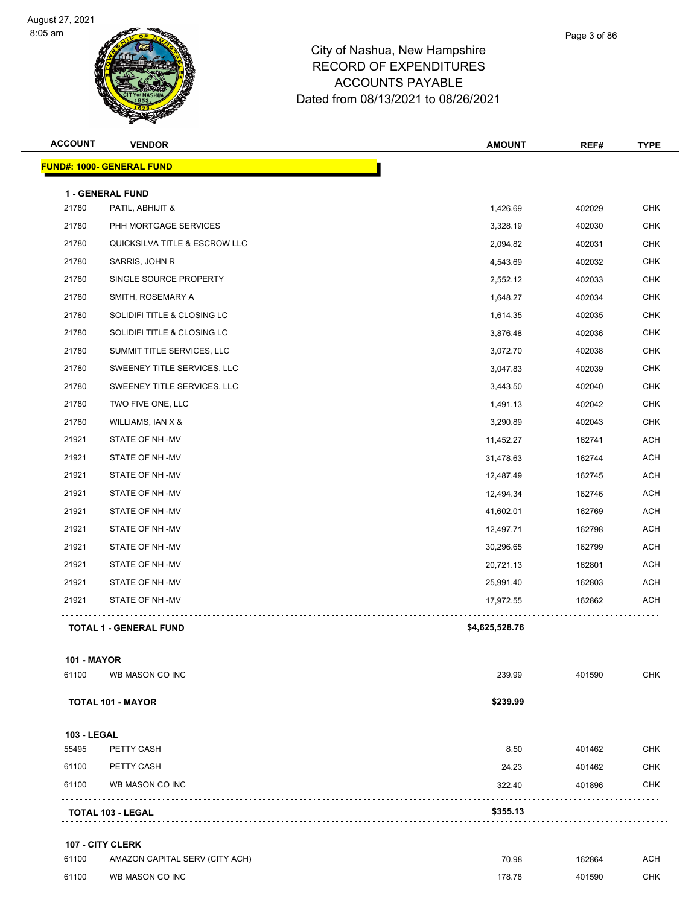City of Nashua, New Hampshire
RECORD OF EXPENDITURES
ACCOUNTS PAYABLE
Dated from 08/13/2021 to 08/26/2021

| ACCOUNT | VENDOR | AMOUNT | REF# | TYPE |
|---|---|---|---|---|
| **FUND#: 1000- GENERAL FUND** | | | | |
| **1 - GENERAL FUND** | | | | |
| 21780 | PATIL, ABHIJIT & | 1,426.69 | 402029 | CHK |
| 21780 | PHH MORTGAGE SERVICES | 3,328.19 | 402030 | CHK |
| 21780 | QUICKSILVA TITLE & ESCROW LLC | 2,094.82 | 402031 | CHK |
| 21780 | SARRIS, JOHN R | 4,543.69 | 402032 | CHK |
| 21780 | SINGLE SOURCE PROPERTY | 2,552.12 | 402033 | CHK |
| 21780 | SMITH, ROSEMARY A | 1,648.27 | 402034 | CHK |
| 21780 | SOLIDIFI TITLE & CLOSING LC | 1,614.35 | 402035 | CHK |
| 21780 | SOLIDIFI TITLE & CLOSING LC | 3,876.48 | 402036 | CHK |
| 21780 | SUMMIT TITLE SERVICES, LLC | 3,072.70 | 402038 | CHK |
| 21780 | SWEENEY TITLE SERVICES, LLC | 3,047.83 | 402039 | CHK |
| 21780 | SWEENEY TITLE SERVICES, LLC | 3,443.50 | 402040 | CHK |
| 21780 | TWO FIVE ONE, LLC | 1,491.13 | 402042 | CHK |
| 21780 | WILLIAMS, IAN X & | 3,290.89 | 402043 | CHK |
| 21921 | STATE OF NH -MV | 11,452.27 | 162741 | ACH |
| 21921 | STATE OF NH -MV | 31,478.63 | 162744 | ACH |
| 21921 | STATE OF NH -MV | 12,487.49 | 162745 | ACH |
| 21921 | STATE OF NH -MV | 12,494.34 | 162746 | ACH |
| 21921 | STATE OF NH -MV | 41,602.01 | 162769 | ACH |
| 21921 | STATE OF NH -MV | 12,497.71 | 162798 | ACH |
| 21921 | STATE OF NH -MV | 30,296.65 | 162799 | ACH |
| 21921 | STATE OF NH -MV | 20,721.13 | 162801 | ACH |
| 21921 | STATE OF NH -MV | 25,991.40 | 162803 | ACH |
| 21921 | STATE OF NH -MV | 17,972.55 | 162862 | ACH |
| **TOTAL 1 - GENERAL FUND** | | **$4,625,528.76** | | |
| **101 - MAYOR** | | | | |
| 61100 | WB MASON CO INC | 239.99 | 401590 | CHK |
| **TOTAL 101 - MAYOR** | | **$239.99** | | |
| **103 - LEGAL** | | | | |
| 55495 | PETTY CASH | 8.50 | 401462 | CHK |
| 61100 | PETTY CASH | 24.23 | 401462 | CHK |
| 61100 | WB MASON CO INC | 322.40 | 401896 | CHK |
| **TOTAL 103 - LEGAL** | | **$355.13** | | |
| **107 - CITY CLERK** | | | | |
| 61100 | AMAZON CAPITAL SERV (CITY ACH) | 70.98 | 162864 | ACH |
| 61100 | WB MASON CO INC | 178.78 | 401590 | CHK |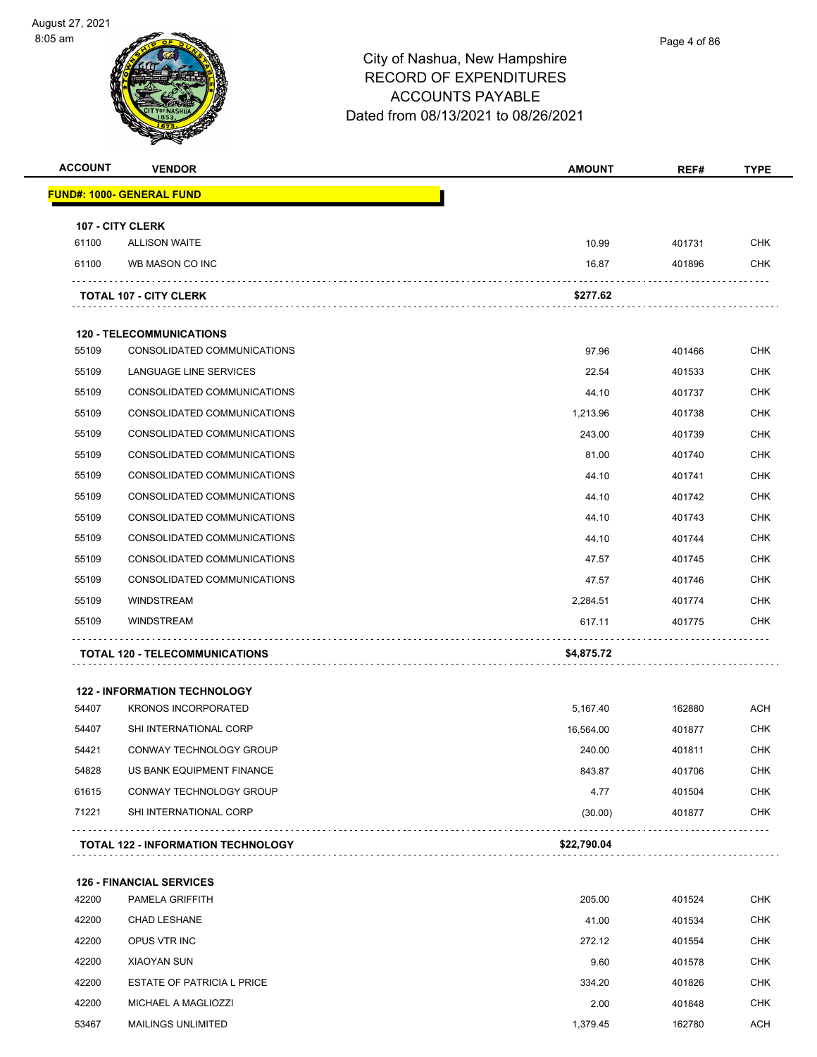# City of Nashua, New Hampshire
## RECORD OF EXPENDITURES
## ACCOUNTS PAYABLE
### Dated from 08/13/2021 to 08/26/2021

| ACCOUNT | VENDOR | AMOUNT | REF# | TYPE |
|---|---|---|---|---|
| **FUND#: 1000- GENERAL FUND** | | | | |
| **107 - CITY CLERK** | | | | |
| 61100 | ALLISON WAITE | 10.99 | 401731 | CHK |
| 61100 | WB MASON CO INC | 16.87 | 401896 | CHK |
| | **TOTAL 107 - CITY CLERK** | **$277.62** | | |
| **120 - TELECOMMUNICATIONS** | | | | |
| 55109 | CONSOLIDATED COMMUNICATIONS | 97.96 | 401466 | CHK |
| 55109 | LANGUAGE LINE SERVICES | 22.54 | 401533 | CHK |
| 55109 | CONSOLIDATED COMMUNICATIONS | 44.10 | 401737 | CHK |
| 55109 | CONSOLIDATED COMMUNICATIONS | 1,213.96 | 401738 | CHK |
| 55109 | CONSOLIDATED COMMUNICATIONS | 243.00 | 401739 | CHK |
| 55109 | CONSOLIDATED COMMUNICATIONS | 81.00 | 401740 | CHK |
| 55109 | CONSOLIDATED COMMUNICATIONS | 44.10 | 401741 | CHK |
| 55109 | CONSOLIDATED COMMUNICATIONS | 44.10 | 401742 | CHK |
| 55109 | CONSOLIDATED COMMUNICATIONS | 44.10 | 401743 | CHK |
| 55109 | CONSOLIDATED COMMUNICATIONS | 44.10 | 401744 | CHK |
| 55109 | CONSOLIDATED COMMUNICATIONS | 47.57 | 401745 | CHK |
| 55109 | CONSOLIDATED COMMUNICATIONS | 47.57 | 401746 | CHK |
| 55109 | WINDSTREAM | 2,284.51 | 401774 | CHK |
| 55109 | WINDSTREAM | 617.11 | 401775 | CHK |
| | **TOTAL 120 - TELECOMMUNICATIONS** | **$4,875.72** | | |
| **122 - INFORMATION TECHNOLOGY** | | | | |
| 54407 | KRONOS INCORPORATED | 5,167.40 | 162880 | ACH |
| 54407 | SHI INTERNATIONAL CORP | 16,564.00 | 401877 | CHK |
| 54421 | CONWAY TECHNOLOGY GROUP | 240.00 | 401811 | CHK |
| 54828 | US BANK EQUIPMENT FINANCE | 843.87 | 401706 | CHK |
| 61615 | CONWAY TECHNOLOGY GROUP | 4.77 | 401504 | CHK |
| 71221 | SHI INTERNATIONAL CORP | (30.00) | 401877 | CHK |
| | **TOTAL 122 - INFORMATION TECHNOLOGY** | **$22,790.04** | | |
| **126 - FINANCIAL SERVICES** | | | | |
| 42200 | PAMELA GRIFFITH | 205.00 | 401524 | CHK |
| 42200 | CHAD LESHANE | 41.00 | 401534 | CHK |
| 42200 | OPUS VTR INC | 272.12 | 401554 | CHK |
| 42200 | XIAOYAN SUN | 9.60 | 401578 | CHK |
| 42200 | ESTATE OF PATRICIA L PRICE | 334.20 | 401826 | CHK |
| 42200 | MICHAEL A MAGLIOZZI | 2.00 | 401848 | CHK |
| 53467 | MAILINGS UNLIMITED | 1,379.45 | 162780 | ACH |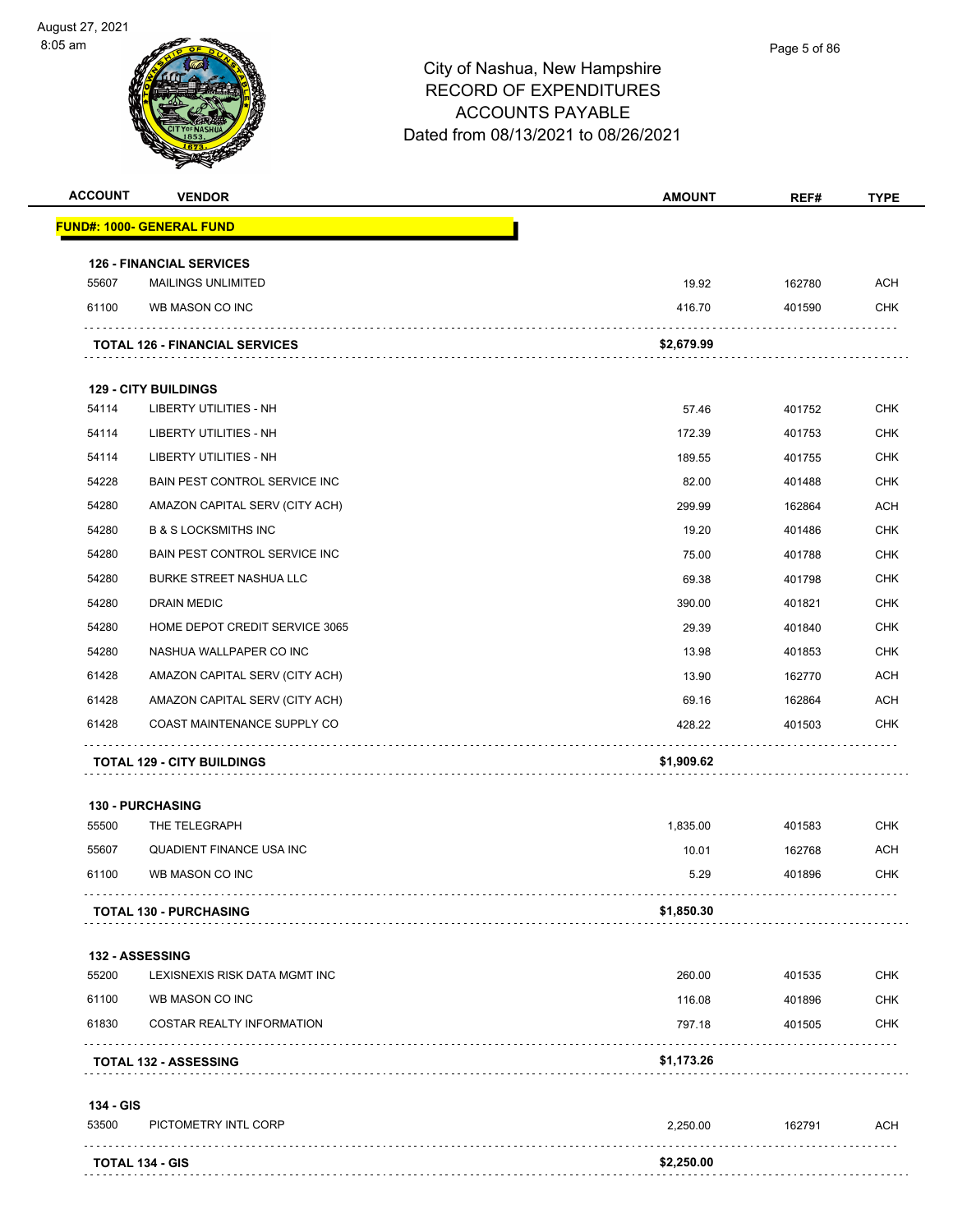# City of Nashua, New Hampshire
## RECORD OF EXPENDITURES
## ACCOUNTS PAYABLE
### Dated from 08/13/2021 to 08/26/2021

| ACCOUNT | VENDOR | AMOUNT | REF# | TYPE |
|---|---|---|---|---|
| **FUND#: 1000- GENERAL FUND** | | | | |
| **126 - FINANCIAL SERVICES** | | | | |
| 55607 | MAILINGS UNLIMITED | 19.92 | 162780 | ACH |
| 61100 | WB MASON CO INC | 416.70 | 401590 | CHK |
| | **TOTAL 126 - FINANCIAL SERVICES** | **$2,679.99** | | |
| **129 - CITY BUILDINGS** | | | | |
| 54114 | LIBERTY UTILITIES - NH | 57.46 | 401752 | CHK |
| 54114 | LIBERTY UTILITIES - NH | 172.39 | 401753 | CHK |
| 54114 | LIBERTY UTILITIES - NH | 189.55 | 401755 | CHK |
| 54228 | BAIN PEST CONTROL SERVICE INC | 82.00 | 401488 | CHK |
| 54280 | AMAZON CAPITAL SERV (CITY ACH) | 299.99 | 162864 | ACH |
| 54280 | B & S LOCKSMITHS INC | 19.20 | 401486 | CHK |
| 54280 | BAIN PEST CONTROL SERVICE INC | 75.00 | 401788 | CHK |
| 54280 | BURKE STREET NASHUA LLC | 69.38 | 401798 | CHK |
| 54280 | DRAIN MEDIC | 390.00 | 401821 | CHK |
| 54280 | HOME DEPOT CREDIT SERVICE 3065 | 29.39 | 401840 | CHK |
| 54280 | NASHUA WALLPAPER CO INC | 13.98 | 401853 | CHK |
| 61428 | AMAZON CAPITAL SERV (CITY ACH) | 13.90 | 162770 | ACH |
| 61428 | AMAZON CAPITAL SERV (CITY ACH) | 69.16 | 162864 | ACH |
| 61428 | COAST MAINTENANCE SUPPLY CO | 428.22 | 401503 | CHK |
| | **TOTAL 129 - CITY BUILDINGS** | **$1,909.62** | | |
| **130 - PURCHASING** | | | | |
| 55500 | THE TELEGRAPH | 1,835.00 | 401583 | CHK |
| 55607 | QUADIENT FINANCE USA INC | 10.01 | 162768 | ACH |
| 61100 | WB MASON CO INC | 5.29 | 401896 | CHK |
| | **TOTAL 130 - PURCHASING** | **$1,850.30** | | |
| **132 - ASSESSING** | | | | |
| 55200 | LEXISNEXIS RISK DATA MGMT INC | 260.00 | 401535 | CHK |
| 61100 | WB MASON CO INC | 116.08 | 401896 | CHK |
| 61830 | COSTAR REALTY INFORMATION | 797.18 | 401505 | CHK |
| | **TOTAL 132 - ASSESSING** | **$1,173.26** | | |
| **134 - GIS** | | | | |
| 53500 | PICTOMETRY INTL CORP | 2,250.00 | 162791 | ACH |
| | **TOTAL 134 - GIS** | **$2,250.00** | | |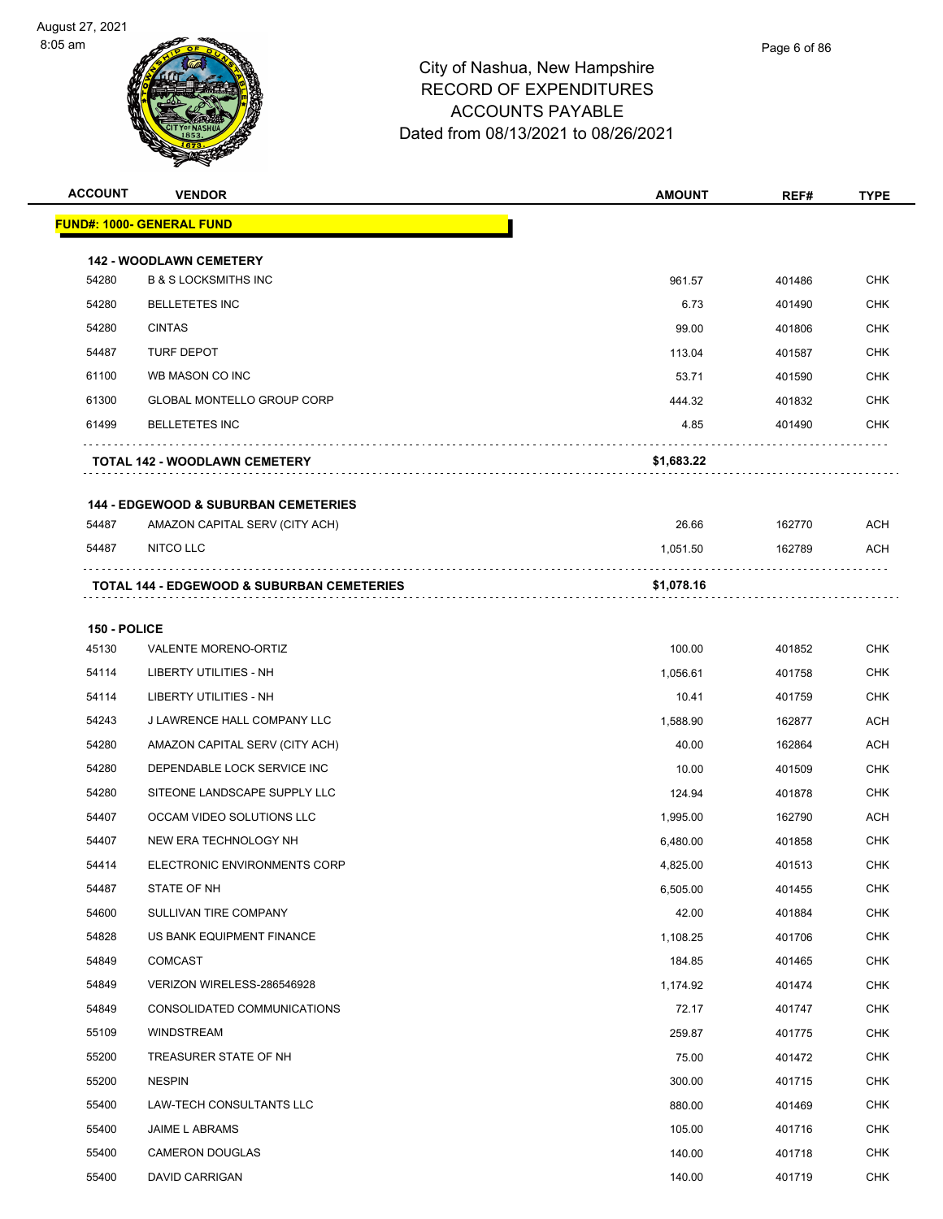# City of Nashua, New Hampshire
## RECORD OF EXPENDITURES
## ACCOUNTS PAYABLE
## Dated from 08/13/2021 to 08/26/2021

| ACCOUNT | VENDOR | AMOUNT | REF# | TYPE |
|---|---|---|---|---|
| **FUND#: 1000- GENERAL FUND** | | | | |
| **142 - WOODLAWN CEMETERY** | | | | |
| 54280 | B & S LOCKSMITHS INC | 961.57 | 401486 | CHK |
| 54280 | BELLETETES INC | 6.73 | 401490 | CHK |
| 54280 | CINTAS | 99.00 | 401806 | CHK |
| 54487 | TURF DEPOT | 113.04 | 401587 | CHK |
| 61100 | WB MASON CO INC | 53.71 | 401590 | CHK |
| 61300 | GLOBAL MONTELLO GROUP CORP | 444.32 | 401832 | CHK |
| 61499 | BELLETETES INC | 4.85 | 401490 | CHK |
| | **TOTAL 142 - WOODLAWN CEMETERY** | **$1,683.22** | | |
| **144 - EDGEWOOD & SUBURBAN CEMETERIES** | | | | |
| 54487 | AMAZON CAPITAL SERV (CITY ACH) | 26.66 | 162770 | ACH |
| 54487 | NITCO LLC | 1,051.50 | 162789 | ACH |
| | **TOTAL 144 - EDGEWOOD & SUBURBAN CEMETERIES** | **$1,078.16** | | |
| **150 - POLICE** | | | | |
| 45130 | VALENTE MORENO-ORTIZ | 100.00 | 401852 | CHK |
| 54114 | LIBERTY UTILITIES - NH | 1,056.61 | 401758 | CHK |
| 54114 | LIBERTY UTILITIES - NH | 10.41 | 401759 | CHK |
| 54243 | J LAWRENCE HALL COMPANY LLC | 1,588.90 | 162877 | ACH |
| 54280 | AMAZON CAPITAL SERV (CITY ACH) | 40.00 | 162864 | ACH |
| 54280 | DEPENDABLE LOCK SERVICE INC | 10.00 | 401509 | CHK |
| 54280 | SITEONE LANDSCAPE SUPPLY LLC | 124.94 | 401878 | CHK |
| 54407 | OCCAM VIDEO SOLUTIONS LLC | 1,995.00 | 162790 | ACH |
| 54407 | NEW ERA TECHNOLOGY NH | 6,480.00 | 401858 | CHK |
| 54414 | ELECTRONIC ENVIRONMENTS CORP | 4,825.00 | 401513 | CHK |
| 54487 | STATE OF NH | 6,505.00 | 401455 | CHK |
| 54600 | SULLIVAN TIRE COMPANY | 42.00 | 401884 | CHK |
| 54828 | US BANK EQUIPMENT FINANCE | 1,108.25 | 401706 | CHK |
| 54849 | COMCAST | 184.85 | 401465 | CHK |
| 54849 | VERIZON WIRELESS-286546928 | 1,174.92 | 401474 | CHK |
| 54849 | CONSOLIDATED COMMUNICATIONS | 72.17 | 401747 | CHK |
| 55109 | WINDSTREAM | 259.87 | 401775 | CHK |
| 55200 | TREASURER STATE OF NH | 75.00 | 401472 | CHK |
| 55200 | NESPIN | 300.00 | 401715 | CHK |
| 55400 | LAW-TECH CONSULTANTS LLC | 880.00 | 401469 | CHK |
| 55400 | JAIME L ABRAMS | 105.00 | 401716 | CHK |
| 55400 | CAMERON DOUGLAS | 140.00 | 401718 | CHK |
| 55400 | DAVID CARRIGAN | 140.00 | 401719 | CHK |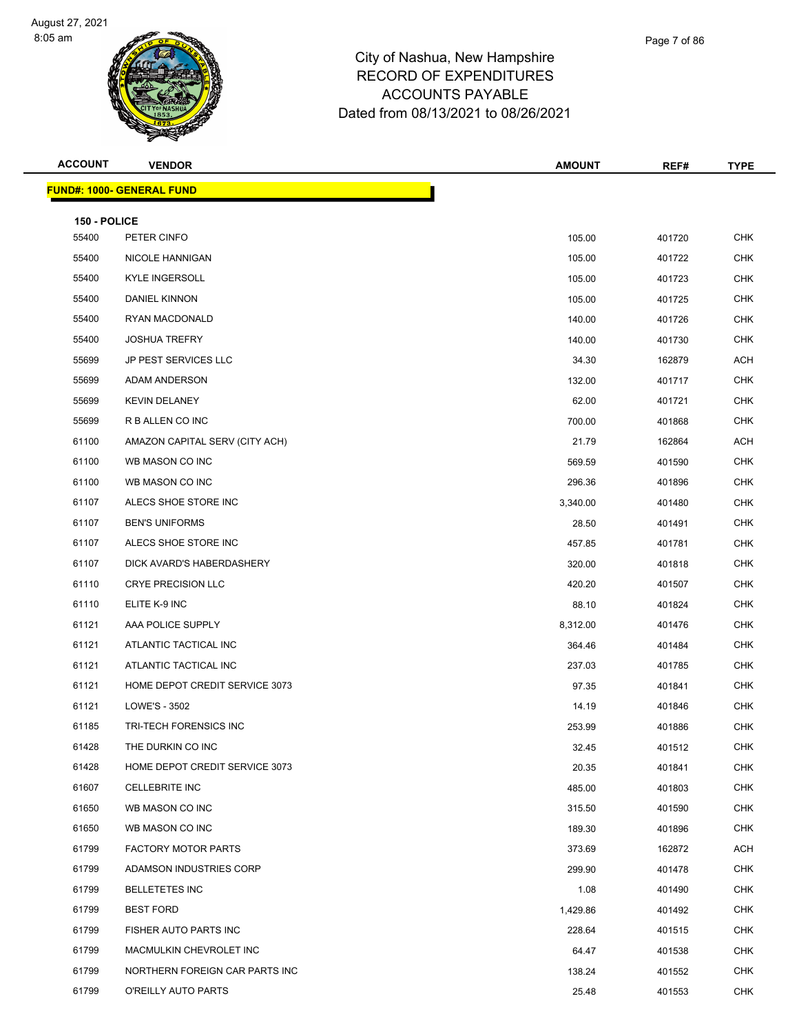City of Nashua, New Hampshire
RECORD OF EXPENDITURES
ACCOUNTS PAYABLE
Dated from 08/13/2021 to 08/26/2021

| ACCOUNT | VENDOR | AMOUNT | REF# | TYPE |
|---|---|---|---|---|

**FUND#: 1000- GENERAL FUND**

**150 - POLICE**

| ACCOUNT | VENDOR | AMOUNT | REF# | TYPE |
|---|---|---|---|---|
| 55400 | PETER CINFO | 105.00 | 401720 | CHK |
| 55400 | NICOLE HANNIGAN | 105.00 | 401722 | CHK |
| 55400 | KYLE INGERSOLL | 105.00 | 401723 | CHK |
| 55400 | DANIEL KINNON | 105.00 | 401725 | CHK |
| 55400 | RYAN MACDONALD | 140.00 | 401726 | CHK |
| 55400 | JOSHUA TREFRY | 140.00 | 401730 | CHK |
| 55699 | JP PEST SERVICES LLC | 34.30 | 162879 | ACH |
| 55699 | ADAM ANDERSON | 132.00 | 401717 | CHK |
| 55699 | KEVIN DELANEY | 62.00 | 401721 | CHK |
| 55699 | R B ALLEN CO INC | 700.00 | 401868 | CHK |
| 61100 | AMAZON CAPITAL SERV (CITY ACH) | 21.79 | 162864 | ACH |
| 61100 | WB MASON CO INC | 569.59 | 401590 | CHK |
| 61100 | WB MASON CO INC | 296.36 | 401896 | CHK |
| 61107 | ALECS SHOE STORE INC | 3,340.00 | 401480 | CHK |
| 61107 | BEN'S UNIFORMS | 28.50 | 401491 | CHK |
| 61107 | ALECS SHOE STORE INC | 457.85 | 401781 | CHK |
| 61107 | DICK AVARD'S HABERDASHERY | 320.00 | 401818 | CHK |
| 61110 | CRYE PRECISION LLC | 420.20 | 401507 | CHK |
| 61110 | ELITE K-9 INC | 88.10 | 401824 | CHK |
| 61121 | AAA POLICE SUPPLY | 8,312.00 | 401476 | CHK |
| 61121 | ATLANTIC TACTICAL INC | 364.46 | 401484 | CHK |
| 61121 | ATLANTIC TACTICAL INC | 237.03 | 401785 | CHK |
| 61121 | HOME DEPOT CREDIT SERVICE 3073 | 97.35 | 401841 | CHK |
| 61121 | LOWE'S - 3502 | 14.19 | 401846 | CHK |
| 61185 | TRI-TECH FORENSICS INC | 253.99 | 401886 | CHK |
| 61428 | THE DURKIN CO INC | 32.45 | 401512 | CHK |
| 61428 | HOME DEPOT CREDIT SERVICE 3073 | 20.35 | 401841 | CHK |
| 61607 | CELLEBRITE INC | 485.00 | 401803 | CHK |
| 61650 | WB MASON CO INC | 315.50 | 401590 | CHK |
| 61650 | WB MASON CO INC | 189.30 | 401896 | CHK |
| 61799 | FACTORY MOTOR PARTS | 373.69 | 162872 | ACH |
| 61799 | ADAMSON INDUSTRIES CORP | 299.90 | 401478 | CHK |
| 61799 | BELLETETES INC | 1.08 | 401490 | CHK |
| 61799 | BEST FORD | 1,429.86 | 401492 | CHK |
| 61799 | FISHER AUTO PARTS INC | 228.64 | 401515 | CHK |
| 61799 | MACMULKIN CHEVROLET INC | 64.47 | 401538 | CHK |
| 61799 | NORTHERN FOREIGN CAR PARTS INC | 138.24 | 401552 | CHK |
| 61799 | O'REILLY AUTO PARTS | 25.48 | 401553 | CHK |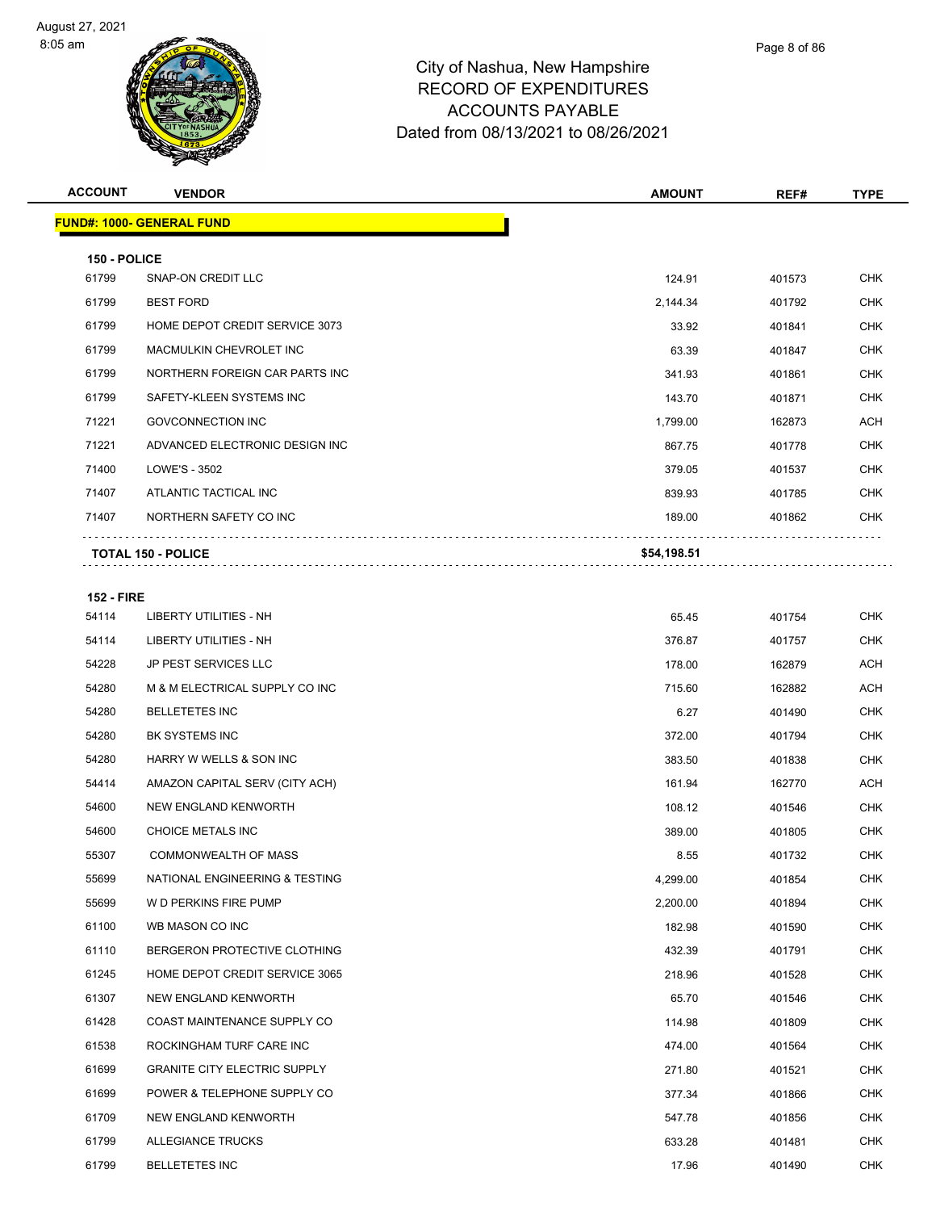# City of Nashua, New Hampshire
## RECORD OF EXPENDITURES
## ACCOUNTS PAYABLE
## Dated from 08/13/2021 to 08/26/2021

| ACCOUNT | VENDOR | AMOUNT | REF# | TYPE |
|---|---|---|---|---|
| **FUND#: 1000- GENERAL FUND** | | | | |
| **150 - POLICE** | | | | |
| 61799 | SNAP-ON CREDIT LLC | 124.91 | 401573 | CHK |
| 61799 | BEST FORD | 2,144.34 | 401792 | CHK |
| 61799 | HOME DEPOT CREDIT SERVICE 3073 | 33.92 | 401841 | CHK |
| 61799 | MACMULKIN CHEVROLET INC | 63.39 | 401847 | CHK |
| 61799 | NORTHERN FOREIGN CAR PARTS INC | 341.93 | 401861 | CHK |
| 61799 | SAFETY-KLEEN SYSTEMS INC | 143.70 | 401871 | CHK |
| 71221 | GOVCONNECTION INC | 1,799.00 | 162873 | ACH |
| 71221 | ADVANCED ELECTRONIC DESIGN INC | 867.75 | 401778 | CHK |
| 71400 | LOWE'S - 3502 | 379.05 | 401537 | CHK |
| 71407 | ATLANTIC TACTICAL INC | 839.93 | 401785 | CHK |
| 71407 | NORTHERN SAFETY CO INC | 189.00 | 401862 | CHK |
| | **TOTAL 150 - POLICE** | **$54,198.51** | | |
| **152 - FIRE** | | | | |
| 54114 | LIBERTY UTILITIES - NH | 65.45 | 401754 | CHK |
| 54114 | LIBERTY UTILITIES - NH | 376.87 | 401757 | CHK |
| 54228 | JP PEST SERVICES LLC | 178.00 | 162879 | ACH |
| 54280 | M & M ELECTRICAL SUPPLY CO INC | 715.60 | 162882 | ACH |
| 54280 | BELLETETES INC | 6.27 | 401490 | CHK |
| 54280 | BK SYSTEMS INC | 372.00 | 401794 | CHK |
| 54280 | HARRY W WELLS & SON INC | 383.50 | 401838 | CHK |
| 54414 | AMAZON CAPITAL SERV (CITY ACH) | 161.94 | 162770 | ACH |
| 54600 | NEW ENGLAND KENWORTH | 108.12 | 401546 | CHK |
| 54600 | CHOICE METALS INC | 389.00 | 401805 | CHK |
| 55307 | COMMONWEALTH OF MASS | 8.55 | 401732 | CHK |
| 55699 | NATIONAL ENGINEERING & TESTING | 4,299.00 | 401854 | CHK |
| 55699 | W D PERKINS FIRE PUMP | 2,200.00 | 401894 | CHK |
| 61100 | WB MASON CO INC | 182.98 | 401590 | CHK |
| 61110 | BERGERON PROTECTIVE CLOTHING | 432.39 | 401791 | CHK |
| 61245 | HOME DEPOT CREDIT SERVICE 3065 | 218.96 | 401528 | CHK |
| 61307 | NEW ENGLAND KENWORTH | 65.70 | 401546 | CHK |
| 61428 | COAST MAINTENANCE SUPPLY CO | 114.98 | 401809 | CHK |
| 61538 | ROCKINGHAM TURF CARE INC | 474.00 | 401564 | CHK |
| 61699 | GRANITE CITY ELECTRIC SUPPLY | 271.80 | 401521 | CHK |
| 61699 | POWER & TELEPHONE SUPPLY CO | 377.34 | 401866 | CHK |
| 61709 | NEW ENGLAND KENWORTH | 547.78 | 401856 | CHK |
| 61799 | ALLEGIANCE TRUCKS | 633.28 | 401481 | CHK |
| 61799 | BELLETETES INC | 17.96 | 401490 | CHK |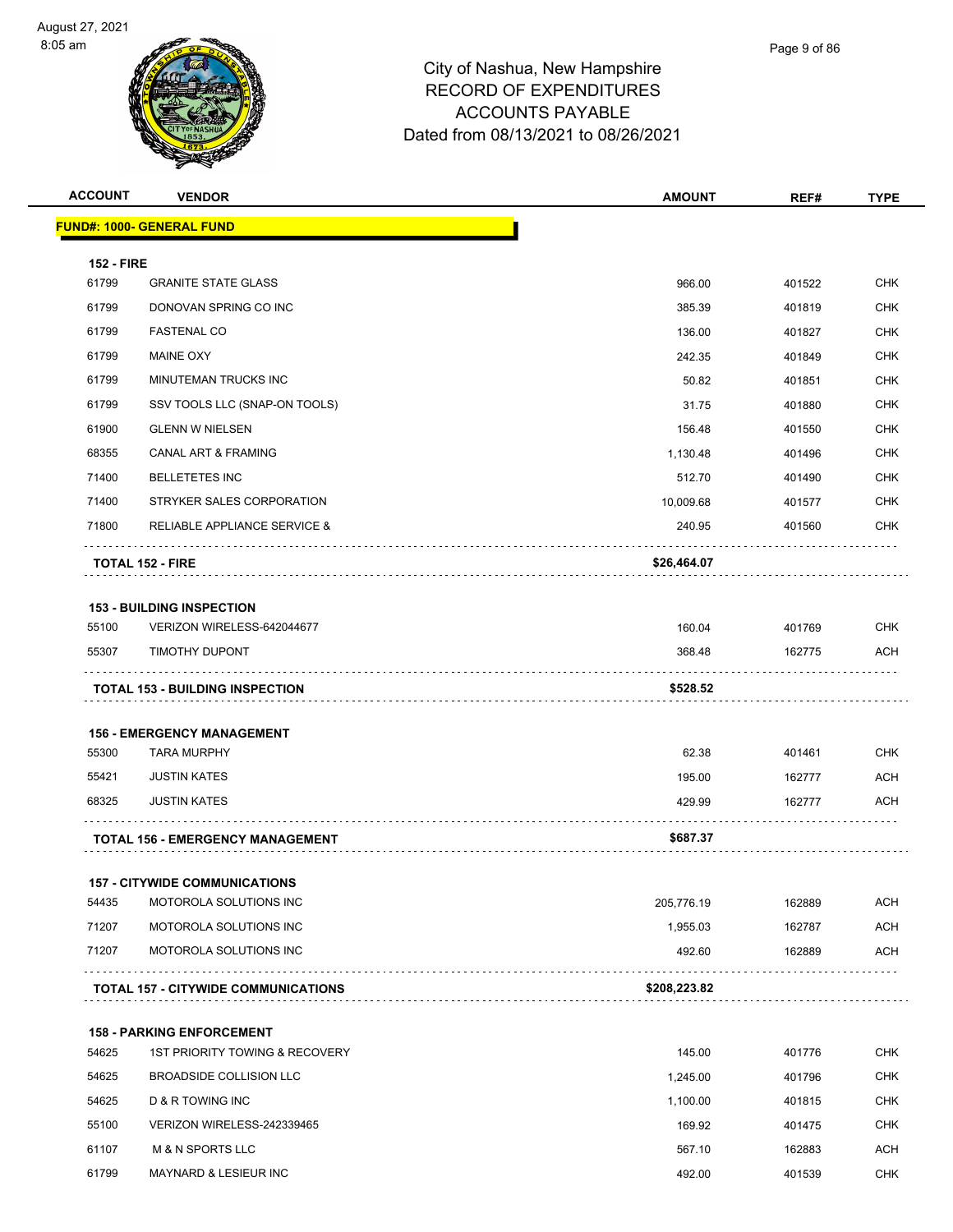City of Nashua, New Hampshire
RECORD OF EXPENDITURES
ACCOUNTS PAYABLE
Dated from 08/13/2021 to 08/26/2021

| ACCOUNT | VENDOR | AMOUNT | REF# | TYPE |
|---|---|---|---|---|
| **FUND#: 1000- GENERAL FUND** | | | | |
| **152 - FIRE** | | | | |
| 61799 | GRANITE STATE GLASS | 966.00 | 401522 | CHK |
| 61799 | DONOVAN SPRING CO INC | 385.39 | 401819 | CHK |
| 61799 | FASTENAL CO | 136.00 | 401827 | CHK |
| 61799 | MAINE OXY | 242.35 | 401849 | CHK |
| 61799 | MINUTEMAN TRUCKS INC | 50.82 | 401851 | CHK |
| 61799 | SSV TOOLS LLC (SNAP-ON TOOLS) | 31.75 | 401880 | CHK |
| 61900 | GLENN W NIELSEN | 156.48 | 401550 | CHK |
| 68355 | CANAL ART & FRAMING | 1,130.48 | 401496 | CHK |
| 71400 | BELLETETES INC | 512.70 | 401490 | CHK |
| 71400 | STRYKER SALES CORPORATION | 10,009.68 | 401577 | CHK |
| 71800 | RELIABLE APPLIANCE SERVICE & | 240.95 | 401560 | CHK |
| **TOTAL 152 - FIRE** | | **$26,464.07** | | |
| **153 - BUILDING INSPECTION** | | | | |
| 55100 | VERIZON WIRELESS-642044677 | 160.04 | 401769 | CHK |
| 55307 | TIMOTHY DUPONT | 368.48 | 162775 | ACH |
| **TOTAL 153 - BUILDING INSPECTION** | | **$528.52** | | |
| **156 - EMERGENCY MANAGEMENT** | | | | |
| 55300 | TARA MURPHY | 62.38 | 401461 | CHK |
| 55421 | JUSTIN KATES | 195.00 | 162777 | ACH |
| 68325 | JUSTIN KATES | 429.99 | 162777 | ACH |
| **TOTAL 156 - EMERGENCY MANAGEMENT** | | **$687.37** | | |
| **157 - CITYWIDE COMMUNICATIONS** | | | | |
| 54435 | MOTOROLA SOLUTIONS INC | 205,776.19 | 162889 | ACH |
| 71207 | MOTOROLA SOLUTIONS INC | 1,955.03 | 162787 | ACH |
| 71207 | MOTOROLA SOLUTIONS INC | 492.60 | 162889 | ACH |
| **TOTAL 157 - CITYWIDE COMMUNICATIONS** | | **$208,223.82** | | |
| **158 - PARKING ENFORCEMENT** | | | | |
| 54625 | 1ST PRIORITY TOWING & RECOVERY | 145.00 | 401776 | CHK |
| 54625 | BROADSIDE COLLISION LLC | 1,245.00 | 401796 | CHK |
| 54625 | D & R TOWING INC | 1,100.00 | 401815 | CHK |
| 55100 | VERIZON WIRELESS-242339465 | 169.92 | 401475 | CHK |
| 61107 | M & N SPORTS LLC | 567.10 | 162883 | ACH |
| 61799 | MAYNARD & LESIEUR INC | 492.00 | 401539 | CHK |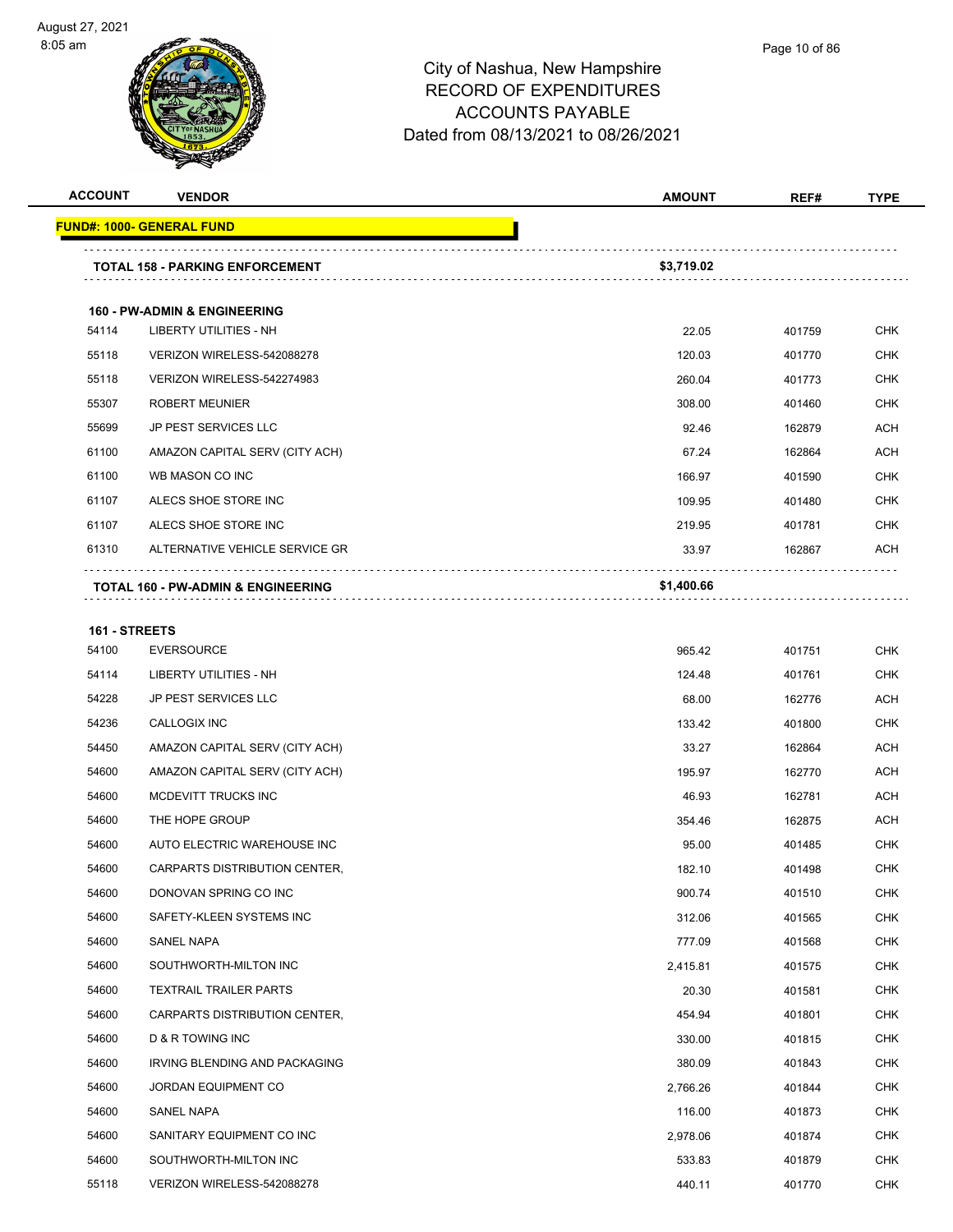# City of Nashua, New Hampshire
## RECORD OF EXPENDITURES
## ACCOUNTS PAYABLE
## Dated from 08/13/2021 to 08/26/2021

| ACCOUNT | VENDOR | AMOUNT | REF# | TYPE |
|---|---|---|---|---|
| **FUND#: 1000- GENERAL FUND** | | | | |
| | **TOTAL 158 - PARKING ENFORCEMENT** | **$3,719.02** | | |
| **160 - PW-ADMIN & ENGINEERING** | | | | |
| 54114 | LIBERTY UTILITIES - NH | 22.05 | 401759 | CHK |
| 55118 | VERIZON WIRELESS-542088278 | 120.03 | 401770 | CHK |
| 55118 | VERIZON WIRELESS-542274983 | 260.04 | 401773 | CHK |
| 55307 | ROBERT MEUNIER | 308.00 | 401460 | CHK |
| 55699 | JP PEST SERVICES LLC | 92.46 | 162879 | ACH |
| 61100 | AMAZON CAPITAL SERV (CITY ACH) | 67.24 | 162864 | ACH |
| 61100 | WB MASON CO INC | 166.97 | 401590 | CHK |
| 61107 | ALECS SHOE STORE INC | 109.95 | 401480 | CHK |
| 61107 | ALECS SHOE STORE INC | 219.95 | 401781 | CHK |
| 61310 | ALTERNATIVE VEHICLE SERVICE GR | 33.97 | 162867 | ACH |
| | **TOTAL 160 - PW-ADMIN & ENGINEERING** | **$1,400.66** | | |
| **161 - STREETS** | | | | |
| 54100 | EVERSOURCE | 965.42 | 401751 | CHK |
| 54114 | LIBERTY UTILITIES - NH | 124.48 | 401761 | CHK |
| 54228 | JP PEST SERVICES LLC | 68.00 | 162776 | ACH |
| 54236 | CALLOGIX INC | 133.42 | 401800 | CHK |
| 54450 | AMAZON CAPITAL SERV (CITY ACH) | 33.27 | 162864 | ACH |
| 54600 | AMAZON CAPITAL SERV (CITY ACH) | 195.97 | 162770 | ACH |
| 54600 | MCDEVITT TRUCKS INC | 46.93 | 162781 | ACH |
| 54600 | THE HOPE GROUP | 354.46 | 162875 | ACH |
| 54600 | AUTO ELECTRIC WAREHOUSE INC | 95.00 | 401485 | CHK |
| 54600 | CARPARTS DISTRIBUTION CENTER, | 182.10 | 401498 | CHK |
| 54600 | DONOVAN SPRING CO INC | 900.74 | 401510 | CHK |
| 54600 | SAFETY-KLEEN SYSTEMS INC | 312.06 | 401565 | CHK |
| 54600 | SANEL NAPA | 777.09 | 401568 | CHK |
| 54600 | SOUTHWORTH-MILTON INC | 2,415.81 | 401575 | CHK |
| 54600 | TEXTRAIL TRAILER PARTS | 20.30 | 401581 | CHK |
| 54600 | CARPARTS DISTRIBUTION CENTER, | 454.94 | 401801 | CHK |
| 54600 | D & R TOWING INC | 330.00 | 401815 | CHK |
| 54600 | IRVING BLENDING AND PACKAGING | 380.09 | 401843 | CHK |
| 54600 | JORDAN EQUIPMENT CO | 2,766.26 | 401844 | CHK |
| 54600 | SANEL NAPA | 116.00 | 401873 | CHK |
| 54600 | SANITARY EQUIPMENT CO INC | 2,978.06 | 401874 | CHK |
| 54600 | SOUTHWORTH-MILTON INC | 533.83 | 401879 | CHK |
| 55118 | VERIZON WIRELESS-542088278 | 440.11 | 401770 | CHK |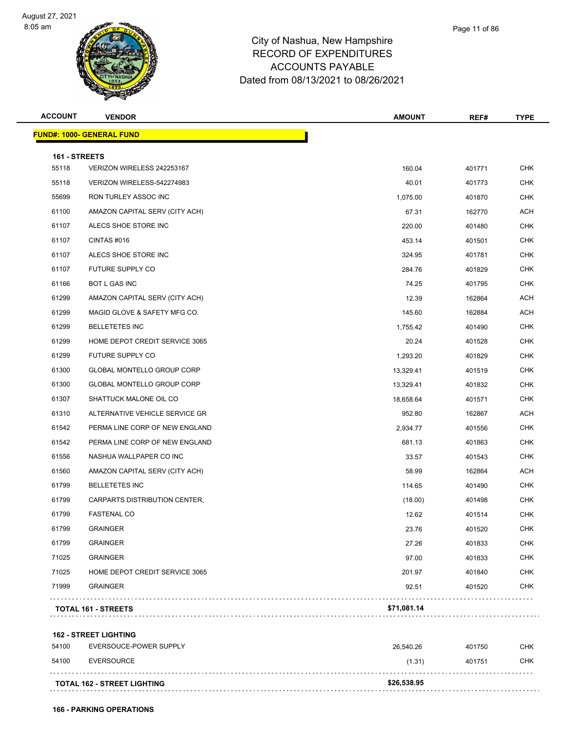# City of Nashua, New Hampshire
# RECORD OF EXPENDITURES
# ACCOUNTS PAYABLE
# Dated from 08/13/2021 to 08/26/2021

| ACCOUNT | VENDOR | AMOUNT | REF# | TYPE |
|---|---|---|---|---|
| **FUND#: 1000- GENERAL FUND** | | | | |
| **161 - STREETS** | | | | |
| 55118 | VERIZON WIRELESS 242253167 | 160.04 | 401771 | CHK |
| 55118 | VERIZON WIRELESS-542274983 | 40.01 | 401773 | CHK |
| 55699 | RON TURLEY ASSOC INC | 1,075.00 | 401870 | CHK |
| 61100 | AMAZON CAPITAL SERV (CITY ACH) | 67.31 | 162770 | ACH |
| 61107 | ALECS SHOE STORE INC | 220.00 | 401480 | CHK |
| 61107 | CINTAS #016 | 453.14 | 401501 | CHK |
| 61107 | ALECS SHOE STORE INC | 324.95 | 401781 | CHK |
| 61107 | FUTURE SUPPLY CO | 284.76 | 401829 | CHK |
| 61166 | BOT L GAS INC | 74.25 | 401795 | CHK |
| 61299 | AMAZON CAPITAL SERV (CITY ACH) | 12.39 | 162864 | ACH |
| 61299 | MAGID GLOVE & SAFETY MFG CO. | 145.60 | 162884 | ACH |
| 61299 | BELLETETES INC | 1,755.42 | 401490 | CHK |
| 61299 | HOME DEPOT CREDIT SERVICE 3065 | 20.24 | 401528 | CHK |
| 61299 | FUTURE SUPPLY CO | 1,293.20 | 401829 | CHK |
| 61300 | GLOBAL MONTELLO GROUP CORP | 13,329.41 | 401519 | CHK |
| 61300 | GLOBAL MONTELLO GROUP CORP | 13,329.41 | 401832 | CHK |
| 61307 | SHATTUCK MALONE OIL CO | 18,658.64 | 401571 | CHK |
| 61310 | ALTERNATIVE VEHICLE SERVICE GR | 952.80 | 162867 | ACH |
| 61542 | PERMA LINE CORP OF NEW ENGLAND | 2,934.77 | 401556 | CHK |
| 61542 | PERMA LINE CORP OF NEW ENGLAND | 681.13 | 401863 | CHK |
| 61556 | NASHUA WALLPAPER CO INC | 33.57 | 401543 | CHK |
| 61560 | AMAZON CAPITAL SERV (CITY ACH) | 58.99 | 162864 | ACH |
| 61799 | BELLETETES INC | 114.65 | 401490 | CHK |
| 61799 | CARPARTS DISTRIBUTION CENTER, | (18.00) | 401498 | CHK |
| 61799 | FASTENAL CO | 12.62 | 401514 | CHK |
| 61799 | GRAINGER | 23.76 | 401520 | CHK |
| 61799 | GRAINGER | 27.26 | 401833 | CHK |
| 71025 | GRAINGER | 97.00 | 401833 | CHK |
| 71025 | HOME DEPOT CREDIT SERVICE 3065 | 201.97 | 401840 | CHK |
| 71999 | GRAINGER | 92.51 | 401520 | CHK |
| **TOTAL 161 - STREETS** | | **$71,081.14** | | |
| **162 - STREET LIGHTING** | | | | |
| 54100 | EVERSOUCE-POWER SUPPLY | 26,540.26 | 401750 | CHK |
| 54100 | EVERSOURCE | (1.31) | 401751 | CHK |
| **TOTAL 162 - STREET LIGHTING** | | **$26,538.95** | | |
| **166 - PARKING OPERATIONS** | | | | |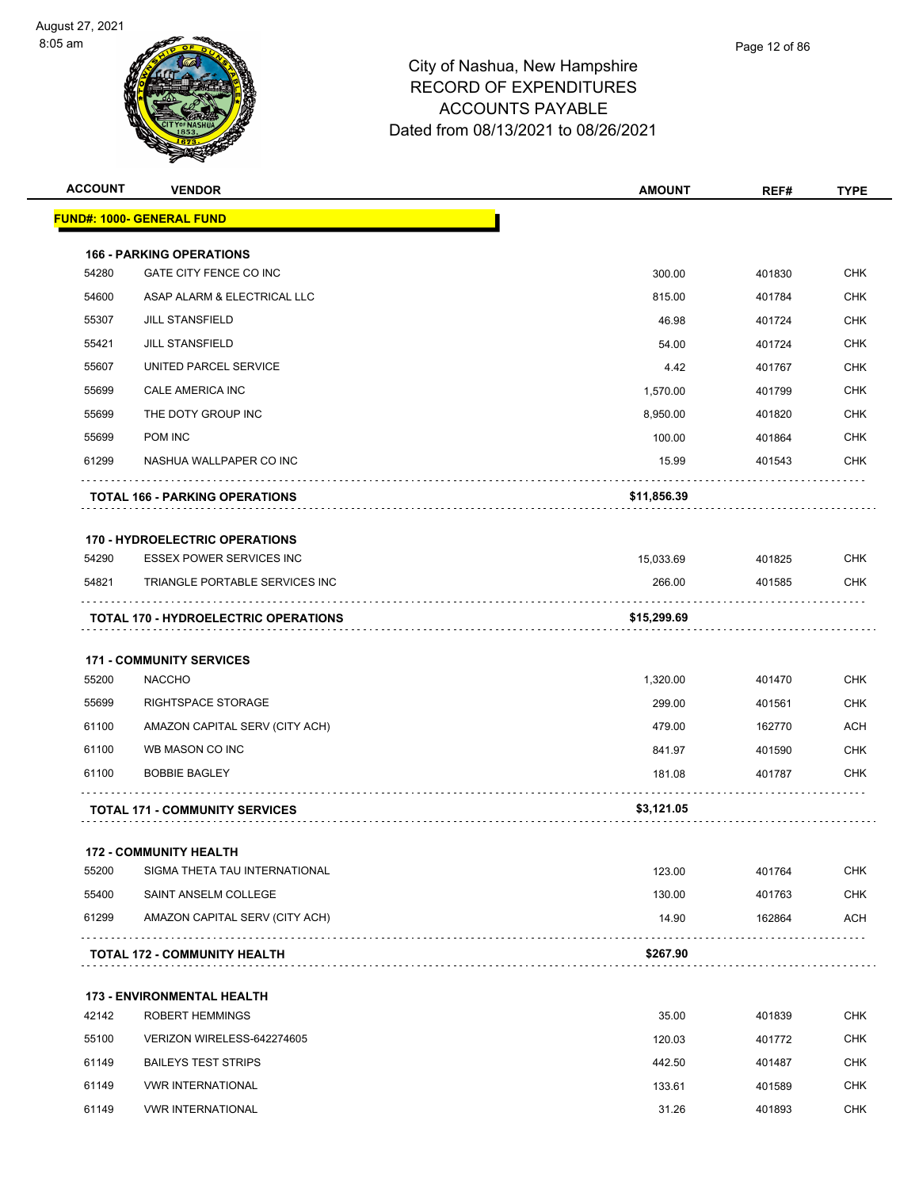# City of Nashua, New Hampshire
## RECORD OF EXPENDITURES
## ACCOUNTS PAYABLE
## Dated from 08/13/2021 to 08/26/2021

| ACCOUNT | VENDOR | AMOUNT | REF# | TYPE |
|---|---|---|---|---|
| **FUND#: 1000- GENERAL FUND** | | | | |
| **166 - PARKING OPERATIONS** | | | | |
| 54280 | GATE CITY FENCE CO INC | 300.00 | 401830 | CHK |
| 54600 | ASAP ALARM & ELECTRICAL LLC | 815.00 | 401784 | CHK |
| 55307 | JILL STANSFIELD | 46.98 | 401724 | CHK |
| 55421 | JILL STANSFIELD | 54.00 | 401724 | CHK |
| 55607 | UNITED PARCEL SERVICE | 4.42 | 401767 | CHK |
| 55699 | CALE AMERICA INC | 1,570.00 | 401799 | CHK |
| 55699 | THE DOTY GROUP INC | 8,950.00 | 401820 | CHK |
| 55699 | POM INC | 100.00 | 401864 | CHK |
| 61299 | NASHUA WALLPAPER CO INC | 15.99 | 401543 | CHK |
| | **TOTAL 166 - PARKING OPERATIONS** | **$11,856.39** | | |
| **170 - HYDROELECTRIC OPERATIONS** | | | | |
| 54290 | ESSEX POWER SERVICES INC | 15,033.69 | 401825 | CHK |
| 54821 | TRIANGLE PORTABLE SERVICES INC | 266.00 | 401585 | CHK |
| | **TOTAL 170 - HYDROELECTRIC OPERATIONS** | **$15,299.69** | | |
| **171 - COMMUNITY SERVICES** | | | | |
| 55200 | NACCHO | 1,320.00 | 401470 | CHK |
| 55699 | RIGHTSPACE STORAGE | 299.00 | 401561 | CHK |
| 61100 | AMAZON CAPITAL SERV (CITY ACH) | 479.00 | 162770 | ACH |
| 61100 | WB MASON CO INC | 841.97 | 401590 | CHK |
| 61100 | BOBBIE BAGLEY | 181.08 | 401787 | CHK |
| | **TOTAL 171 - COMMUNITY SERVICES** | **$3,121.05** | | |
| **172 - COMMUNITY HEALTH** | | | | |
| 55200 | SIGMA THETA TAU INTERNATIONAL | 123.00 | 401764 | CHK |
| 55400 | SAINT ANSELM COLLEGE | 130.00 | 401763 | CHK |
| 61299 | AMAZON CAPITAL SERV (CITY ACH) | 14.90 | 162864 | ACH |
| | **TOTAL 172 - COMMUNITY HEALTH** | **$267.90** | | |
| **173 - ENVIRONMENTAL HEALTH** | | | | |
| 42142 | ROBERT HEMMINGS | 35.00 | 401839 | CHK |
| 55100 | VERIZON WIRELESS-642274605 | 120.03 | 401772 | CHK |
| 61149 | BAILEYS TEST STRIPS | 442.50 | 401487 | CHK |
| 61149 | VWR INTERNATIONAL | 133.61 | 401589 | CHK |
| 61149 | VWR INTERNATIONAL | 31.26 | 401893 | CHK |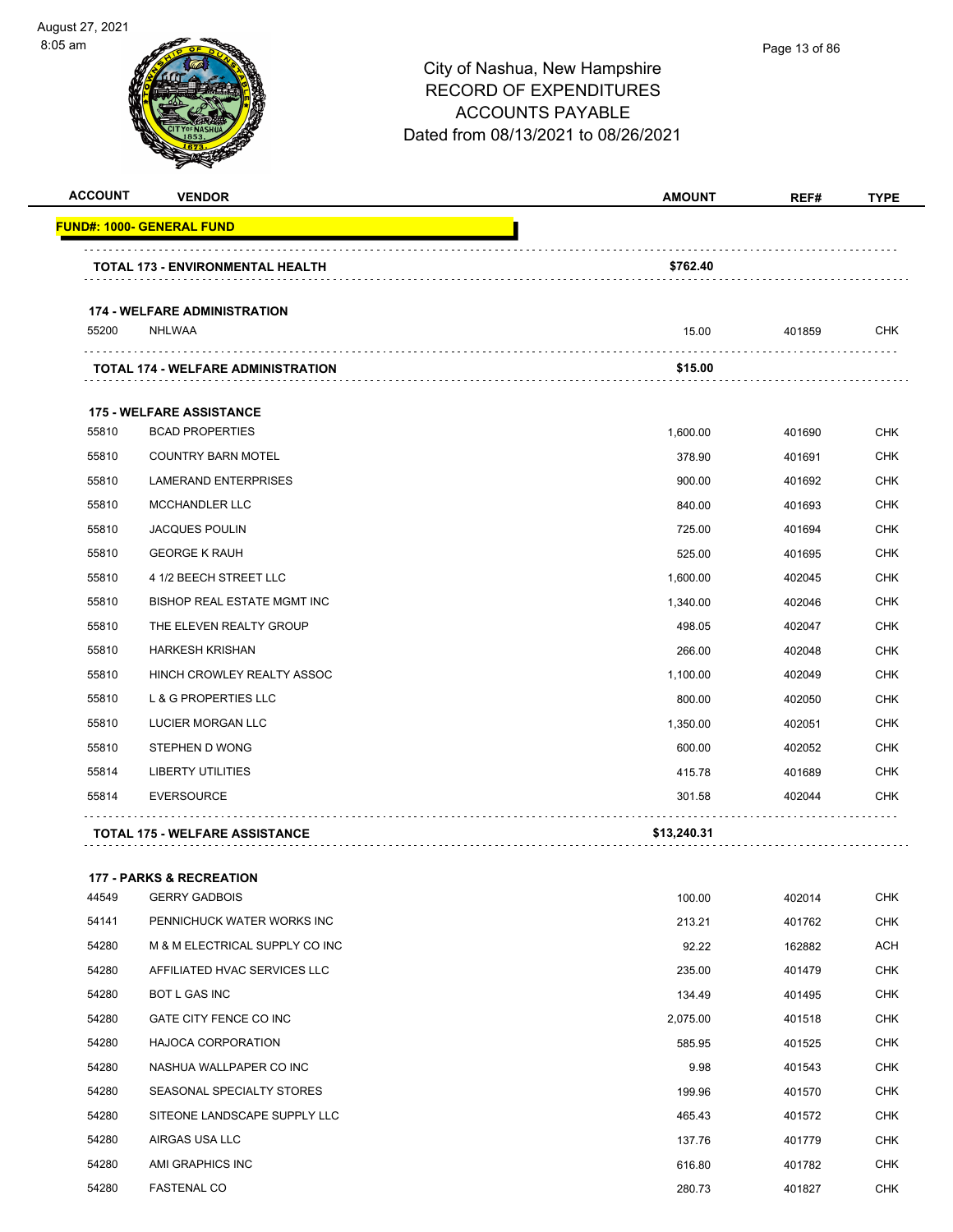# City of Nashua, New Hampshire
## RECORD OF EXPENDITURES
## ACCOUNTS PAYABLE
## Dated from 08/13/2021 to 08/26/2021

| ACCOUNT | VENDOR | AMOUNT | REF# | TYPE |
|---|---|---|---|---|
| **FUND#: 1000- GENERAL FUND** | | | | |
| | **TOTAL 173 - ENVIRONMENTAL HEALTH** | **$762.40** | | |
| | **174 - WELFARE ADMINISTRATION** | | | |
| 55200 | NHLWAA | 15.00 | 401859 | CHK |
| | **TOTAL 174 - WELFARE ADMINISTRATION** | **$15.00** | | |
| | **175 - WELFARE ASSISTANCE** | | | |
| 55810 | BCAD PROPERTIES | 1,600.00 | 401690 | CHK |
| 55810 | COUNTRY BARN MOTEL | 378.90 | 401691 | CHK |
| 55810 | LAMERAND ENTERPRISES | 900.00 | 401692 | CHK |
| 55810 | MCCHANDLER LLC | 840.00 | 401693 | CHK |
| 55810 | JACQUES POULIN | 725.00 | 401694 | CHK |
| 55810 | GEORGE K RAUH | 525.00 | 401695 | CHK |
| 55810 | 4 1/2 BEECH STREET LLC | 1,600.00 | 402045 | CHK |
| 55810 | BISHOP REAL ESTATE MGMT INC | 1,340.00 | 402046 | CHK |
| 55810 | THE ELEVEN REALTY GROUP | 498.05 | 402047 | CHK |
| 55810 | HARKESH KRISHAN | 266.00 | 402048 | CHK |
| 55810 | HINCH CROWLEY REALTY ASSOC | 1,100.00 | 402049 | CHK |
| 55810 | L & G PROPERTIES LLC | 800.00 | 402050 | CHK |
| 55810 | LUCIER MORGAN LLC | 1,350.00 | 402051 | CHK |
| 55810 | STEPHEN D WONG | 600.00 | 402052 | CHK |
| 55814 | LIBERTY UTILITIES | 415.78 | 401689 | CHK |
| 55814 | EVERSOURCE | 301.58 | 402044 | CHK |
| | **TOTAL 175 - WELFARE ASSISTANCE** | **$13,240.31** | | |
| | **177 - PARKS & RECREATION** | | | |
| 44549 | GERRY GADBOIS | 100.00 | 402014 | CHK |
| 54141 | PENNICHUCK WATER WORKS INC | 213.21 | 401762 | CHK |
| 54280 | M & M ELECTRICAL SUPPLY CO INC | 92.22 | 162882 | ACH |
| 54280 | AFFILIATED HVAC SERVICES LLC | 235.00 | 401479 | CHK |
| 54280 | BOT L GAS INC | 134.49 | 401495 | CHK |
| 54280 | GATE CITY FENCE CO INC | 2,075.00 | 401518 | CHK |
| 54280 | HAJOCA CORPORATION | 585.95 | 401525 | CHK |
| 54280 | NASHUA WALLPAPER CO INC | 9.98 | 401543 | CHK |
| 54280 | SEASONAL SPECIALTY STORES | 199.96 | 401570 | CHK |
| 54280 | SITEONE LANDSCAPE SUPPLY LLC | 465.43 | 401572 | CHK |
| 54280 | AIRGAS USA LLC | 137.76 | 401779 | CHK |
| 54280 | AMI GRAPHICS INC | 616.80 | 401782 | CHK |
| 54280 | FASTENAL CO | 280.73 | 401827 | CHK |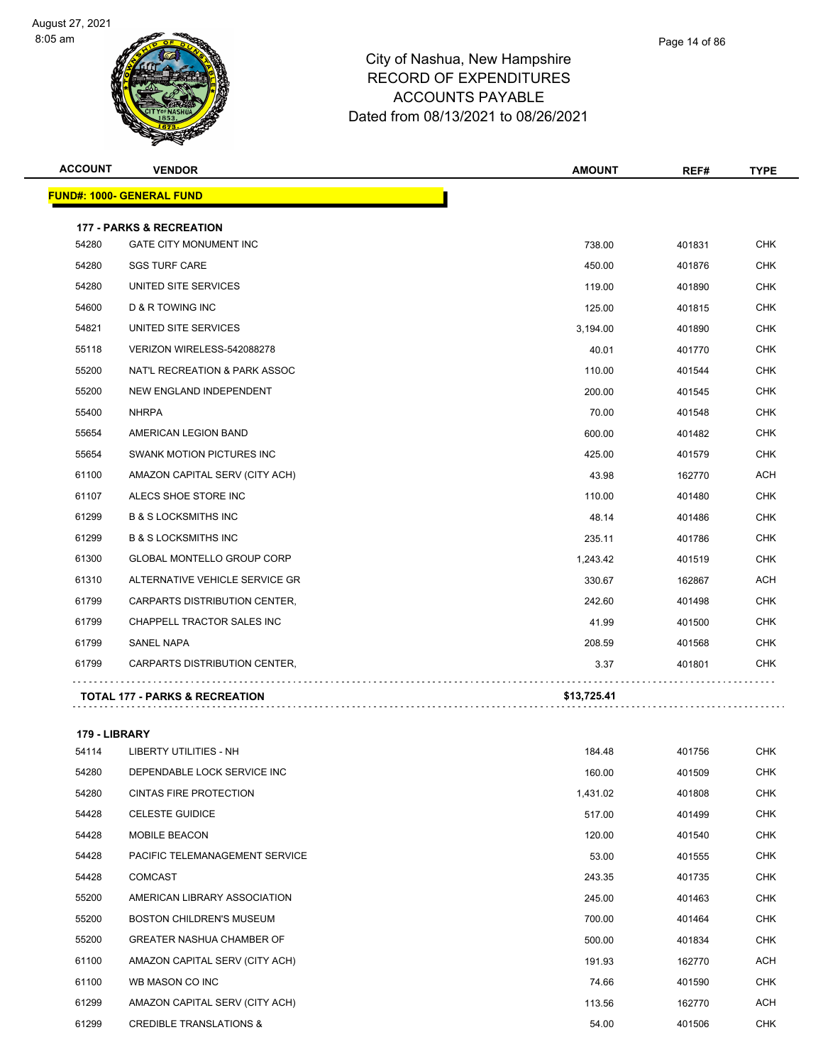# City of Nashua, New Hampshire
## RECORD OF EXPENDITURES
## ACCOUNTS PAYABLE
### Dated from 08/13/2021 to 08/26/2021

| ACCOUNT | VENDOR | AMOUNT | REF# | TYPE |
|---|---|---|---|---|
| **FUND#: 1000- GENERAL FUND** | | | | |
| **177 - PARKS & RECREATION** | | | | |
| 54280 | GATE CITY MONUMENT INC | 738.00 | 401831 | CHK |
| 54280 | SGS TURF CARE | 450.00 | 401876 | CHK |
| 54280 | UNITED SITE SERVICES | 119.00 | 401890 | CHK |
| 54600 | D & R TOWING INC | 125.00 | 401815 | CHK |
| 54821 | UNITED SITE SERVICES | 3,194.00 | 401890 | CHK |
| 55118 | VERIZON WIRELESS-542088278 | 40.01 | 401770 | CHK |
| 55200 | NAT'L RECREATION & PARK ASSOC | 110.00 | 401544 | CHK |
| 55200 | NEW ENGLAND INDEPENDENT | 200.00 | 401545 | CHK |
| 55400 | NHRPA | 70.00 | 401548 | CHK |
| 55654 | AMERICAN LEGION BAND | 600.00 | 401482 | CHK |
| 55654 | SWANK MOTION PICTURES INC | 425.00 | 401579 | CHK |
| 61100 | AMAZON CAPITAL SERV (CITY ACH) | 43.98 | 162770 | ACH |
| 61107 | ALECS SHOE STORE INC | 110.00 | 401480 | CHK |
| 61299 | B & S LOCKSMITHS INC | 48.14 | 401486 | CHK |
| 61299 | B & S LOCKSMITHS INC | 235.11 | 401786 | CHK |
| 61300 | GLOBAL MONTELLO GROUP CORP | 1,243.42 | 401519 | CHK |
| 61310 | ALTERNATIVE VEHICLE SERVICE GR | 330.67 | 162867 | ACH |
| 61799 | CARPARTS DISTRIBUTION CENTER, | 242.60 | 401498 | CHK |
| 61799 | CHAPPELL TRACTOR SALES INC | 41.99 | 401500 | CHK |
| 61799 | SANEL NAPA | 208.59 | 401568 | CHK |
| 61799 | CARPARTS DISTRIBUTION CENTER, | 3.37 | 401801 | CHK |
| **TOTAL 177 - PARKS & RECREATION** | | **$13,725.41** | | |
| **179 - LIBRARY** | | | | |
| 54114 | LIBERTY UTILITIES - NH | 184.48 | 401756 | CHK |
| 54280 | DEPENDABLE LOCK SERVICE INC | 160.00 | 401509 | CHK |
| 54280 | CINTAS FIRE PROTECTION | 1,431.02 | 401808 | CHK |
| 54428 | CELESTE GUIDICE | 517.00 | 401499 | CHK |
| 54428 | MOBILE BEACON | 120.00 | 401540 | CHK |
| 54428 | PACIFIC TELEMANAGEMENT SERVICE | 53.00 | 401555 | CHK |
| 54428 | COMCAST | 243.35 | 401735 | CHK |
| 55200 | AMERICAN LIBRARY ASSOCIATION | 245.00 | 401463 | CHK |
| 55200 | BOSTON CHILDREN'S MUSEUM | 700.00 | 401464 | CHK |
| 55200 | GREATER NASHUA CHAMBER OF | 500.00 | 401834 | CHK |
| 61100 | AMAZON CAPITAL SERV (CITY ACH) | 191.93 | 162770 | ACH |
| 61100 | WB MASON CO INC | 74.66 | 401590 | CHK |
| 61299 | AMAZON CAPITAL SERV (CITY ACH) | 113.56 | 162770 | ACH |
| 61299 | CREDIBLE TRANSLATIONS & | 54.00 | 401506 | CHK |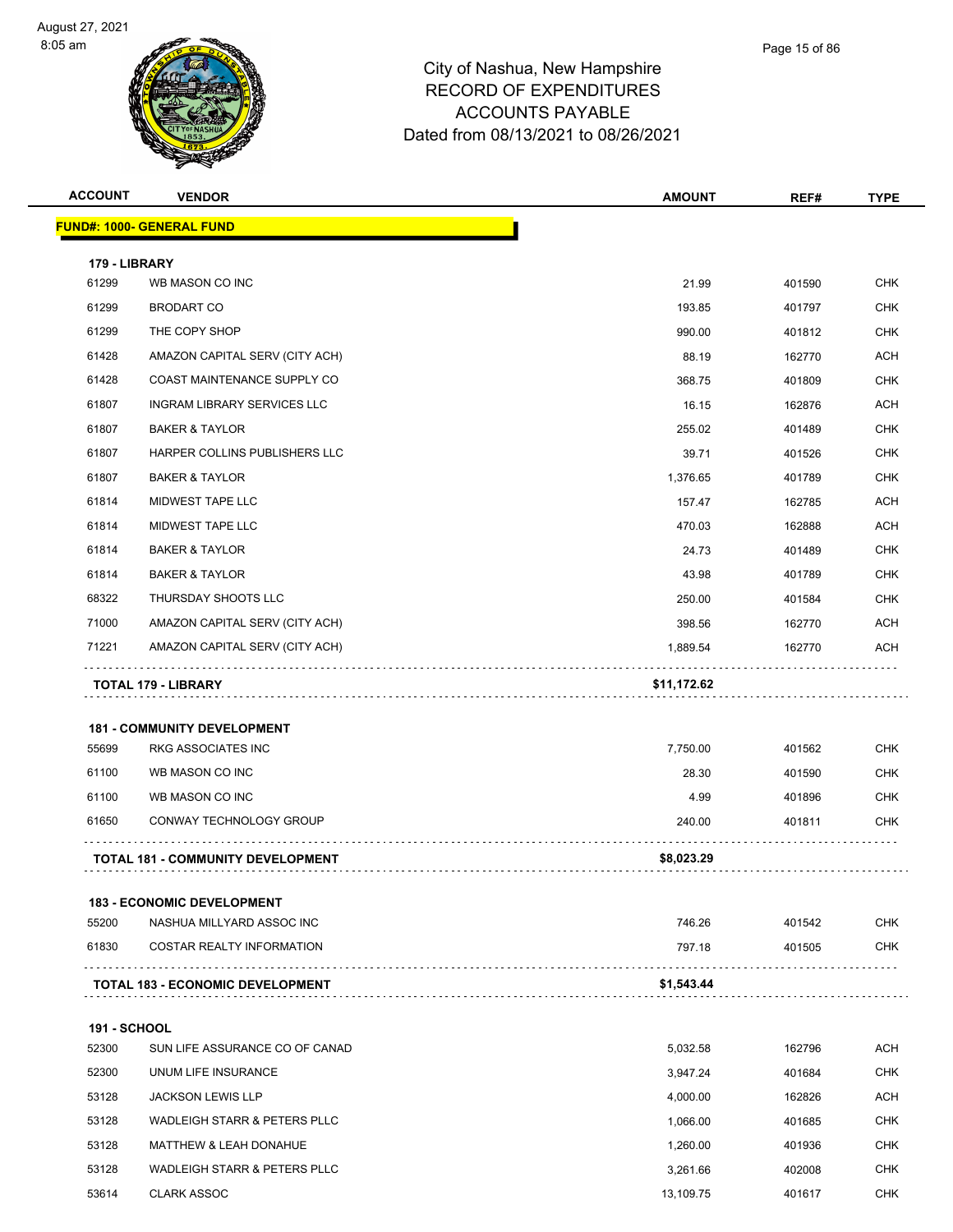# City of Nashua, New Hampshire
## RECORD OF EXPENDITURES
## ACCOUNTS PAYABLE
## Dated from 08/13/2021 to 08/26/2021

| ACCOUNT | VENDOR | AMOUNT | REF# | TYPE |
|---|---|---|---|---|
| **FUND#: 1000- GENERAL FUND** | | | | |
| **179 - LIBRARY** | | | | |
| 61299 | WB MASON CO INC | 21.99 | 401590 | CHK |
| 61299 | BRODART CO | 193.85 | 401797 | CHK |
| 61299 | THE COPY SHOP | 990.00 | 401812 | CHK |
| 61428 | AMAZON CAPITAL SERV (CITY ACH) | 88.19 | 162770 | ACH |
| 61428 | COAST MAINTENANCE SUPPLY CO | 368.75 | 401809 | CHK |
| 61807 | INGRAM LIBRARY SERVICES LLC | 16.15 | 162876 | ACH |
| 61807 | BAKER & TAYLOR | 255.02 | 401489 | CHK |
| 61807 | HARPER COLLINS PUBLISHERS LLC | 39.71 | 401526 | CHK |
| 61807 | BAKER & TAYLOR | 1,376.65 | 401789 | CHK |
| 61814 | MIDWEST TAPE LLC | 157.47 | 162785 | ACH |
| 61814 | MIDWEST TAPE LLC | 470.03 | 162888 | ACH |
| 61814 | BAKER & TAYLOR | 24.73 | 401489 | CHK |
| 61814 | BAKER & TAYLOR | 43.98 | 401789 | CHK |
| 68322 | THURSDAY SHOOTS LLC | 250.00 | 401584 | CHK |
| 71000 | AMAZON CAPITAL SERV (CITY ACH) | 398.56 | 162770 | ACH |
| 71221 | AMAZON CAPITAL SERV (CITY ACH) | 1,889.54 | 162770 | ACH |
| | **TOTAL 179 - LIBRARY** | **$11,172.62** | | |
| **181 - COMMUNITY DEVELOPMENT** | | | | |
| 55699 | RKG ASSOCIATES INC | 7,750.00 | 401562 | CHK |
| 61100 | WB MASON CO INC | 28.30 | 401590 | CHK |
| 61100 | WB MASON CO INC | 4.99 | 401896 | CHK |
| 61650 | CONWAY TECHNOLOGY GROUP | 240.00 | 401811 | CHK |
| | **TOTAL 181 - COMMUNITY DEVELOPMENT** | **$8,023.29** | | |
| **183 - ECONOMIC DEVELOPMENT** | | | | |
| 55200 | NASHUA MILLYARD ASSOC INC | 746.26 | 401542 | CHK |
| 61830 | COSTAR REALTY INFORMATION | 797.18 | 401505 | CHK |
| | **TOTAL 183 - ECONOMIC DEVELOPMENT** | **$1,543.44** | | |
| **191 - SCHOOL** | | | | |
| 52300 | SUN LIFE ASSURANCE CO OF CANAD | 5,032.58 | 162796 | ACH |
| 52300 | UNUM LIFE INSURANCE | 3,947.24 | 401684 | CHK |
| 53128 | JACKSON LEWIS LLP | 4,000.00 | 162826 | ACH |
| 53128 | WADLEIGH STARR & PETERS PLLC | 1,066.00 | 401685 | CHK |
| 53128 | MATTHEW & LEAH DONAHUE | 1,260.00 | 401936 | CHK |
| 53128 | WADLEIGH STARR & PETERS PLLC | 3,261.66 | 402008 | CHK |
| 53614 | CLARK ASSOC | 13,109.75 | 401617 | CHK |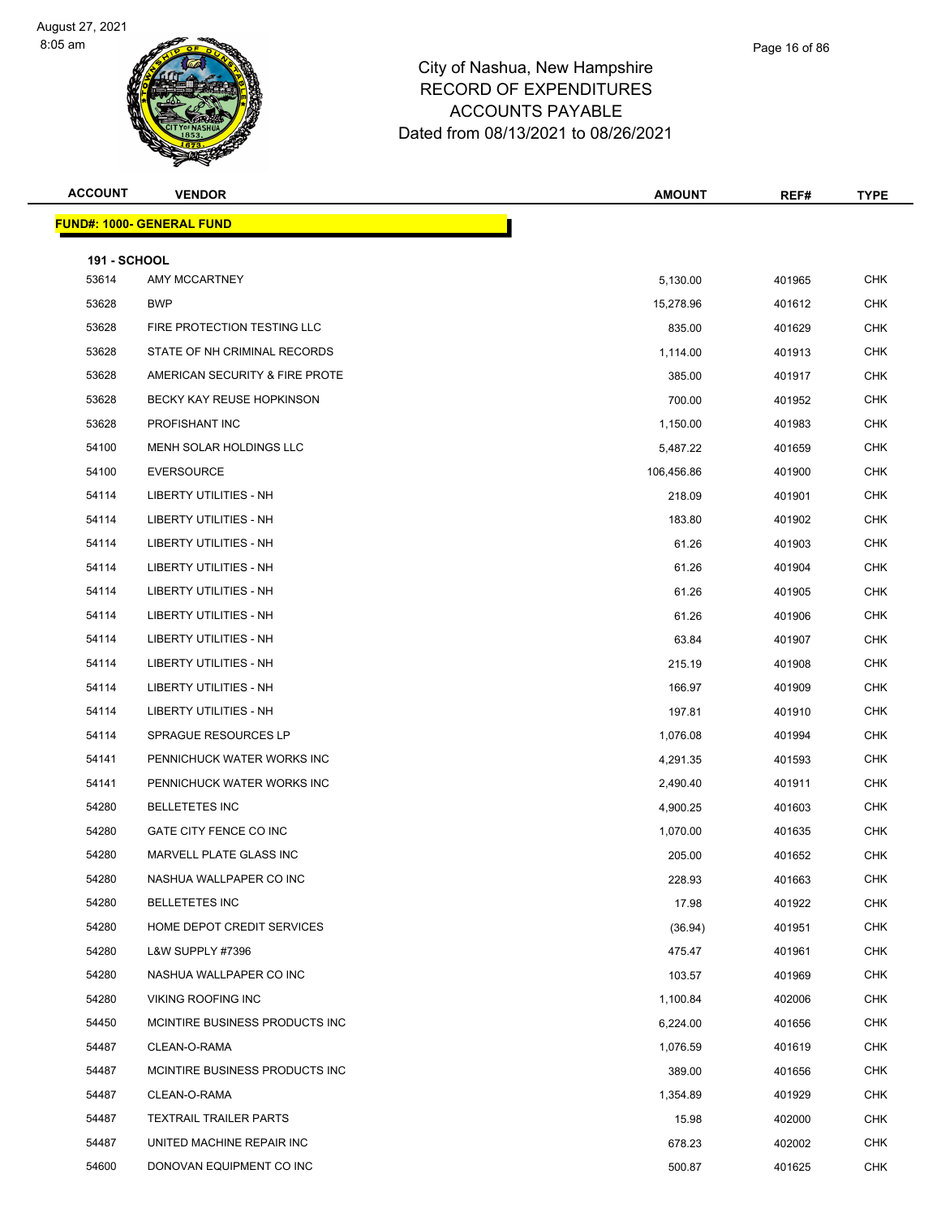# City of Nashua, New Hampshire
## RECORD OF EXPENDITURES
## ACCOUNTS PAYABLE
## Dated from 08/13/2021 to 08/26/2021

| ACCOUNT | VENDOR | AMOUNT | REF# | TYPE |
|---|---|---|---|---|
| **FUND#: 1000- GENERAL FUND** | | | | |
| **191 - SCHOOL** | | | | |
| 53614 | AMY MCCARTNEY | 5,130.00 | 401965 | CHK |
| 53628 | BWP | 15,278.96 | 401612 | CHK |
| 53628 | FIRE PROTECTION TESTING LLC | 835.00 | 401629 | CHK |
| 53628 | STATE OF NH CRIMINAL RECORDS | 1,114.00 | 401913 | CHK |
| 53628 | AMERICAN SECURITY & FIRE PROTE | 385.00 | 401917 | CHK |
| 53628 | BECKY KAY REUSE HOPKINSON | 700.00 | 401952 | CHK |
| 53628 | PROFISHANT INC | 1,150.00 | 401983 | CHK |
| 54100 | MENH SOLAR HOLDINGS LLC | 5,487.22 | 401659 | CHK |
| 54100 | EVERSOURCE | 106,456.86 | 401900 | CHK |
| 54114 | LIBERTY UTILITIES - NH | 218.09 | 401901 | CHK |
| 54114 | LIBERTY UTILITIES - NH | 183.80 | 401902 | CHK |
| 54114 | LIBERTY UTILITIES - NH | 61.26 | 401903 | CHK |
| 54114 | LIBERTY UTILITIES - NH | 61.26 | 401904 | CHK |
| 54114 | LIBERTY UTILITIES - NH | 61.26 | 401905 | CHK |
| 54114 | LIBERTY UTILITIES - NH | 61.26 | 401906 | CHK |
| 54114 | LIBERTY UTILITIES - NH | 63.84 | 401907 | CHK |
| 54114 | LIBERTY UTILITIES - NH | 215.19 | 401908 | CHK |
| 54114 | LIBERTY UTILITIES - NH | 166.97 | 401909 | CHK |
| 54114 | LIBERTY UTILITIES - NH | 197.81 | 401910 | CHK |
| 54114 | SPRAGUE RESOURCES LP | 1,076.08 | 401994 | CHK |
| 54141 | PENNICHUCK WATER WORKS INC | 4,291.35 | 401593 | CHK |
| 54141 | PENNICHUCK WATER WORKS INC | 2,490.40 | 401911 | CHK |
| 54280 | BELLETETES INC | 4,900.25 | 401603 | CHK |
| 54280 | GATE CITY FENCE CO INC | 1,070.00 | 401635 | CHK |
| 54280 | MARVELL PLATE GLASS INC | 205.00 | 401652 | CHK |
| 54280 | NASHUA WALLPAPER CO INC | 228.93 | 401663 | CHK |
| 54280 | BELLETETES INC | 17.98 | 401922 | CHK |
| 54280 | HOME DEPOT CREDIT SERVICES | (36.94) | 401951 | CHK |
| 54280 | L&W SUPPLY #7396 | 475.47 | 401961 | CHK |
| 54280 | NASHUA WALLPAPER CO INC | 103.57 | 401969 | CHK |
| 54280 | VIKING ROOFING INC | 1,100.84 | 402006 | CHK |
| 54450 | MCINTIRE BUSINESS PRODUCTS INC | 6,224.00 | 401656 | CHK |
| 54487 | CLEAN-O-RAMA | 1,076.59 | 401619 | CHK |
| 54487 | MCINTIRE BUSINESS PRODUCTS INC | 389.00 | 401656 | CHK |
| 54487 | CLEAN-O-RAMA | 1,354.89 | 401929 | CHK |
| 54487 | TEXTRAIL TRAILER PARTS | 15.98 | 402000 | CHK |
| 54487 | UNITED MACHINE REPAIR INC | 678.23 | 402002 | CHK |
| 54600 | DONOVAN EQUIPMENT CO INC | 500.87 | 401625 | CHK |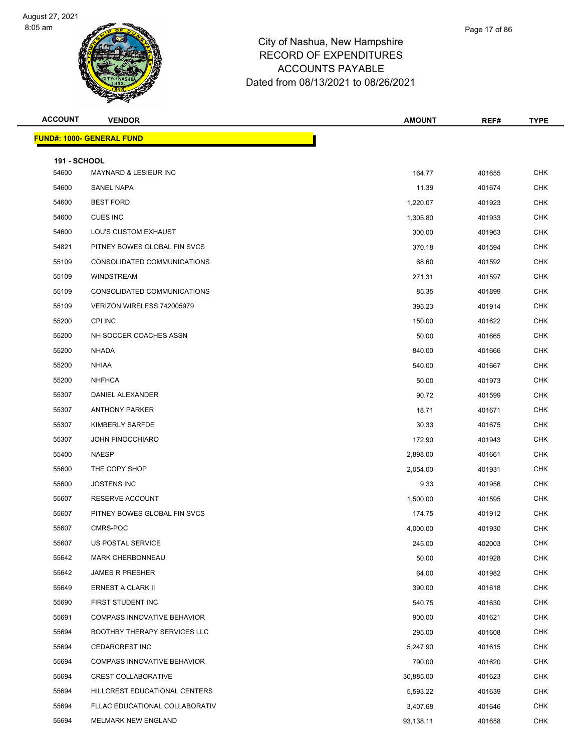# City of Nashua, New Hampshire
## RECORD OF EXPENDITURES
## ACCOUNTS PAYABLE
### Dated from 08/13/2021 to 08/26/2021

**FUND#: 1000- GENERAL FUND**

**191 - SCHOOL**

| ACCOUNT | VENDOR | AMOUNT | REF# | TYPE |
|---|---|---|---|---|
| 54600 | MAYNARD & LESIEUR INC | 164.77 | 401655 | CHK |
| 54600 | SANEL NAPA | 11.39 | 401674 | CHK |
| 54600 | BEST FORD | 1,220.07 | 401923 | CHK |
| 54600 | CUES INC | 1,305.80 | 401933 | CHK |
| 54600 | LOU'S CUSTOM EXHAUST | 300.00 | 401963 | CHK |
| 54821 | PITNEY BOWES GLOBAL FIN SVCS | 370.18 | 401594 | CHK |
| 55109 | CONSOLIDATED COMMUNICATIONS | 68.60 | 401592 | CHK |
| 55109 | WINDSTREAM | 271.31 | 401597 | CHK |
| 55109 | CONSOLIDATED COMMUNICATIONS | 85.35 | 401899 | CHK |
| 55109 | VERIZON WIRELESS 742005979 | 395.23 | 401914 | CHK |
| 55200 | CPI INC | 150.00 | 401622 | CHK |
| 55200 | NH SOCCER COACHES ASSN | 50.00 | 401665 | CHK |
| 55200 | NHADA | 840.00 | 401666 | CHK |
| 55200 | NHIAA | 540.00 | 401667 | CHK |
| 55200 | NHFHCA | 50.00 | 401973 | CHK |
| 55307 | DANIEL ALEXANDER | 90.72 | 401599 | CHK |
| 55307 | ANTHONY PARKER | 18.71 | 401671 | CHK |
| 55307 | KIMBERLY SARFDE | 30.33 | 401675 | CHK |
| 55307 | JOHN FINOCCHIARO | 172.90 | 401943 | CHK |
| 55400 | NAESP | 2,898.00 | 401661 | CHK |
| 55600 | THE COPY SHOP | 2,054.00 | 401931 | CHK |
| 55600 | JOSTENS INC | 9.33 | 401956 | CHK |
| 55607 | RESERVE ACCOUNT | 1,500.00 | 401595 | CHK |
| 55607 | PITNEY BOWES GLOBAL FIN SVCS | 174.75 | 401912 | CHK |
| 55607 | CMRS-POC | 4,000.00 | 401930 | CHK |
| 55607 | US POSTAL SERVICE | 245.00 | 402003 | CHK |
| 55642 | MARK CHERBONNEAU | 50.00 | 401928 | CHK |
| 55642 | JAMES R PRESHER | 64.00 | 401982 | CHK |
| 55649 | ERNEST A CLARK II | 390.00 | 401618 | CHK |
| 55690 | FIRST STUDENT INC | 540.75 | 401630 | CHK |
| 55691 | COMPASS INNOVATIVE BEHAVIOR | 900.00 | 401621 | CHK |
| 55694 | BOOTHBY THERAPY SERVICES LLC | 295.00 | 401608 | CHK |
| 55694 | CEDARCREST INC | 5,247.90 | 401615 | CHK |
| 55694 | COMPASS INNOVATIVE BEHAVIOR | 790.00 | 401620 | CHK |
| 55694 | CREST COLLABORATIVE | 30,885.00 | 401623 | CHK |
| 55694 | HILLCREST EDUCATIONAL CENTERS | 5,593.22 | 401639 | CHK |
| 55694 | FLLAC EDUCATIONAL COLLABORATIV | 3,407.68 | 401646 | CHK |
| 55694 | MELMARK NEW ENGLAND | 93,138.11 | 401658 | CHK |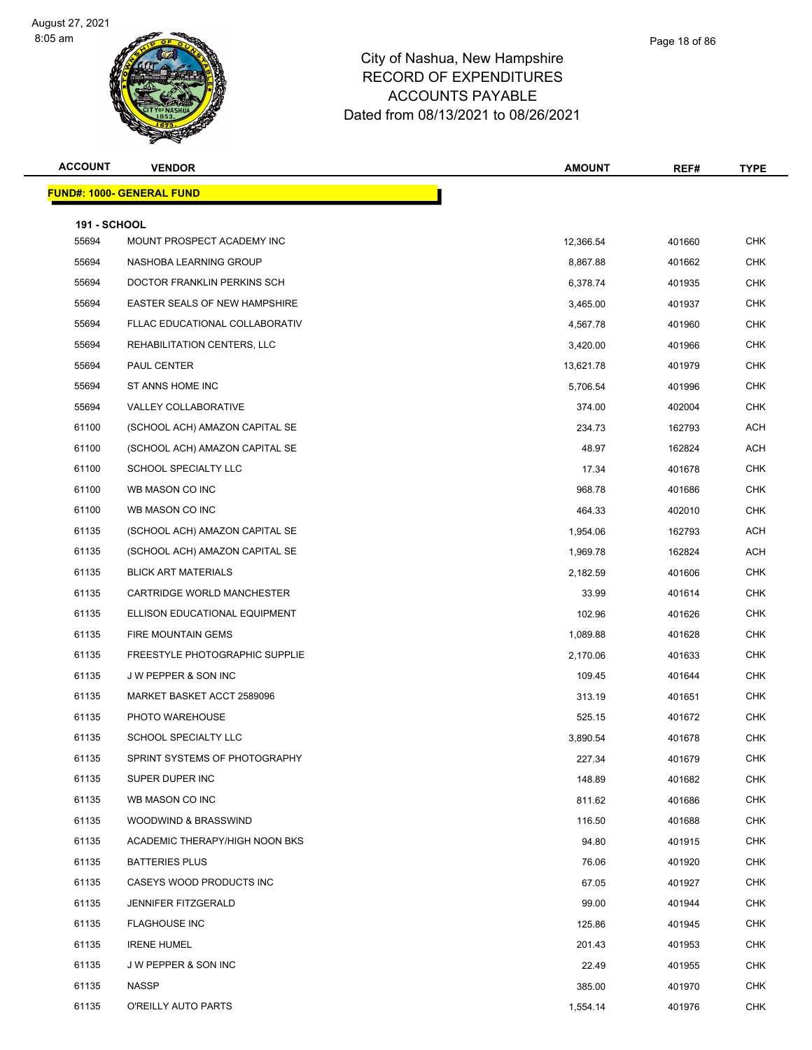# City of Nashua, New Hampshire
## RECORD OF EXPENDITURES
## ACCOUNTS PAYABLE
## Dated from 08/13/2021 to 08/26/2021

**FUND#: 1000- GENERAL FUND**

**191 - SCHOOL**

| ACCOUNT | VENDOR | AMOUNT | REF# | TYPE |
|---|---|---|---|---|
| 55694 | MOUNT PROSPECT ACADEMY INC | 12,366.54 | 401660 | CHK |
| 55694 | NASHOBA LEARNING GROUP | 8,867.88 | 401662 | CHK |
| 55694 | DOCTOR FRANKLIN PERKINS SCH | 6,378.74 | 401935 | CHK |
| 55694 | EASTER SEALS OF NEW HAMPSHIRE | 3,465.00 | 401937 | CHK |
| 55694 | FLLAC EDUCATIONAL COLLABORATIV | 4,567.78 | 401960 | CHK |
| 55694 | REHABILITATION CENTERS, LLC | 3,420.00 | 401966 | CHK |
| 55694 | PAUL CENTER | 13,621.78 | 401979 | CHK |
| 55694 | ST ANNS HOME INC | 5,706.54 | 401996 | CHK |
| 55694 | VALLEY COLLABORATIVE | 374.00 | 402004 | CHK |
| 61100 | (SCHOOL ACH) AMAZON CAPITAL SE | 234.73 | 162793 | ACH |
| 61100 | (SCHOOL ACH) AMAZON CAPITAL SE | 48.97 | 162824 | ACH |
| 61100 | SCHOOL SPECIALTY LLC | 17.34 | 401678 | CHK |
| 61100 | WB MASON CO INC | 968.78 | 401686 | CHK |
| 61100 | WB MASON CO INC | 464.33 | 402010 | CHK |
| 61135 | (SCHOOL ACH) AMAZON CAPITAL SE | 1,954.06 | 162793 | ACH |
| 61135 | (SCHOOL ACH) AMAZON CAPITAL SE | 1,969.78 | 162824 | ACH |
| 61135 | BLICK ART MATERIALS | 2,182.59 | 401606 | CHK |
| 61135 | CARTRIDGE WORLD MANCHESTER | 33.99 | 401614 | CHK |
| 61135 | ELLISON EDUCATIONAL EQUIPMENT | 102.96 | 401626 | CHK |
| 61135 | FIRE MOUNTAIN GEMS | 1,089.88 | 401628 | CHK |
| 61135 | FREESTYLE PHOTOGRAPHIC SUPPLIE | 2,170.06 | 401633 | CHK |
| 61135 | J W PEPPER & SON INC | 109.45 | 401644 | CHK |
| 61135 | MARKET BASKET ACCT 2589096 | 313.19 | 401651 | CHK |
| 61135 | PHOTO WAREHOUSE | 525.15 | 401672 | CHK |
| 61135 | SCHOOL SPECIALTY LLC | 3,890.54 | 401678 | CHK |
| 61135 | SPRINT SYSTEMS OF PHOTOGRAPHY | 227.34 | 401679 | CHK |
| 61135 | SUPER DUPER INC | 148.89 | 401682 | CHK |
| 61135 | WB MASON CO INC | 811.62 | 401686 | CHK |
| 61135 | WOODWIND & BRASSWIND | 116.50 | 401688 | CHK |
| 61135 | ACADEMIC THERAPY/HIGH NOON BKS | 94.80 | 401915 | CHK |
| 61135 | BATTERIES PLUS | 76.06 | 401920 | CHK |
| 61135 | CASEYS WOOD PRODUCTS INC | 67.05 | 401927 | CHK |
| 61135 | JENNIFER FITZGERALD | 99.00 | 401944 | CHK |
| 61135 | FLAGHOUSE INC | 125.86 | 401945 | CHK |
| 61135 | IRENE HUMEL | 201.43 | 401953 | CHK |
| 61135 | J W PEPPER & SON INC | 22.49 | 401955 | CHK |
| 61135 | NASSP | 385.00 | 401970 | CHK |
| 61135 | O'REILLY AUTO PARTS | 1,554.14 | 401976 | CHK |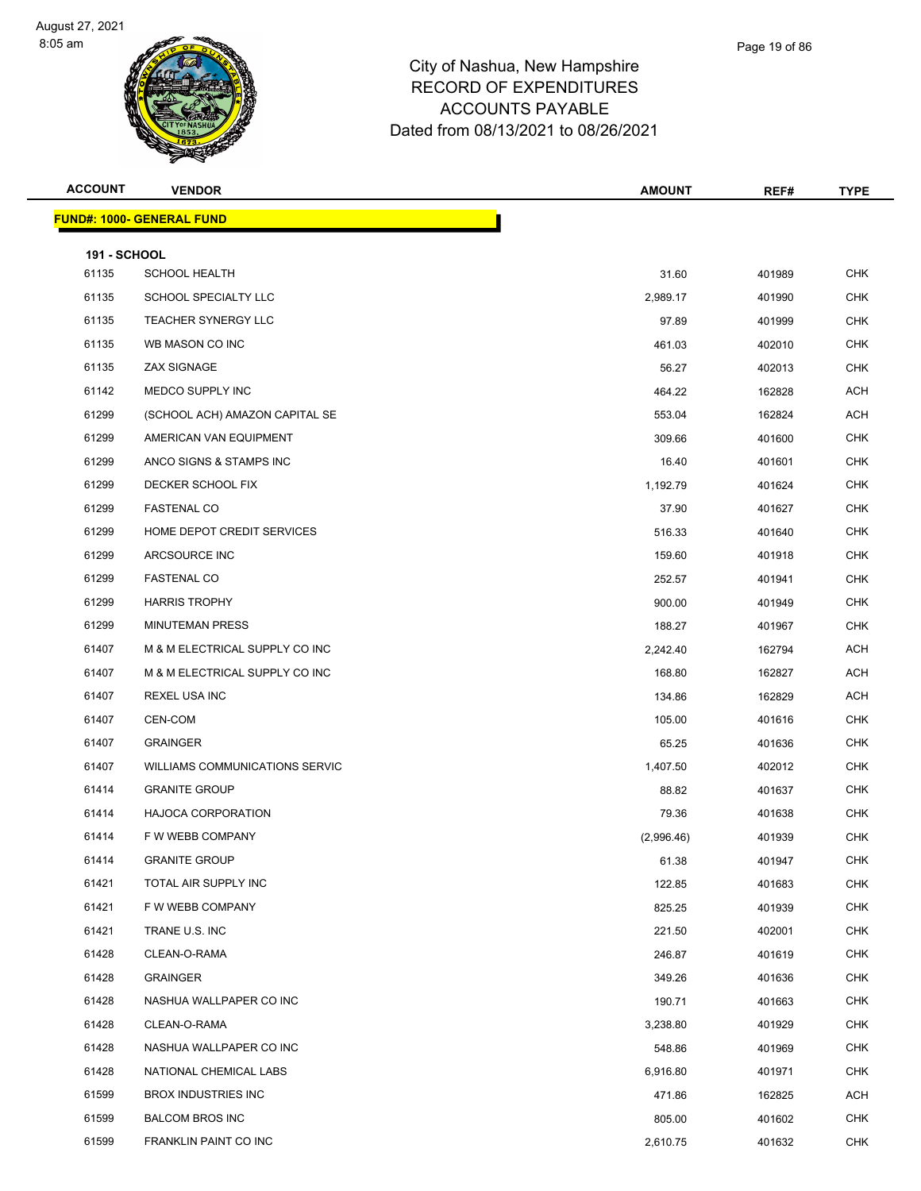# City of Nashua, New Hampshire
## RECORD OF EXPENDITURES
## ACCOUNTS PAYABLE
## Dated from 08/13/2021 to 08/26/2021

| ACCOUNT | VENDOR | AMOUNT | REF# | TYPE |
|---|---|---|---|---|
| **FUND#: 1000- GENERAL FUND** | | | | |
| **191 - SCHOOL** | | | | |
| 61135 | SCHOOL HEALTH | 31.60 | 401989 | CHK |
| 61135 | SCHOOL SPECIALTY LLC | 2,989.17 | 401990 | CHK |
| 61135 | TEACHER SYNERGY LLC | 97.89 | 401999 | CHK |
| 61135 | WB MASON CO INC | 461.03 | 402010 | CHK |
| 61135 | ZAX SIGNAGE | 56.27 | 402013 | CHK |
| 61142 | MEDCO SUPPLY INC | 464.22 | 162828 | ACH |
| 61299 | (SCHOOL ACH) AMAZON CAPITAL SE | 553.04 | 162824 | ACH |
| 61299 | AMERICAN VAN EQUIPMENT | 309.66 | 401600 | CHK |
| 61299 | ANCO SIGNS & STAMPS INC | 16.40 | 401601 | CHK |
| 61299 | DECKER SCHOOL FIX | 1,192.79 | 401624 | CHK |
| 61299 | FASTENAL CO | 37.90 | 401627 | CHK |
| 61299 | HOME DEPOT CREDIT SERVICES | 516.33 | 401640 | CHK |
| 61299 | ARCSOURCE INC | 159.60 | 401918 | CHK |
| 61299 | FASTENAL CO | 252.57 | 401941 | CHK |
| 61299 | HARRIS TROPHY | 900.00 | 401949 | CHK |
| 61299 | MINUTEMAN PRESS | 188.27 | 401967 | CHK |
| 61407 | M & M ELECTRICAL SUPPLY CO INC | 2,242.40 | 162794 | ACH |
| 61407 | M & M ELECTRICAL SUPPLY CO INC | 168.80 | 162827 | ACH |
| 61407 | REXEL USA INC | 134.86 | 162829 | ACH |
| 61407 | CEN-COM | 105.00 | 401616 | CHK |
| 61407 | GRAINGER | 65.25 | 401636 | CHK |
| 61407 | WILLIAMS COMMUNICATIONS SERVIC | 1,407.50 | 402012 | CHK |
| 61414 | GRANITE GROUP | 88.82 | 401637 | CHK |
| 61414 | HAJOCA CORPORATION | 79.36 | 401638 | CHK |
| 61414 | F W WEBB COMPANY | (2,996.46) | 401939 | CHK |
| 61414 | GRANITE GROUP | 61.38 | 401947 | CHK |
| 61421 | TOTAL AIR SUPPLY INC | 122.85 | 401683 | CHK |
| 61421 | F W WEBB COMPANY | 825.25 | 401939 | CHK |
| 61421 | TRANE U.S. INC | 221.50 | 402001 | CHK |
| 61428 | CLEAN-O-RAMA | 246.87 | 401619 | CHK |
| 61428 | GRAINGER | 349.26 | 401636 | CHK |
| 61428 | NASHUA WALLPAPER CO INC | 190.71 | 401663 | CHK |
| 61428 | CLEAN-O-RAMA | 3,238.80 | 401929 | CHK |
| 61428 | NASHUA WALLPAPER CO INC | 548.86 | 401969 | CHK |
| 61428 | NATIONAL CHEMICAL LABS | 6,916.80 | 401971 | CHK |
| 61599 | BROX INDUSTRIES INC | 471.86 | 162825 | ACH |
| 61599 | BALCOM BROS INC | 805.00 | 401602 | CHK |
| 61599 | FRANKLIN PAINT CO INC | 2,610.75 | 401632 | CHK |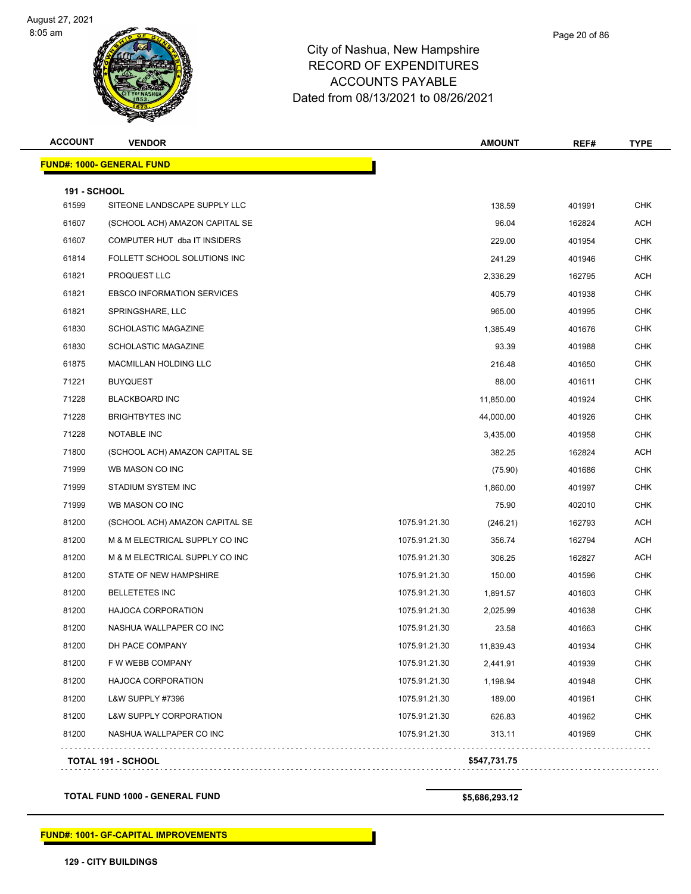# City of Nashua, New Hampshire
## RECORD OF EXPENDITURES
## ACCOUNTS PAYABLE
## Dated from 08/13/2021 to 08/26/2021

| ACCOUNT | VENDOR | | AMOUNT | REF# | TYPE |
|---|---|---|---|---|---|
| **FUND#: 1000- GENERAL FUND** | | | | | |
| **191 - SCHOOL** | | | | | |
| 61599 | SITEONE LANDSCAPE SUPPLY LLC | | 138.59 | 401991 | CHK |
| 61607 | (SCHOOL ACH) AMAZON CAPITAL SE | | 96.04 | 162824 | ACH |
| 61607 | COMPUTER HUT dba IT INSIDERS | | 229.00 | 401954 | CHK |
| 61814 | FOLLETT SCHOOL SOLUTIONS INC | | 241.29 | 401946 | CHK |
| 61821 | PROQUEST LLC | | 2,336.29 | 162795 | ACH |
| 61821 | EBSCO INFORMATION SERVICES | | 405.79 | 401938 | CHK |
| 61821 | SPRINGSHARE, LLC | | 965.00 | 401995 | CHK |
| 61830 | SCHOLASTIC MAGAZINE | | 1,385.49 | 401676 | CHK |
| 61830 | SCHOLASTIC MAGAZINE | | 93.39 | 401988 | CHK |
| 61875 | MACMILLAN HOLDING LLC | | 216.48 | 401650 | CHK |
| 71221 | BUYQUEST | | 88.00 | 401611 | CHK |
| 71228 | BLACKBOARD INC | | 11,850.00 | 401924 | CHK |
| 71228 | BRIGHTBYTES INC | | 44,000.00 | 401926 | CHK |
| 71228 | NOTABLE INC | | 3,435.00 | 401958 | CHK |
| 71800 | (SCHOOL ACH) AMAZON CAPITAL SE | | 382.25 | 162824 | ACH |
| 71999 | WB MASON CO INC | | (75.90) | 401686 | CHK |
| 71999 | STADIUM SYSTEM INC | | 1,860.00 | 401997 | CHK |
| 71999 | WB MASON CO INC | | 75.90 | 402010 | CHK |
| 81200 | (SCHOOL ACH) AMAZON CAPITAL SE | 1075.91.21.30 | (246.21) | 162793 | ACH |
| 81200 | M & M ELECTRICAL SUPPLY CO INC | 1075.91.21.30 | 356.74 | 162794 | ACH |
| 81200 | M & M ELECTRICAL SUPPLY CO INC | 1075.91.21.30 | 306.25 | 162827 | ACH |
| 81200 | STATE OF NEW HAMPSHIRE | 1075.91.21.30 | 150.00 | 401596 | CHK |
| 81200 | BELLETETES INC | 1075.91.21.30 | 1,891.57 | 401603 | CHK |
| 81200 | HAJOCA CORPORATION | 1075.91.21.30 | 2,025.99 | 401638 | CHK |
| 81200 | NASHUA WALLPAPER CO INC | 1075.91.21.30 | 23.58 | 401663 | CHK |
| 81200 | DH PACE COMPANY | 1075.91.21.30 | 11,839.43 | 401934 | CHK |
| 81200 | F W WEBB COMPANY | 1075.91.21.30 | 2,441.91 | 401939 | CHK |
| 81200 | HAJOCA CORPORATION | 1075.91.21.30 | 1,198.94 | 401948 | CHK |
| 81200 | L&W SUPPLY #7396 | 1075.91.21.30 | 189.00 | 401961 | CHK |
| 81200 | L&W SUPPLY CORPORATION | 1075.91.21.30 | 626.83 | 401962 | CHK |
| 81200 | NASHUA WALLPAPER CO INC | 1075.91.21.30 | 313.11 | 401969 | CHK |
| **TOTAL 191 - SCHOOL** | | | **$547,731.75** | | |
| **TOTAL FUND 1000 - GENERAL FUND** | | | **$5,686,293.12** | | |

**FUND#: 1001- GF-CAPITAL IMPROVEMENTS**

**129 - CITY BUILDINGS**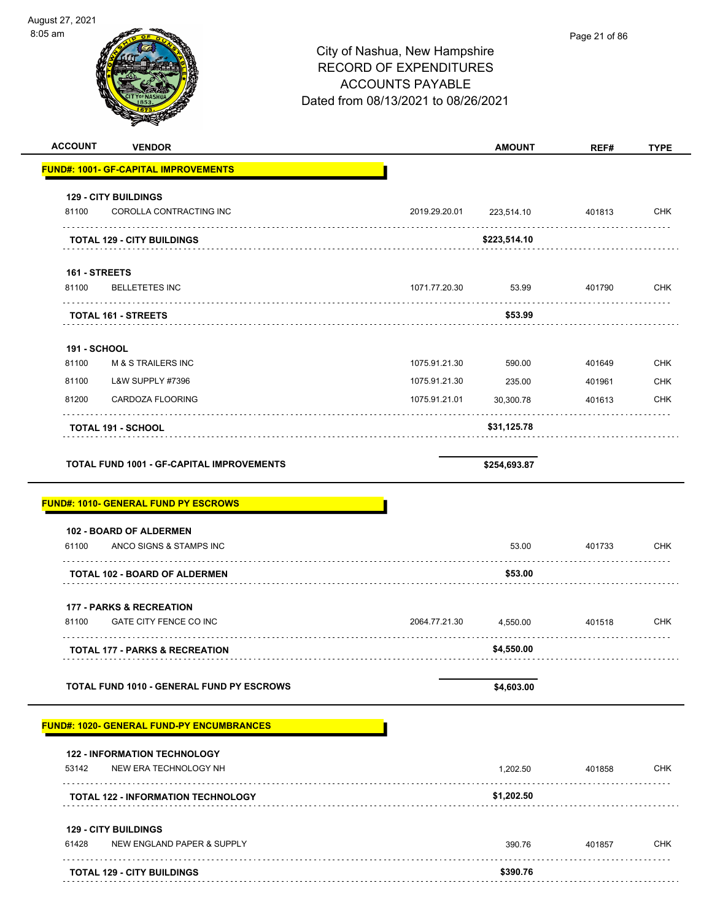# City of Nashua, New Hampshire
## RECORD OF EXPENDITURES
## ACCOUNTS PAYABLE
## Dated from 08/13/2021 to 08/26/2021

August 27, 2021
8:05 am

| ACCOUNT | VENDOR | | AMOUNT | REF# | TYPE |
|---|---|---|---|---|---|
| **FUND#: 1001- GF-CAPITAL IMPROVEMENTS** | | | | | |
| **129 - CITY BUILDINGS** | | | | | |
| 81100 | COROLLA CONTRACTING INC | 2019.29.20.01 | 223,514.10 | 401813 | CHK |
| | **TOTAL 129 - CITY BUILDINGS** | | **$223,514.10** | | |
| **161 - STREETS** | | | | | |
| 81100 | BELLETETES INC | 1071.77.20.30 | 53.99 | 401790 | CHK |
| | **TOTAL 161 - STREETS** | | **$53.99** | | |
| **191 - SCHOOL** | | | | | |
| 81100 | M & S TRAILERS INC | 1075.91.21.30 | 590.00 | 401649 | CHK |
| 81100 | L&W SUPPLY #7396 | 1075.91.21.30 | 235.00 | 401961 | CHK |
| 81200 | CARDOZA FLOORING | 1075.91.21.01 | 30,300.78 | 401613 | CHK |
| | **TOTAL 191 - SCHOOL** | | **$31,125.78** | | |
| **TOTAL FUND 1001 - GF-CAPITAL IMPROVEMENTS** | | | **$254,693.87** | | |
| **FUND#: 1010- GENERAL FUND PY ESCROWS** | | | | | |
| **102 - BOARD OF ALDERMEN** | | | | | |
| 61100 | ANCO SIGNS & STAMPS INC | | 53.00 | 401733 | CHK |
| | **TOTAL 102 - BOARD OF ALDERMEN** | | **$53.00** | | |
| **177 - PARKS & RECREATION** | | | | | |
| 81100 | GATE CITY FENCE CO INC | 2064.77.21.30 | 4,550.00 | 401518 | CHK |
| | **TOTAL 177 - PARKS & RECREATION** | | **$4,550.00** | | |
| **TOTAL FUND 1010 - GENERAL FUND PY ESCROWS** | | | **$4,603.00** | | |
| **FUND#: 1020- GENERAL FUND-PY ENCUMBRANCES** | | | | | |
| **122 - INFORMATION TECHNOLOGY** | | | | | |
| 53142 | NEW ERA TECHNOLOGY NH | | 1,202.50 | 401858 | CHK |
| | **TOTAL 122 - INFORMATION TECHNOLOGY** | | **$1,202.50** | | |
| **129 - CITY BUILDINGS** | | | | | |
| 61428 | NEW ENGLAND PAPER & SUPPLY | | 390.76 | 401857 | CHK |
| | **TOTAL 129 - CITY BUILDINGS** | | **$390.76** | | |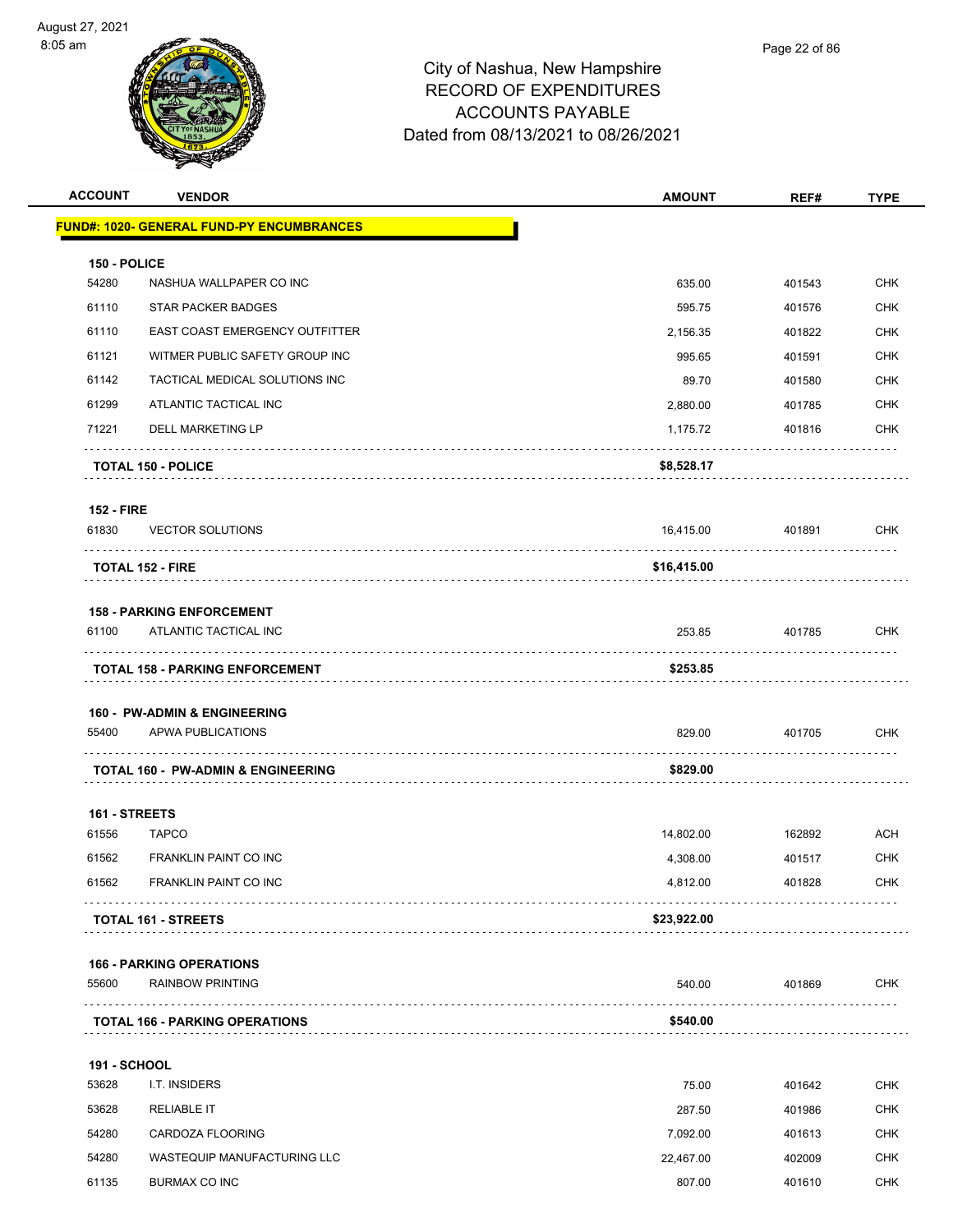City of Nashua, New Hampshire
RECORD OF EXPENDITURES
ACCOUNTS PAYABLE
Dated from 08/13/2021 to 08/26/2021

August 27, 2021
8:05 am

| ACCOUNT | VENDOR | AMOUNT | REF# | TYPE |
|---|---|---|---|---|
| **FUND#: 1020- GENERAL FUND-PY ENCUMBRANCES** | | | | |
| **150 - POLICE** | | | | |
| 54280 | NASHUA WALLPAPER CO INC | 635.00 | 401543 | CHK |
| 61110 | STAR PACKER BADGES | 595.75 | 401576 | CHK |
| 61110 | EAST COAST EMERGENCY OUTFITTER | 2,156.35 | 401822 | CHK |
| 61121 | WITMER PUBLIC SAFETY GROUP INC | 995.65 | 401591 | CHK |
| 61142 | TACTICAL MEDICAL SOLUTIONS INC | 89.70 | 401580 | CHK |
| 61299 | ATLANTIC TACTICAL INC | 2,880.00 | 401785 | CHK |
| 71221 | DELL MARKETING LP | 1,175.72 | 401816 | CHK |
| | **TOTAL 150 - POLICE** | **$8,528.17** | | |
| **152 - FIRE** | | | | |
| 61830 | VECTOR SOLUTIONS | 16,415.00 | 401891 | CHK |
| | **TOTAL 152 - FIRE** | **$16,415.00** | | |
| **158 - PARKING ENFORCEMENT** | | | | |
| 61100 | ATLANTIC TACTICAL INC | 253.85 | 401785 | CHK |
| | **TOTAL 158 - PARKING ENFORCEMENT** | **$253.85** | | |
| **160 - PW-ADMIN & ENGINEERING** | | | | |
| 55400 | APWA PUBLICATIONS | 829.00 | 401705 | CHK |
| | **TOTAL 160 - PW-ADMIN & ENGINEERING** | **$829.00** | | |
| **161 - STREETS** | | | | |
| 61556 | TAPCO | 14,802.00 | 162892 | ACH |
| 61562 | FRANKLIN PAINT CO INC | 4,308.00 | 401517 | CHK |
| 61562 | FRANKLIN PAINT CO INC | 4,812.00 | 401828 | CHK |
| | **TOTAL 161 - STREETS** | **$23,922.00** | | |
| **166 - PARKING OPERATIONS** | | | | |
| 55600 | RAINBOW PRINTING | 540.00 | 401869 | CHK |
| | **TOTAL 166 - PARKING OPERATIONS** | **$540.00** | | |
| **191 - SCHOOL** | | | | |
| 53628 | I.T. INSIDERS | 75.00 | 401642 | CHK |
| 53628 | RELIABLE IT | 287.50 | 401986 | CHK |
| 54280 | CARDOZA FLOORING | 7,092.00 | 401613 | CHK |
| 54280 | WASTEQUIP MANUFACTURING LLC | 22,467.00 | 402009 | CHK |
| 61135 | BURMAX CO INC | 807.00 | 401610 | CHK |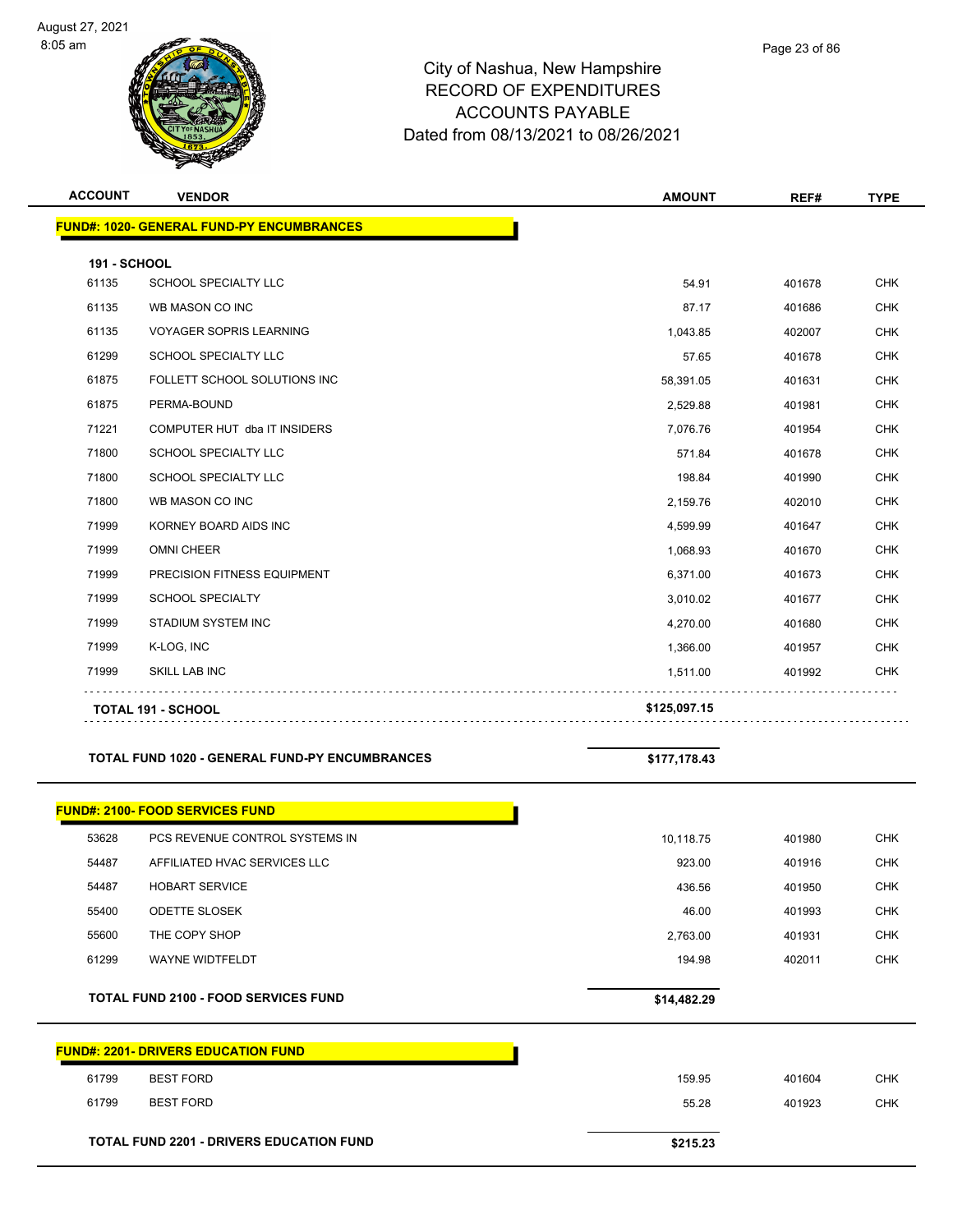City of Nashua, New Hampshire
RECORD OF EXPENDITURES
ACCOUNTS PAYABLE
Dated from 08/13/2021 to 08/26/2021

| ACCOUNT | VENDOR | AMOUNT | REF# | TYPE |
|---|---|---|---|---|
| **FUND#: 1020- GENERAL FUND-PY ENCUMBRANCES** | | | | |
| **191 - SCHOOL** | | | | |
| 61135 | SCHOOL SPECIALTY LLC | 54.91 | 401678 | CHK |
| 61135 | WB MASON CO INC | 87.17 | 401686 | CHK |
| 61135 | VOYAGER SOPRIS LEARNING | 1,043.85 | 402007 | CHK |
| 61299 | SCHOOL SPECIALTY LLC | 57.65 | 401678 | CHK |
| 61875 | FOLLETT SCHOOL SOLUTIONS INC | 58,391.05 | 401631 | CHK |
| 61875 | PERMA-BOUND | 2,529.88 | 401981 | CHK |
| 71221 | COMPUTER HUT dba IT INSIDERS | 7,076.76 | 401954 | CHK |
| 71800 | SCHOOL SPECIALTY LLC | 571.84 | 401678 | CHK |
| 71800 | SCHOOL SPECIALTY LLC | 198.84 | 401990 | CHK |
| 71800 | WB MASON CO INC | 2,159.76 | 402010 | CHK |
| 71999 | KORNEY BOARD AIDS INC | 4,599.99 | 401647 | CHK |
| 71999 | OMNI CHEER | 1,068.93 | 401670 | CHK |
| 71999 | PRECISION FITNESS EQUIPMENT | 6,371.00 | 401673 | CHK |
| 71999 | SCHOOL SPECIALTY | 3,010.02 | 401677 | CHK |
| 71999 | STADIUM SYSTEM INC | 4,270.00 | 401680 | CHK |
| 71999 | K-LOG, INC | 1,366.00 | 401957 | CHK |
| 71999 | SKILL LAB INC | 1,511.00 | 401992 | CHK |
| **TOTAL 191 - SCHOOL** | | **$125,097.15** | | |
| **TOTAL FUND 1020 - GENERAL FUND-PY ENCUMBRANCES** | | **$177,178.43** | | |

| ACCOUNT | VENDOR | AMOUNT | REF# | TYPE |
|---|---|---|---|---|
| **FUND#: 2100- FOOD SERVICES FUND** | | | | |
| 53628 | PCS REVENUE CONTROL SYSTEMS IN | 10,118.75 | 401980 | CHK |
| 54487 | AFFILIATED HVAC SERVICES LLC | 923.00 | 401916 | CHK |
| 54487 | HOBART SERVICE | 436.56 | 401950 | CHK |
| 55400 | ODETTE SLOSEK | 46.00 | 401993 | CHK |
| 55600 | THE COPY SHOP | 2,763.00 | 401931 | CHK |
| 61299 | WAYNE WIDTFELDT | 194.98 | 402011 | CHK |
| **TOTAL FUND 2100 - FOOD SERVICES FUND** | | **$14,482.29** | | |

| ACCOUNT | VENDOR | AMOUNT | REF# | TYPE |
|---|---|---|---|---|
| **FUND#: 2201- DRIVERS EDUCATION FUND** | | | | |
| 61799 | BEST FORD | 159.95 | 401604 | CHK |
| 61799 | BEST FORD | 55.28 | 401923 | CHK |
| **TOTAL FUND 2201 - DRIVERS EDUCATION FUND** | | **$215.23** | | |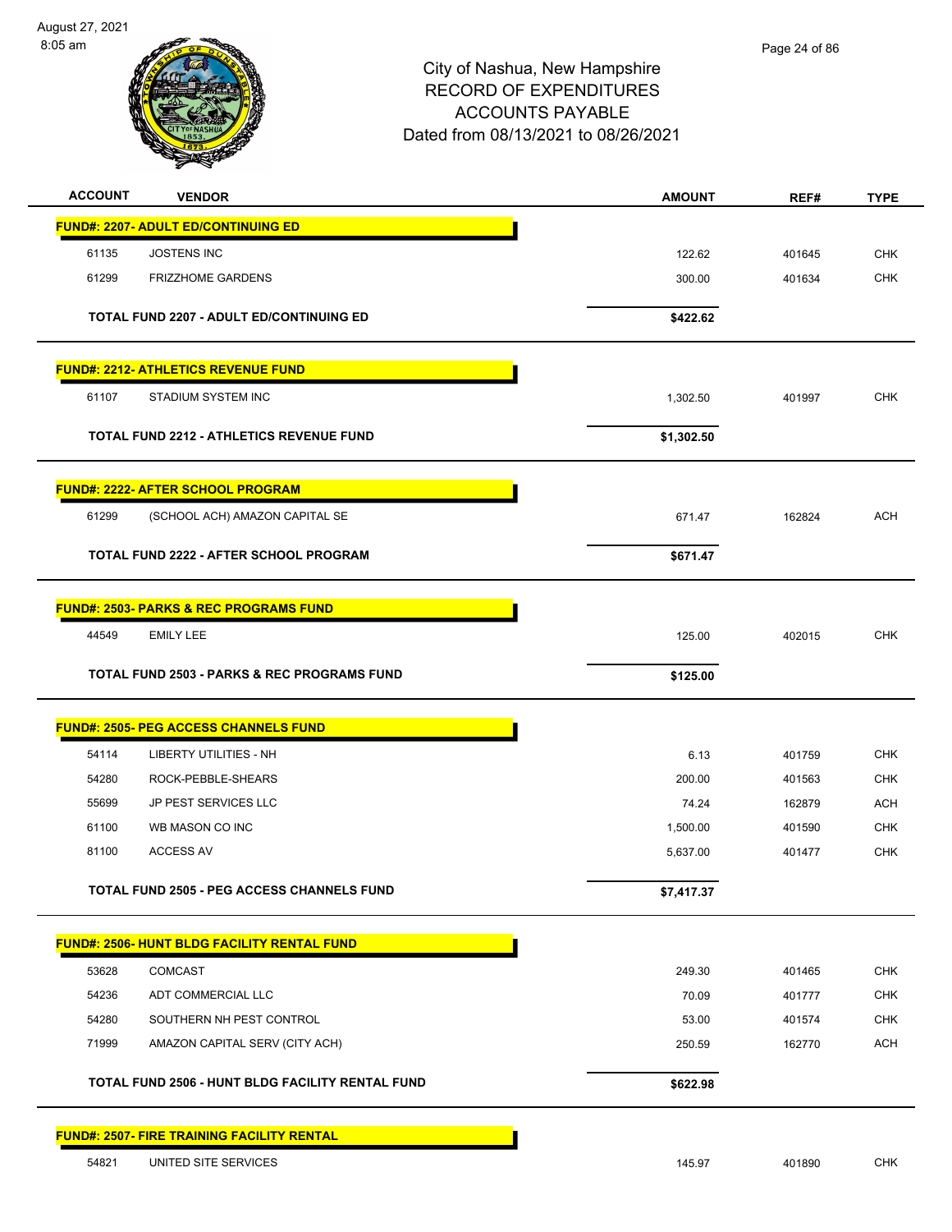# City of Nashua, New Hampshire
## RECORD OF EXPENDITURES
## ACCOUNTS PAYABLE
## Dated from 08/13/2021 to 08/26/2021

August 27, 2021
8:05 am

| ACCOUNT | VENDOR | AMOUNT | REF# | TYPE |
|---|---|---|---|---|
| **FUND#: 2207- ADULT ED/CONTINUING ED** | | | | |
| 61135 | JOSTENS INC | 122.62 | 401645 | CHK |
| 61299 | FRIZZHOME GARDENS | 300.00 | 401634 | CHK |
| | **TOTAL FUND 2207 - ADULT ED/CONTINUING ED** | **$422.62** | | |
| **FUND#: 2212- ATHLETICS REVENUE FUND** | | | | |
| 61107 | STADIUM SYSTEM INC | 1,302.50 | 401997 | CHK |
| | **TOTAL FUND 2212 - ATHLETICS REVENUE FUND** | **$1,302.50** | | |
| **FUND#: 2222- AFTER SCHOOL PROGRAM** | | | | |
| 61299 | (SCHOOL ACH) AMAZON CAPITAL SE | 671.47 | 162824 | ACH |
| | **TOTAL FUND 2222 - AFTER SCHOOL PROGRAM** | **$671.47** | | |
| **FUND#: 2503- PARKS & REC PROGRAMS FUND** | | | | |
| 44549 | EMILY LEE | 125.00 | 402015 | CHK |
| | **TOTAL FUND 2503 - PARKS & REC PROGRAMS FUND** | **$125.00** | | |
| **FUND#: 2505- PEG ACCESS CHANNELS FUND** | | | | |
| 54114 | LIBERTY UTILITIES - NH | 6.13 | 401759 | CHK |
| 54280 | ROCK-PEBBLE-SHEARS | 200.00 | 401563 | CHK |
| 55699 | JP PEST SERVICES LLC | 74.24 | 162879 | ACH |
| 61100 | WB MASON CO INC | 1,500.00 | 401590 | CHK |
| 81100 | ACCESS AV | 5,637.00 | 401477 | CHK |
| | **TOTAL FUND 2505 - PEG ACCESS CHANNELS FUND** | **$7,417.37** | | |
| **FUND#: 2506- HUNT BLDG FACILITY RENTAL FUND** | | | | |
| 53628 | COMCAST | 249.30 | 401465 | CHK |
| 54236 | ADT COMMERCIAL LLC | 70.09 | 401777 | CHK |
| 54280 | SOUTHERN NH PEST CONTROL | 53.00 | 401574 | CHK |
| 71999 | AMAZON CAPITAL SERV (CITY ACH) | 250.59 | 162770 | ACH |
| | **TOTAL FUND 2506 - HUNT BLDG FACILITY RENTAL FUND** | **$622.98** | | |
| **FUND#: 2507- FIRE TRAINING FACILITY RENTAL** | | | | |
| 54821 | UNITED SITE SERVICES | 145.97 | 401890 | CHK |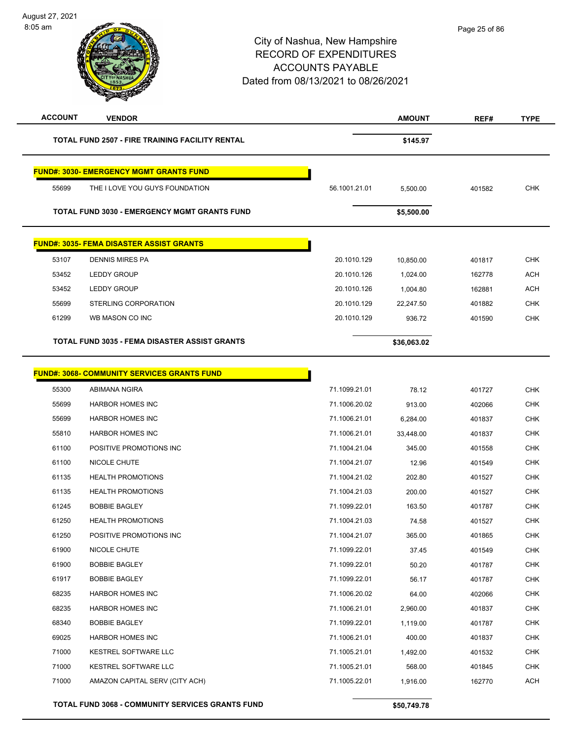# City of Nashua, New Hampshire
## RECORD OF EXPENDITURES
## ACCOUNTS PAYABLE
## Dated from 08/13/2021 to 08/26/2021

August 27, 2021
8:05 am

| ACCOUNT | VENDOR | | AMOUNT | REF# | TYPE |
|---|---|---|---|---|---|
| | **TOTAL FUND 2507 - FIRE TRAINING FACILITY RENTAL** | | **$145.97** | | |
| | **FUND#: 3030- EMERGENCY MGMT GRANTS FUND** | | | | |
| 55699 | THE I LOVE YOU GUYS FOUNDATION | 56.1001.21.01 | 5,500.00 | 401582 | CHK |
| | **TOTAL FUND 3030 - EMERGENCY MGMT GRANTS FUND** | | **$5,500.00** | | |
| | **FUND#: 3035- FEMA DISASTER ASSIST GRANTS** | | | | |
| 53107 | DENNIS MIRES PA | 20.1010.129 | 10,850.00 | 401817 | CHK |
| 53452 | LEDDY GROUP | 20.1010.126 | 1,024.00 | 162778 | ACH |
| 53452 | LEDDY GROUP | 20.1010.126 | 1,004.80 | 162881 | ACH |
| 55699 | STERLING CORPORATION | 20.1010.129 | 22,247.50 | 401882 | CHK |
| 61299 | WB MASON CO INC | 20.1010.129 | 936.72 | 401590 | CHK |
| | **TOTAL FUND 3035 - FEMA DISASTER ASSIST GRANTS** | | **$36,063.02** | | |
| | **FUND#: 3068- COMMUNITY SERVICES GRANTS FUND** | | | | |
| 55300 | ABIMANA NGIRA | 71.1099.21.01 | 78.12 | 401727 | CHK |
| 55699 | HARBOR HOMES INC | 71.1006.20.02 | 913.00 | 402066 | CHK |
| 55699 | HARBOR HOMES INC | 71.1006.21.01 | 6,284.00 | 401837 | CHK |
| 55810 | HARBOR HOMES INC | 71.1006.21.01 | 33,448.00 | 401837 | CHK |
| 61100 | POSITIVE PROMOTIONS INC | 71.1004.21.04 | 345.00 | 401558 | CHK |
| 61100 | NICOLE CHUTE | 71.1004.21.07 | 12.96 | 401549 | CHK |
| 61135 | HEALTH PROMOTIONS | 71.1004.21.02 | 202.80 | 401527 | CHK |
| 61135 | HEALTH PROMOTIONS | 71.1004.21.03 | 200.00 | 401527 | CHK |
| 61245 | BOBBIE BAGLEY | 71.1099.22.01 | 163.50 | 401787 | CHK |
| 61250 | HEALTH PROMOTIONS | 71.1004.21.03 | 74.58 | 401527 | CHK |
| 61250 | POSITIVE PROMOTIONS INC | 71.1004.21.07 | 365.00 | 401865 | CHK |
| 61900 | NICOLE CHUTE | 71.1099.22.01 | 37.45 | 401549 | CHK |
| 61900 | BOBBIE BAGLEY | 71.1099.22.01 | 50.20 | 401787 | CHK |
| 61917 | BOBBIE BAGLEY | 71.1099.22.01 | 56.17 | 401787 | CHK |
| 68235 | HARBOR HOMES INC | 71.1006.20.02 | 64.00 | 402066 | CHK |
| 68235 | HARBOR HOMES INC | 71.1006.21.01 | 2,960.00 | 401837 | CHK |
| 68340 | BOBBIE BAGLEY | 71.1099.22.01 | 1,119.00 | 401787 | CHK |
| 69025 | HARBOR HOMES INC | 71.1006.21.01 | 400.00 | 401837 | CHK |
| 71000 | KESTREL SOFTWARE LLC | 71.1005.21.01 | 1,492.00 | 401532 | CHK |
| 71000 | KESTREL SOFTWARE LLC | 71.1005.21.01 | 568.00 | 401845 | CHK |
| 71000 | AMAZON CAPITAL SERV (CITY ACH) | 71.1005.22.01 | 1,916.00 | 162770 | ACH |
| | **TOTAL FUND 3068 - COMMUNITY SERVICES GRANTS FUND** | | **$50,749.78** | | |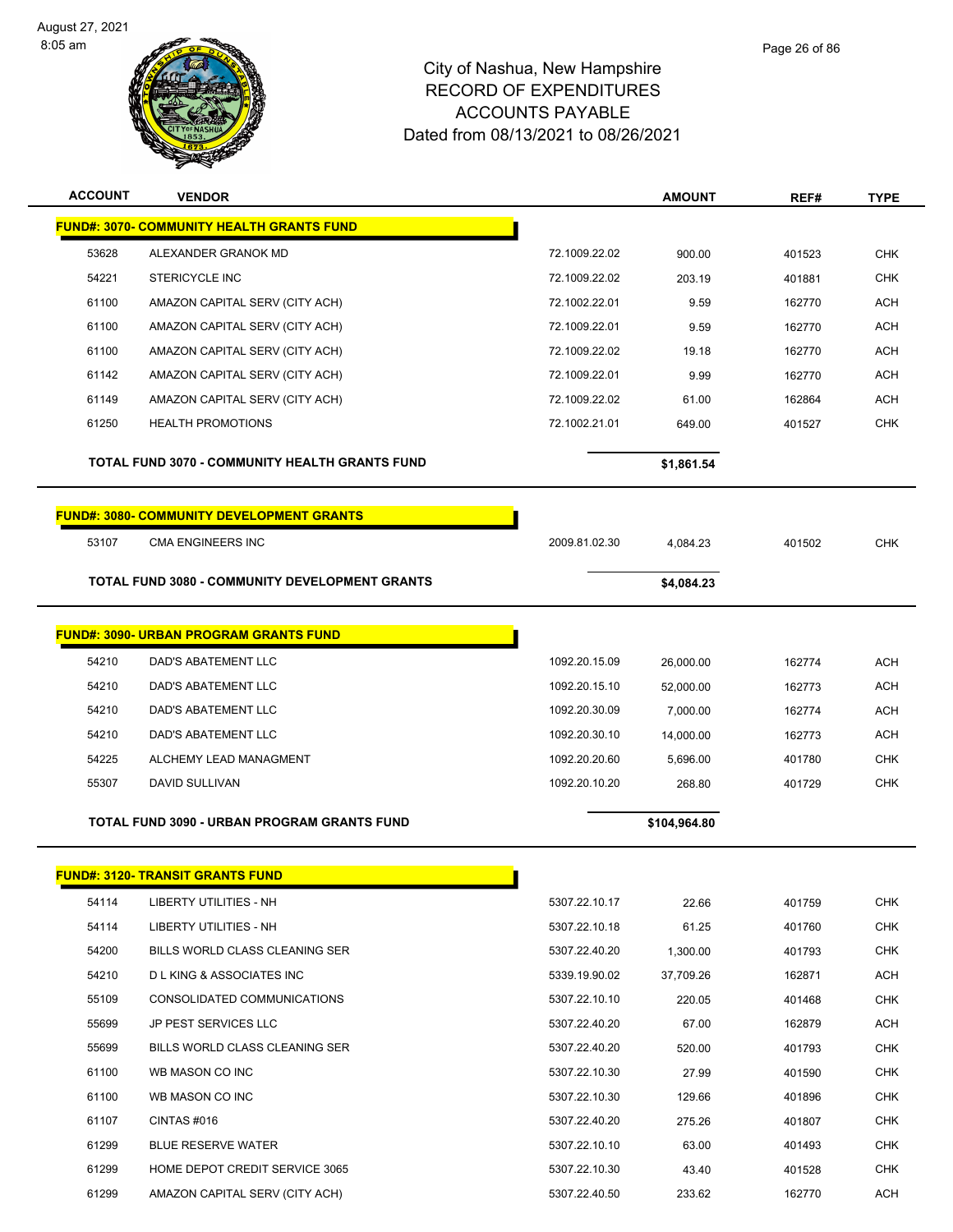# City of Nashua, New Hampshire
## RECORD OF EXPENDITURES
## ACCOUNTS PAYABLE
## Dated from 08/13/2021 to 08/26/2021

August 27, 2021
8:05 am

| ACCOUNT | VENDOR | | AMOUNT | REF# | TYPE |
|---|---|---|---|---|---|
| **FUND#: 3070- COMMUNITY HEALTH GRANTS FUND** | | | | | |
| 53628 | ALEXANDER GRANOK MD | 72.1009.22.02 | 900.00 | 401523 | CHK |
| 54221 | STERICYCLE INC | 72.1009.22.02 | 203.19 | 401881 | CHK |
| 61100 | AMAZON CAPITAL SERV (CITY ACH) | 72.1002.22.01 | 9.59 | 162770 | ACH |
| 61100 | AMAZON CAPITAL SERV (CITY ACH) | 72.1009.22.01 | 9.59 | 162770 | ACH |
| 61100 | AMAZON CAPITAL SERV (CITY ACH) | 72.1009.22.02 | 19.18 | 162770 | ACH |
| 61142 | AMAZON CAPITAL SERV (CITY ACH) | 72.1009.22.01 | 9.99 | 162770 | ACH |
| 61149 | AMAZON CAPITAL SERV (CITY ACH) | 72.1009.22.02 | 61.00 | 162864 | ACH |
| 61250 | HEALTH PROMOTIONS | 72.1002.21.01 | 649.00 | 401527 | CHK |
| | **TOTAL FUND 3070 - COMMUNITY HEALTH GRANTS FUND** | | **$1,861.54** | | |
| **FUND#: 3080- COMMUNITY DEVELOPMENT GRANTS** | | | | | |
| 53107 | CMA ENGINEERS INC | 2009.81.02.30 | 4,084.23 | 401502 | CHK |
| | **TOTAL FUND 3080 - COMMUNITY DEVELOPMENT GRANTS** | | **$4,084.23** | | |
| **FUND#: 3090- URBAN PROGRAM GRANTS FUND** | | | | | |
| 54210 | DAD'S ABATEMENT LLC | 1092.20.15.09 | 26,000.00 | 162774 | ACH |
| 54210 | DAD'S ABATEMENT LLC | 1092.20.15.10 | 52,000.00 | 162773 | ACH |
| 54210 | DAD'S ABATEMENT LLC | 1092.20.30.09 | 7,000.00 | 162774 | ACH |
| 54210 | DAD'S ABATEMENT LLC | 1092.20.30.10 | 14,000.00 | 162773 | ACH |
| 54225 | ALCHEMY LEAD MANAGMENT | 1092.20.20.60 | 5,696.00 | 401780 | CHK |
| 55307 | DAVID SULLIVAN | 1092.20.10.20 | 268.80 | 401729 | CHK |
| | **TOTAL FUND 3090 - URBAN PROGRAM GRANTS FUND** | | **$104,964.80** | | |
| **FUND#: 3120- TRANSIT GRANTS FUND** | | | | | |
| 54114 | LIBERTY UTILITIES - NH | 5307.22.10.17 | 22.66 | 401759 | CHK |
| 54114 | LIBERTY UTILITIES - NH | 5307.22.10.18 | 61.25 | 401760 | CHK |
| 54200 | BILLS WORLD CLASS CLEANING SER | 5307.22.40.20 | 1,300.00 | 401793 | CHK |
| 54210 | D L KING & ASSOCIATES INC | 5339.19.90.02 | 37,709.26 | 162871 | ACH |
| 55109 | CONSOLIDATED COMMUNICATIONS | 5307.22.10.10 | 220.05 | 401468 | CHK |
| 55699 | JP PEST SERVICES LLC | 5307.22.40.20 | 67.00 | 162879 | ACH |
| 55699 | BILLS WORLD CLASS CLEANING SER | 5307.22.40.20 | 520.00 | 401793 | CHK |
| 61100 | WB MASON CO INC | 5307.22.10.30 | 27.99 | 401590 | CHK |
| 61100 | WB MASON CO INC | 5307.22.10.30 | 129.66 | 401896 | CHK |
| 61107 | CINTAS #016 | 5307.22.40.20 | 275.26 | 401807 | CHK |
| 61299 | BLUE RESERVE WATER | 5307.22.10.10 | 63.00 | 401493 | CHK |
| 61299 | HOME DEPOT CREDIT SERVICE 3065 | 5307.22.10.30 | 43.40 | 401528 | CHK |
| 61299 | AMAZON CAPITAL SERV (CITY ACH) | 5307.22.40.50 | 233.62 | 162770 | ACH |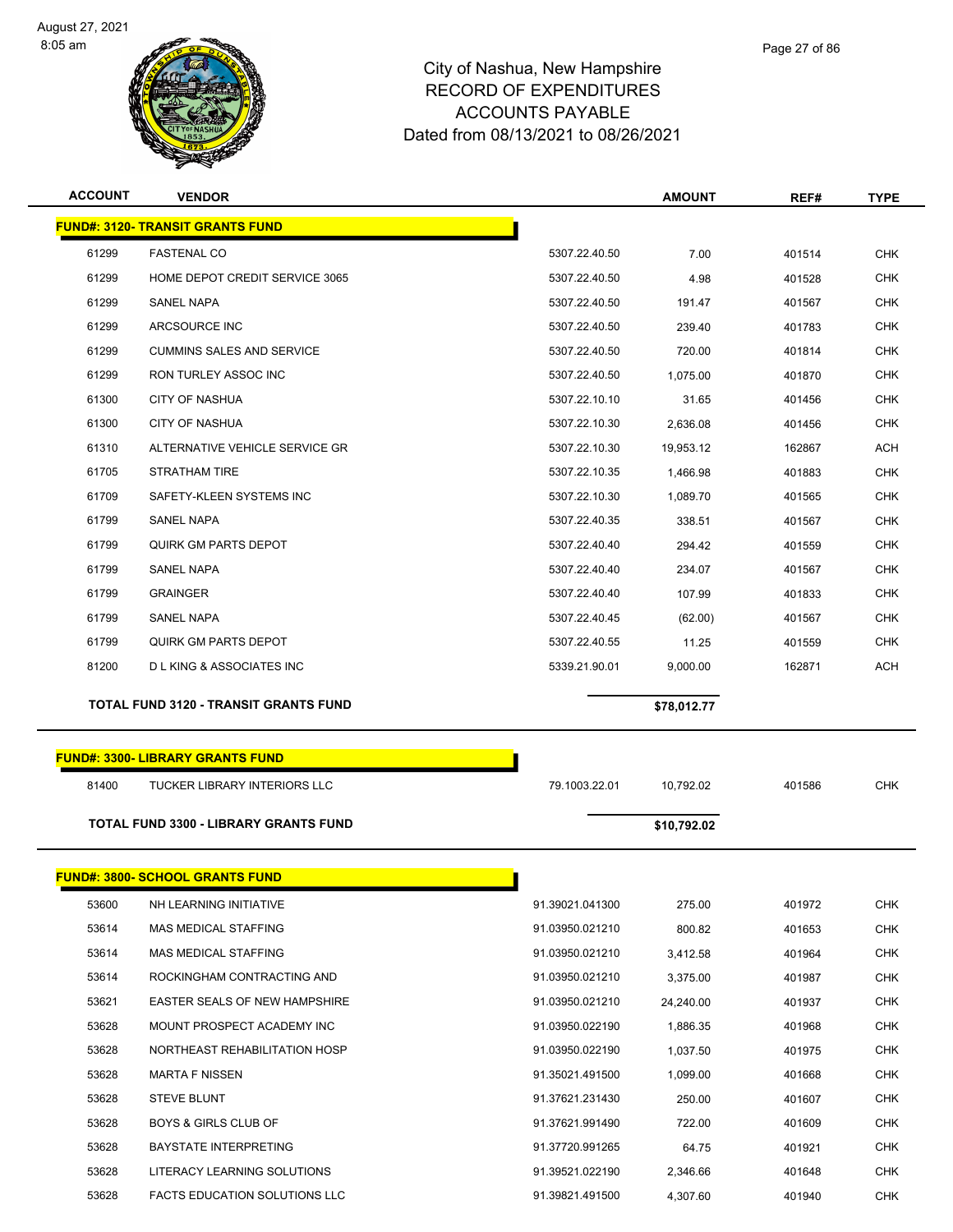# City of Nashua, New Hampshire
## RECORD OF EXPENDITURES
## ACCOUNTS PAYABLE
## Dated from 08/13/2021 to 08/26/2021

| ACCOUNT | VENDOR | | AMOUNT | REF# | TYPE |
|---|---|---|---|---|---|
| **FUND#: 3120- TRANSIT GRANTS FUND** | | | | | |
| 61299 | FASTENAL CO | 5307.22.40.50 | 7.00 | 401514 | CHK |
| 61299 | HOME DEPOT CREDIT SERVICE 3065 | 5307.22.40.50 | 4.98 | 401528 | CHK |
| 61299 | SANEL NAPA | 5307.22.40.50 | 191.47 | 401567 | CHK |
| 61299 | ARCSOURCE INC | 5307.22.40.50 | 239.40 | 401783 | CHK |
| 61299 | CUMMINS SALES AND SERVICE | 5307.22.40.50 | 720.00 | 401814 | CHK |
| 61299 | RON TURLEY ASSOC INC | 5307.22.40.50 | 1,075.00 | 401870 | CHK |
| 61300 | CITY OF NASHUA | 5307.22.10.10 | 31.65 | 401456 | CHK |
| 61300 | CITY OF NASHUA | 5307.22.10.30 | 2,636.08 | 401456 | CHK |
| 61310 | ALTERNATIVE VEHICLE SERVICE GR | 5307.22.10.30 | 19,953.12 | 162867 | ACH |
| 61705 | STRATHAM TIRE | 5307.22.10.35 | 1,466.98 | 401883 | CHK |
| 61709 | SAFETY-KLEEN SYSTEMS INC | 5307.22.10.30 | 1,089.70 | 401565 | CHK |
| 61799 | SANEL NAPA | 5307.22.40.35 | 338.51 | 401567 | CHK |
| 61799 | QUIRK GM PARTS DEPOT | 5307.22.40.40 | 294.42 | 401559 | CHK |
| 61799 | SANEL NAPA | 5307.22.40.40 | 234.07 | 401567 | CHK |
| 61799 | GRAINGER | 5307.22.40.40 | 107.99 | 401833 | CHK |
| 61799 | SANEL NAPA | 5307.22.40.45 | (62.00) | 401567 | CHK |
| 61799 | QUIRK GM PARTS DEPOT | 5307.22.40.55 | 11.25 | 401559 | CHK |
| 81200 | D L KING & ASSOCIATES INC | 5339.21.90.01 | 9,000.00 | 162871 | ACH |
| **TOTAL FUND 3120 - TRANSIT GRANTS FUND** | | | **$78,012.77** | | |
| **FUND#: 3300- LIBRARY GRANTS FUND** | | | | | |
| 81400 | TUCKER LIBRARY INTERIORS LLC | 79.1003.22.01 | 10,792.02 | 401586 | CHK |
| **TOTAL FUND 3300 - LIBRARY GRANTS FUND** | | | **$10,792.02** | | |
| **FUND#: 3800- SCHOOL GRANTS FUND** | | | | | |
| 53600 | NH LEARNING INITIATIVE | 91.39021.041300 | 275.00 | 401972 | CHK |
| 53614 | MAS MEDICAL STAFFING | 91.03950.021210 | 800.82 | 401653 | CHK |
| 53614 | MAS MEDICAL STAFFING | 91.03950.021210 | 3,412.58 | 401964 | CHK |
| 53614 | ROCKINGHAM CONTRACTING AND | 91.03950.021210 | 3,375.00 | 401987 | CHK |
| 53621 | EASTER SEALS OF NEW HAMPSHIRE | 91.03950.021210 | 24,240.00 | 401937 | CHK |
| 53628 | MOUNT PROSPECT ACADEMY INC | 91.03950.022190 | 1,886.35 | 401968 | CHK |
| 53628 | NORTHEAST REHABILITATION HOSP | 91.03950.022190 | 1,037.50 | 401975 | CHK |
| 53628 | MARTA F NISSEN | 91.35021.491500 | 1,099.00 | 401668 | CHK |
| 53628 | STEVE BLUNT | 91.37621.231430 | 250.00 | 401607 | CHK |
| 53628 | BOYS & GIRLS CLUB OF | 91.37621.991490 | 722.00 | 401609 | CHK |
| 53628 | BAYSTATE INTERPRETING | 91.37720.991265 | 64.75 | 401921 | CHK |
| 53628 | LITERACY LEARNING SOLUTIONS | 91.39521.022190 | 2,346.66 | 401648 | CHK |
| 53628 | FACTS EDUCATION SOLUTIONS LLC | 91.39821.491500 | 4,307.60 | 401940 | CHK |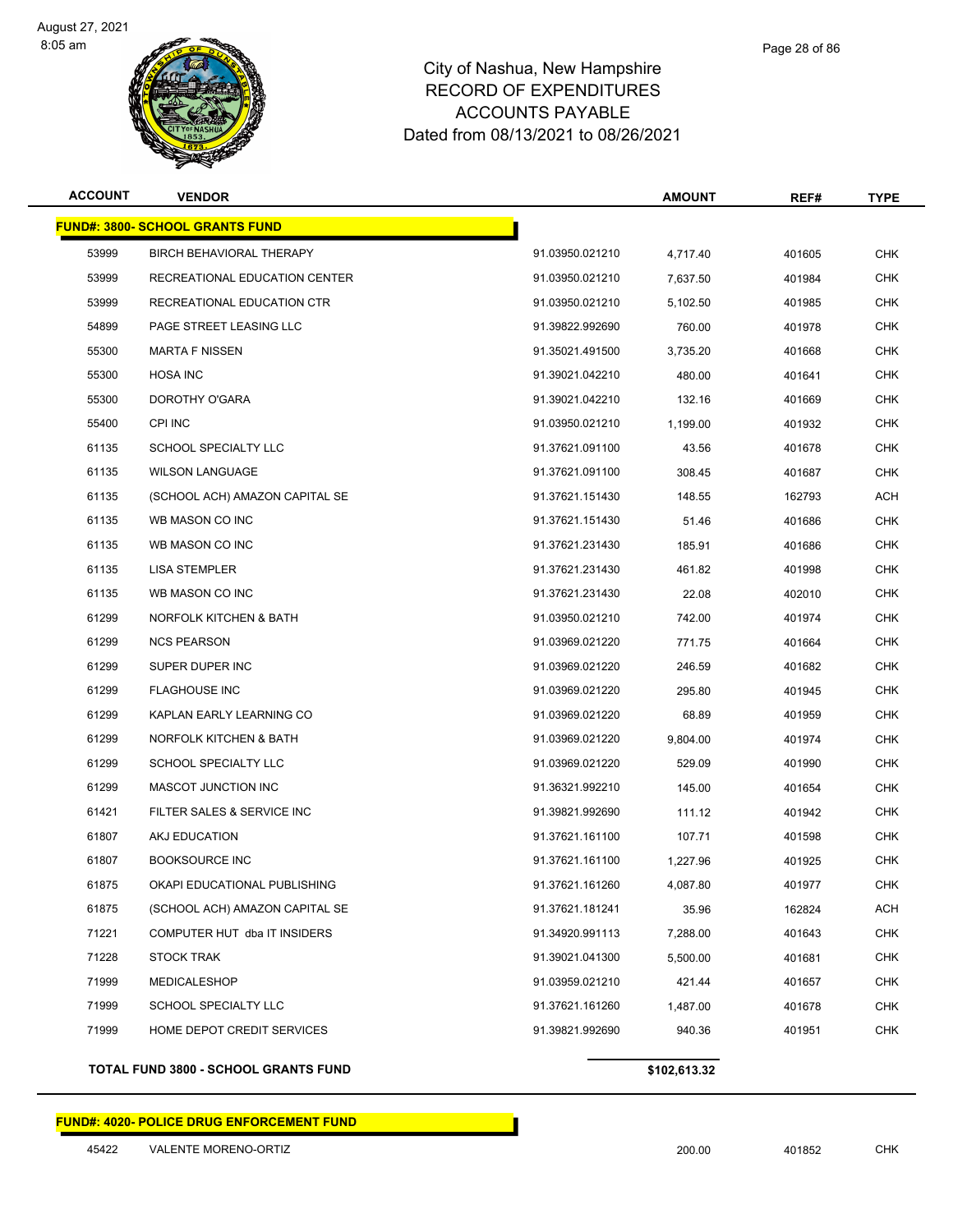# City of Nashua, New Hampshire
## RECORD OF EXPENDITURES
## ACCOUNTS PAYABLE
## Dated from 08/13/2021 to 08/26/2021

| ACCOUNT | VENDOR | | AMOUNT | REF# | TYPE |
|---|---|---|---|---|---|
| **FUND#: 3800- SCHOOL GRANTS FUND** | | | | | |
| 53999 | BIRCH BEHAVIORAL THERAPY | 91.03950.021210 | 4,717.40 | 401605 | CHK |
| 53999 | RECREATIONAL EDUCATION CENTER | 91.03950.021210 | 7,637.50 | 401984 | CHK |
| 53999 | RECREATIONAL EDUCATION CTR | 91.03950.021210 | 5,102.50 | 401985 | CHK |
| 54899 | PAGE STREET LEASING LLC | 91.39822.992690 | 760.00 | 401978 | CHK |
| 55300 | MARTA F NISSEN | 91.35021.491500 | 3,735.20 | 401668 | CHK |
| 55300 | HOSA INC | 91.39021.042210 | 480.00 | 401641 | CHK |
| 55300 | DOROTHY O'GARA | 91.39021.042210 | 132.16 | 401669 | CHK |
| 55400 | CPI INC | 91.03950.021210 | 1,199.00 | 401932 | CHK |
| 61135 | SCHOOL SPECIALTY LLC | 91.37621.091100 | 43.56 | 401678 | CHK |
| 61135 | WILSON LANGUAGE | 91.37621.091100 | 308.45 | 401687 | CHK |
| 61135 | (SCHOOL ACH) AMAZON CAPITAL SE | 91.37621.151430 | 148.55 | 162793 | ACH |
| 61135 | WB MASON CO INC | 91.37621.151430 | 51.46 | 401686 | CHK |
| 61135 | WB MASON CO INC | 91.37621.231430 | 185.91 | 401686 | CHK |
| 61135 | LISA STEMPLER | 91.37621.231430 | 461.82 | 401998 | CHK |
| 61135 | WB MASON CO INC | 91.37621.231430 | 22.08 | 402010 | CHK |
| 61299 | NORFOLK KITCHEN & BATH | 91.03950.021210 | 742.00 | 401974 | CHK |
| 61299 | NCS PEARSON | 91.03969.021220 | 771.75 | 401664 | CHK |
| 61299 | SUPER DUPER INC | 91.03969.021220 | 246.59 | 401682 | CHK |
| 61299 | FLAGHOUSE INC | 91.03969.021220 | 295.80 | 401945 | CHK |
| 61299 | KAPLAN EARLY LEARNING CO | 91.03969.021220 | 68.89 | 401959 | CHK |
| 61299 | NORFOLK KITCHEN & BATH | 91.03969.021220 | 9,804.00 | 401974 | CHK |
| 61299 | SCHOOL SPECIALTY LLC | 91.03969.021220 | 529.09 | 401990 | CHK |
| 61299 | MASCOT JUNCTION INC | 91.36321.992210 | 145.00 | 401654 | CHK |
| 61421 | FILTER SALES & SERVICE INC | 91.39821.992690 | 111.12 | 401942 | CHK |
| 61807 | AKJ EDUCATION | 91.37621.161100 | 107.71 | 401598 | CHK |
| 61807 | BOOKSOURCE INC | 91.37621.161100 | 1,227.96 | 401925 | CHK |
| 61875 | OKAPI EDUCATIONAL PUBLISHING | 91.37621.161260 | 4,087.80 | 401977 | CHK |
| 61875 | (SCHOOL ACH) AMAZON CAPITAL SE | 91.37621.181241 | 35.96 | 162824 | ACH |
| 71221 | COMPUTER HUT dba IT INSIDERS | 91.34920.991113 | 7,288.00 | 401643 | CHK |
| 71228 | STOCK TRAK | 91.39021.041300 | 5,500.00 | 401681 | CHK |
| 71999 | MEDICALESHOP | 91.03959.021210 | 421.44 | 401657 | CHK |
| 71999 | SCHOOL SPECIALTY LLC | 91.37621.161260 | 1,487.00 | 401678 | CHK |
| 71999 | HOME DEPOT CREDIT SERVICES | 91.39821.992690 | 940.36 | 401951 | CHK |
| **TOTAL FUND 3800 - SCHOOL GRANTS FUND** | | | **$102,613.32** | | |
| **FUND#: 4020- POLICE DRUG ENFORCEMENT FUND** | | | | | |
| 45422 | VALENTE MORENO-ORTIZ | | 200.00 | 401852 | CHK |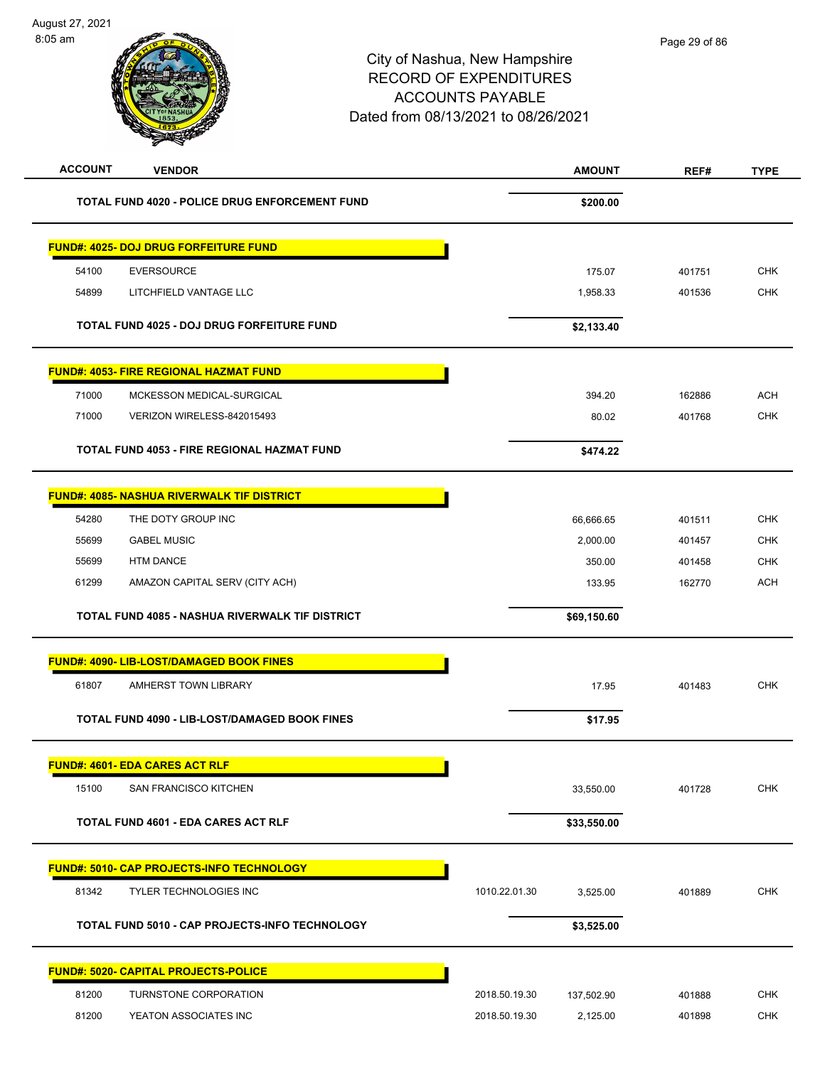City of Nashua, New Hampshire
RECORD OF EXPENDITURES
ACCOUNTS PAYABLE
Dated from 08/13/2021 to 08/26/2021

August 27, 2021
8:05 am

| ACCOUNT | VENDOR | | AMOUNT | REF# | TYPE |
|---|---|---|---|---|---|
| | **TOTAL FUND 4020 - POLICE DRUG ENFORCEMENT FUND** | | **$200.00** | | |
| **FUND#: 4025- DOJ DRUG FORFEITURE FUND** | | | | | |
| 54100 | EVERSOURCE | | 175.07 | 401751 | CHK |
| 54899 | LITCHFIELD VANTAGE LLC | | 1,958.33 | 401536 | CHK |
| | **TOTAL FUND 4025 - DOJ DRUG FORFEITURE FUND** | | **$2,133.40** | | |
| **FUND#: 4053- FIRE REGIONAL HAZMAT FUND** | | | | | |
| 71000 | MCKESSON MEDICAL-SURGICAL | | 394.20 | 162886 | ACH |
| 71000 | VERIZON WIRELESS-842015493 | | 80.02 | 401768 | CHK |
| | **TOTAL FUND 4053 - FIRE REGIONAL HAZMAT FUND** | | **$474.22** | | |
| **FUND#: 4085- NASHUA RIVERWALK TIF DISTRICT** | | | | | |
| 54280 | THE DOTY GROUP INC | | 66,666.65 | 401511 | CHK |
| 55699 | GABEL MUSIC | | 2,000.00 | 401457 | CHK |
| 55699 | HTM DANCE | | 350.00 | 401458 | CHK |
| 61299 | AMAZON CAPITAL SERV (CITY ACH) | | 133.95 | 162770 | ACH |
| | **TOTAL FUND 4085 - NASHUA RIVERWALK TIF DISTRICT** | | **$69,150.60** | | |
| **FUND#: 4090- LIB-LOST/DAMAGED BOOK FINES** | | | | | |
| 61807 | AMHERST TOWN LIBRARY | | 17.95 | 401483 | CHK |
| | **TOTAL FUND 4090 - LIB-LOST/DAMAGED BOOK FINES** | | **$17.95** | | |
| **FUND#: 4601- EDA CARES ACT RLF** | | | | | |
| 15100 | SAN FRANCISCO KITCHEN | | 33,550.00 | 401728 | CHK |
| | **TOTAL FUND 4601 - EDA CARES ACT RLF** | | **$33,550.00** | | |
| **FUND#: 5010- CAP PROJECTS-INFO TECHNOLOGY** | | | | | |
| 81342 | TYLER TECHNOLOGIES INC | 1010.22.01.30 | 3,525.00 | 401889 | CHK |
| | **TOTAL FUND 5010 - CAP PROJECTS-INFO TECHNOLOGY** | | **$3,525.00** | | |
| **FUND#: 5020- CAPITAL PROJECTS-POLICE** | | | | | |
| 81200 | TURNSTONE CORPORATION | 2018.50.19.30 | 137,502.90 | 401888 | CHK |
| 81200 | YEATON ASSOCIATES INC | 2018.50.19.30 | 2,125.00 | 401898 | CHK |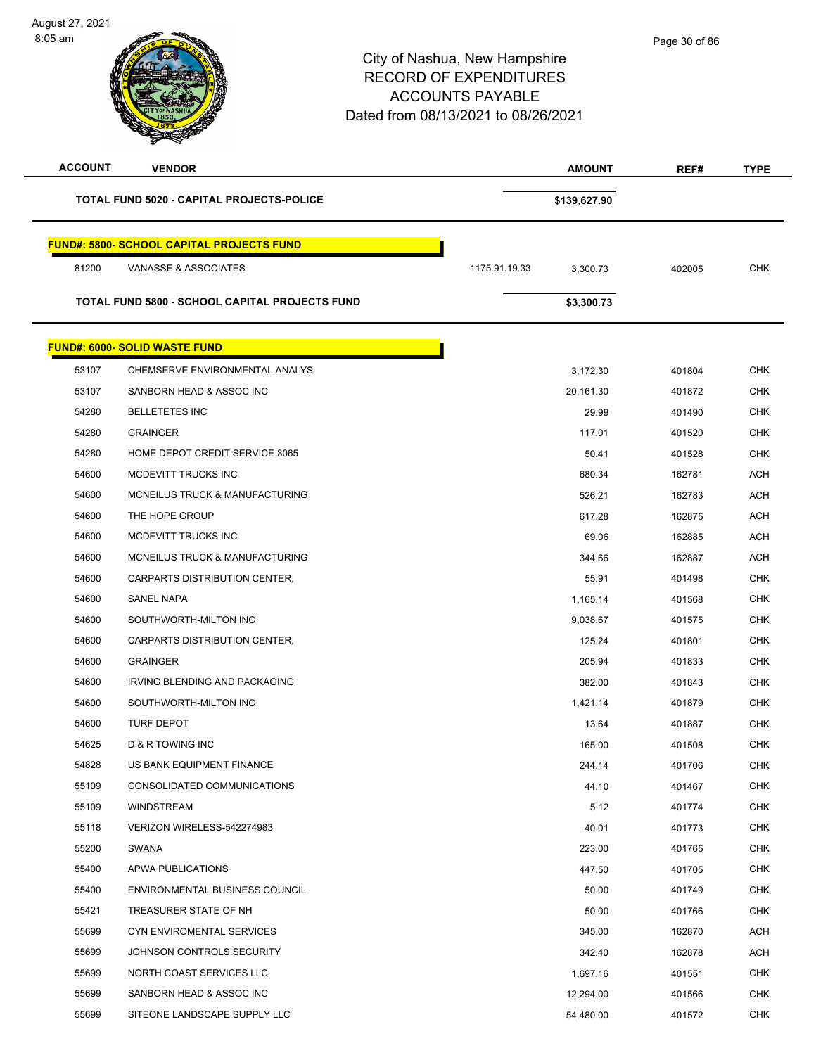City of Nashua, New Hampshire
RECORD OF EXPENDITURES
ACCOUNTS PAYABLE
Dated from 08/13/2021 to 08/26/2021

| ACCOUNT | VENDOR | | AMOUNT | REF# | TYPE |
|---|---|---|---|---|---|
| | **TOTAL FUND 5020 - CAPITAL PROJECTS-POLICE** | | **$139,627.90** | | |
| | **FUND#: 5800- SCHOOL CAPITAL PROJECTS FUND** | | | | |
| 81200 | VANASSE & ASSOCIATES | 1175.91.19.33 | 3,300.73 | 402005 | CHK |
| | **TOTAL FUND 5800 - SCHOOL CAPITAL PROJECTS FUND** | | **$3,300.73** | | |
| | **FUND#: 6000- SOLID WASTE FUND** | | | | |
| 53107 | CHEMSERVE ENVIRONMENTAL ANALYS | | 3,172.30 | 401804 | CHK |
| 53107 | SANBORN HEAD & ASSOC INC | | 20,161.30 | 401872 | CHK |
| 54280 | BELLETETES INC | | 29.99 | 401490 | CHK |
| 54280 | GRAINGER | | 117.01 | 401520 | CHK |
| 54280 | HOME DEPOT CREDIT SERVICE 3065 | | 50.41 | 401528 | CHK |
| 54600 | MCDEVITT TRUCKS INC | | 680.34 | 162781 | ACH |
| 54600 | MCNEILUS TRUCK & MANUFACTURING | | 526.21 | 162783 | ACH |
| 54600 | THE HOPE GROUP | | 617.28 | 162875 | ACH |
| 54600 | MCDEVITT TRUCKS INC | | 69.06 | 162885 | ACH |
| 54600 | MCNEILUS TRUCK & MANUFACTURING | | 344.66 | 162887 | ACH |
| 54600 | CARPARTS DISTRIBUTION CENTER, | | 55.91 | 401498 | CHK |
| 54600 | SANEL NAPA | | 1,165.14 | 401568 | CHK |
| 54600 | SOUTHWORTH-MILTON INC | | 9,038.67 | 401575 | CHK |
| 54600 | CARPARTS DISTRIBUTION CENTER, | | 125.24 | 401801 | CHK |
| 54600 | GRAINGER | | 205.94 | 401833 | CHK |
| 54600 | IRVING BLENDING AND PACKAGING | | 382.00 | 401843 | CHK |
| 54600 | SOUTHWORTH-MILTON INC | | 1,421.14 | 401879 | CHK |
| 54600 | TURF DEPOT | | 13.64 | 401887 | CHK |
| 54625 | D & R TOWING INC | | 165.00 | 401508 | CHK |
| 54828 | US BANK EQUIPMENT FINANCE | | 244.14 | 401706 | CHK |
| 55109 | CONSOLIDATED COMMUNICATIONS | | 44.10 | 401467 | CHK |
| 55109 | WINDSTREAM | | 5.12 | 401774 | CHK |
| 55118 | VERIZON WIRELESS-542274983 | | 40.01 | 401773 | CHK |
| 55200 | SWANA | | 223.00 | 401765 | CHK |
| 55400 | APWA PUBLICATIONS | | 447.50 | 401705 | CHK |
| 55400 | ENVIRONMENTAL BUSINESS COUNCIL | | 50.00 | 401749 | CHK |
| 55421 | TREASURER STATE OF NH | | 50.00 | 401766 | CHK |
| 55699 | CYN ENVIROMENTAL SERVICES | | 345.00 | 162870 | ACH |
| 55699 | JOHNSON CONTROLS SECURITY | | 342.40 | 162878 | ACH |
| 55699 | NORTH COAST SERVICES LLC | | 1,697.16 | 401551 | CHK |
| 55699 | SANBORN HEAD & ASSOC INC | | 12,294.00 | 401566 | CHK |
| 55699 | SITEONE LANDSCAPE SUPPLY LLC | | 54,480.00 | 401572 | CHK |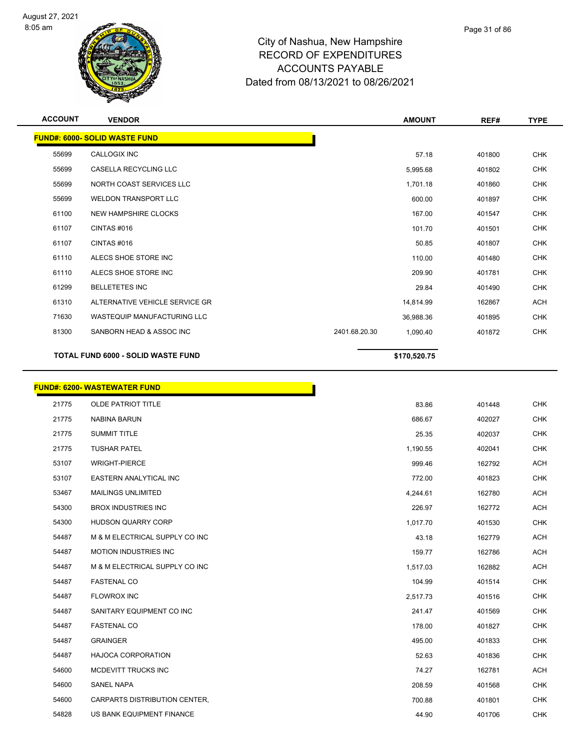# City of Nashua, New Hampshire
## RECORD OF EXPENDITURES
## ACCOUNTS PAYABLE
## Dated from 08/13/2021 to 08/26/2021

| ACCOUNT | VENDOR | | AMOUNT | REF# | TYPE |
|---|---|---|---|---|---|
| **FUND#: 6000- SOLID WASTE FUND** | | | | | |
| 55699 | CALLOGIX INC | | 57.18 | 401800 | CHK |
| 55699 | CASELLA RECYCLING LLC | | 5,995.68 | 401802 | CHK |
| 55699 | NORTH COAST SERVICES LLC | | 1,701.18 | 401860 | CHK |
| 55699 | WELDON TRANSPORT LLC | | 600.00 | 401897 | CHK |
| 61100 | NEW HAMPSHIRE CLOCKS | | 167.00 | 401547 | CHK |
| 61107 | CINTAS #016 | | 101.70 | 401501 | CHK |
| 61107 | CINTAS #016 | | 50.85 | 401807 | CHK |
| 61110 | ALECS SHOE STORE INC | | 110.00 | 401480 | CHK |
| 61110 | ALECS SHOE STORE INC | | 209.90 | 401781 | CHK |
| 61299 | BELLETETES INC | | 29.84 | 401490 | CHK |
| 61310 | ALTERNATIVE VEHICLE SERVICE GR | | 14,814.99 | 162867 | ACH |
| 71630 | WASTEQUIP MANUFACTURING LLC | | 36,988.36 | 401895 | CHK |
| 81300 | SANBORN HEAD & ASSOC INC | 2401.68.20.30 | 1,090.40 | 401872 | CHK |
| **TOTAL FUND 6000 - SOLID WASTE FUND** | | | **$170,520.75** | | |

| ACCOUNT | VENDOR | AMOUNT | REF# | TYPE |
|---|---|---|---|---|
| **FUND#: 6200- WASTEWATER FUND** | | | | |
| 21775 | OLDE PATRIOT TITLE | 83.86 | 401448 | CHK |
| 21775 | NABINA BARUN | 686.67 | 402027 | CHK |
| 21775 | SUMMIT TITLE | 25.35 | 402037 | CHK |
| 21775 | TUSHAR PATEL | 1,190.55 | 402041 | CHK |
| 53107 | WRIGHT-PIERCE | 999.46 | 162792 | ACH |
| 53107 | EASTERN ANALYTICAL INC | 772.00 | 401823 | CHK |
| 53467 | MAILINGS UNLIMITED | 4,244.61 | 162780 | ACH |
| 54300 | BROX INDUSTRIES INC | 226.97 | 162772 | ACH |
| 54300 | HUDSON QUARRY CORP | 1,017.70 | 401530 | CHK |
| 54487 | M & M ELECTRICAL SUPPLY CO INC | 43.18 | 162779 | ACH |
| 54487 | MOTION INDUSTRIES INC | 159.77 | 162786 | ACH |
| 54487 | M & M ELECTRICAL SUPPLY CO INC | 1,517.03 | 162882 | ACH |
| 54487 | FASTENAL CO | 104.99 | 401514 | CHK |
| 54487 | FLOWROX INC | 2,517.73 | 401516 | CHK |
| 54487 | SANITARY EQUIPMENT CO INC | 241.47 | 401569 | CHK |
| 54487 | FASTENAL CO | 178.00 | 401827 | CHK |
| 54487 | GRAINGER | 495.00 | 401833 | CHK |
| 54487 | HAJOCA CORPORATION | 52.63 | 401836 | CHK |
| 54600 | MCDEVITT TRUCKS INC | 74.27 | 162781 | ACH |
| 54600 | SANEL NAPA | 208.59 | 401568 | CHK |
| 54600 | CARPARTS DISTRIBUTION CENTER, | 700.88 | 401801 | CHK |
| 54828 | US BANK EQUIPMENT FINANCE | 44.90 | 401706 | CHK |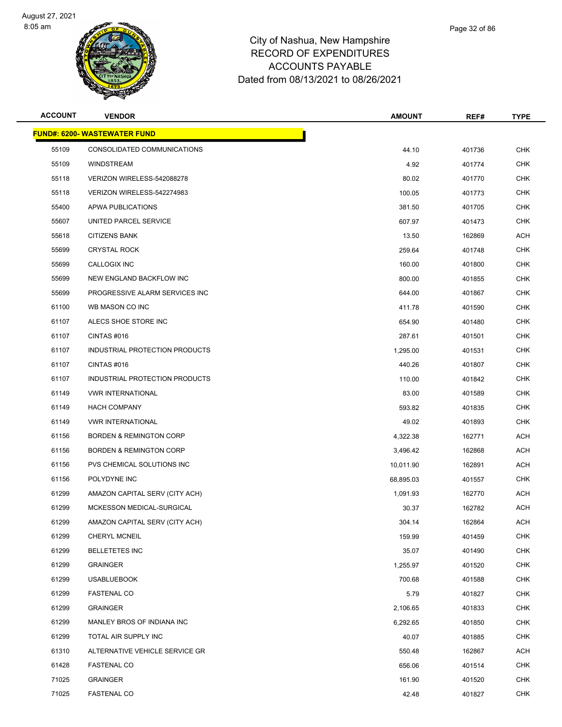City of Nashua, New Hampshire
RECORD OF EXPENDITURES
ACCOUNTS PAYABLE
Dated from 08/13/2021 to 08/26/2021

| ACCOUNT | VENDOR | AMOUNT | REF# | TYPE |
|---|---|---|---|---|
| **FUND#: 6200- WASTEWATER FUND** | | | | |
| 55109 | CONSOLIDATED COMMUNICATIONS | 44.10 | 401736 | CHK |
| 55109 | WINDSTREAM | 4.92 | 401774 | CHK |
| 55118 | VERIZON WIRELESS-542088278 | 80.02 | 401770 | CHK |
| 55118 | VERIZON WIRELESS-542274983 | 100.05 | 401773 | CHK |
| 55400 | APWA PUBLICATIONS | 381.50 | 401705 | CHK |
| 55607 | UNITED PARCEL SERVICE | 607.97 | 401473 | CHK |
| 55618 | CITIZENS BANK | 13.50 | 162869 | ACH |
| 55699 | CRYSTAL ROCK | 259.64 | 401748 | CHK |
| 55699 | CALLOGIX INC | 160.00 | 401800 | CHK |
| 55699 | NEW ENGLAND BACKFLOW INC | 800.00 | 401855 | CHK |
| 55699 | PROGRESSIVE ALARM SERVICES INC | 644.00 | 401867 | CHK |
| 61100 | WB MASON CO INC | 411.78 | 401590 | CHK |
| 61107 | ALECS SHOE STORE INC | 654.90 | 401480 | CHK |
| 61107 | CINTAS #016 | 287.61 | 401501 | CHK |
| 61107 | INDUSTRIAL PROTECTION PRODUCTS | 1,295.00 | 401531 | CHK |
| 61107 | CINTAS #016 | 440.26 | 401807 | CHK |
| 61107 | INDUSTRIAL PROTECTION PRODUCTS | 110.00 | 401842 | CHK |
| 61149 | VWR INTERNATIONAL | 83.00 | 401589 | CHK |
| 61149 | HACH COMPANY | 593.82 | 401835 | CHK |
| 61149 | VWR INTERNATIONAL | 49.02 | 401893 | CHK |
| 61156 | BORDEN & REMINGTON CORP | 4,322.38 | 162771 | ACH |
| 61156 | BORDEN & REMINGTON CORP | 3,496.42 | 162868 | ACH |
| 61156 | PVS CHEMICAL SOLUTIONS INC | 10,011.90 | 162891 | ACH |
| 61156 | POLYDYNE INC | 68,895.03 | 401557 | CHK |
| 61299 | AMAZON CAPITAL SERV (CITY ACH) | 1,091.93 | 162770 | ACH |
| 61299 | MCKESSON MEDICAL-SURGICAL | 30.37 | 162782 | ACH |
| 61299 | AMAZON CAPITAL SERV (CITY ACH) | 304.14 | 162864 | ACH |
| 61299 | CHERYL MCNEIL | 159.99 | 401459 | CHK |
| 61299 | BELLETETES INC | 35.07 | 401490 | CHK |
| 61299 | GRAINGER | 1,255.97 | 401520 | CHK |
| 61299 | USABLUEBOOK | 700.68 | 401588 | CHK |
| 61299 | FASTENAL CO | 5.79 | 401827 | CHK |
| 61299 | GRAINGER | 2,106.65 | 401833 | CHK |
| 61299 | MANLEY BROS OF INDIANA INC | 6,292.65 | 401850 | CHK |
| 61299 | TOTAL AIR SUPPLY INC | 40.07 | 401885 | CHK |
| 61310 | ALTERNATIVE VEHICLE SERVICE GR | 550.48 | 162867 | ACH |
| 61428 | FASTENAL CO | 656.06 | 401514 | CHK |
| 71025 | GRAINGER | 161.90 | 401520 | CHK |
| 71025 | FASTENAL CO | 42.48 | 401827 | CHK |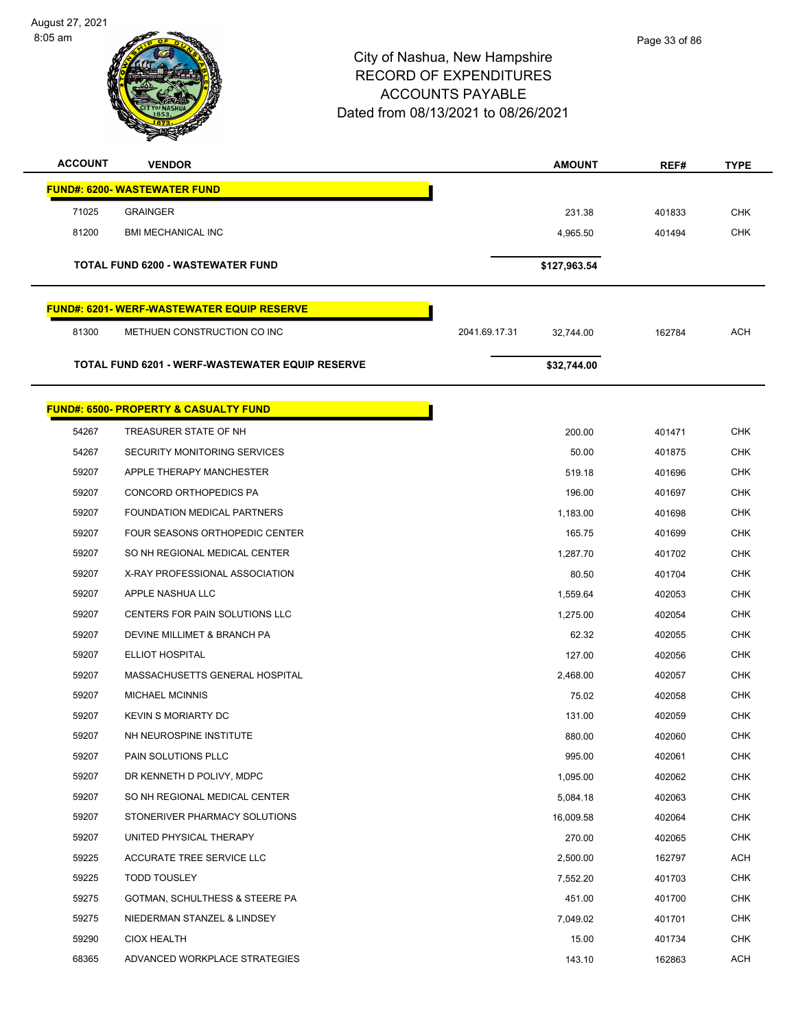City of Nashua, New Hampshire
RECORD OF EXPENDITURES
ACCOUNTS PAYABLE
Dated from 08/13/2021 to 08/26/2021

| ACCOUNT | VENDOR | | AMOUNT | REF# | TYPE |
|---|---|---|---|---|---|
| **FUND#: 6200- WASTEWATER FUND** | | | | | |
| 71025 | GRAINGER | | 231.38 | 401833 | CHK |
| 81200 | BMI MECHANICAL INC | | 4,965.50 | 401494 | CHK |
| | **TOTAL FUND 6200 - WASTEWATER FUND** | | **$127,963.54** | | |
| **FUND#: 6201- WERF-WASTEWATER EQUIP RESERVE** | | | | | |
| 81300 | METHUEN CONSTRUCTION CO INC | 2041.69.17.31 | 32,744.00 | 162784 | ACH |
| | **TOTAL FUND 6201 - WERF-WASTEWATER EQUIP RESERVE** | | **$32,744.00** | | |
| **FUND#: 6500- PROPERTY & CASUALTY FUND** | | | | | |
| 54267 | TREASURER STATE OF NH | | 200.00 | 401471 | CHK |
| 54267 | SECURITY MONITORING SERVICES | | 50.00 | 401875 | CHK |
| 59207 | APPLE THERAPY MANCHESTER | | 519.18 | 401696 | CHK |
| 59207 | CONCORD ORTHOPEDICS PA | | 196.00 | 401697 | CHK |
| 59207 | FOUNDATION MEDICAL PARTNERS | | 1,183.00 | 401698 | CHK |
| 59207 | FOUR SEASONS ORTHOPEDIC CENTER | | 165.75 | 401699 | CHK |
| 59207 | SO NH REGIONAL MEDICAL CENTER | | 1,287.70 | 401702 | CHK |
| 59207 | X-RAY PROFESSIONAL ASSOCIATION | | 80.50 | 401704 | CHK |
| 59207 | APPLE NASHUA LLC | | 1,559.64 | 402053 | CHK |
| 59207 | CENTERS FOR PAIN SOLUTIONS LLC | | 1,275.00 | 402054 | CHK |
| 59207 | DEVINE MILLIMET & BRANCH PA | | 62.32 | 402055 | CHK |
| 59207 | ELLIOT HOSPITAL | | 127.00 | 402056 | CHK |
| 59207 | MASSACHUSETTS GENERAL HOSPITAL | | 2,468.00 | 402057 | CHK |
| 59207 | MICHAEL MCINNIS | | 75.02 | 402058 | CHK |
| 59207 | KEVIN S MORIARTY DC | | 131.00 | 402059 | CHK |
| 59207 | NH NEUROSPINE INSTITUTE | | 880.00 | 402060 | CHK |
| 59207 | PAIN SOLUTIONS PLLC | | 995.00 | 402061 | CHK |
| 59207 | DR KENNETH D POLIVY, MDPC | | 1,095.00 | 402062 | CHK |
| 59207 | SO NH REGIONAL MEDICAL CENTER | | 5,084.18 | 402063 | CHK |
| 59207 | STONERIVER PHARMACY SOLUTIONS | | 16,009.58 | 402064 | CHK |
| 59207 | UNITED PHYSICAL THERAPY | | 270.00 | 402065 | CHK |
| 59225 | ACCURATE TREE SERVICE LLC | | 2,500.00 | 162797 | ACH |
| 59225 | TODD TOUSLEY | | 7,552.20 | 401703 | CHK |
| 59275 | GOTMAN, SCHULTHESS & STEERE PA | | 451.00 | 401700 | CHK |
| 59275 | NIEDERMAN STANZEL & LINDSEY | | 7,049.02 | 401701 | CHK |
| 59290 | CIOX HEALTH | | 15.00 | 401734 | CHK |
| 68365 | ADVANCED WORKPLACE STRATEGIES | | 143.10 | 162863 | ACH |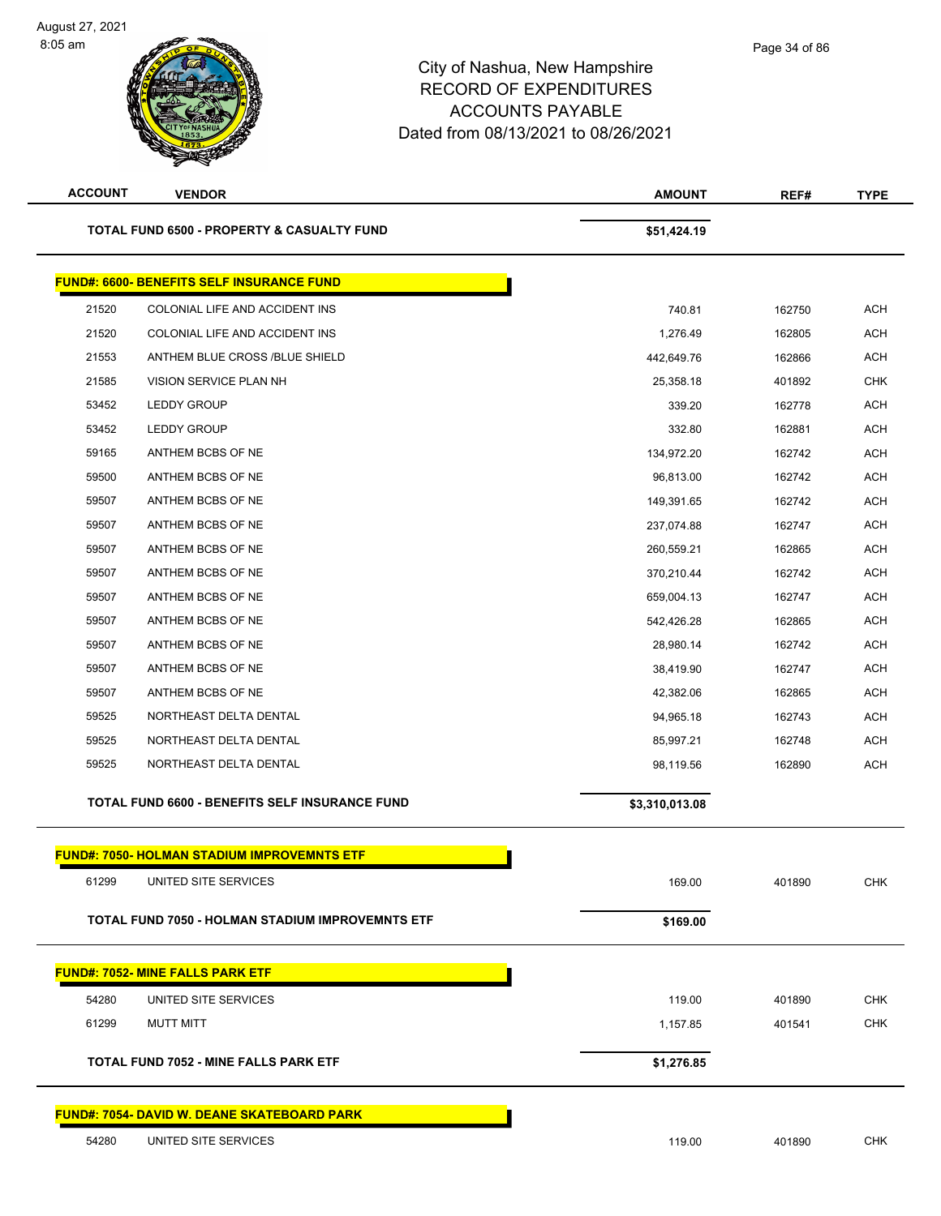# City of Nashua, New Hampshire
# RECORD OF EXPENDITURES
# ACCOUNTS PAYABLE
# Dated from 08/13/2021 to 08/26/2021

| ACCOUNT | VENDOR | AMOUNT | REF# | TYPE |
|---|---|---|---|---|
| | **TOTAL FUND 6500 - PROPERTY & CASUALTY FUND** | **$51,424.19** | | |
| | **FUND#: 6600- BENEFITS SELF INSURANCE FUND** | | | |
| 21520 | COLONIAL LIFE AND ACCIDENT INS | 740.81 | 162750 | ACH |
| 21520 | COLONIAL LIFE AND ACCIDENT INS | 1,276.49 | 162805 | ACH |
| 21553 | ANTHEM BLUE CROSS /BLUE SHIELD | 442,649.76 | 162866 | ACH |
| 21585 | VISION SERVICE PLAN NH | 25,358.18 | 401892 | CHK |
| 53452 | LEDDY GROUP | 339.20 | 162778 | ACH |
| 53452 | LEDDY GROUP | 332.80 | 162881 | ACH |
| 59165 | ANTHEM BCBS OF NE | 134,972.20 | 162742 | ACH |
| 59500 | ANTHEM BCBS OF NE | 96,813.00 | 162742 | ACH |
| 59507 | ANTHEM BCBS OF NE | 149,391.65 | 162742 | ACH |
| 59507 | ANTHEM BCBS OF NE | 237,074.88 | 162747 | ACH |
| 59507 | ANTHEM BCBS OF NE | 260,559.21 | 162865 | ACH |
| 59507 | ANTHEM BCBS OF NE | 370,210.44 | 162742 | ACH |
| 59507 | ANTHEM BCBS OF NE | 659,004.13 | 162747 | ACH |
| 59507 | ANTHEM BCBS OF NE | 542,426.28 | 162865 | ACH |
| 59507 | ANTHEM BCBS OF NE | 28,980.14 | 162742 | ACH |
| 59507 | ANTHEM BCBS OF NE | 38,419.90 | 162747 | ACH |
| 59507 | ANTHEM BCBS OF NE | 42,382.06 | 162865 | ACH |
| 59525 | NORTHEAST DELTA DENTAL | 94,965.18 | 162743 | ACH |
| 59525 | NORTHEAST DELTA DENTAL | 85,997.21 | 162748 | ACH |
| 59525 | NORTHEAST DELTA DENTAL | 98,119.56 | 162890 | ACH |
| | **TOTAL FUND 6600 - BENEFITS SELF INSURANCE FUND** | **$3,310,013.08** | | |
| | **FUND#: 7050- HOLMAN STADIUM IMPROVEMNTS ETF** | | | |
| 61299 | UNITED SITE SERVICES | 169.00 | 401890 | CHK |
| | **TOTAL FUND 7050 - HOLMAN STADIUM IMPROVEMNTS ETF** | **$169.00** | | |
| | **FUND#: 7052- MINE FALLS PARK ETF** | | | |
| 54280 | UNITED SITE SERVICES | 119.00 | 401890 | CHK |
| 61299 | MUTT MITT | 1,157.85 | 401541 | CHK |
| | **TOTAL FUND 7052 - MINE FALLS PARK ETF** | **$1,276.85** | | |
| | **FUND#: 7054- DAVID W. DEANE SKATEBOARD PARK** | | | |
| 54280 | UNITED SITE SERVICES | 119.00 | 401890 | CHK |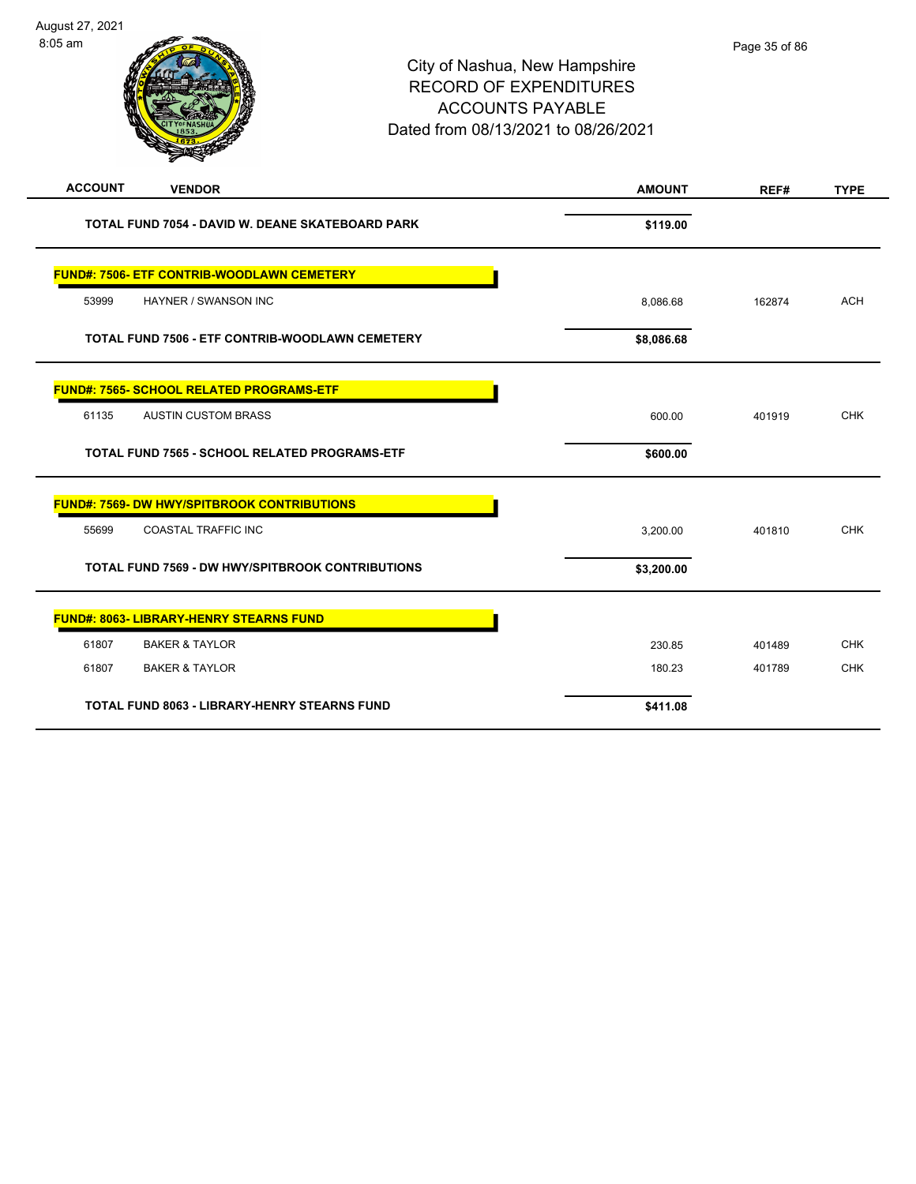City of Nashua, New Hampshire
RECORD OF EXPENDITURES
ACCOUNTS PAYABLE
Dated from 08/13/2021 to 08/26/2021

| ACCOUNT | VENDOR | AMOUNT | REF# | TYPE |
|---|---|---|---|---|
| | **TOTAL FUND 7054 - DAVID W. DEANE SKATEBOARD PARK** | **$119.00** | | |
| **FUND#: 7506- ETF CONTRIB-WOODLAWN CEMETERY** | | | | |
| 53999 | HAYNER / SWANSON INC | 8,086.68 | 162874 | ACH |
| | **TOTAL FUND 7506 - ETF CONTRIB-WOODLAWN CEMETERY** | **$8,086.68** | | |
| **FUND#: 7565- SCHOOL RELATED PROGRAMS-ETF** | | | | |
| 61135 | AUSTIN CUSTOM BRASS | 600.00 | 401919 | CHK |
| | **TOTAL FUND 7565 - SCHOOL RELATED PROGRAMS-ETF** | **$600.00** | | |
| **FUND#: 7569- DW HWY/SPITBROOK CONTRIBUTIONS** | | | | |
| 55699 | COASTAL TRAFFIC INC | 3,200.00 | 401810 | CHK |
| | **TOTAL FUND 7569 - DW HWY/SPITBROOK CONTRIBUTIONS** | **$3,200.00** | | |
| **FUND#: 8063- LIBRARY-HENRY STEARNS FUND** | | | | |
| 61807 | BAKER & TAYLOR | 230.85 | 401489 | CHK |
| 61807 | BAKER & TAYLOR | 180.23 | 401789 | CHK |
| | **TOTAL FUND 8063 - LIBRARY-HENRY STEARNS FUND** | **$411.08** | | |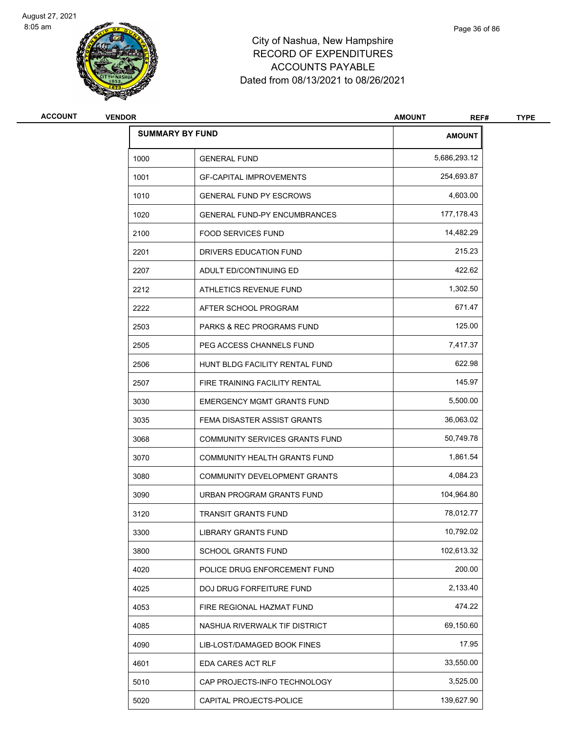# City of Nashua, New Hampshire
## RECORD OF EXPENDITURES
## ACCOUNTS PAYABLE
### Dated from 08/13/2021 to 08/26/2021

| ACCOUNT | VENDOR | AMOUNT | REF# | TYPE |
|---|---|---|---|---|

| SUMMARY BY FUND | | AMOUNT |
|---|---|---|
| 1000 | GENERAL FUND | 5,686,293.12 |
| 1001 | GF-CAPITAL IMPROVEMENTS | 254,693.87 |
| 1010 | GENERAL FUND PY ESCROWS | 4,603.00 |
| 1020 | GENERAL FUND-PY ENCUMBRANCES | 177,178.43 |
| 2100 | FOOD SERVICES FUND | 14,482.29 |
| 2201 | DRIVERS EDUCATION FUND | 215.23 |
| 2207 | ADULT ED/CONTINUING ED | 422.62 |
| 2212 | ATHLETICS REVENUE FUND | 1,302.50 |
| 2222 | AFTER SCHOOL PROGRAM | 671.47 |
| 2503 | PARKS & REC PROGRAMS FUND | 125.00 |
| 2505 | PEG ACCESS CHANNELS FUND | 7,417.37 |
| 2506 | HUNT BLDG FACILITY RENTAL FUND | 622.98 |
| 2507 | FIRE TRAINING FACILITY RENTAL | 145.97 |
| 3030 | EMERGENCY MGMT GRANTS FUND | 5,500.00 |
| 3035 | FEMA DISASTER ASSIST GRANTS | 36,063.02 |
| 3068 | COMMUNITY SERVICES GRANTS FUND | 50,749.78 |
| 3070 | COMMUNITY HEALTH GRANTS FUND | 1,861.54 |
| 3080 | COMMUNITY DEVELOPMENT GRANTS | 4,084.23 |
| 3090 | URBAN PROGRAM GRANTS FUND | 104,964.80 |
| 3120 | TRANSIT GRANTS FUND | 78,012.77 |
| 3300 | LIBRARY GRANTS FUND | 10,792.02 |
| 3800 | SCHOOL GRANTS FUND | 102,613.32 |
| 4020 | POLICE DRUG ENFORCEMENT FUND | 200.00 |
| 4025 | DOJ DRUG FORFEITURE FUND | 2,133.40 |
| 4053 | FIRE REGIONAL HAZMAT FUND | 474.22 |
| 4085 | NASHUA RIVERWALK TIF DISTRICT | 69,150.60 |
| 4090 | LIB-LOST/DAMAGED BOOK FINES | 17.95 |
| 4601 | EDA CARES ACT RLF | 33,550.00 |
| 5010 | CAP PROJECTS-INFO TECHNOLOGY | 3,525.00 |
| 5020 | CAPITAL PROJECTS-POLICE | 139,627.90 |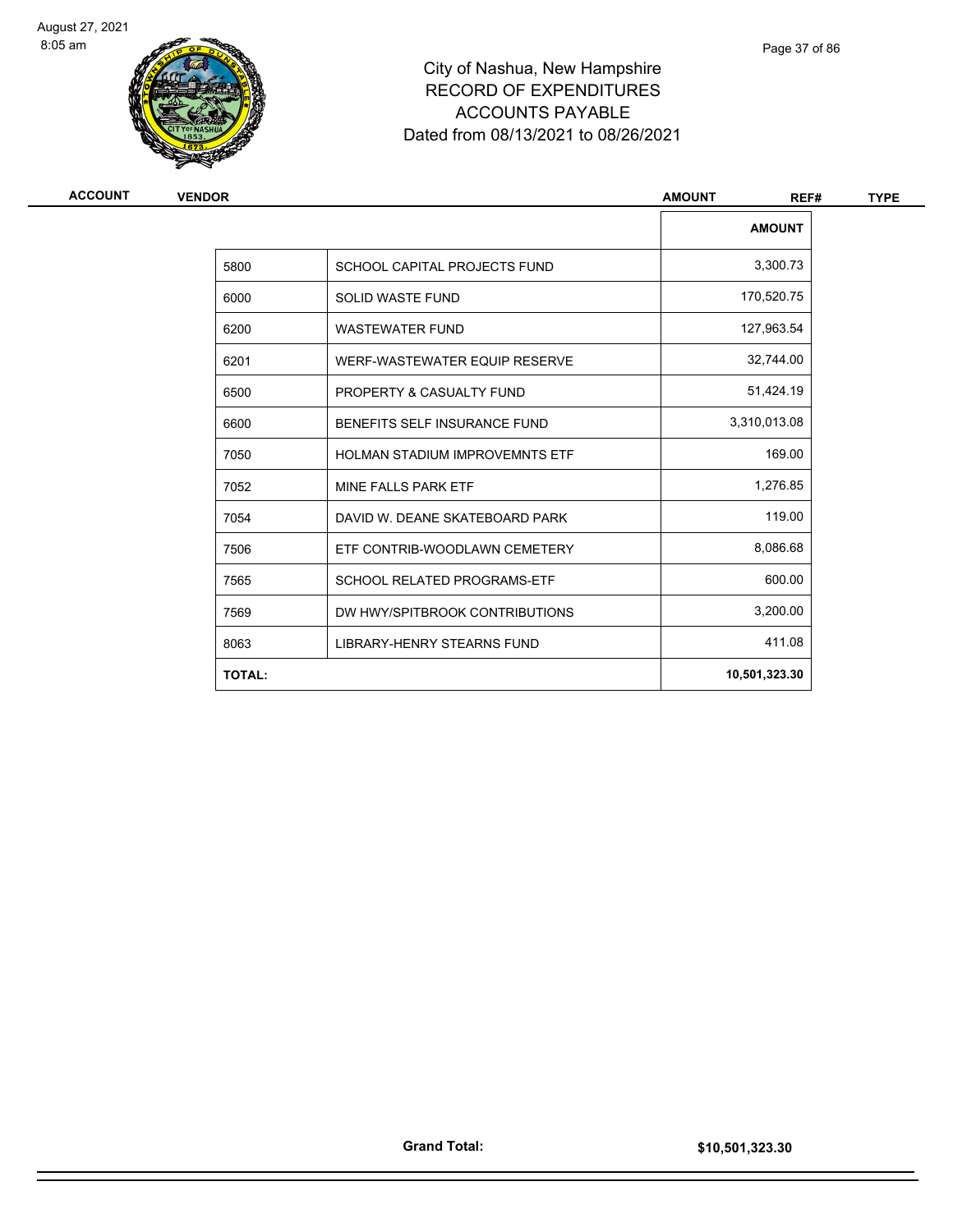# City of Nashua, New Hampshire
## RECORD OF EXPENDITURES
## ACCOUNTS PAYABLE
### Dated from 08/13/2021 to 08/26/2021

| ACCOUNT | VENDOR | AMOUNT | REF# | TYPE |
|---|---|---|---|---|

| | | AMOUNT |
|---|---|---|
| 5800 | SCHOOL CAPITAL PROJECTS FUND | 3,300.73 |
| 6000 | SOLID WASTE FUND | 170,520.75 |
| 6200 | WASTEWATER FUND | 127,963.54 |
| 6201 | WERF-WASTEWATER EQUIP RESERVE | 32,744.00 |
| 6500 | PROPERTY & CASUALTY FUND | 51,424.19 |
| 6600 | BENEFITS SELF INSURANCE FUND | 3,310,013.08 |
| 7050 | HOLMAN STADIUM IMPROVEMNTS ETF | 169.00 |
| 7052 | MINE FALLS PARK ETF | 1,276.85 |
| 7054 | DAVID W. DEANE SKATEBOARD PARK | 119.00 |
| 7506 | ETF CONTRIB-WOODLAWN CEMETERY | 8,086.68 |
| 7565 | SCHOOL RELATED PROGRAMS-ETF | 600.00 |
| 7569 | DW HWY/SPITBROOK CONTRIBUTIONS | 3,200.00 |
| 8063 | LIBRARY-HENRY STEARNS FUND | 411.08 |
| **TOTAL:** | | **10,501,323.30** |

**Grand Total:** **$10,501,323.30**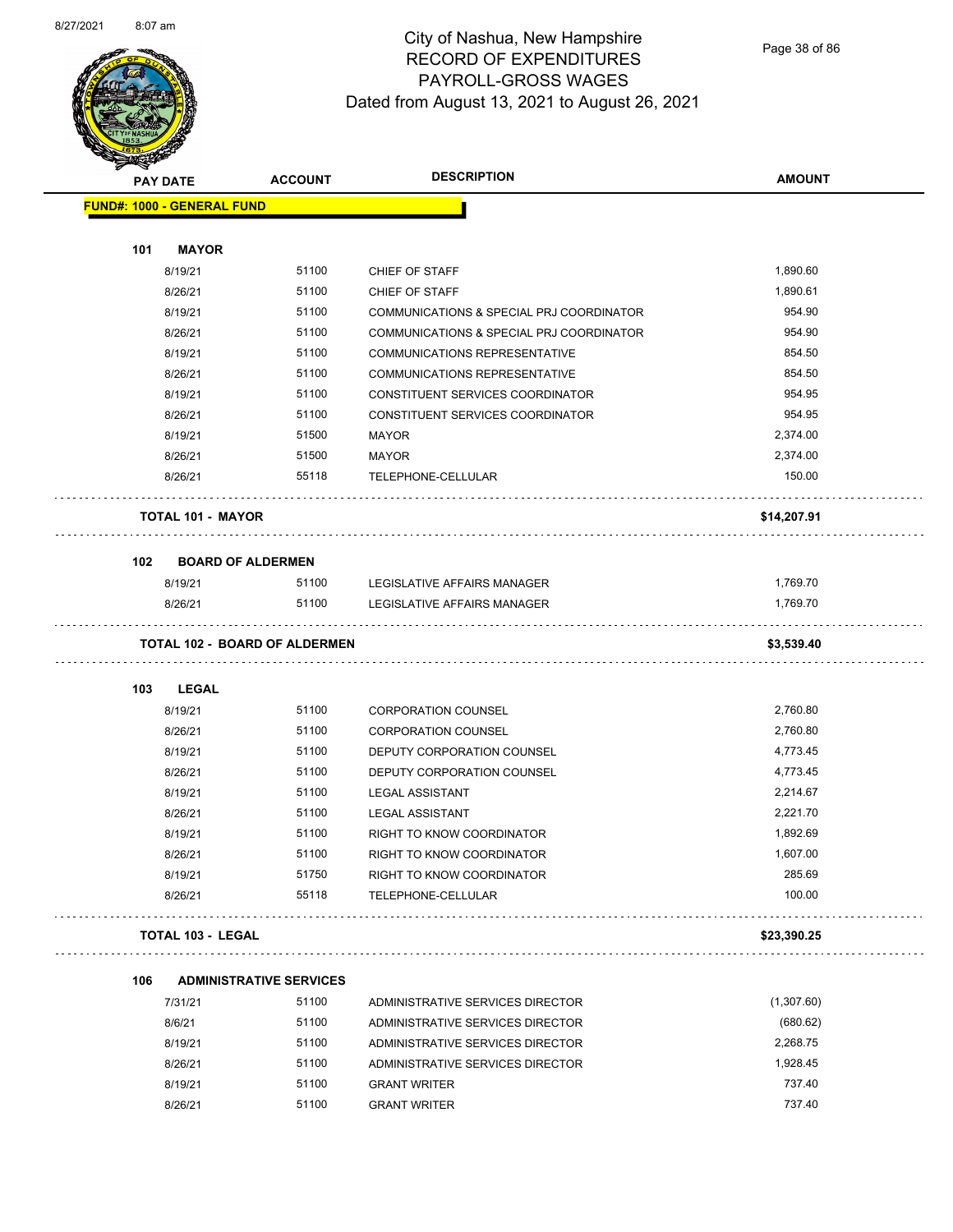# City of Nashua, New Hampshire
## RECORD OF EXPENDITURES
## PAYROLL-GROSS WAGES
## Dated from August 13, 2021 to August 26, 2021

| PAY DATE | ACCOUNT | DESCRIPTION | AMOUNT |
|---|---|---|---|
| **FUND#: 1000 - GENERAL FUND** | | | |
| **101 MAYOR** | | | |
| 8/19/21 | 51100 | CHIEF OF STAFF | 1,890.60 |
| 8/26/21 | 51100 | CHIEF OF STAFF | 1,890.61 |
| 8/19/21 | 51100 | COMMUNICATIONS & SPECIAL PRJ COORDINATOR | 954.90 |
| 8/26/21 | 51100 | COMMUNICATIONS & SPECIAL PRJ COORDINATOR | 954.90 |
| 8/19/21 | 51100 | COMMUNICATIONS REPRESENTATIVE | 854.50 |
| 8/26/21 | 51100 | COMMUNICATIONS REPRESENTATIVE | 854.50 |
| 8/19/21 | 51100 | CONSTITUENT SERVICES COORDINATOR | 954.95 |
| 8/26/21 | 51100 | CONSTITUENT SERVICES COORDINATOR | 954.95 |
| 8/19/21 | 51500 | MAYOR | 2,374.00 |
| 8/26/21 | 51500 | MAYOR | 2,374.00 |
| 8/26/21 | 55118 | TELEPHONE-CELLULAR | 150.00 |
| **TOTAL 101 - MAYOR** | | | **$14,207.91** |
| **102 BOARD OF ALDERMEN** | | | |
| 8/19/21 | 51100 | LEGISLATIVE AFFAIRS MANAGER | 1,769.70 |
| 8/26/21 | 51100 | LEGISLATIVE AFFAIRS MANAGER | 1,769.70 |
| **TOTAL 102 - BOARD OF ALDERMEN** | | | **$3,539.40** |
| **103 LEGAL** | | | |
| 8/19/21 | 51100 | CORPORATION COUNSEL | 2,760.80 |
| 8/26/21 | 51100 | CORPORATION COUNSEL | 2,760.80 |
| 8/19/21 | 51100 | DEPUTY CORPORATION COUNSEL | 4,773.45 |
| 8/26/21 | 51100 | DEPUTY CORPORATION COUNSEL | 4,773.45 |
| 8/19/21 | 51100 | LEGAL ASSISTANT | 2,214.67 |
| 8/26/21 | 51100 | LEGAL ASSISTANT | 2,221.70 |
| 8/19/21 | 51100 | RIGHT TO KNOW COORDINATOR | 1,892.69 |
| 8/26/21 | 51100 | RIGHT TO KNOW COORDINATOR | 1,607.00 |
| 8/19/21 | 51750 | RIGHT TO KNOW COORDINATOR | 285.69 |
| 8/26/21 | 55118 | TELEPHONE-CELLULAR | 100.00 |
| **TOTAL 103 - LEGAL** | | | **$23,390.25** |
| **106 ADMINISTRATIVE SERVICES** | | | |
| 7/31/21 | 51100 | ADMINISTRATIVE SERVICES DIRECTOR | (1,307.60) |
| 8/6/21 | 51100 | ADMINISTRATIVE SERVICES DIRECTOR | (680.62) |
| 8/19/21 | 51100 | ADMINISTRATIVE SERVICES DIRECTOR | 2,268.75 |
| 8/26/21 | 51100 | ADMINISTRATIVE SERVICES DIRECTOR | 1,928.45 |
| 8/19/21 | 51100 | GRANT WRITER | 737.40 |
| 8/26/21 | 51100 | GRANT WRITER | 737.40 |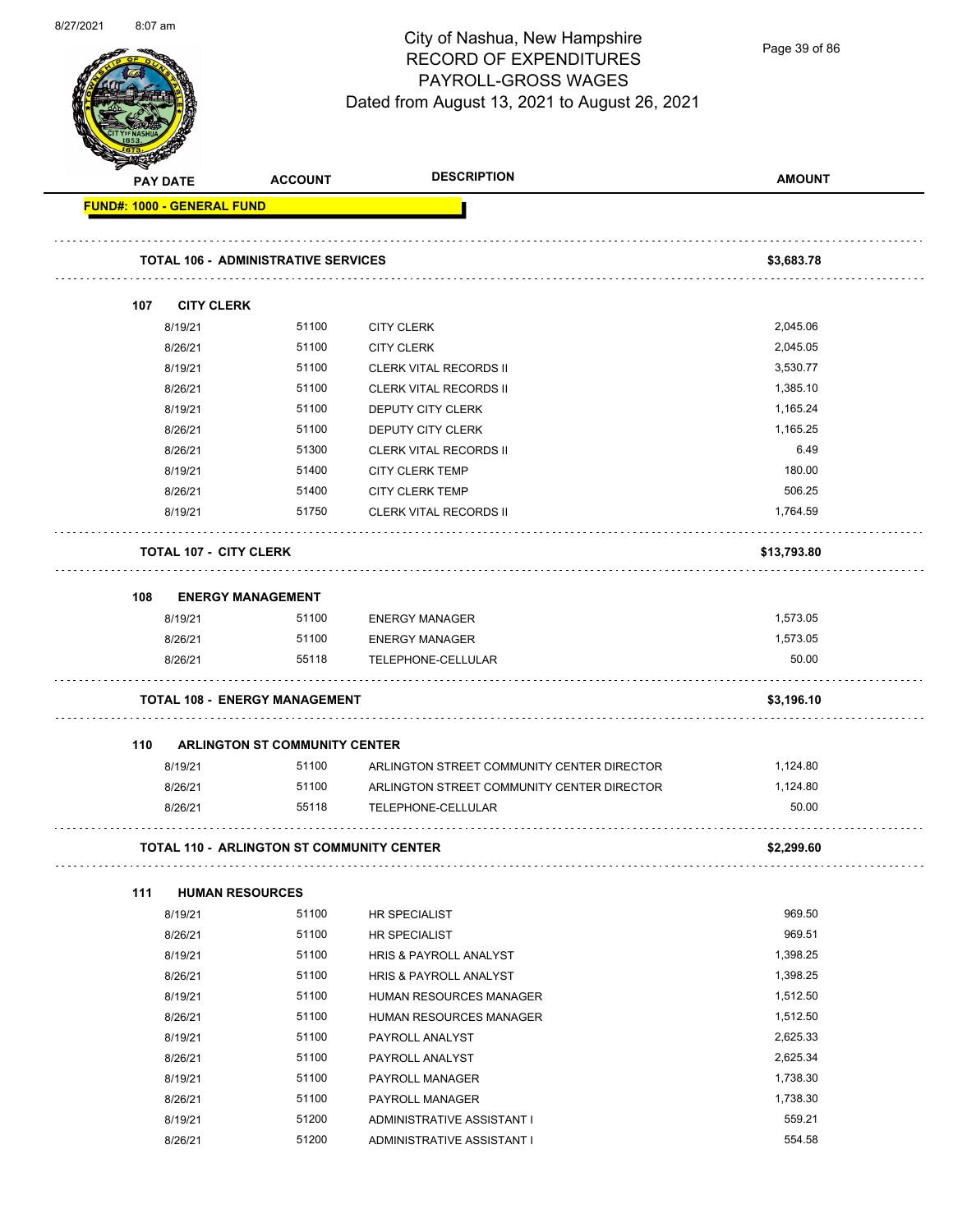# City of Nashua, New Hampshire
## RECORD OF EXPENDITURES
## PAYROLL-GROSS WAGES
### Dated from August 13, 2021 to August 26, 2021

| PAY DATE | ACCOUNT | DESCRIPTION | AMOUNT |
|---|---|---|---|
| **FUND#: 1000 - GENERAL FUND** | | | |
| **TOTAL 106 - ADMINISTRATIVE SERVICES** | | | **$3,683.78** |
| **107 CITY CLERK** | | | |
| 8/19/21 | 51100 | CITY CLERK | 2,045.06 |
| 8/26/21 | 51100 | CITY CLERK | 2,045.05 |
| 8/19/21 | 51100 | CLERK VITAL RECORDS II | 3,530.77 |
| 8/26/21 | 51100 | CLERK VITAL RECORDS II | 1,385.10 |
| 8/19/21 | 51100 | DEPUTY CITY CLERK | 1,165.24 |
| 8/26/21 | 51100 | DEPUTY CITY CLERK | 1,165.25 |
| 8/26/21 | 51300 | CLERK VITAL RECORDS II | 6.49 |
| 8/19/21 | 51400 | CITY CLERK TEMP | 180.00 |
| 8/26/21 | 51400 | CITY CLERK TEMP | 506.25 |
| 8/19/21 | 51750 | CLERK VITAL RECORDS II | 1,764.59 |
| **TOTAL 107 - CITY CLERK** | | | **$13,793.80** |
| **108 ENERGY MANAGEMENT** | | | |
| 8/19/21 | 51100 | ENERGY MANAGER | 1,573.05 |
| 8/26/21 | 51100 | ENERGY MANAGER | 1,573.05 |
| 8/26/21 | 55118 | TELEPHONE-CELLULAR | 50.00 |
| **TOTAL 108 - ENERGY MANAGEMENT** | | | **$3,196.10** |
| **110 ARLINGTON ST COMMUNITY CENTER** | | | |
| 8/19/21 | 51100 | ARLINGTON STREET COMMUNITY CENTER DIRECTOR | 1,124.80 |
| 8/26/21 | 51100 | ARLINGTON STREET COMMUNITY CENTER DIRECTOR | 1,124.80 |
| 8/26/21 | 55118 | TELEPHONE-CELLULAR | 50.00 |
| **TOTAL 110 - ARLINGTON ST COMMUNITY CENTER** | | | **$2,299.60** |
| **111 HUMAN RESOURCES** | | | |
| 8/19/21 | 51100 | HR SPECIALIST | 969.50 |
| 8/26/21 | 51100 | HR SPECIALIST | 969.51 |
| 8/19/21 | 51100 | HRIS & PAYROLL ANALYST | 1,398.25 |
| 8/26/21 | 51100 | HRIS & PAYROLL ANALYST | 1,398.25 |
| 8/19/21 | 51100 | HUMAN RESOURCES MANAGER | 1,512.50 |
| 8/26/21 | 51100 | HUMAN RESOURCES MANAGER | 1,512.50 |
| 8/19/21 | 51100 | PAYROLL ANALYST | 2,625.33 |
| 8/26/21 | 51100 | PAYROLL ANALYST | 2,625.34 |
| 8/19/21 | 51100 | PAYROLL MANAGER | 1,738.30 |
| 8/26/21 | 51100 | PAYROLL MANAGER | 1,738.30 |
| 8/19/21 | 51200 | ADMINISTRATIVE ASSISTANT I | 559.21 |
| 8/26/21 | 51200 | ADMINISTRATIVE ASSISTANT I | 554.58 |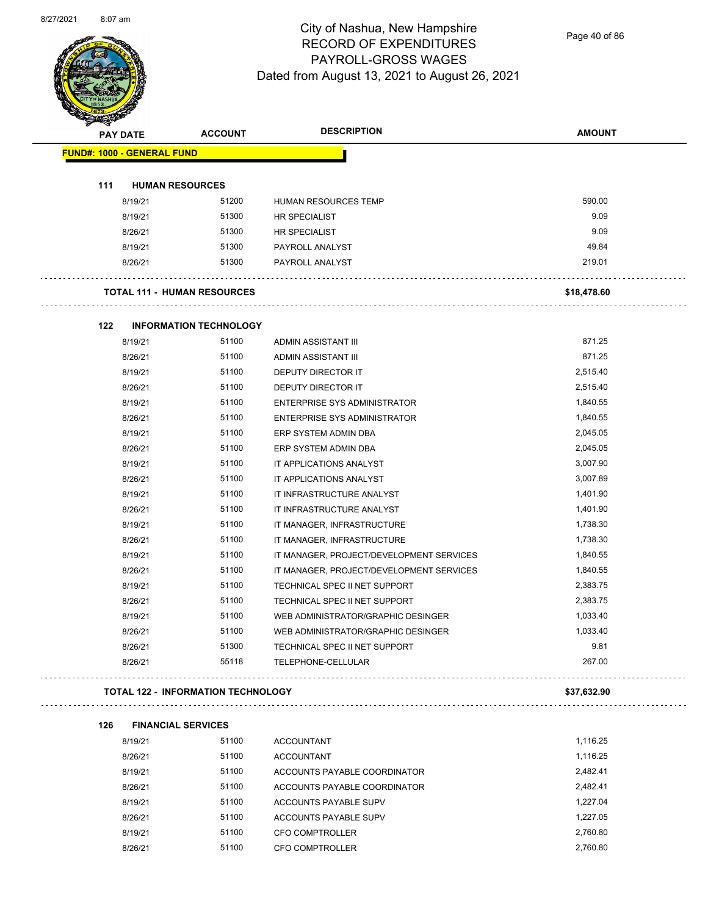# City of Nashua, New Hampshire
## RECORD OF EXPENDITURES
## PAYROLL-GROSS WAGES
### Dated from August 13, 2021 to August 26, 2021

| PAY DATE | ACCOUNT | DESCRIPTION | AMOUNT |
|---|---|---|---|
| **FUND#: 1000 - GENERAL FUND** | | | |
| **111 HUMAN RESOURCES** | | | |
| 8/19/21 | 51200 | HUMAN RESOURCES TEMP | 590.00 |
| 8/19/21 | 51300 | HR SPECIALIST | 9.09 |
| 8/26/21 | 51300 | HR SPECIALIST | 9.09 |
| 8/19/21 | 51300 | PAYROLL ANALYST | 49.84 |
| 8/26/21 | 51300 | PAYROLL ANALYST | 219.01 |
| **TOTAL 111 - HUMAN RESOURCES** | | | **$18,478.60** |
| **122 INFORMATION TECHNOLOGY** | | | |
| 8/19/21 | 51100 | ADMIN ASSISTANT III | 871.25 |
| 8/26/21 | 51100 | ADMIN ASSISTANT III | 871.25 |
| 8/19/21 | 51100 | DEPUTY DIRECTOR IT | 2,515.40 |
| 8/26/21 | 51100 | DEPUTY DIRECTOR IT | 2,515.40 |
| 8/19/21 | 51100 | ENTERPRISE SYS ADMINISTRATOR | 1,840.55 |
| 8/26/21 | 51100 | ENTERPRISE SYS ADMINISTRATOR | 1,840.55 |
| 8/19/21 | 51100 | ERP SYSTEM ADMIN DBA | 2,045.05 |
| 8/26/21 | 51100 | ERP SYSTEM ADMIN DBA | 2,045.05 |
| 8/19/21 | 51100 | IT APPLICATIONS ANALYST | 3,007.90 |
| 8/26/21 | 51100 | IT APPLICATIONS ANALYST | 3,007.89 |
| 8/19/21 | 51100 | IT INFRASTRUCTURE ANALYST | 1,401.90 |
| 8/26/21 | 51100 | IT INFRASTRUCTURE ANALYST | 1,401.90 |
| 8/19/21 | 51100 | IT MANAGER, INFRASTRUCTURE | 1,738.30 |
| 8/26/21 | 51100 | IT MANAGER, INFRASTRUCTURE | 1,738.30 |
| 8/19/21 | 51100 | IT MANAGER, PROJECT/DEVELOPMENT SERVICES | 1,840.55 |
| 8/26/21 | 51100 | IT MANAGER, PROJECT/DEVELOPMENT SERVICES | 1,840.55 |
| 8/19/21 | 51100 | TECHNICAL SPEC II NET SUPPORT | 2,383.75 |
| 8/26/21 | 51100 | TECHNICAL SPEC II NET SUPPORT | 2,383.75 |
| 8/19/21 | 51100 | WEB ADMINISTRATOR/GRAPHIC DESINGER | 1,033.40 |
| 8/26/21 | 51100 | WEB ADMINISTRATOR/GRAPHIC DESINGER | 1,033.40 |
| 8/26/21 | 51300 | TECHNICAL SPEC II NET SUPPORT | 9.81 |
| 8/26/21 | 55118 | TELEPHONE-CELLULAR | 267.00 |
| **TOTAL 122 - INFORMATION TECHNOLOGY** | | | **$37,632.90** |
| **126 FINANCIAL SERVICES** | | | |
| 8/19/21 | 51100 | ACCOUNTANT | 1,116.25 |
| 8/26/21 | 51100 | ACCOUNTANT | 1,116.25 |
| 8/19/21 | 51100 | ACCOUNTS PAYABLE COORDINATOR | 2,482.41 |
| 8/26/21 | 51100 | ACCOUNTS PAYABLE COORDINATOR | 2,482.41 |
| 8/19/21 | 51100 | ACCOUNTS PAYABLE SUPV | 1,227.04 |
| 8/26/21 | 51100 | ACCOUNTS PAYABLE SUPV | 1,227.05 |
| 8/19/21 | 51100 | CFO COMPTROLLER | 2,760.80 |
| 8/26/21 | 51100 | CFO COMPTROLLER | 2,760.80 |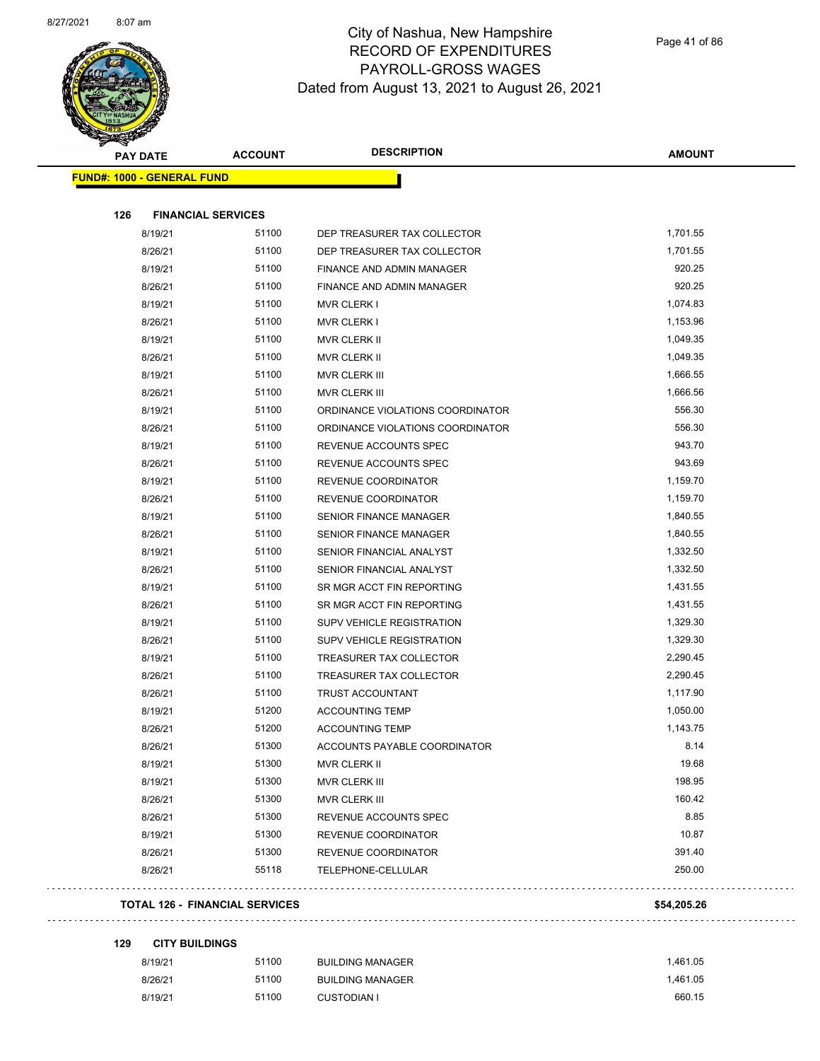# City of Nashua, New Hampshire
## RECORD OF EXPENDITURES
## PAYROLL-GROSS WAGES
## Dated from August 13, 2021 to August 26, 2021

| PAY DATE | ACCOUNT | DESCRIPTION | AMOUNT |
|---|---|---|---|
| **FUND#: 1000 - GENERAL FUND** | | | |
| **126 FINANCIAL SERVICES** | | | |
| 8/19/21 | 51100 | DEP TREASURER TAX COLLECTOR | 1,701.55 |
| 8/26/21 | 51100 | DEP TREASURER TAX COLLECTOR | 1,701.55 |
| 8/19/21 | 51100 | FINANCE AND ADMIN MANAGER | 920.25 |
| 8/26/21 | 51100 | FINANCE AND ADMIN MANAGER | 920.25 |
| 8/19/21 | 51100 | MVR CLERK I | 1,074.83 |
| 8/26/21 | 51100 | MVR CLERK I | 1,153.96 |
| 8/19/21 | 51100 | MVR CLERK II | 1,049.35 |
| 8/26/21 | 51100 | MVR CLERK II | 1,049.35 |
| 8/19/21 | 51100 | MVR CLERK III | 1,666.55 |
| 8/26/21 | 51100 | MVR CLERK III | 1,666.56 |
| 8/19/21 | 51100 | ORDINANCE VIOLATIONS COORDINATOR | 556.30 |
| 8/26/21 | 51100 | ORDINANCE VIOLATIONS COORDINATOR | 556.30 |
| 8/19/21 | 51100 | REVENUE ACCOUNTS SPEC | 943.70 |
| 8/26/21 | 51100 | REVENUE ACCOUNTS SPEC | 943.69 |
| 8/19/21 | 51100 | REVENUE COORDINATOR | 1,159.70 |
| 8/26/21 | 51100 | REVENUE COORDINATOR | 1,159.70 |
| 8/19/21 | 51100 | SENIOR FINANCE MANAGER | 1,840.55 |
| 8/26/21 | 51100 | SENIOR FINANCE MANAGER | 1,840.55 |
| 8/19/21 | 51100 | SENIOR FINANCIAL ANALYST | 1,332.50 |
| 8/26/21 | 51100 | SENIOR FINANCIAL ANALYST | 1,332.50 |
| 8/19/21 | 51100 | SR MGR ACCT FIN REPORTING | 1,431.55 |
| 8/26/21 | 51100 | SR MGR ACCT FIN REPORTING | 1,431.55 |
| 8/19/21 | 51100 | SUPV VEHICLE REGISTRATION | 1,329.30 |
| 8/26/21 | 51100 | SUPV VEHICLE REGISTRATION | 1,329.30 |
| 8/19/21 | 51100 | TREASURER TAX COLLECTOR | 2,290.45 |
| 8/26/21 | 51100 | TREASURER TAX COLLECTOR | 2,290.45 |
| 8/26/21 | 51100 | TRUST ACCOUNTANT | 1,117.90 |
| 8/19/21 | 51200 | ACCOUNTING TEMP | 1,050.00 |
| 8/26/21 | 51200 | ACCOUNTING TEMP | 1,143.75 |
| 8/26/21 | 51300 | ACCOUNTS PAYABLE COORDINATOR | 8.14 |
| 8/19/21 | 51300 | MVR CLERK II | 19.68 |
| 8/19/21 | 51300 | MVR CLERK III | 198.95 |
| 8/26/21 | 51300 | MVR CLERK III | 160.42 |
| 8/26/21 | 51300 | REVENUE ACCOUNTS SPEC | 8.85 |
| 8/19/21 | 51300 | REVENUE COORDINATOR | 10.87 |
| 8/26/21 | 51300 | REVENUE COORDINATOR | 391.40 |
| 8/26/21 | 55118 | TELEPHONE-CELLULAR | 250.00 |
| **TOTAL 126 - FINANCIAL SERVICES** | | | **$54,205.26** |
| **129 CITY BUILDINGS** | | | |
| 8/19/21 | 51100 | BUILDING MANAGER | 1,461.05 |
| 8/26/21 | 51100 | BUILDING MANAGER | 1,461.05 |
| 8/19/21 | 51100 | CUSTODIAN I | 660.15 |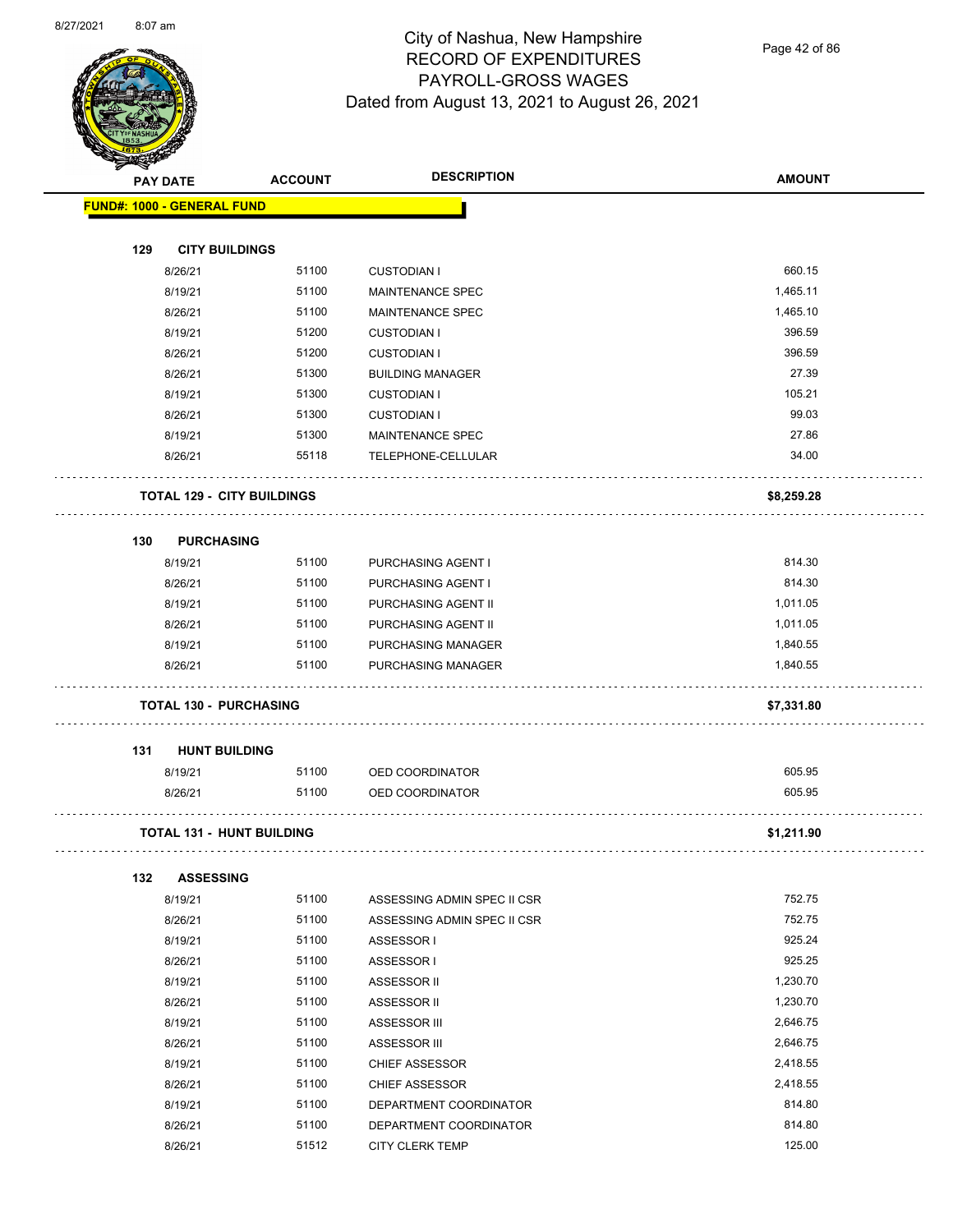# City of Nashua, New Hampshire
## RECORD OF EXPENDITURES
## PAYROLL-GROSS WAGES
### Dated from August 13, 2021 to August 26, 2021

| PAY DATE | ACCOUNT | DESCRIPTION | AMOUNT |
|---|---|---|---|
| **FUND#: 1000 - GENERAL FUND** | | | |
| **129 CITY BUILDINGS** | | | |
| 8/26/21 | 51100 | CUSTODIAN I | 660.15 |
| 8/19/21 | 51100 | MAINTENANCE SPEC | 1,465.11 |
| 8/26/21 | 51100 | MAINTENANCE SPEC | 1,465.10 |
| 8/19/21 | 51200 | CUSTODIAN I | 396.59 |
| 8/26/21 | 51200 | CUSTODIAN I | 396.59 |
| 8/26/21 | 51300 | BUILDING MANAGER | 27.39 |
| 8/19/21 | 51300 | CUSTODIAN I | 105.21 |
| 8/26/21 | 51300 | CUSTODIAN I | 99.03 |
| 8/19/21 | 51300 | MAINTENANCE SPEC | 27.86 |
| 8/26/21 | 55118 | TELEPHONE-CELLULAR | 34.00 |
| **TOTAL 129 - CITY BUILDINGS** | | | **$8,259.28** |
| **130 PURCHASING** | | | |
| 8/19/21 | 51100 | PURCHASING AGENT I | 814.30 |
| 8/26/21 | 51100 | PURCHASING AGENT I | 814.30 |
| 8/19/21 | 51100 | PURCHASING AGENT II | 1,011.05 |
| 8/26/21 | 51100 | PURCHASING AGENT II | 1,011.05 |
| 8/19/21 | 51100 | PURCHASING MANAGER | 1,840.55 |
| 8/26/21 | 51100 | PURCHASING MANAGER | 1,840.55 |
| **TOTAL 130 - PURCHASING** | | | **$7,331.80** |
| **131 HUNT BUILDING** | | | |
| 8/19/21 | 51100 | OED COORDINATOR | 605.95 |
| 8/26/21 | 51100 | OED COORDINATOR | 605.95 |
| **TOTAL 131 - HUNT BUILDING** | | | **$1,211.90** |
| **132 ASSESSING** | | | |
| 8/19/21 | 51100 | ASSESSING ADMIN SPEC II CSR | 752.75 |
| 8/26/21 | 51100 | ASSESSING ADMIN SPEC II CSR | 752.75 |
| 8/19/21 | 51100 | ASSESSOR I | 925.24 |
| 8/26/21 | 51100 | ASSESSOR I | 925.25 |
| 8/19/21 | 51100 | ASSESSOR II | 1,230.70 |
| 8/26/21 | 51100 | ASSESSOR II | 1,230.70 |
| 8/19/21 | 51100 | ASSESSOR III | 2,646.75 |
| 8/26/21 | 51100 | ASSESSOR III | 2,646.75 |
| 8/19/21 | 51100 | CHIEF ASSESSOR | 2,418.55 |
| 8/26/21 | 51100 | CHIEF ASSESSOR | 2,418.55 |
| 8/19/21 | 51100 | DEPARTMENT COORDINATOR | 814.80 |
| 8/26/21 | 51100 | DEPARTMENT COORDINATOR | 814.80 |
| 8/26/21 | 51512 | CITY CLERK TEMP | 125.00 |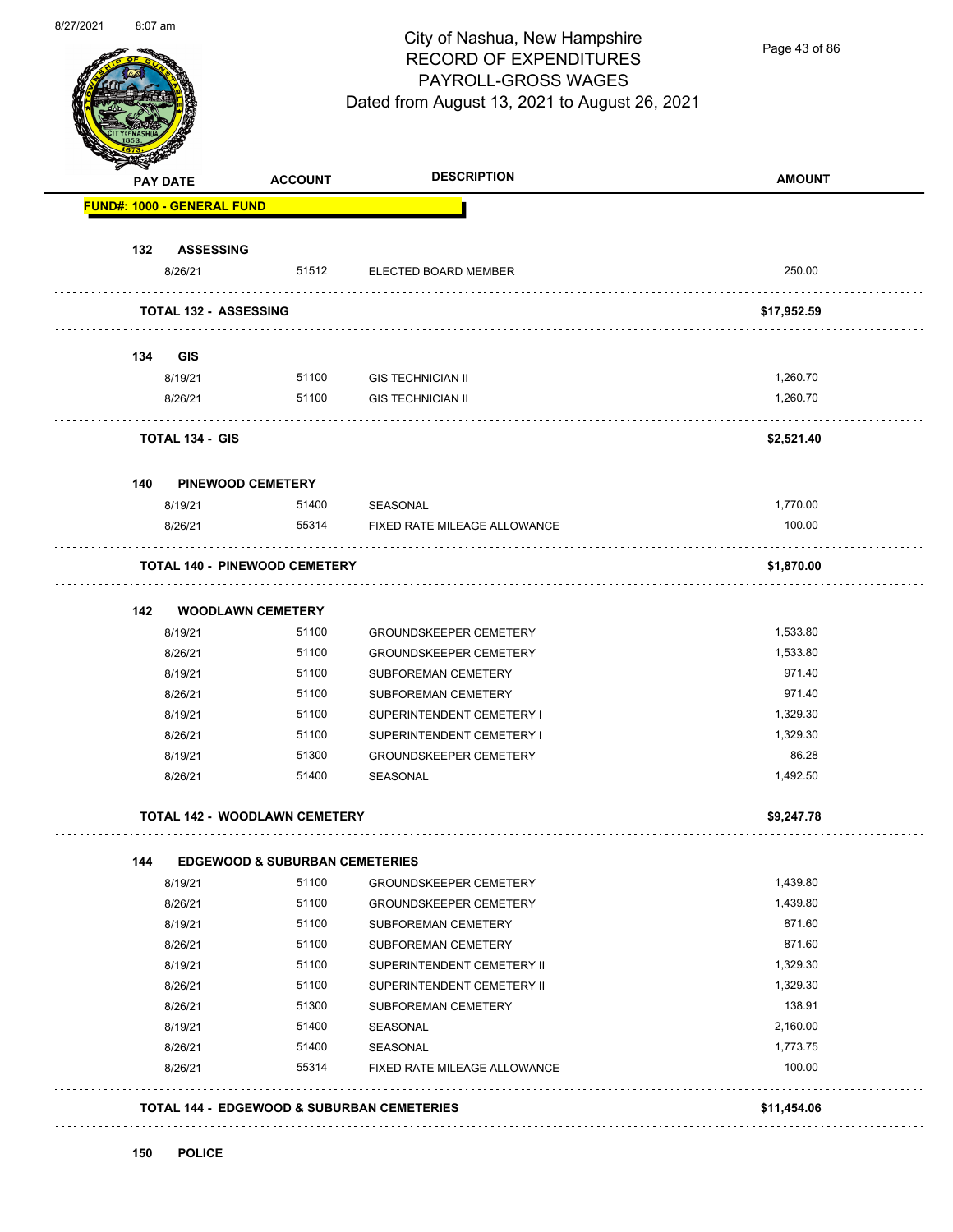# City of Nashua, New Hampshire
## RECORD OF EXPENDITURES
## PAYROLL-GROSS WAGES
### Dated from August 13, 2021 to August 26, 2021

| PAY DATE | ACCOUNT | DESCRIPTION | AMOUNT |
|---|---|---|---|
| **FUND#: 1000 - GENERAL FUND** | | | |
| **132 ASSESSING** | | | |
| 8/26/21 | 51512 | ELECTED BOARD MEMBER | 250.00 |
| **TOTAL 132 - ASSESSING** | | | **$17,952.59** |
| **134 GIS** | | | |
| 8/19/21 | 51100 | GIS TECHNICIAN II | 1,260.70 |
| 8/26/21 | 51100 | GIS TECHNICIAN II | 1,260.70 |
| **TOTAL 134 - GIS** | | | **$2,521.40** |
| **140 PINEWOOD CEMETERY** | | | |
| 8/19/21 | 51400 | SEASONAL | 1,770.00 |
| 8/26/21 | 55314 | FIXED RATE MILEAGE ALLOWANCE | 100.00 |
| **TOTAL 140 - PINEWOOD CEMETERY** | | | **$1,870.00** |
| **142 WOODLAWN CEMETERY** | | | |
| 8/19/21 | 51100 | GROUNDSKEEPER CEMETERY | 1,533.80 |
| 8/26/21 | 51100 | GROUNDSKEEPER CEMETERY | 1,533.80 |
| 8/19/21 | 51100 | SUBFOREMAN CEMETERY | 971.40 |
| 8/26/21 | 51100 | SUBFOREMAN CEMETERY | 971.40 |
| 8/19/21 | 51100 | SUPERINTENDENT CEMETERY I | 1,329.30 |
| 8/26/21 | 51100 | SUPERINTENDENT CEMETERY I | 1,329.30 |
| 8/19/21 | 51300 | GROUNDSKEEPER CEMETERY | 86.28 |
| 8/26/21 | 51400 | SEASONAL | 1,492.50 |
| **TOTAL 142 - WOODLAWN CEMETERY** | | | **$9,247.78** |
| **144 EDGEWOOD & SUBURBAN CEMETERIES** | | | |
| 8/19/21 | 51100 | GROUNDSKEEPER CEMETERY | 1,439.80 |
| 8/26/21 | 51100 | GROUNDSKEEPER CEMETERY | 1,439.80 |
| 8/19/21 | 51100 | SUBFOREMAN CEMETERY | 871.60 |
| 8/26/21 | 51100 | SUBFOREMAN CEMETERY | 871.60 |
| 8/19/21 | 51100 | SUPERINTENDENT CEMETERY II | 1,329.30 |
| 8/26/21 | 51100 | SUPERINTENDENT CEMETERY II | 1,329.30 |
| 8/26/21 | 51300 | SUBFOREMAN CEMETERY | 138.91 |
| 8/19/21 | 51400 | SEASONAL | 2,160.00 |
| 8/26/21 | 51400 | SEASONAL | 1,773.75 |
| 8/26/21 | 55314 | FIXED RATE MILEAGE ALLOWANCE | 100.00 |
| **TOTAL 144 - EDGEWOOD & SUBURBAN CEMETERIES** | | | **$11,454.06** |
| **150 POLICE** | | | |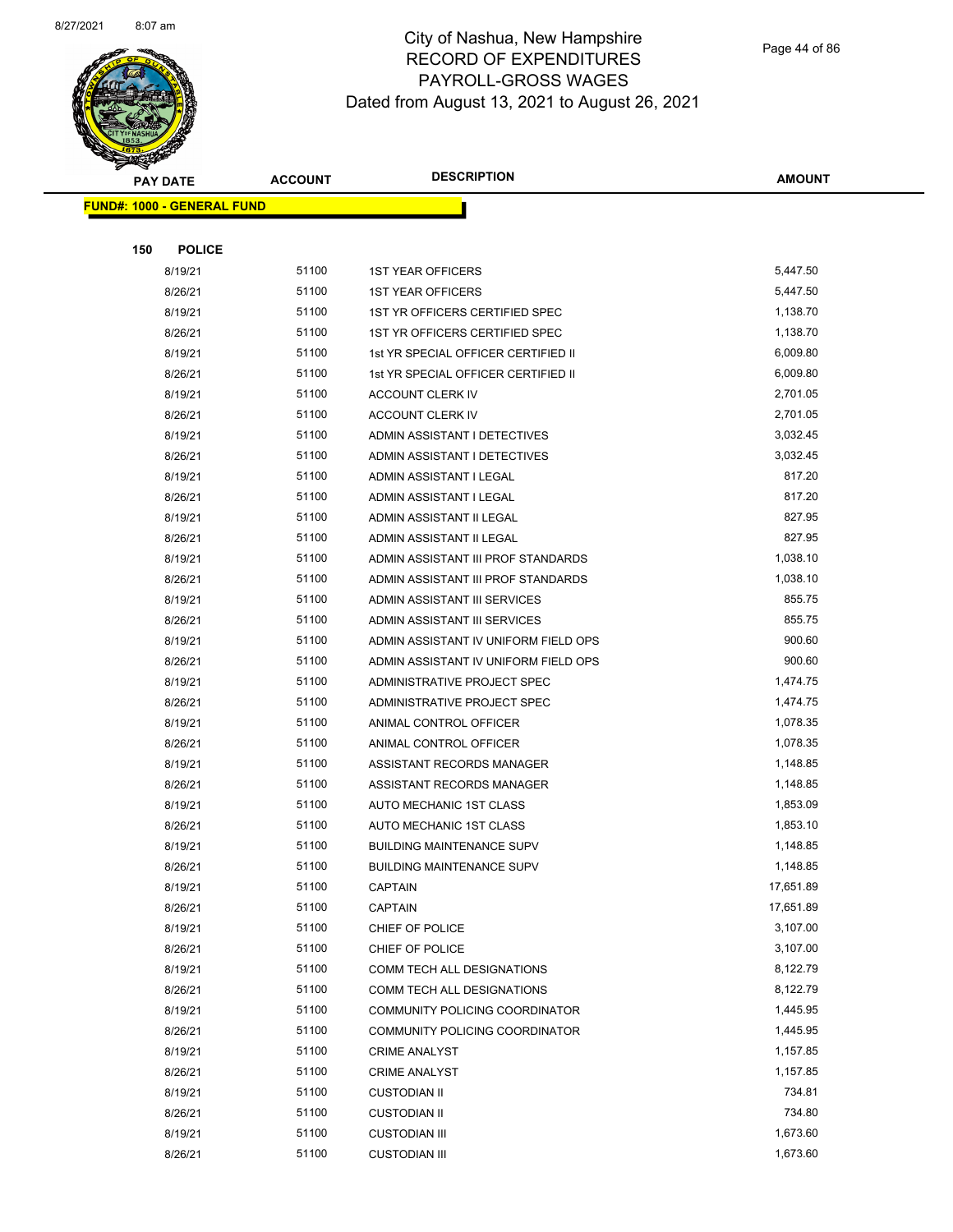# City of Nashua, New Hampshire
## RECORD OF EXPENDITURES
## PAYROLL-GROSS WAGES
## Dated from August 13, 2021 to August 26, 2021

**FUND#: 1000 - GENERAL FUND**

**150 POLICE**

| PAY DATE | ACCOUNT | DESCRIPTION | AMOUNT |
|---|---|---|---|
| 8/19/21 | 51100 | 1ST YEAR OFFICERS | 5,447.50 |
| 8/26/21 | 51100 | 1ST YEAR OFFICERS | 5,447.50 |
| 8/19/21 | 51100 | 1ST YR OFFICERS CERTIFIED SPEC | 1,138.70 |
| 8/26/21 | 51100 | 1ST YR OFFICERS CERTIFIED SPEC | 1,138.70 |
| 8/19/21 | 51100 | 1st YR SPECIAL OFFICER CERTIFIED II | 6,009.80 |
| 8/26/21 | 51100 | 1st YR SPECIAL OFFICER CERTIFIED II | 6,009.80 |
| 8/19/21 | 51100 | ACCOUNT CLERK IV | 2,701.05 |
| 8/26/21 | 51100 | ACCOUNT CLERK IV | 2,701.05 |
| 8/19/21 | 51100 | ADMIN ASSISTANT I DETECTIVES | 3,032.45 |
| 8/26/21 | 51100 | ADMIN ASSISTANT I DETECTIVES | 3,032.45 |
| 8/19/21 | 51100 | ADMIN ASSISTANT I LEGAL | 817.20 |
| 8/26/21 | 51100 | ADMIN ASSISTANT I LEGAL | 817.20 |
| 8/19/21 | 51100 | ADMIN ASSISTANT II LEGAL | 827.95 |
| 8/26/21 | 51100 | ADMIN ASSISTANT II LEGAL | 827.95 |
| 8/19/21 | 51100 | ADMIN ASSISTANT III PROF STANDARDS | 1,038.10 |
| 8/26/21 | 51100 | ADMIN ASSISTANT III PROF STANDARDS | 1,038.10 |
| 8/19/21 | 51100 | ADMIN ASSISTANT III SERVICES | 855.75 |
| 8/26/21 | 51100 | ADMIN ASSISTANT III SERVICES | 855.75 |
| 8/19/21 | 51100 | ADMIN ASSISTANT IV UNIFORM FIELD OPS | 900.60 |
| 8/26/21 | 51100 | ADMIN ASSISTANT IV UNIFORM FIELD OPS | 900.60 |
| 8/19/21 | 51100 | ADMINISTRATIVE PROJECT SPEC | 1,474.75 |
| 8/26/21 | 51100 | ADMINISTRATIVE PROJECT SPEC | 1,474.75 |
| 8/19/21 | 51100 | ANIMAL CONTROL OFFICER | 1,078.35 |
| 8/26/21 | 51100 | ANIMAL CONTROL OFFICER | 1,078.35 |
| 8/19/21 | 51100 | ASSISTANT RECORDS MANAGER | 1,148.85 |
| 8/26/21 | 51100 | ASSISTANT RECORDS MANAGER | 1,148.85 |
| 8/19/21 | 51100 | AUTO MECHANIC 1ST CLASS | 1,853.09 |
| 8/26/21 | 51100 | AUTO MECHANIC 1ST CLASS | 1,853.10 |
| 8/19/21 | 51100 | BUILDING MAINTENANCE SUPV | 1,148.85 |
| 8/26/21 | 51100 | BUILDING MAINTENANCE SUPV | 1,148.85 |
| 8/19/21 | 51100 | CAPTAIN | 17,651.89 |
| 8/26/21 | 51100 | CAPTAIN | 17,651.89 |
| 8/19/21 | 51100 | CHIEF OF POLICE | 3,107.00 |
| 8/26/21 | 51100 | CHIEF OF POLICE | 3,107.00 |
| 8/19/21 | 51100 | COMM TECH ALL DESIGNATIONS | 8,122.79 |
| 8/26/21 | 51100 | COMM TECH ALL DESIGNATIONS | 8,122.79 |
| 8/19/21 | 51100 | COMMUNITY POLICING COORDINATOR | 1,445.95 |
| 8/26/21 | 51100 | COMMUNITY POLICING COORDINATOR | 1,445.95 |
| 8/19/21 | 51100 | CRIME ANALYST | 1,157.85 |
| 8/26/21 | 51100 | CRIME ANALYST | 1,157.85 |
| 8/19/21 | 51100 | CUSTODIAN II | 734.81 |
| 8/26/21 | 51100 | CUSTODIAN II | 734.80 |
| 8/19/21 | 51100 | CUSTODIAN III | 1,673.60 |
| 8/26/21 | 51100 | CUSTODIAN III | 1,673.60 |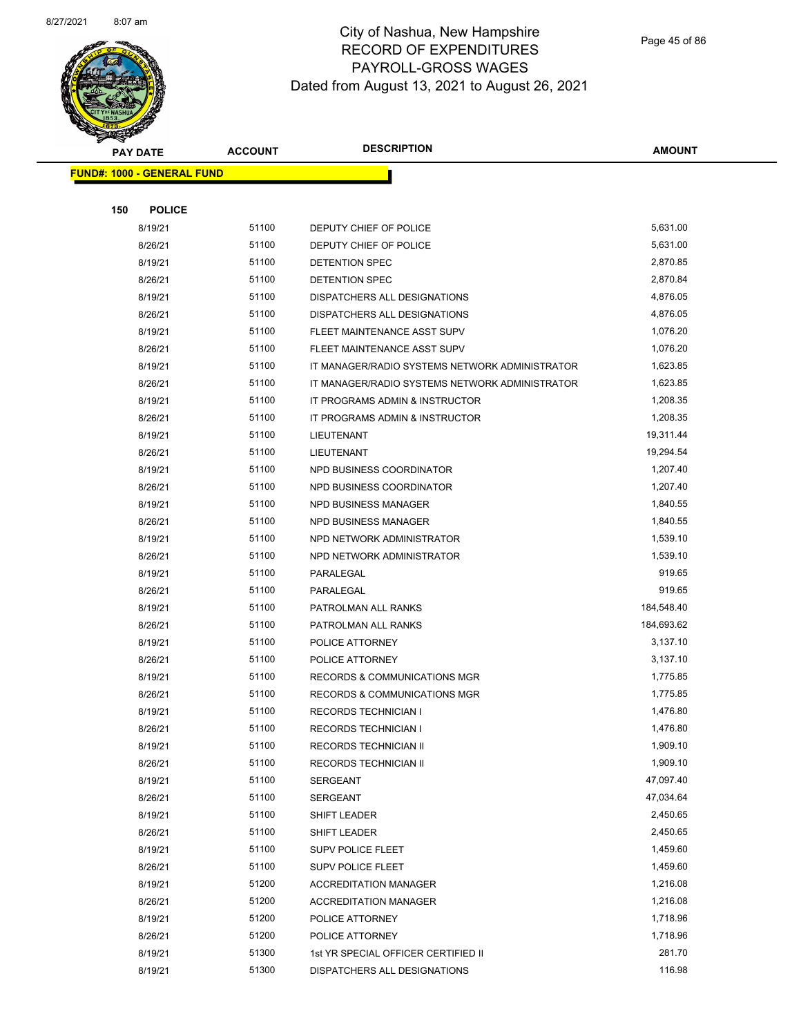# City of Nashua, New Hampshire
## RECORD OF EXPENDITURES
## PAYROLL-GROSS WAGES
## Dated from August 13, 2021 to August 26, 2021

**FUND#: 1000 - GENERAL FUND**

**150 POLICE**

| PAY DATE | ACCOUNT | DESCRIPTION | AMOUNT |
|---|---|---|---|
| 8/19/21 | 51100 | DEPUTY CHIEF OF POLICE | 5,631.00 |
| 8/26/21 | 51100 | DEPUTY CHIEF OF POLICE | 5,631.00 |
| 8/19/21 | 51100 | DETENTION SPEC | 2,870.85 |
| 8/26/21 | 51100 | DETENTION SPEC | 2,870.84 |
| 8/19/21 | 51100 | DISPATCHERS ALL DESIGNATIONS | 4,876.05 |
| 8/26/21 | 51100 | DISPATCHERS ALL DESIGNATIONS | 4,876.05 |
| 8/19/21 | 51100 | FLEET MAINTENANCE ASST SUPV | 1,076.20 |
| 8/26/21 | 51100 | FLEET MAINTENANCE ASST SUPV | 1,076.20 |
| 8/19/21 | 51100 | IT MANAGER/RADIO SYSTEMS NETWORK ADMINISTRATOR | 1,623.85 |
| 8/26/21 | 51100 | IT MANAGER/RADIO SYSTEMS NETWORK ADMINISTRATOR | 1,623.85 |
| 8/19/21 | 51100 | IT PROGRAMS ADMIN & INSTRUCTOR | 1,208.35 |
| 8/26/21 | 51100 | IT PROGRAMS ADMIN & INSTRUCTOR | 1,208.35 |
| 8/19/21 | 51100 | LIEUTENANT | 19,311.44 |
| 8/26/21 | 51100 | LIEUTENANT | 19,294.54 |
| 8/19/21 | 51100 | NPD BUSINESS COORDINATOR | 1,207.40 |
| 8/26/21 | 51100 | NPD BUSINESS COORDINATOR | 1,207.40 |
| 8/19/21 | 51100 | NPD BUSINESS MANAGER | 1,840.55 |
| 8/26/21 | 51100 | NPD BUSINESS MANAGER | 1,840.55 |
| 8/19/21 | 51100 | NPD NETWORK ADMINISTRATOR | 1,539.10 |
| 8/26/21 | 51100 | NPD NETWORK ADMINISTRATOR | 1,539.10 |
| 8/19/21 | 51100 | PARALEGAL | 919.65 |
| 8/26/21 | 51100 | PARALEGAL | 919.65 |
| 8/19/21 | 51100 | PATROLMAN ALL RANKS | 184,548.40 |
| 8/26/21 | 51100 | PATROLMAN ALL RANKS | 184,693.62 |
| 8/19/21 | 51100 | POLICE ATTORNEY | 3,137.10 |
| 8/26/21 | 51100 | POLICE ATTORNEY | 3,137.10 |
| 8/19/21 | 51100 | RECORDS & COMMUNICATIONS MGR | 1,775.85 |
| 8/26/21 | 51100 | RECORDS & COMMUNICATIONS MGR | 1,775.85 |
| 8/19/21 | 51100 | RECORDS TECHNICIAN I | 1,476.80 |
| 8/26/21 | 51100 | RECORDS TECHNICIAN I | 1,476.80 |
| 8/19/21 | 51100 | RECORDS TECHNICIAN II | 1,909.10 |
| 8/26/21 | 51100 | RECORDS TECHNICIAN II | 1,909.10 |
| 8/19/21 | 51100 | SERGEANT | 47,097.40 |
| 8/26/21 | 51100 | SERGEANT | 47,034.64 |
| 8/19/21 | 51100 | SHIFT LEADER | 2,450.65 |
| 8/26/21 | 51100 | SHIFT LEADER | 2,450.65 |
| 8/19/21 | 51100 | SUPV POLICE FLEET | 1,459.60 |
| 8/26/21 | 51100 | SUPV POLICE FLEET | 1,459.60 |
| 8/19/21 | 51200 | ACCREDITATION MANAGER | 1,216.08 |
| 8/26/21 | 51200 | ACCREDITATION MANAGER | 1,216.08 |
| 8/19/21 | 51200 | POLICE ATTORNEY | 1,718.96 |
| 8/26/21 | 51200 | POLICE ATTORNEY | 1,718.96 |
| 8/19/21 | 51300 | 1st YR SPECIAL OFFICER CERTIFIED II | 281.70 |
| 8/19/21 | 51300 | DISPATCHERS ALL DESIGNATIONS | 116.98 |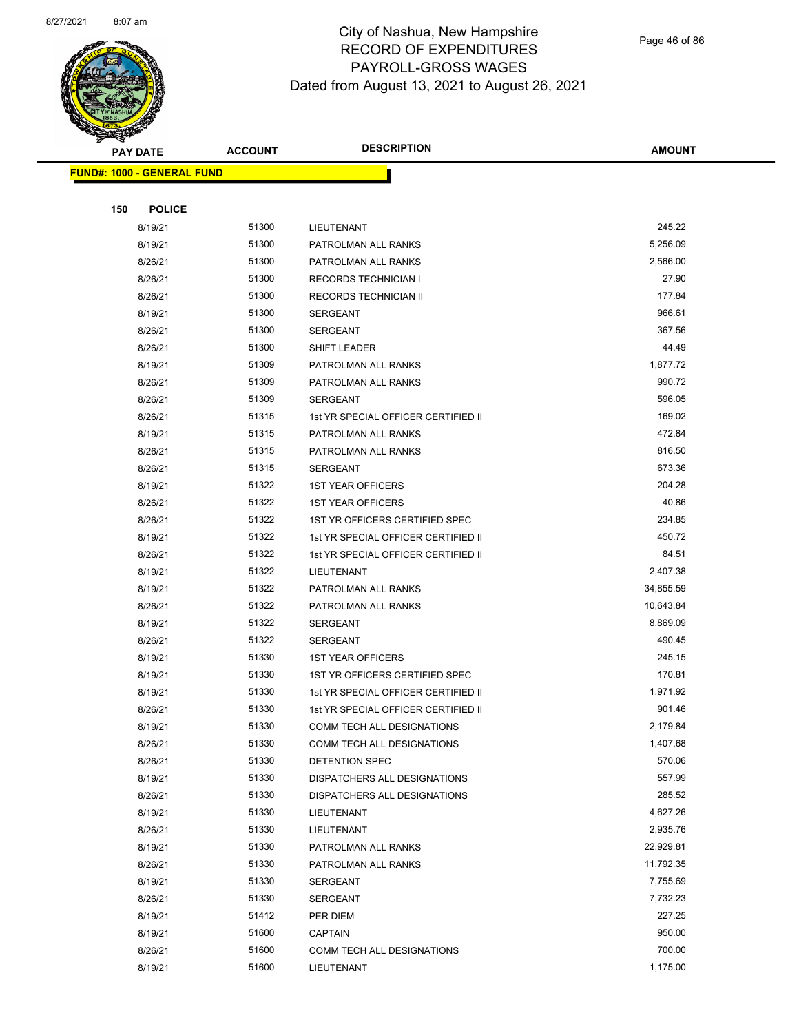# City of Nashua, New Hampshire
## RECORD OF EXPENDITURES
## PAYROLL-GROSS WAGES
## Dated from August 13, 2021 to August 26, 2021

**FUND#: 1000 - GENERAL FUND**

**150 POLICE**

| PAY DATE | ACCOUNT | DESCRIPTION | AMOUNT |
|---|---|---|---|
| 8/19/21 | 51300 | LIEUTENANT | 245.22 |
| 8/19/21 | 51300 | PATROLMAN ALL RANKS | 5,256.09 |
| 8/26/21 | 51300 | PATROLMAN ALL RANKS | 2,566.00 |
| 8/26/21 | 51300 | RECORDS TECHNICIAN I | 27.90 |
| 8/26/21 | 51300 | RECORDS TECHNICIAN II | 177.84 |
| 8/19/21 | 51300 | SERGEANT | 966.61 |
| 8/26/21 | 51300 | SERGEANT | 367.56 |
| 8/26/21 | 51300 | SHIFT LEADER | 44.49 |
| 8/19/21 | 51309 | PATROLMAN ALL RANKS | 1,877.72 |
| 8/26/21 | 51309 | PATROLMAN ALL RANKS | 990.72 |
| 8/26/21 | 51309 | SERGEANT | 596.05 |
| 8/26/21 | 51315 | 1st YR SPECIAL OFFICER CERTIFIED II | 169.02 |
| 8/19/21 | 51315 | PATROLMAN ALL RANKS | 472.84 |
| 8/26/21 | 51315 | PATROLMAN ALL RANKS | 816.50 |
| 8/26/21 | 51315 | SERGEANT | 673.36 |
| 8/19/21 | 51322 | 1ST YEAR OFFICERS | 204.28 |
| 8/26/21 | 51322 | 1ST YEAR OFFICERS | 40.86 |
| 8/26/21 | 51322 | 1ST YR OFFICERS CERTIFIED SPEC | 234.85 |
| 8/19/21 | 51322 | 1st YR SPECIAL OFFICER CERTIFIED II | 450.72 |
| 8/26/21 | 51322 | 1st YR SPECIAL OFFICER CERTIFIED II | 84.51 |
| 8/19/21 | 51322 | LIEUTENANT | 2,407.38 |
| 8/19/21 | 51322 | PATROLMAN ALL RANKS | 34,855.59 |
| 8/26/21 | 51322 | PATROLMAN ALL RANKS | 10,643.84 |
| 8/19/21 | 51322 | SERGEANT | 8,869.09 |
| 8/26/21 | 51322 | SERGEANT | 490.45 |
| 8/19/21 | 51330 | 1ST YEAR OFFICERS | 245.15 |
| 8/19/21 | 51330 | 1ST YR OFFICERS CERTIFIED SPEC | 170.81 |
| 8/19/21 | 51330 | 1st YR SPECIAL OFFICER CERTIFIED II | 1,971.92 |
| 8/26/21 | 51330 | 1st YR SPECIAL OFFICER CERTIFIED II | 901.46 |
| 8/19/21 | 51330 | COMM TECH ALL DESIGNATIONS | 2,179.84 |
| 8/26/21 | 51330 | COMM TECH ALL DESIGNATIONS | 1,407.68 |
| 8/26/21 | 51330 | DETENTION SPEC | 570.06 |
| 8/19/21 | 51330 | DISPATCHERS ALL DESIGNATIONS | 557.99 |
| 8/26/21 | 51330 | DISPATCHERS ALL DESIGNATIONS | 285.52 |
| 8/19/21 | 51330 | LIEUTENANT | 4,627.26 |
| 8/26/21 | 51330 | LIEUTENANT | 2,935.76 |
| 8/19/21 | 51330 | PATROLMAN ALL RANKS | 22,929.81 |
| 8/26/21 | 51330 | PATROLMAN ALL RANKS | 11,792.35 |
| 8/19/21 | 51330 | SERGEANT | 7,755.69 |
| 8/26/21 | 51330 | SERGEANT | 7,732.23 |
| 8/19/21 | 51412 | PER DIEM | 227.25 |
| 8/19/21 | 51600 | CAPTAIN | 950.00 |
| 8/26/21 | 51600 | COMM TECH ALL DESIGNATIONS | 700.00 |
| 8/19/21 | 51600 | LIEUTENANT | 1,175.00 |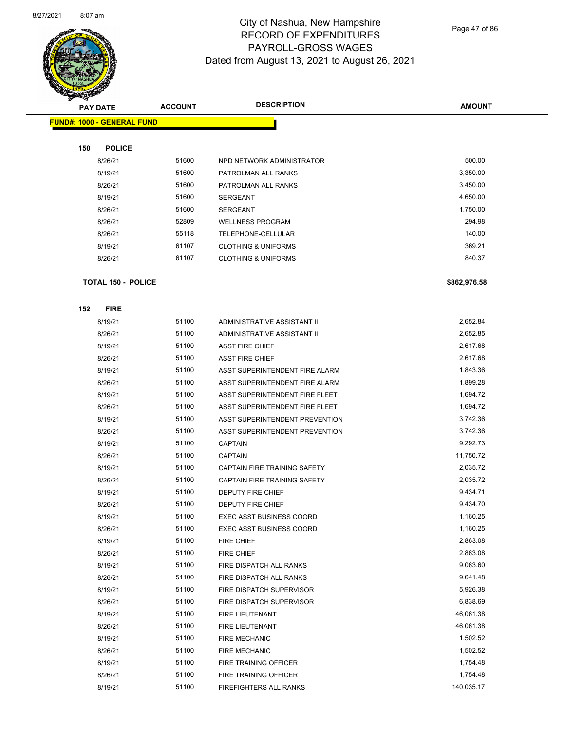# City of Nashua, New Hampshire
# RECORD OF EXPENDITURES
# PAYROLL-GROSS WAGES
# Dated from August 13, 2021 to August 26, 2021

| PAY DATE | ACCOUNT | DESCRIPTION | AMOUNT |
|---|---|---|---|
| **FUND#: 1000 - GENERAL FUND** | | | |
| **150 POLICE** | | | |
| 8/26/21 | 51600 | NPD NETWORK ADMINISTRATOR | 500.00 |
| 8/19/21 | 51600 | PATROLMAN ALL RANKS | 3,350.00 |
| 8/26/21 | 51600 | PATROLMAN ALL RANKS | 3,450.00 |
| 8/19/21 | 51600 | SERGEANT | 4,650.00 |
| 8/26/21 | 51600 | SERGEANT | 1,750.00 |
| 8/26/21 | 52809 | WELLNESS PROGRAM | 294.98 |
| 8/26/21 | 55118 | TELEPHONE-CELLULAR | 140.00 |
| 8/19/21 | 61107 | CLOTHING & UNIFORMS | 369.21 |
| 8/26/21 | 61107 | CLOTHING & UNIFORMS | 840.37 |
| **TOTAL 150 - POLICE** | | | **$862,976.58** |
| **152 FIRE** | | | |
| 8/19/21 | 51100 | ADMINISTRATIVE ASSISTANT II | 2,652.84 |
| 8/26/21 | 51100 | ADMINISTRATIVE ASSISTANT II | 2,652.85 |
| 8/19/21 | 51100 | ASST FIRE CHIEF | 2,617.68 |
| 8/26/21 | 51100 | ASST FIRE CHIEF | 2,617.68 |
| 8/19/21 | 51100 | ASST SUPERINTENDENT FIRE ALARM | 1,843.36 |
| 8/26/21 | 51100 | ASST SUPERINTENDENT FIRE ALARM | 1,899.28 |
| 8/19/21 | 51100 | ASST SUPERINTENDENT FIRE FLEET | 1,694.72 |
| 8/26/21 | 51100 | ASST SUPERINTENDENT FIRE FLEET | 1,694.72 |
| 8/19/21 | 51100 | ASST SUPERINTENDENT PREVENTION | 3,742.36 |
| 8/26/21 | 51100 | ASST SUPERINTENDENT PREVENTION | 3,742.36 |
| 8/19/21 | 51100 | CAPTAIN | 9,292.73 |
| 8/26/21 | 51100 | CAPTAIN | 11,750.72 |
| 8/19/21 | 51100 | CAPTAIN FIRE TRAINING SAFETY | 2,035.72 |
| 8/26/21 | 51100 | CAPTAIN FIRE TRAINING SAFETY | 2,035.72 |
| 8/19/21 | 51100 | DEPUTY FIRE CHIEF | 9,434.71 |
| 8/26/21 | 51100 | DEPUTY FIRE CHIEF | 9,434.70 |
| 8/19/21 | 51100 | EXEC ASST BUSINESS COORD | 1,160.25 |
| 8/26/21 | 51100 | EXEC ASST BUSINESS COORD | 1,160.25 |
| 8/19/21 | 51100 | FIRE CHIEF | 2,863.08 |
| 8/26/21 | 51100 | FIRE CHIEF | 2,863.08 |
| 8/19/21 | 51100 | FIRE DISPATCH ALL RANKS | 9,063.60 |
| 8/26/21 | 51100 | FIRE DISPATCH ALL RANKS | 9,641.48 |
| 8/19/21 | 51100 | FIRE DISPATCH SUPERVISOR | 5,926.38 |
| 8/26/21 | 51100 | FIRE DISPATCH SUPERVISOR | 6,838.69 |
| 8/19/21 | 51100 | FIRE LIEUTENANT | 46,061.38 |
| 8/26/21 | 51100 | FIRE LIEUTENANT | 46,061.38 |
| 8/19/21 | 51100 | FIRE MECHANIC | 1,502.52 |
| 8/26/21 | 51100 | FIRE MECHANIC | 1,502.52 |
| 8/19/21 | 51100 | FIRE TRAINING OFFICER | 1,754.48 |
| 8/26/21 | 51100 | FIRE TRAINING OFFICER | 1,754.48 |
| 8/19/21 | 51100 | FIREFIGHTERS ALL RANKS | 140,035.17 |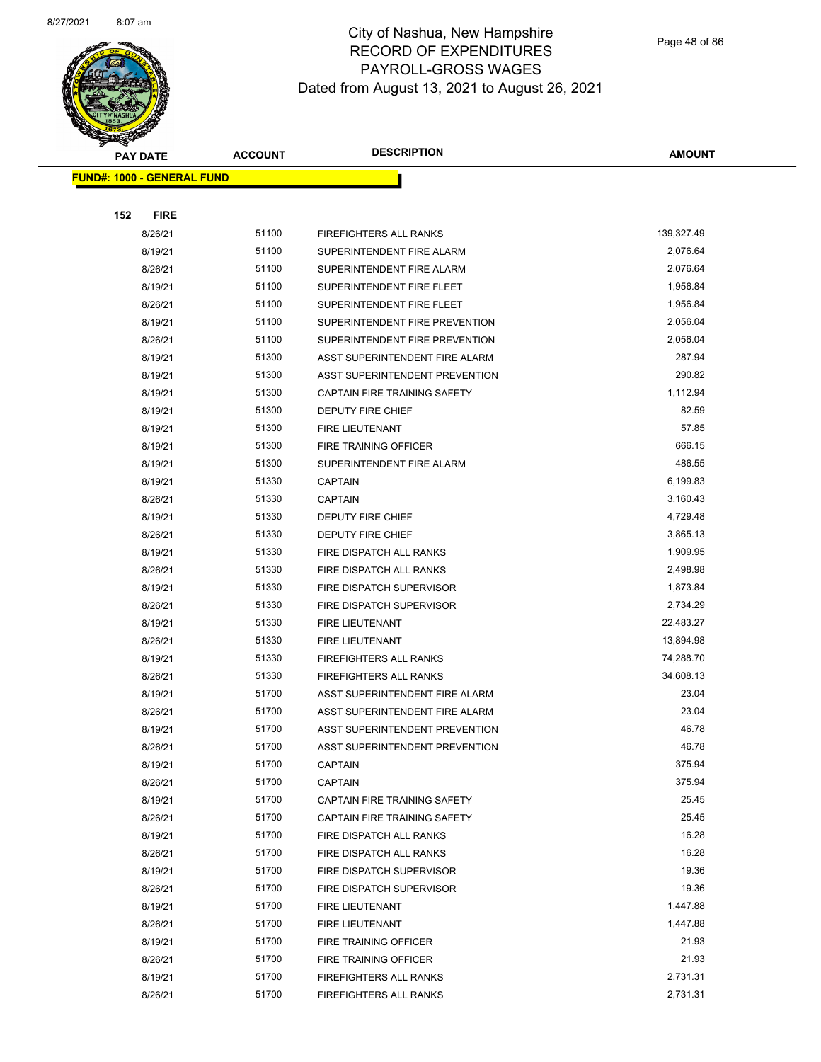# City of Nashua, New Hampshire
## RECORD OF EXPENDITURES
## PAYROLL-GROSS WAGES
## Dated from August 13, 2021 to August 26, 2021

| PAY DATE | ACCOUNT | DESCRIPTION | AMOUNT |
|---|---|---|---|
| **FUND#: 1000 - GENERAL FUND** | | | |
| **152 FIRE** | | | |
| 8/26/21 | 51100 | FIREFIGHTERS ALL RANKS | 139,327.49 |
| 8/19/21 | 51100 | SUPERINTENDENT FIRE ALARM | 2,076.64 |
| 8/26/21 | 51100 | SUPERINTENDENT FIRE ALARM | 2,076.64 |
| 8/19/21 | 51100 | SUPERINTENDENT FIRE FLEET | 1,956.84 |
| 8/26/21 | 51100 | SUPERINTENDENT FIRE FLEET | 1,956.84 |
| 8/19/21 | 51100 | SUPERINTENDENT FIRE PREVENTION | 2,056.04 |
| 8/26/21 | 51100 | SUPERINTENDENT FIRE PREVENTION | 2,056.04 |
| 8/19/21 | 51300 | ASST SUPERINTENDENT FIRE ALARM | 287.94 |
| 8/19/21 | 51300 | ASST SUPERINTENDENT PREVENTION | 290.82 |
| 8/19/21 | 51300 | CAPTAIN FIRE TRAINING SAFETY | 1,112.94 |
| 8/19/21 | 51300 | DEPUTY FIRE CHIEF | 82.59 |
| 8/19/21 | 51300 | FIRE LIEUTENANT | 57.85 |
| 8/19/21 | 51300 | FIRE TRAINING OFFICER | 666.15 |
| 8/19/21 | 51300 | SUPERINTENDENT FIRE ALARM | 486.55 |
| 8/19/21 | 51330 | CAPTAIN | 6,199.83 |
| 8/26/21 | 51330 | CAPTAIN | 3,160.43 |
| 8/19/21 | 51330 | DEPUTY FIRE CHIEF | 4,729.48 |
| 8/26/21 | 51330 | DEPUTY FIRE CHIEF | 3,865.13 |
| 8/19/21 | 51330 | FIRE DISPATCH ALL RANKS | 1,909.95 |
| 8/26/21 | 51330 | FIRE DISPATCH ALL RANKS | 2,498.98 |
| 8/19/21 | 51330 | FIRE DISPATCH SUPERVISOR | 1,873.84 |
| 8/26/21 | 51330 | FIRE DISPATCH SUPERVISOR | 2,734.29 |
| 8/19/21 | 51330 | FIRE LIEUTENANT | 22,483.27 |
| 8/26/21 | 51330 | FIRE LIEUTENANT | 13,894.98 |
| 8/19/21 | 51330 | FIREFIGHTERS ALL RANKS | 74,288.70 |
| 8/26/21 | 51330 | FIREFIGHTERS ALL RANKS | 34,608.13 |
| 8/19/21 | 51700 | ASST SUPERINTENDENT FIRE ALARM | 23.04 |
| 8/26/21 | 51700 | ASST SUPERINTENDENT FIRE ALARM | 23.04 |
| 8/19/21 | 51700 | ASST SUPERINTENDENT PREVENTION | 46.78 |
| 8/26/21 | 51700 | ASST SUPERINTENDENT PREVENTION | 46.78 |
| 8/19/21 | 51700 | CAPTAIN | 375.94 |
| 8/26/21 | 51700 | CAPTAIN | 375.94 |
| 8/19/21 | 51700 | CAPTAIN FIRE TRAINING SAFETY | 25.45 |
| 8/26/21 | 51700 | CAPTAIN FIRE TRAINING SAFETY | 25.45 |
| 8/19/21 | 51700 | FIRE DISPATCH ALL RANKS | 16.28 |
| 8/26/21 | 51700 | FIRE DISPATCH ALL RANKS | 16.28 |
| 8/19/21 | 51700 | FIRE DISPATCH SUPERVISOR | 19.36 |
| 8/26/21 | 51700 | FIRE DISPATCH SUPERVISOR | 19.36 |
| 8/19/21 | 51700 | FIRE LIEUTENANT | 1,447.88 |
| 8/26/21 | 51700 | FIRE LIEUTENANT | 1,447.88 |
| 8/19/21 | 51700 | FIRE TRAINING OFFICER | 21.93 |
| 8/26/21 | 51700 | FIRE TRAINING OFFICER | 21.93 |
| 8/19/21 | 51700 | FIREFIGHTERS ALL RANKS | 2,731.31 |
| 8/26/21 | 51700 | FIREFIGHTERS ALL RANKS | 2,731.31 |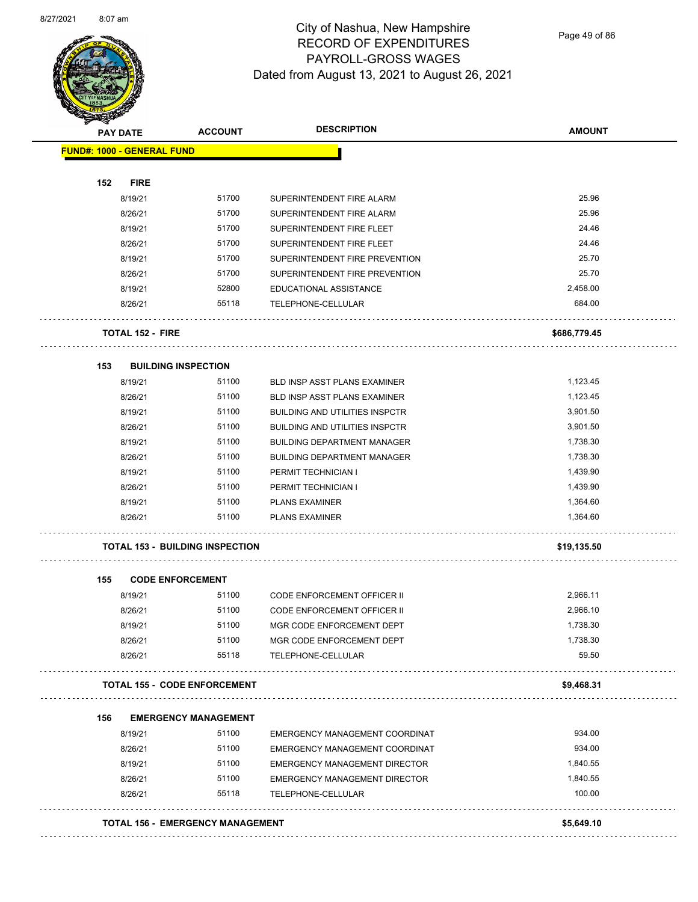# City of Nashua, New Hampshire
## RECORD OF EXPENDITURES
## PAYROLL-GROSS WAGES
## Dated from August 13, 2021 to August 26, 2021

| PAY DATE | ACCOUNT | DESCRIPTION | AMOUNT |
|---|---|---|---|
| **FUND#: 1000 - GENERAL FUND** | | | |
| **152 FIRE** | | | |
| 8/19/21 | 51700 | SUPERINTENDENT FIRE ALARM | 25.96 |
| 8/26/21 | 51700 | SUPERINTENDENT FIRE ALARM | 25.96 |
| 8/19/21 | 51700 | SUPERINTENDENT FIRE FLEET | 24.46 |
| 8/26/21 | 51700 | SUPERINTENDENT FIRE FLEET | 24.46 |
| 8/19/21 | 51700 | SUPERINTENDENT FIRE PREVENTION | 25.70 |
| 8/26/21 | 51700 | SUPERINTENDENT FIRE PREVENTION | 25.70 |
| 8/19/21 | 52800 | EDUCATIONAL ASSISTANCE | 2,458.00 |
| 8/26/21 | 55118 | TELEPHONE-CELLULAR | 684.00 |
| **TOTAL 152 - FIRE** | | | **$686,779.45** |
| **153 BUILDING INSPECTION** | | | |
| 8/19/21 | 51100 | BLD INSP ASST PLANS EXAMINER | 1,123.45 |
| 8/26/21 | 51100 | BLD INSP ASST PLANS EXAMINER | 1,123.45 |
| 8/19/21 | 51100 | BUILDING AND UTILITIES INSPCTR | 3,901.50 |
| 8/26/21 | 51100 | BUILDING AND UTILITIES INSPCTR | 3,901.50 |
| 8/19/21 | 51100 | BUILDING DEPARTMENT MANAGER | 1,738.30 |
| 8/26/21 | 51100 | BUILDING DEPARTMENT MANAGER | 1,738.30 |
| 8/19/21 | 51100 | PERMIT TECHNICIAN I | 1,439.90 |
| 8/26/21 | 51100 | PERMIT TECHNICIAN I | 1,439.90 |
| 8/19/21 | 51100 | PLANS EXAMINER | 1,364.60 |
| 8/26/21 | 51100 | PLANS EXAMINER | 1,364.60 |
| **TOTAL 153 - BUILDING INSPECTION** | | | **$19,135.50** |
| **155 CODE ENFORCEMENT** | | | |
| 8/19/21 | 51100 | CODE ENFORCEMENT OFFICER II | 2,966.11 |
| 8/26/21 | 51100 | CODE ENFORCEMENT OFFICER II | 2,966.10 |
| 8/19/21 | 51100 | MGR CODE ENFORCEMENT DEPT | 1,738.30 |
| 8/26/21 | 51100 | MGR CODE ENFORCEMENT DEPT | 1,738.30 |
| 8/26/21 | 55118 | TELEPHONE-CELLULAR | 59.50 |
| **TOTAL 155 - CODE ENFORCEMENT** | | | **$9,468.31** |
| **156 EMERGENCY MANAGEMENT** | | | |
| 8/19/21 | 51100 | EMERGENCY MANAGEMENT COORDINAT | 934.00 |
| 8/26/21 | 51100 | EMERGENCY MANAGEMENT COORDINAT | 934.00 |
| 8/19/21 | 51100 | EMERGENCY MANAGEMENT DIRECTOR | 1,840.55 |
| 8/26/21 | 51100 | EMERGENCY MANAGEMENT DIRECTOR | 1,840.55 |
| 8/26/21 | 55118 | TELEPHONE-CELLULAR | 100.00 |
| **TOTAL 156 - EMERGENCY MANAGEMENT** | | | **$5,649.10** |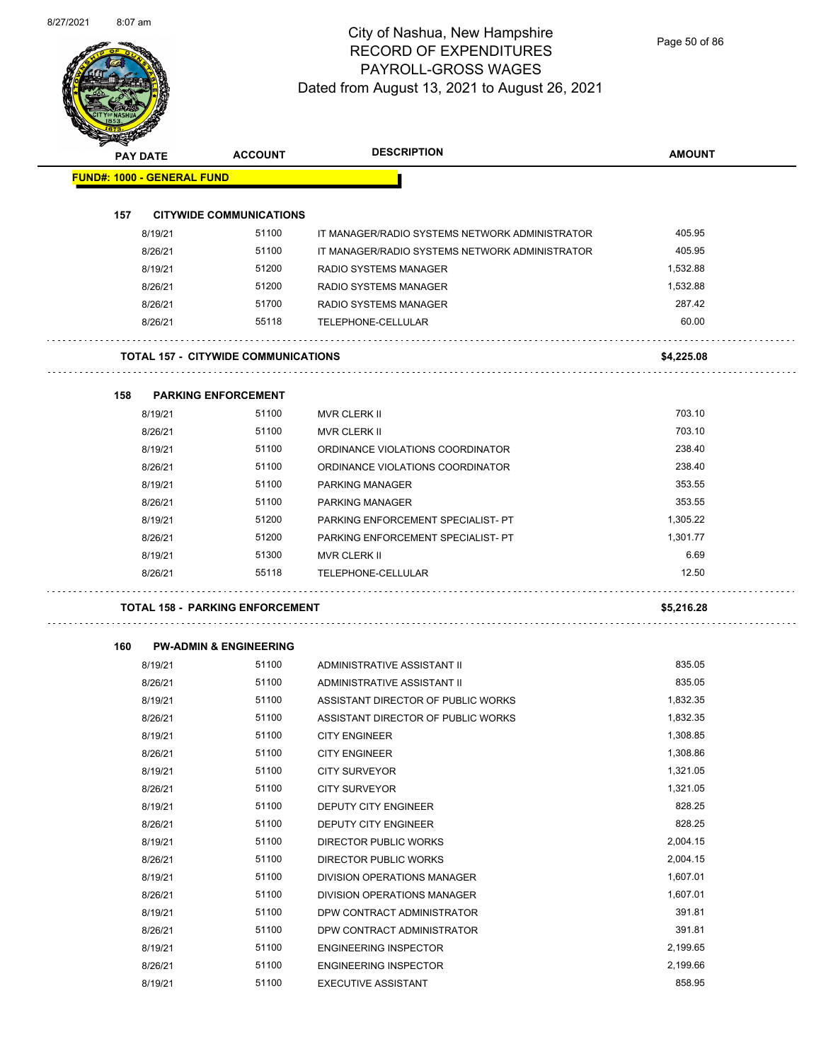# City of Nashua, New Hampshire
## RECORD OF EXPENDITURES
## PAYROLL-GROSS WAGES
## Dated from August 13, 2021 to August 26, 2021

| PAY DATE | ACCOUNT | DESCRIPTION | AMOUNT |
|---|---|---|---|
| **FUND#: 1000 - GENERAL FUND** | | | |
| **157 CITYWIDE COMMUNICATIONS** | | | |
| 8/19/21 | 51100 | IT MANAGER/RADIO SYSTEMS NETWORK ADMINISTRATOR | 405.95 |
| 8/26/21 | 51100 | IT MANAGER/RADIO SYSTEMS NETWORK ADMINISTRATOR | 405.95 |
| 8/19/21 | 51200 | RADIO SYSTEMS MANAGER | 1,532.88 |
| 8/26/21 | 51200 | RADIO SYSTEMS MANAGER | 1,532.88 |
| 8/26/21 | 51700 | RADIO SYSTEMS MANAGER | 287.42 |
| 8/26/21 | 55118 | TELEPHONE-CELLULAR | 60.00 |
| **TOTAL 157 - CITYWIDE COMMUNICATIONS** | | | **$4,225.08** |
| **158 PARKING ENFORCEMENT** | | | |
| 8/19/21 | 51100 | MVR CLERK II | 703.10 |
| 8/26/21 | 51100 | MVR CLERK II | 703.10 |
| 8/19/21 | 51100 | ORDINANCE VIOLATIONS COORDINATOR | 238.40 |
| 8/26/21 | 51100 | ORDINANCE VIOLATIONS COORDINATOR | 238.40 |
| 8/19/21 | 51100 | PARKING MANAGER | 353.55 |
| 8/26/21 | 51100 | PARKING MANAGER | 353.55 |
| 8/19/21 | 51200 | PARKING ENFORCEMENT SPECIALIST- PT | 1,305.22 |
| 8/26/21 | 51200 | PARKING ENFORCEMENT SPECIALIST- PT | 1,301.77 |
| 8/19/21 | 51300 | MVR CLERK II | 6.69 |
| 8/26/21 | 55118 | TELEPHONE-CELLULAR | 12.50 |
| **TOTAL 158 - PARKING ENFORCEMENT** | | | **$5,216.28** |
| **160 PW-ADMIN & ENGINEERING** | | | |
| 8/19/21 | 51100 | ADMINISTRATIVE ASSISTANT II | 835.05 |
| 8/26/21 | 51100 | ADMINISTRATIVE ASSISTANT II | 835.05 |
| 8/19/21 | 51100 | ASSISTANT DIRECTOR OF PUBLIC WORKS | 1,832.35 |
| 8/26/21 | 51100 | ASSISTANT DIRECTOR OF PUBLIC WORKS | 1,832.35 |
| 8/19/21 | 51100 | CITY ENGINEER | 1,308.85 |
| 8/26/21 | 51100 | CITY ENGINEER | 1,308.86 |
| 8/19/21 | 51100 | CITY SURVEYOR | 1,321.05 |
| 8/26/21 | 51100 | CITY SURVEYOR | 1,321.05 |
| 8/19/21 | 51100 | DEPUTY CITY ENGINEER | 828.25 |
| 8/26/21 | 51100 | DEPUTY CITY ENGINEER | 828.25 |
| 8/19/21 | 51100 | DIRECTOR PUBLIC WORKS | 2,004.15 |
| 8/26/21 | 51100 | DIRECTOR PUBLIC WORKS | 2,004.15 |
| 8/19/21 | 51100 | DIVISION OPERATIONS MANAGER | 1,607.01 |
| 8/26/21 | 51100 | DIVISION OPERATIONS MANAGER | 1,607.01 |
| 8/19/21 | 51100 | DPW CONTRACT ADMINISTRATOR | 391.81 |
| 8/26/21 | 51100 | DPW CONTRACT ADMINISTRATOR | 391.81 |
| 8/19/21 | 51100 | ENGINEERING INSPECTOR | 2,199.65 |
| 8/26/21 | 51100 | ENGINEERING INSPECTOR | 2,199.66 |
| 8/19/21 | 51100 | EXECUTIVE ASSISTANT | 858.95 |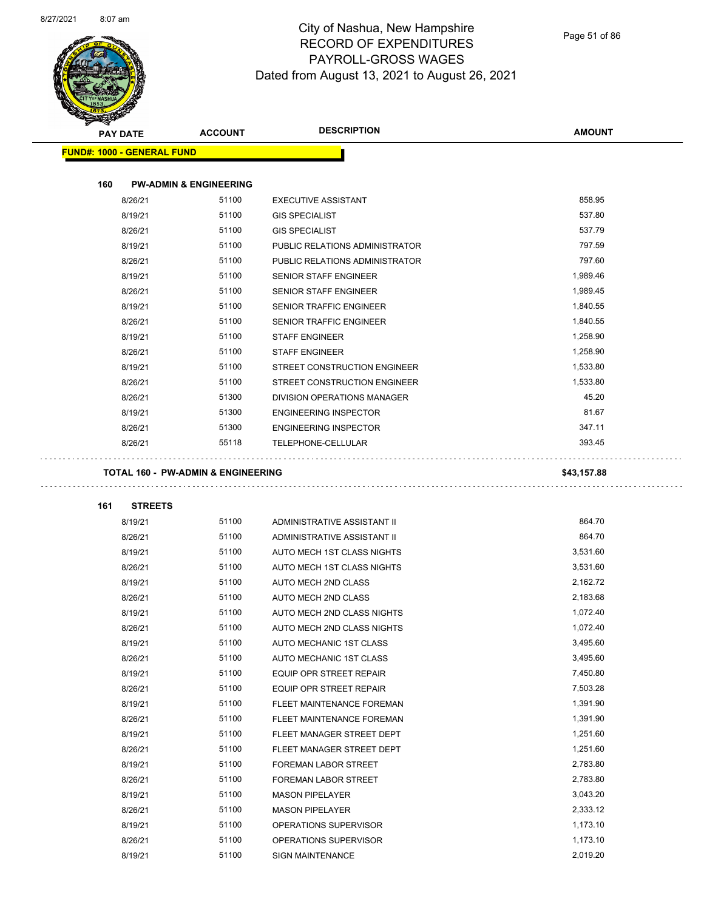# City of Nashua, New Hampshire
## RECORD OF EXPENDITURES
## PAYROLL-GROSS WAGES
## Dated from August 13, 2021 to August 26, 2021

| PAY DATE | ACCOUNT | DESCRIPTION | AMOUNT |
|---|---|---|---|

**FUND#: 1000 - GENERAL FUND**

### 160 PW-ADMIN & ENGINEERING

| PAY DATE | ACCOUNT | DESCRIPTION | AMOUNT |
|---|---|---|---|
| 8/26/21 | 51100 | EXECUTIVE ASSISTANT | 858.95 |
| 8/19/21 | 51100 | GIS SPECIALIST | 537.80 |
| 8/26/21 | 51100 | GIS SPECIALIST | 537.79 |
| 8/19/21 | 51100 | PUBLIC RELATIONS ADMINISTRATOR | 797.59 |
| 8/26/21 | 51100 | PUBLIC RELATIONS ADMINISTRATOR | 797.60 |
| 8/19/21 | 51100 | SENIOR STAFF ENGINEER | 1,989.46 |
| 8/26/21 | 51100 | SENIOR STAFF ENGINEER | 1,989.45 |
| 8/19/21 | 51100 | SENIOR TRAFFIC ENGINEER | 1,840.55 |
| 8/26/21 | 51100 | SENIOR TRAFFIC ENGINEER | 1,840.55 |
| 8/19/21 | 51100 | STAFF ENGINEER | 1,258.90 |
| 8/26/21 | 51100 | STAFF ENGINEER | 1,258.90 |
| 8/19/21 | 51100 | STREET CONSTRUCTION ENGINEER | 1,533.80 |
| 8/26/21 | 51100 | STREET CONSTRUCTION ENGINEER | 1,533.80 |
| 8/26/21 | 51300 | DIVISION OPERATIONS MANAGER | 45.20 |
| 8/19/21 | 51300 | ENGINEERING INSPECTOR | 81.67 |
| 8/26/21 | 51300 | ENGINEERING INSPECTOR | 347.11 |
| 8/26/21 | 55118 | TELEPHONE-CELLULAR | 393.45 |

**TOTAL 160 - PW-ADMIN & ENGINEERING** **$43,157.88**

### 161 STREETS

| PAY DATE | ACCOUNT | DESCRIPTION | AMOUNT |
|---|---|---|---|
| 8/19/21 | 51100 | ADMINISTRATIVE ASSISTANT II | 864.70 |
| 8/26/21 | 51100 | ADMINISTRATIVE ASSISTANT II | 864.70 |
| 8/19/21 | 51100 | AUTO MECH 1ST CLASS NIGHTS | 3,531.60 |
| 8/26/21 | 51100 | AUTO MECH 1ST CLASS NIGHTS | 3,531.60 |
| 8/19/21 | 51100 | AUTO MECH 2ND CLASS | 2,162.72 |
| 8/26/21 | 51100 | AUTO MECH 2ND CLASS | 2,183.68 |
| 8/19/21 | 51100 | AUTO MECH 2ND CLASS NIGHTS | 1,072.40 |
| 8/26/21 | 51100 | AUTO MECH 2ND CLASS NIGHTS | 1,072.40 |
| 8/19/21 | 51100 | AUTO MECHANIC 1ST CLASS | 3,495.60 |
| 8/26/21 | 51100 | AUTO MECHANIC 1ST CLASS | 3,495.60 |
| 8/19/21 | 51100 | EQUIP OPR STREET REPAIR | 7,450.80 |
| 8/26/21 | 51100 | EQUIP OPR STREET REPAIR | 7,503.28 |
| 8/19/21 | 51100 | FLEET MAINTENANCE FOREMAN | 1,391.90 |
| 8/26/21 | 51100 | FLEET MAINTENANCE FOREMAN | 1,391.90 |
| 8/19/21 | 51100 | FLEET MANAGER STREET DEPT | 1,251.60 |
| 8/26/21 | 51100 | FLEET MANAGER STREET DEPT | 1,251.60 |
| 8/19/21 | 51100 | FOREMAN LABOR STREET | 2,783.80 |
| 8/26/21 | 51100 | FOREMAN LABOR STREET | 2,783.80 |
| 8/19/21 | 51100 | MASON PIPELAYER | 3,043.20 |
| 8/26/21 | 51100 | MASON PIPELAYER | 2,333.12 |
| 8/19/21 | 51100 | OPERATIONS SUPERVISOR | 1,173.10 |
| 8/26/21 | 51100 | OPERATIONS SUPERVISOR | 1,173.10 |
| 8/19/21 | 51100 | SIGN MAINTENANCE | 2,019.20 |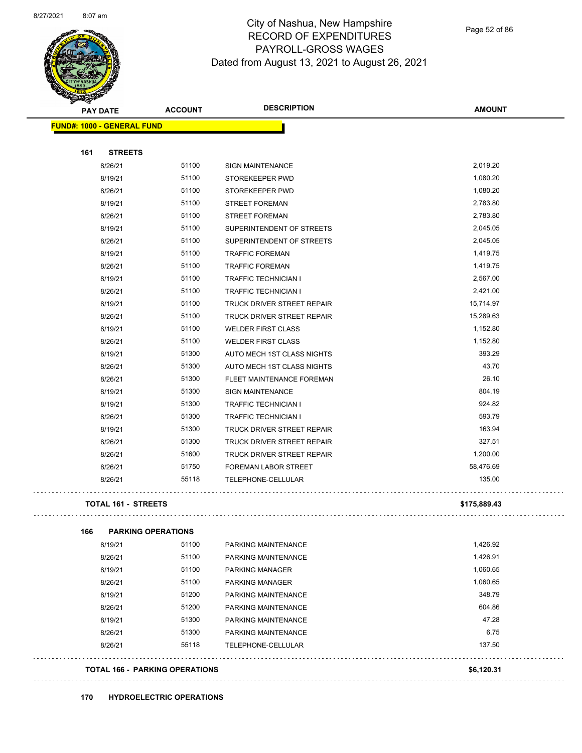# City of Nashua, New Hampshire
## RECORD OF EXPENDITURES
## PAYROLL-GROSS WAGES
## Dated from August 13, 2021 to August 26, 2021

| PAY DATE | ACCOUNT | DESCRIPTION | AMOUNT |
|---|---|---|---|
| **FUND#: 1000 - GENERAL FUND** | | | |
| **161 STREETS** | | | |
| 8/26/21 | 51100 | SIGN MAINTENANCE | 2,019.20 |
| 8/19/21 | 51100 | STOREKEEPER PWD | 1,080.20 |
| 8/26/21 | 51100 | STOREKEEPER PWD | 1,080.20 |
| 8/19/21 | 51100 | STREET FOREMAN | 2,783.80 |
| 8/26/21 | 51100 | STREET FOREMAN | 2,783.80 |
| 8/19/21 | 51100 | SUPERINTENDENT OF STREETS | 2,045.05 |
| 8/26/21 | 51100 | SUPERINTENDENT OF STREETS | 2,045.05 |
| 8/19/21 | 51100 | TRAFFIC FOREMAN | 1,419.75 |
| 8/26/21 | 51100 | TRAFFIC FOREMAN | 1,419.75 |
| 8/19/21 | 51100 | TRAFFIC TECHNICIAN I | 2,567.00 |
| 8/26/21 | 51100 | TRAFFIC TECHNICIAN I | 2,421.00 |
| 8/19/21 | 51100 | TRUCK DRIVER STREET REPAIR | 15,714.97 |
| 8/26/21 | 51100 | TRUCK DRIVER STREET REPAIR | 15,289.63 |
| 8/19/21 | 51100 | WELDER FIRST CLASS | 1,152.80 |
| 8/26/21 | 51100 | WELDER FIRST CLASS | 1,152.80 |
| 8/19/21 | 51300 | AUTO MECH 1ST CLASS NIGHTS | 393.29 |
| 8/26/21 | 51300 | AUTO MECH 1ST CLASS NIGHTS | 43.70 |
| 8/26/21 | 51300 | FLEET MAINTENANCE FOREMAN | 26.10 |
| 8/19/21 | 51300 | SIGN MAINTENANCE | 804.19 |
| 8/19/21 | 51300 | TRAFFIC TECHNICIAN I | 924.82 |
| 8/26/21 | 51300 | TRAFFIC TECHNICIAN I | 593.79 |
| 8/19/21 | 51300 | TRUCK DRIVER STREET REPAIR | 163.94 |
| 8/26/21 | 51300 | TRUCK DRIVER STREET REPAIR | 327.51 |
| 8/26/21 | 51600 | TRUCK DRIVER STREET REPAIR | 1,200.00 |
| 8/26/21 | 51750 | FOREMAN LABOR STREET | 58,476.69 |
| 8/26/21 | 55118 | TELEPHONE-CELLULAR | 135.00 |
| **TOTAL 161 - STREETS** | | | **$175,889.43** |
| **166 PARKING OPERATIONS** | | | |
| 8/19/21 | 51100 | PARKING MAINTENANCE | 1,426.92 |
| 8/26/21 | 51100 | PARKING MAINTENANCE | 1,426.91 |
| 8/19/21 | 51100 | PARKING MANAGER | 1,060.65 |
| 8/26/21 | 51100 | PARKING MANAGER | 1,060.65 |
| 8/19/21 | 51200 | PARKING MAINTENANCE | 348.79 |
| 8/26/21 | 51200 | PARKING MAINTENANCE | 604.86 |
| 8/19/21 | 51300 | PARKING MAINTENANCE | 47.28 |
| 8/26/21 | 51300 | PARKING MAINTENANCE | 6.75 |
| 8/26/21 | 55118 | TELEPHONE-CELLULAR | 137.50 |
| **TOTAL 166 - PARKING OPERATIONS** | | | **$6,120.31** |

**170 HYDROELECTRIC OPERATIONS**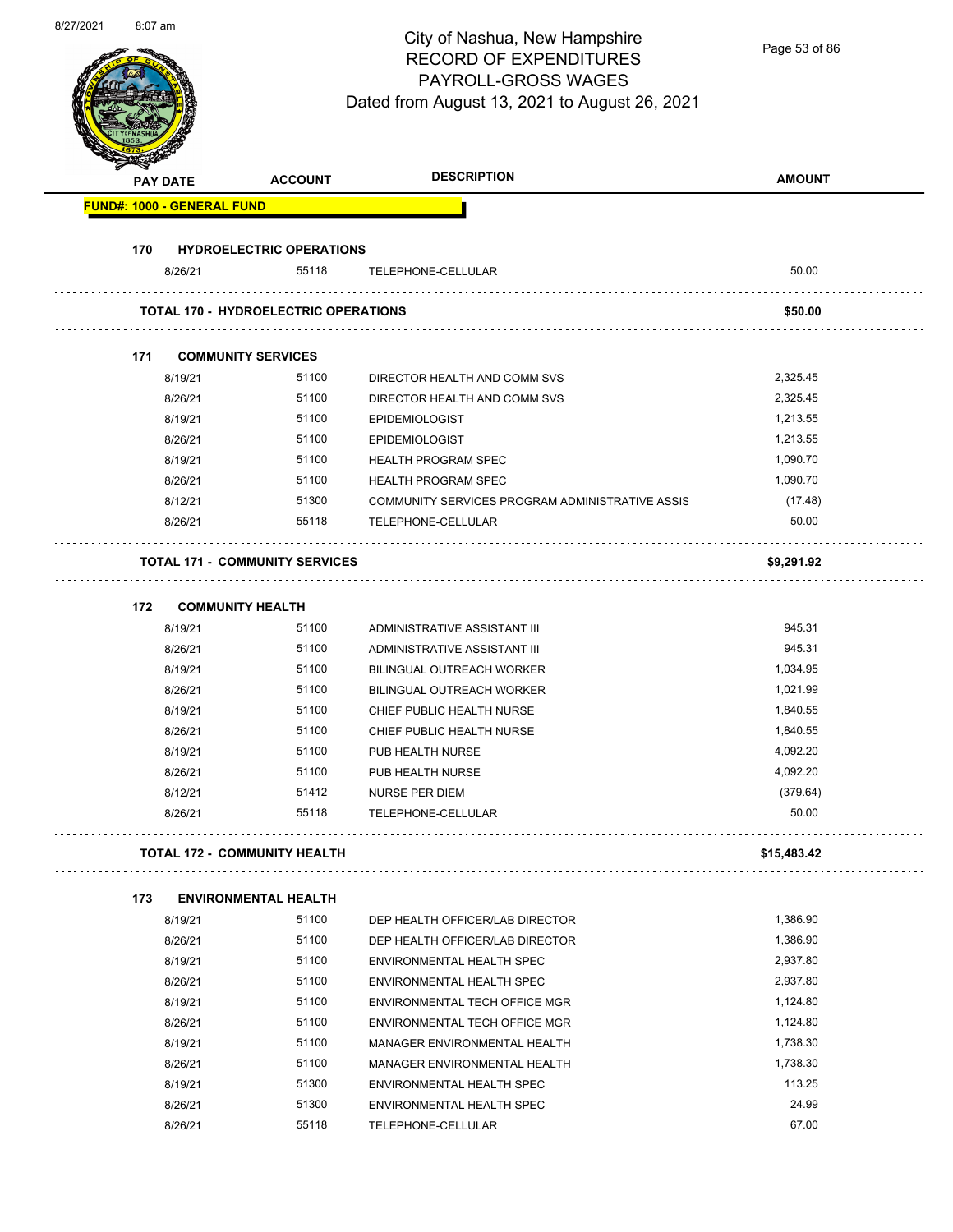# City of Nashua, New Hampshire
## RECORD OF EXPENDITURES
## PAYROLL-GROSS WAGES
### Dated from August 13, 2021 to August 26, 2021

| PAY DATE | ACCOUNT | DESCRIPTION | AMOUNT |
|---|---|---|---|
| **FUND#: 1000 - GENERAL FUND** | | | |
| **170 HYDROELECTRIC OPERATIONS** | | | |
| 8/26/21 | 55118 | TELEPHONE-CELLULAR | 50.00 |
| **TOTAL 170 - HYDROELECTRIC OPERATIONS** | | | **$50.00** |
| **171 COMMUNITY SERVICES** | | | |
| 8/19/21 | 51100 | DIRECTOR HEALTH AND COMM SVS | 2,325.45 |
| 8/26/21 | 51100 | DIRECTOR HEALTH AND COMM SVS | 2,325.45 |
| 8/19/21 | 51100 | EPIDEMIOLOGIST | 1,213.55 |
| 8/26/21 | 51100 | EPIDEMIOLOGIST | 1,213.55 |
| 8/19/21 | 51100 | HEALTH PROGRAM SPEC | 1,090.70 |
| 8/26/21 | 51100 | HEALTH PROGRAM SPEC | 1,090.70 |
| 8/12/21 | 51300 | COMMUNITY SERVICES PROGRAM ADMINISTRATIVE ASSIS | (17.48) |
| 8/26/21 | 55118 | TELEPHONE-CELLULAR | 50.00 |
| **TOTAL 171 - COMMUNITY SERVICES** | | | **$9,291.92** |
| **172 COMMUNITY HEALTH** | | | |
| 8/19/21 | 51100 | ADMINISTRATIVE ASSISTANT III | 945.31 |
| 8/26/21 | 51100 | ADMINISTRATIVE ASSISTANT III | 945.31 |
| 8/19/21 | 51100 | BILINGUAL OUTREACH WORKER | 1,034.95 |
| 8/26/21 | 51100 | BILINGUAL OUTREACH WORKER | 1,021.99 |
| 8/19/21 | 51100 | CHIEF PUBLIC HEALTH NURSE | 1,840.55 |
| 8/26/21 | 51100 | CHIEF PUBLIC HEALTH NURSE | 1,840.55 |
| 8/19/21 | 51100 | PUB HEALTH NURSE | 4,092.20 |
| 8/26/21 | 51100 | PUB HEALTH NURSE | 4,092.20 |
| 8/12/21 | 51412 | NURSE PER DIEM | (379.64) |
| 8/26/21 | 55118 | TELEPHONE-CELLULAR | 50.00 |
| **TOTAL 172 - COMMUNITY HEALTH** | | | **$15,483.42** |
| **173 ENVIRONMENTAL HEALTH** | | | |
| 8/19/21 | 51100 | DEP HEALTH OFFICER/LAB DIRECTOR | 1,386.90 |
| 8/26/21 | 51100 | DEP HEALTH OFFICER/LAB DIRECTOR | 1,386.90 |
| 8/19/21 | 51100 | ENVIRONMENTAL HEALTH SPEC | 2,937.80 |
| 8/26/21 | 51100 | ENVIRONMENTAL HEALTH SPEC | 2,937.80 |
| 8/19/21 | 51100 | ENVIRONMENTAL TECH OFFICE MGR | 1,124.80 |
| 8/26/21 | 51100 | ENVIRONMENTAL TECH OFFICE MGR | 1,124.80 |
| 8/19/21 | 51100 | MANAGER ENVIRONMENTAL HEALTH | 1,738.30 |
| 8/26/21 | 51100 | MANAGER ENVIRONMENTAL HEALTH | 1,738.30 |
| 8/19/21 | 51300 | ENVIRONMENTAL HEALTH SPEC | 113.25 |
| 8/26/21 | 51300 | ENVIRONMENTAL HEALTH SPEC | 24.99 |
| 8/26/21 | 55118 | TELEPHONE-CELLULAR | 67.00 |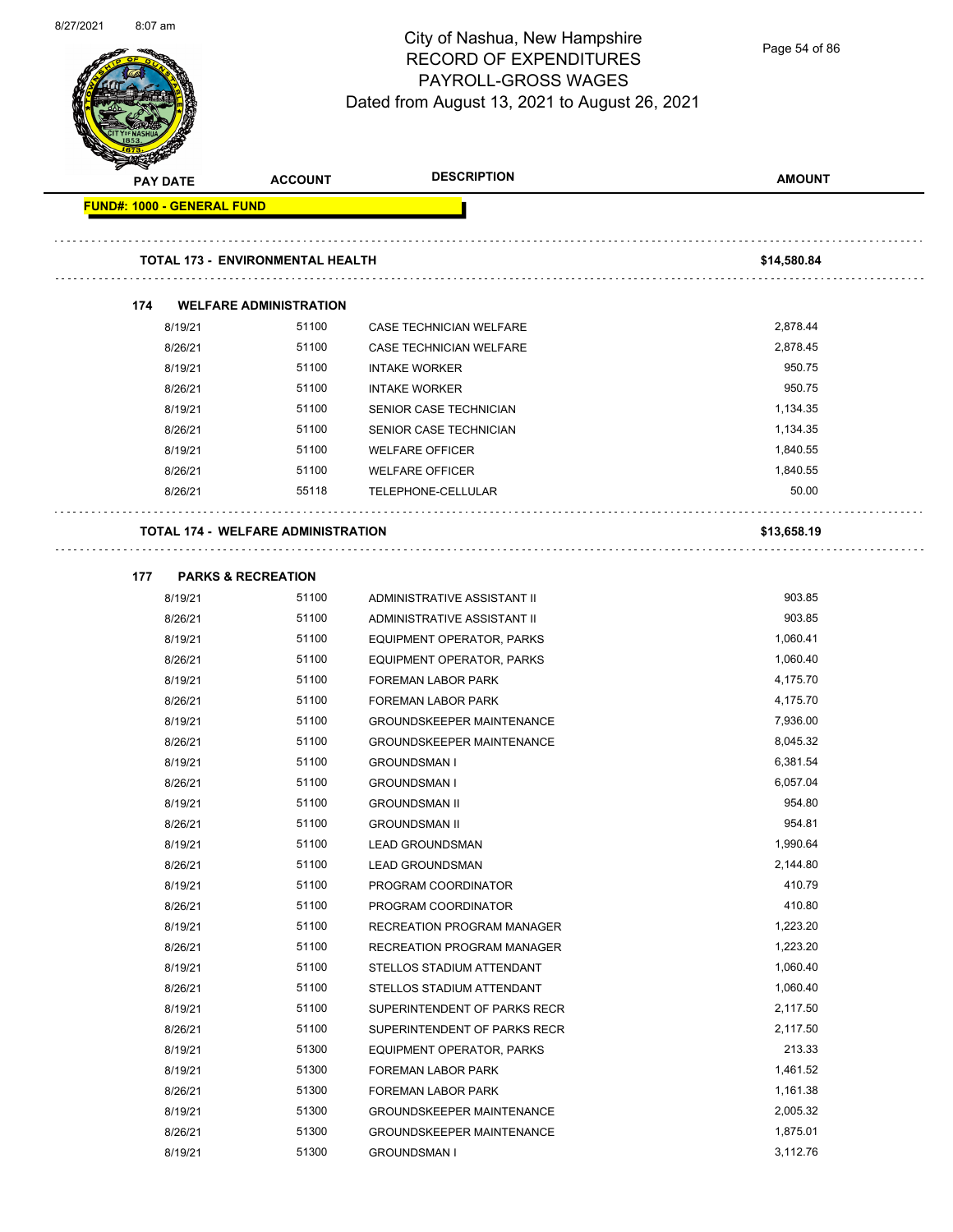# City of Nashua, New Hampshire
## RECORD OF EXPENDITURES
## PAYROLL-GROSS WAGES
### Dated from August 13, 2021 to August 26, 2021

| PAY DATE | ACCOUNT | DESCRIPTION | AMOUNT |
|---|---|---|---|
| **FUND#: 1000 - GENERAL FUND** | | | |
| **TOTAL 173 - ENVIRONMENTAL HEALTH** | | | **$14,580.84** |
| **174 WELFARE ADMINISTRATION** | | | |
| 8/19/21 | 51100 | CASE TECHNICIAN WELFARE | 2,878.44 |
| 8/26/21 | 51100 | CASE TECHNICIAN WELFARE | 2,878.45 |
| 8/19/21 | 51100 | INTAKE WORKER | 950.75 |
| 8/26/21 | 51100 | INTAKE WORKER | 950.75 |
| 8/19/21 | 51100 | SENIOR CASE TECHNICIAN | 1,134.35 |
| 8/26/21 | 51100 | SENIOR CASE TECHNICIAN | 1,134.35 |
| 8/19/21 | 51100 | WELFARE OFFICER | 1,840.55 |
| 8/26/21 | 51100 | WELFARE OFFICER | 1,840.55 |
| 8/26/21 | 55118 | TELEPHONE-CELLULAR | 50.00 |
| **TOTAL 174 - WELFARE ADMINISTRATION** | | | **$13,658.19** |
| **177 PARKS & RECREATION** | | | |
| 8/19/21 | 51100 | ADMINISTRATIVE ASSISTANT II | 903.85 |
| 8/26/21 | 51100 | ADMINISTRATIVE ASSISTANT II | 903.85 |
| 8/19/21 | 51100 | EQUIPMENT OPERATOR, PARKS | 1,060.41 |
| 8/26/21 | 51100 | EQUIPMENT OPERATOR, PARKS | 1,060.40 |
| 8/19/21 | 51100 | FOREMAN LABOR PARK | 4,175.70 |
| 8/26/21 | 51100 | FOREMAN LABOR PARK | 4,175.70 |
| 8/19/21 | 51100 | GROUNDSKEEPER MAINTENANCE | 7,936.00 |
| 8/26/21 | 51100 | GROUNDSKEEPER MAINTENANCE | 8,045.32 |
| 8/19/21 | 51100 | GROUNDSMAN I | 6,381.54 |
| 8/26/21 | 51100 | GROUNDSMAN I | 6,057.04 |
| 8/19/21 | 51100 | GROUNDSMAN II | 954.80 |
| 8/26/21 | 51100 | GROUNDSMAN II | 954.81 |
| 8/19/21 | 51100 | LEAD GROUNDSMAN | 1,990.64 |
| 8/26/21 | 51100 | LEAD GROUNDSMAN | 2,144.80 |
| 8/19/21 | 51100 | PROGRAM COORDINATOR | 410.79 |
| 8/26/21 | 51100 | PROGRAM COORDINATOR | 410.80 |
| 8/19/21 | 51100 | RECREATION PROGRAM MANAGER | 1,223.20 |
| 8/26/21 | 51100 | RECREATION PROGRAM MANAGER | 1,223.20 |
| 8/19/21 | 51100 | STELLOS STADIUM ATTENDANT | 1,060.40 |
| 8/26/21 | 51100 | STELLOS STADIUM ATTENDANT | 1,060.40 |
| 8/19/21 | 51100 | SUPERINTENDENT OF PARKS RECR | 2,117.50 |
| 8/26/21 | 51100 | SUPERINTENDENT OF PARKS RECR | 2,117.50 |
| 8/19/21 | 51300 | EQUIPMENT OPERATOR, PARKS | 213.33 |
| 8/19/21 | 51300 | FOREMAN LABOR PARK | 1,461.52 |
| 8/26/21 | 51300 | FOREMAN LABOR PARK | 1,161.38 |
| 8/19/21 | 51300 | GROUNDSKEEPER MAINTENANCE | 2,005.32 |
| 8/26/21 | 51300 | GROUNDSKEEPER MAINTENANCE | 1,875.01 |
| 8/19/21 | 51300 | GROUNDSMAN I | 3,112.76 |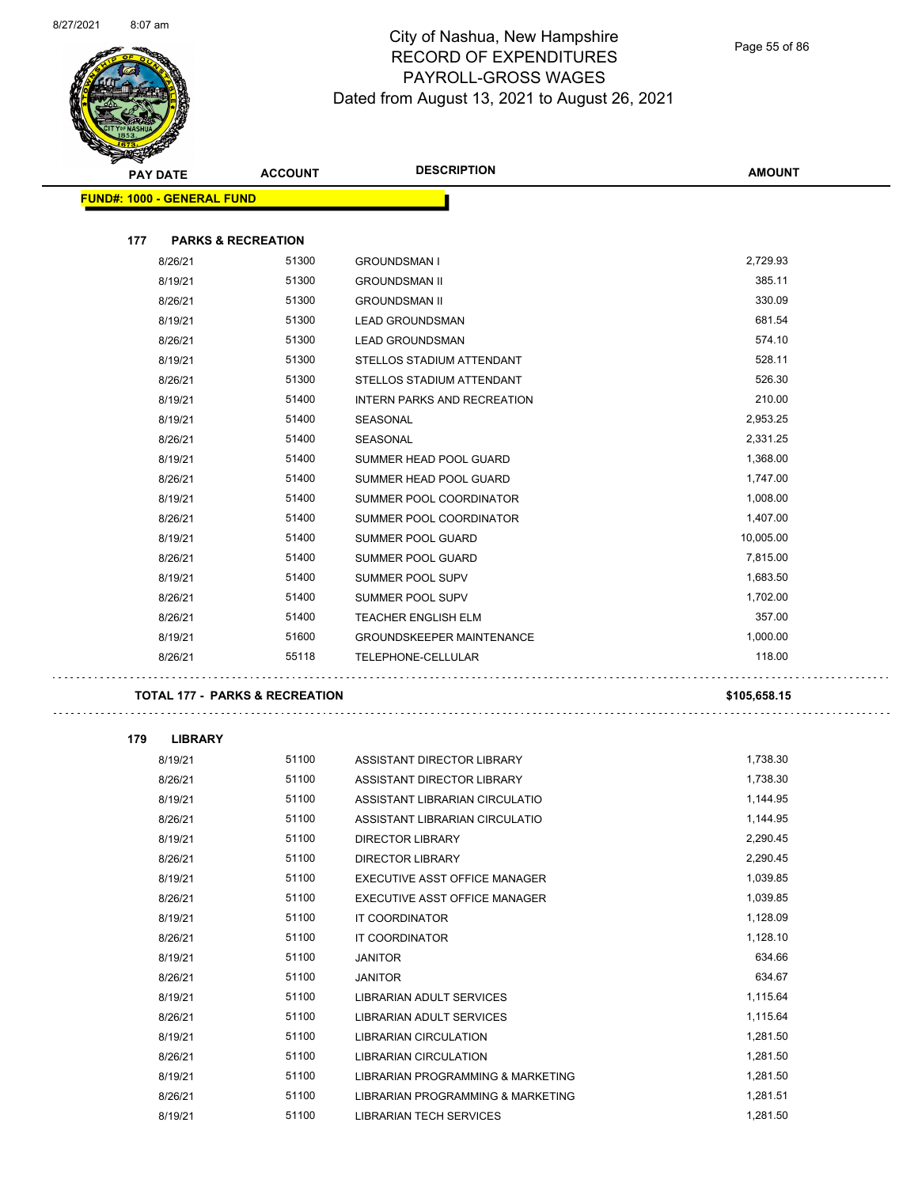# City of Nashua, New Hampshire
## RECORD OF EXPENDITURES
## PAYROLL-GROSS WAGES
## Dated from August 13, 2021 to August 26, 2021

| PAY DATE | ACCOUNT | DESCRIPTION | AMOUNT |
|---|---|---|---|
| **FUND#: 1000 - GENERAL FUND** | | | |
| **177 PARKS & RECREATION** | | | |
| 8/26/21 | 51300 | GROUNDSMAN I | 2,729.93 |
| 8/19/21 | 51300 | GROUNDSMAN II | 385.11 |
| 8/26/21 | 51300 | GROUNDSMAN II | 330.09 |
| 8/19/21 | 51300 | LEAD GROUNDSMAN | 681.54 |
| 8/26/21 | 51300 | LEAD GROUNDSMAN | 574.10 |
| 8/19/21 | 51300 | STELLOS STADIUM ATTENDANT | 528.11 |
| 8/26/21 | 51300 | STELLOS STADIUM ATTENDANT | 526.30 |
| 8/19/21 | 51400 | INTERN PARKS AND RECREATION | 210.00 |
| 8/19/21 | 51400 | SEASONAL | 2,953.25 |
| 8/26/21 | 51400 | SEASONAL | 2,331.25 |
| 8/19/21 | 51400 | SUMMER HEAD POOL GUARD | 1,368.00 |
| 8/26/21 | 51400 | SUMMER HEAD POOL GUARD | 1,747.00 |
| 8/19/21 | 51400 | SUMMER POOL COORDINATOR | 1,008.00 |
| 8/26/21 | 51400 | SUMMER POOL COORDINATOR | 1,407.00 |
| 8/19/21 | 51400 | SUMMER POOL GUARD | 10,005.00 |
| 8/26/21 | 51400 | SUMMER POOL GUARD | 7,815.00 |
| 8/19/21 | 51400 | SUMMER POOL SUPV | 1,683.50 |
| 8/26/21 | 51400 | SUMMER POOL SUPV | 1,702.00 |
| 8/26/21 | 51400 | TEACHER ENGLISH ELM | 357.00 |
| 8/19/21 | 51600 | GROUNDSKEEPER MAINTENANCE | 1,000.00 |
| 8/26/21 | 55118 | TELEPHONE-CELLULAR | 118.00 |
| **TOTAL 177 - PARKS & RECREATION** | | | **$105,658.15** |
| **179 LIBRARY** | | | |
| 8/19/21 | 51100 | ASSISTANT DIRECTOR LIBRARY | 1,738.30 |
| 8/26/21 | 51100 | ASSISTANT DIRECTOR LIBRARY | 1,738.30 |
| 8/19/21 | 51100 | ASSISTANT LIBRARIAN CIRCULATIO | 1,144.95 |
| 8/26/21 | 51100 | ASSISTANT LIBRARIAN CIRCULATIO | 1,144.95 |
| 8/19/21 | 51100 | DIRECTOR LIBRARY | 2,290.45 |
| 8/26/21 | 51100 | DIRECTOR LIBRARY | 2,290.45 |
| 8/19/21 | 51100 | EXECUTIVE ASST OFFICE MANAGER | 1,039.85 |
| 8/26/21 | 51100 | EXECUTIVE ASST OFFICE MANAGER | 1,039.85 |
| 8/19/21 | 51100 | IT COORDINATOR | 1,128.09 |
| 8/26/21 | 51100 | IT COORDINATOR | 1,128.10 |
| 8/19/21 | 51100 | JANITOR | 634.66 |
| 8/26/21 | 51100 | JANITOR | 634.67 |
| 8/19/21 | 51100 | LIBRARIAN ADULT SERVICES | 1,115.64 |
| 8/26/21 | 51100 | LIBRARIAN ADULT SERVICES | 1,115.64 |
| 8/19/21 | 51100 | LIBRARIAN CIRCULATION | 1,281.50 |
| 8/26/21 | 51100 | LIBRARIAN CIRCULATION | 1,281.50 |
| 8/19/21 | 51100 | LIBRARIAN PROGRAMMING & MARKETING | 1,281.50 |
| 8/26/21 | 51100 | LIBRARIAN PROGRAMMING & MARKETING | 1,281.51 |
| 8/19/21 | 51100 | LIBRARIAN TECH SERVICES | 1,281.50 |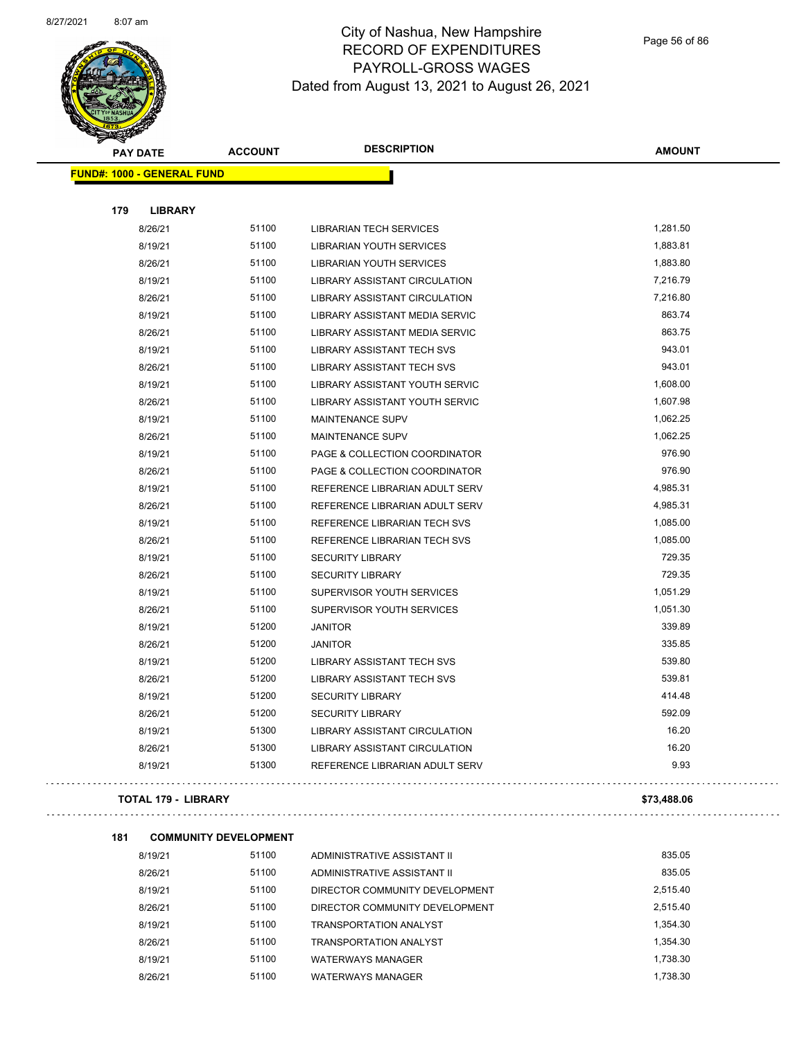# City of Nashua, New Hampshire
## RECORD OF EXPENDITURES
## PAYROLL-GROSS WAGES
## Dated from August 13, 2021 to August 26, 2021

| PAY DATE | ACCOUNT | DESCRIPTION | AMOUNT |
|---|---|---|---|
| **FUND#: 1000 - GENERAL FUND** | | | |
| **179 LIBRARY** | | | |
| 8/26/21 | 51100 | LIBRARIAN TECH SERVICES | 1,281.50 |
| 8/19/21 | 51100 | LIBRARIAN YOUTH SERVICES | 1,883.81 |
| 8/26/21 | 51100 | LIBRARIAN YOUTH SERVICES | 1,883.80 |
| 8/19/21 | 51100 | LIBRARY ASSISTANT CIRCULATION | 7,216.79 |
| 8/26/21 | 51100 | LIBRARY ASSISTANT CIRCULATION | 7,216.80 |
| 8/19/21 | 51100 | LIBRARY ASSISTANT MEDIA SERVIC | 863.74 |
| 8/26/21 | 51100 | LIBRARY ASSISTANT MEDIA SERVIC | 863.75 |
| 8/19/21 | 51100 | LIBRARY ASSISTANT TECH SVS | 943.01 |
| 8/26/21 | 51100 | LIBRARY ASSISTANT TECH SVS | 943.01 |
| 8/19/21 | 51100 | LIBRARY ASSISTANT YOUTH SERVIC | 1,608.00 |
| 8/26/21 | 51100 | LIBRARY ASSISTANT YOUTH SERVIC | 1,607.98 |
| 8/19/21 | 51100 | MAINTENANCE SUPV | 1,062.25 |
| 8/26/21 | 51100 | MAINTENANCE SUPV | 1,062.25 |
| 8/19/21 | 51100 | PAGE & COLLECTION COORDINATOR | 976.90 |
| 8/26/21 | 51100 | PAGE & COLLECTION COORDINATOR | 976.90 |
| 8/19/21 | 51100 | REFERENCE LIBRARIAN ADULT SERV | 4,985.31 |
| 8/26/21 | 51100 | REFERENCE LIBRARIAN ADULT SERV | 4,985.31 |
| 8/19/21 | 51100 | REFERENCE LIBRARIAN TECH SVS | 1,085.00 |
| 8/26/21 | 51100 | REFERENCE LIBRARIAN TECH SVS | 1,085.00 |
| 8/19/21 | 51100 | SECURITY LIBRARY | 729.35 |
| 8/26/21 | 51100 | SECURITY LIBRARY | 729.35 |
| 8/19/21 | 51100 | SUPERVISOR YOUTH SERVICES | 1,051.29 |
| 8/26/21 | 51100 | SUPERVISOR YOUTH SERVICES | 1,051.30 |
| 8/19/21 | 51200 | JANITOR | 339.89 |
| 8/26/21 | 51200 | JANITOR | 335.85 |
| 8/19/21 | 51200 | LIBRARY ASSISTANT TECH SVS | 539.80 |
| 8/26/21 | 51200 | LIBRARY ASSISTANT TECH SVS | 539.81 |
| 8/19/21 | 51200 | SECURITY LIBRARY | 414.48 |
| 8/26/21 | 51200 | SECURITY LIBRARY | 592.09 |
| 8/19/21 | 51300 | LIBRARY ASSISTANT CIRCULATION | 16.20 |
| 8/26/21 | 51300 | LIBRARY ASSISTANT CIRCULATION | 16.20 |
| 8/19/21 | 51300 | REFERENCE LIBRARIAN ADULT SERV | 9.93 |
| **TOTAL 179 - LIBRARY** | | | **$73,488.06** |
| **181 COMMUNITY DEVELOPMENT** | | | |
| 8/19/21 | 51100 | ADMINISTRATIVE ASSISTANT II | 835.05 |
| 8/26/21 | 51100 | ADMINISTRATIVE ASSISTANT II | 835.05 |
| 8/19/21 | 51100 | DIRECTOR COMMUNITY DEVELOPMENT | 2,515.40 |
| 8/26/21 | 51100 | DIRECTOR COMMUNITY DEVELOPMENT | 2,515.40 |
| 8/19/21 | 51100 | TRANSPORTATION ANALYST | 1,354.30 |
| 8/26/21 | 51100 | TRANSPORTATION ANALYST | 1,354.30 |
| 8/19/21 | 51100 | WATERWAYS MANAGER | 1,738.30 |
| 8/26/21 | 51100 | WATERWAYS MANAGER | 1,738.30 |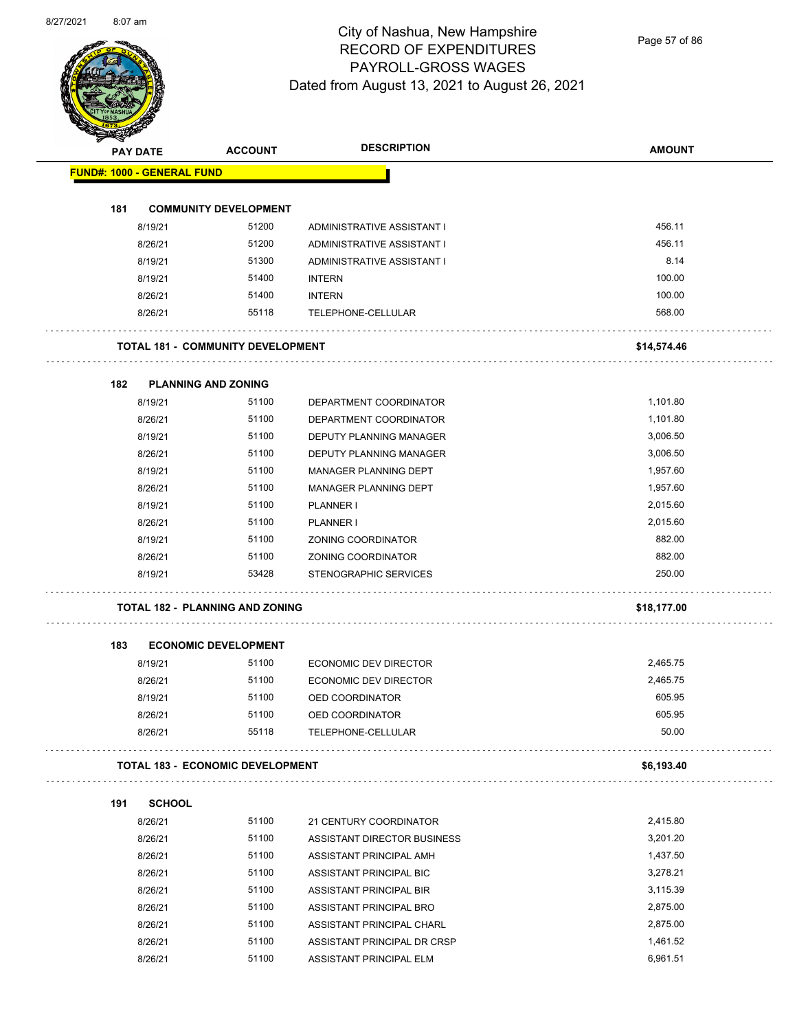# City of Nashua, New Hampshire
## RECORD OF EXPENDITURES
## PAYROLL-GROSS WAGES
Dated from August 13, 2021 to August 26, 2021

| PAY DATE | ACCOUNT | DESCRIPTION | AMOUNT |
|---|---|---|---|
| **FUND#: 1000 - GENERAL FUND** | | | |
| **181 COMMUNITY DEVELOPMENT** | | | |
| 8/19/21 | 51200 | ADMINISTRATIVE ASSISTANT I | 456.11 |
| 8/26/21 | 51200 | ADMINISTRATIVE ASSISTANT I | 456.11 |
| 8/19/21 | 51300 | ADMINISTRATIVE ASSISTANT I | 8.14 |
| 8/19/21 | 51400 | INTERN | 100.00 |
| 8/26/21 | 51400 | INTERN | 100.00 |
| 8/26/21 | 55118 | TELEPHONE-CELLULAR | 568.00 |
| **TOTAL 181 - COMMUNITY DEVELOPMENT** | | | **$14,574.46** |
| **182 PLANNING AND ZONING** | | | |
| 8/19/21 | 51100 | DEPARTMENT COORDINATOR | 1,101.80 |
| 8/26/21 | 51100 | DEPARTMENT COORDINATOR | 1,101.80 |
| 8/19/21 | 51100 | DEPUTY PLANNING MANAGER | 3,006.50 |
| 8/26/21 | 51100 | DEPUTY PLANNING MANAGER | 3,006.50 |
| 8/19/21 | 51100 | MANAGER PLANNING DEPT | 1,957.60 |
| 8/26/21 | 51100 | MANAGER PLANNING DEPT | 1,957.60 |
| 8/19/21 | 51100 | PLANNER I | 2,015.60 |
| 8/26/21 | 51100 | PLANNER I | 2,015.60 |
| 8/19/21 | 51100 | ZONING COORDINATOR | 882.00 |
| 8/26/21 | 51100 | ZONING COORDINATOR | 882.00 |
| 8/19/21 | 53428 | STENOGRAPHIC SERVICES | 250.00 |
| **TOTAL 182 - PLANNING AND ZONING** | | | **$18,177.00** |
| **183 ECONOMIC DEVELOPMENT** | | | |
| 8/19/21 | 51100 | ECONOMIC DEV DIRECTOR | 2,465.75 |
| 8/26/21 | 51100 | ECONOMIC DEV DIRECTOR | 2,465.75 |
| 8/19/21 | 51100 | OED COORDINATOR | 605.95 |
| 8/26/21 | 51100 | OED COORDINATOR | 605.95 |
| 8/26/21 | 55118 | TELEPHONE-CELLULAR | 50.00 |
| **TOTAL 183 - ECONOMIC DEVELOPMENT** | | | **$6,193.40** |
| **191 SCHOOL** | | | |
| 8/26/21 | 51100 | 21 CENTURY COORDINATOR | 2,415.80 |
| 8/26/21 | 51100 | ASSISTANT DIRECTOR BUSINESS | 3,201.20 |
| 8/26/21 | 51100 | ASSISTANT PRINCIPAL AMH | 1,437.50 |
| 8/26/21 | 51100 | ASSISTANT PRINCIPAL BIC | 3,278.21 |
| 8/26/21 | 51100 | ASSISTANT PRINCIPAL BIR | 3,115.39 |
| 8/26/21 | 51100 | ASSISTANT PRINCIPAL BRO | 2,875.00 |
| 8/26/21 | 51100 | ASSISTANT PRINCIPAL CHARL | 2,875.00 |
| 8/26/21 | 51100 | ASSISTANT PRINCIPAL DR CRSP | 1,461.52 |
| 8/26/21 | 51100 | ASSISTANT PRINCIPAL ELM | 6,961.51 |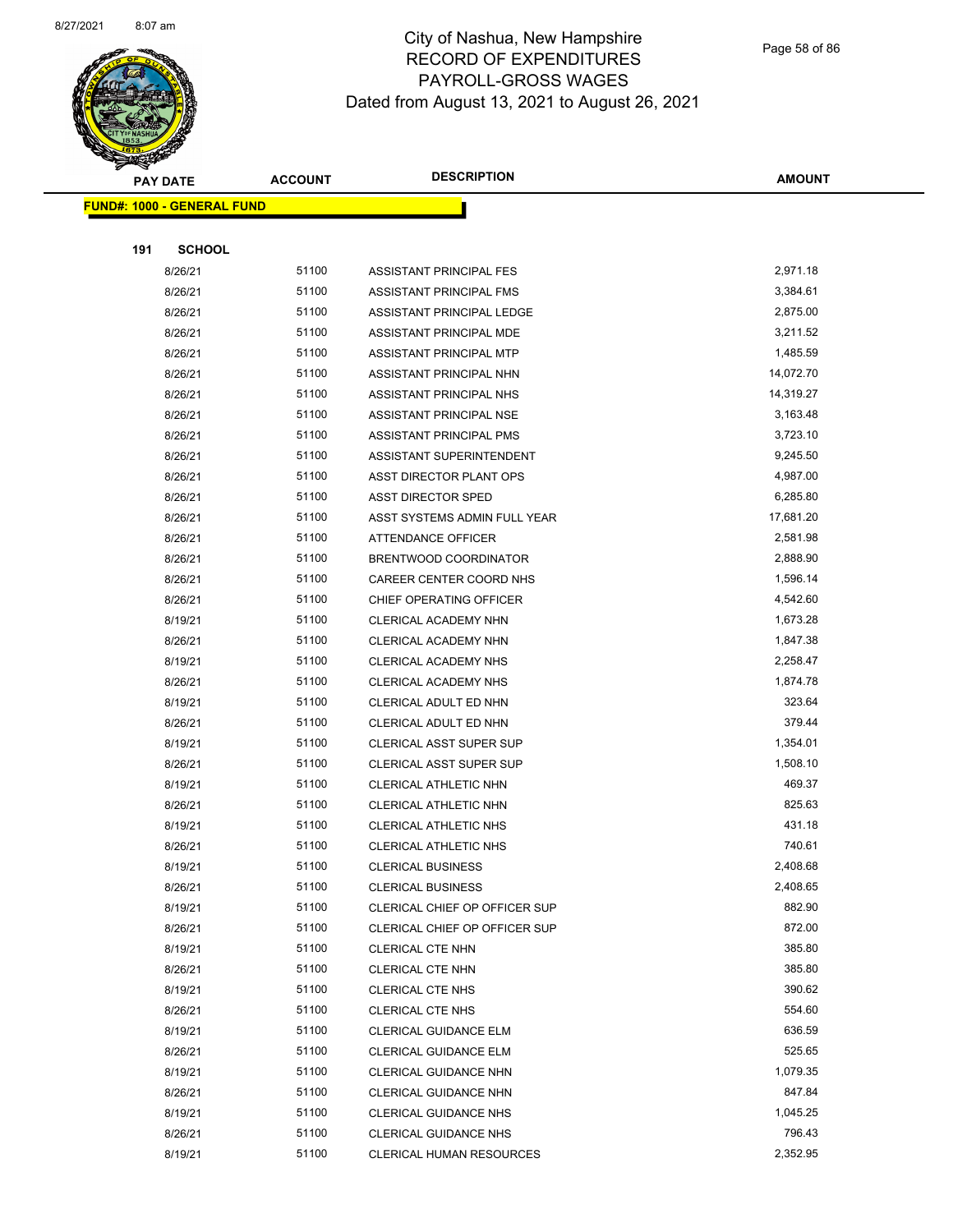# City of Nashua, New Hampshire
## RECORD OF EXPENDITURES
## PAYROLL-GROSS WAGES
## Dated from August 13, 2021 to August 26, 2021

| PAY DATE | ACCOUNT | DESCRIPTION | AMOUNT |
|---|---|---|---|
| **FUND#: 1000 - GENERAL FUND** | | | |
| **191 SCHOOL** | | | |
| 8/26/21 | 51100 | ASSISTANT PRINCIPAL FES | 2,971.18 |
| 8/26/21 | 51100 | ASSISTANT PRINCIPAL FMS | 3,384.61 |
| 8/26/21 | 51100 | ASSISTANT PRINCIPAL LEDGE | 2,875.00 |
| 8/26/21 | 51100 | ASSISTANT PRINCIPAL MDE | 3,211.52 |
| 8/26/21 | 51100 | ASSISTANT PRINCIPAL MTP | 1,485.59 |
| 8/26/21 | 51100 | ASSISTANT PRINCIPAL NHN | 14,072.70 |
| 8/26/21 | 51100 | ASSISTANT PRINCIPAL NHS | 14,319.27 |
| 8/26/21 | 51100 | ASSISTANT PRINCIPAL NSE | 3,163.48 |
| 8/26/21 | 51100 | ASSISTANT PRINCIPAL PMS | 3,723.10 |
| 8/26/21 | 51100 | ASSISTANT SUPERINTENDENT | 9,245.50 |
| 8/26/21 | 51100 | ASST DIRECTOR PLANT OPS | 4,987.00 |
| 8/26/21 | 51100 | ASST DIRECTOR SPED | 6,285.80 |
| 8/26/21 | 51100 | ASST SYSTEMS ADMIN FULL YEAR | 17,681.20 |
| 8/26/21 | 51100 | ATTENDANCE OFFICER | 2,581.98 |
| 8/26/21 | 51100 | BRENTWOOD COORDINATOR | 2,888.90 |
| 8/26/21 | 51100 | CAREER CENTER COORD NHS | 1,596.14 |
| 8/26/21 | 51100 | CHIEF OPERATING OFFICER | 4,542.60 |
| 8/19/21 | 51100 | CLERICAL ACADEMY NHN | 1,673.28 |
| 8/26/21 | 51100 | CLERICAL ACADEMY NHN | 1,847.38 |
| 8/19/21 | 51100 | CLERICAL ACADEMY NHS | 2,258.47 |
| 8/26/21 | 51100 | CLERICAL ACADEMY NHS | 1,874.78 |
| 8/19/21 | 51100 | CLERICAL ADULT ED NHN | 323.64 |
| 8/26/21 | 51100 | CLERICAL ADULT ED NHN | 379.44 |
| 8/19/21 | 51100 | CLERICAL ASST SUPER SUP | 1,354.01 |
| 8/26/21 | 51100 | CLERICAL ASST SUPER SUP | 1,508.10 |
| 8/19/21 | 51100 | CLERICAL ATHLETIC NHN | 469.37 |
| 8/26/21 | 51100 | CLERICAL ATHLETIC NHN | 825.63 |
| 8/19/21 | 51100 | CLERICAL ATHLETIC NHS | 431.18 |
| 8/26/21 | 51100 | CLERICAL ATHLETIC NHS | 740.61 |
| 8/19/21 | 51100 | CLERICAL BUSINESS | 2,408.68 |
| 8/26/21 | 51100 | CLERICAL BUSINESS | 2,408.65 |
| 8/19/21 | 51100 | CLERICAL CHIEF OP OFFICER SUP | 882.90 |
| 8/26/21 | 51100 | CLERICAL CHIEF OP OFFICER SUP | 872.00 |
| 8/19/21 | 51100 | CLERICAL CTE NHN | 385.80 |
| 8/26/21 | 51100 | CLERICAL CTE NHN | 385.80 |
| 8/19/21 | 51100 | CLERICAL CTE NHS | 390.62 |
| 8/26/21 | 51100 | CLERICAL CTE NHS | 554.60 |
| 8/19/21 | 51100 | CLERICAL GUIDANCE ELM | 636.59 |
| 8/26/21 | 51100 | CLERICAL GUIDANCE ELM | 525.65 |
| 8/19/21 | 51100 | CLERICAL GUIDANCE NHN | 1,079.35 |
| 8/26/21 | 51100 | CLERICAL GUIDANCE NHN | 847.84 |
| 8/19/21 | 51100 | CLERICAL GUIDANCE NHS | 1,045.25 |
| 8/26/21 | 51100 | CLERICAL GUIDANCE NHS | 796.43 |
| 8/19/21 | 51100 | CLERICAL HUMAN RESOURCES | 2,352.95 |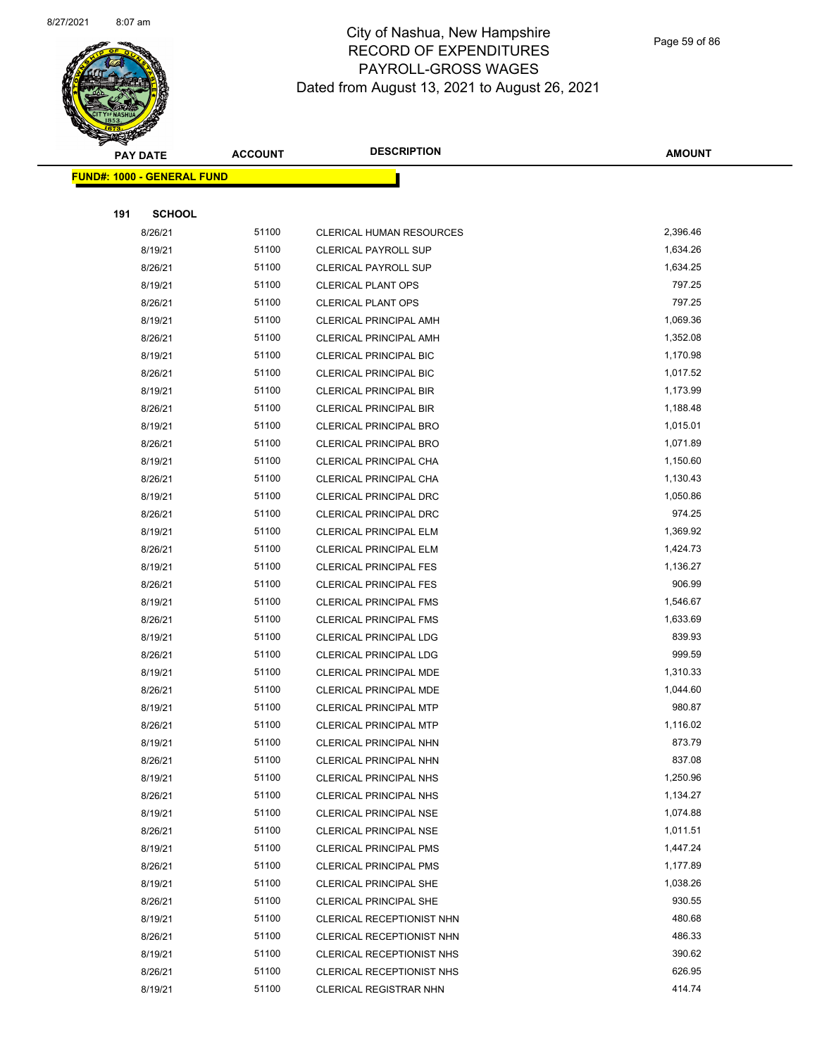City of Nashua, New Hampshire
RECORD OF EXPENDITURES
PAYROLL-GROSS WAGES
Dated from August 13, 2021 to August 26, 2021

**FUND#: 1000 - GENERAL FUND**

**191 SCHOOL**

| PAY DATE | ACCOUNT | DESCRIPTION | AMOUNT |
|---|---|---|---|
| 8/26/21 | 51100 | CLERICAL HUMAN RESOURCES | 2,396.46 |
| 8/19/21 | 51100 | CLERICAL PAYROLL SUP | 1,634.26 |
| 8/26/21 | 51100 | CLERICAL PAYROLL SUP | 1,634.25 |
| 8/19/21 | 51100 | CLERICAL PLANT OPS | 797.25 |
| 8/26/21 | 51100 | CLERICAL PLANT OPS | 797.25 |
| 8/19/21 | 51100 | CLERICAL PRINCIPAL AMH | 1,069.36 |
| 8/26/21 | 51100 | CLERICAL PRINCIPAL AMH | 1,352.08 |
| 8/19/21 | 51100 | CLERICAL PRINCIPAL BIC | 1,170.98 |
| 8/26/21 | 51100 | CLERICAL PRINCIPAL BIC | 1,017.52 |
| 8/19/21 | 51100 | CLERICAL PRINCIPAL BIR | 1,173.99 |
| 8/26/21 | 51100 | CLERICAL PRINCIPAL BIR | 1,188.48 |
| 8/19/21 | 51100 | CLERICAL PRINCIPAL BRO | 1,015.01 |
| 8/26/21 | 51100 | CLERICAL PRINCIPAL BRO | 1,071.89 |
| 8/19/21 | 51100 | CLERICAL PRINCIPAL CHA | 1,150.60 |
| 8/26/21 | 51100 | CLERICAL PRINCIPAL CHA | 1,130.43 |
| 8/19/21 | 51100 | CLERICAL PRINCIPAL DRC | 1,050.86 |
| 8/26/21 | 51100 | CLERICAL PRINCIPAL DRC | 974.25 |
| 8/19/21 | 51100 | CLERICAL PRINCIPAL ELM | 1,369.92 |
| 8/26/21 | 51100 | CLERICAL PRINCIPAL ELM | 1,424.73 |
| 8/19/21 | 51100 | CLERICAL PRINCIPAL FES | 1,136.27 |
| 8/26/21 | 51100 | CLERICAL PRINCIPAL FES | 906.99 |
| 8/19/21 | 51100 | CLERICAL PRINCIPAL FMS | 1,546.67 |
| 8/26/21 | 51100 | CLERICAL PRINCIPAL FMS | 1,633.69 |
| 8/19/21 | 51100 | CLERICAL PRINCIPAL LDG | 839.93 |
| 8/26/21 | 51100 | CLERICAL PRINCIPAL LDG | 999.59 |
| 8/19/21 | 51100 | CLERICAL PRINCIPAL MDE | 1,310.33 |
| 8/26/21 | 51100 | CLERICAL PRINCIPAL MDE | 1,044.60 |
| 8/19/21 | 51100 | CLERICAL PRINCIPAL MTP | 980.87 |
| 8/26/21 | 51100 | CLERICAL PRINCIPAL MTP | 1,116.02 |
| 8/19/21 | 51100 | CLERICAL PRINCIPAL NHN | 873.79 |
| 8/26/21 | 51100 | CLERICAL PRINCIPAL NHN | 837.08 |
| 8/19/21 | 51100 | CLERICAL PRINCIPAL NHS | 1,250.96 |
| 8/26/21 | 51100 | CLERICAL PRINCIPAL NHS | 1,134.27 |
| 8/19/21 | 51100 | CLERICAL PRINCIPAL NSE | 1,074.88 |
| 8/26/21 | 51100 | CLERICAL PRINCIPAL NSE | 1,011.51 |
| 8/19/21 | 51100 | CLERICAL PRINCIPAL PMS | 1,447.24 |
| 8/26/21 | 51100 | CLERICAL PRINCIPAL PMS | 1,177.89 |
| 8/19/21 | 51100 | CLERICAL PRINCIPAL SHE | 1,038.26 |
| 8/26/21 | 51100 | CLERICAL PRINCIPAL SHE | 930.55 |
| 8/19/21 | 51100 | CLERICAL RECEPTIONIST NHN | 480.68 |
| 8/26/21 | 51100 | CLERICAL RECEPTIONIST NHN | 486.33 |
| 8/19/21 | 51100 | CLERICAL RECEPTIONIST NHS | 390.62 |
| 8/26/21 | 51100 | CLERICAL RECEPTIONIST NHS | 626.95 |
| 8/19/21 | 51100 | CLERICAL REGISTRAR NHN | 414.74 |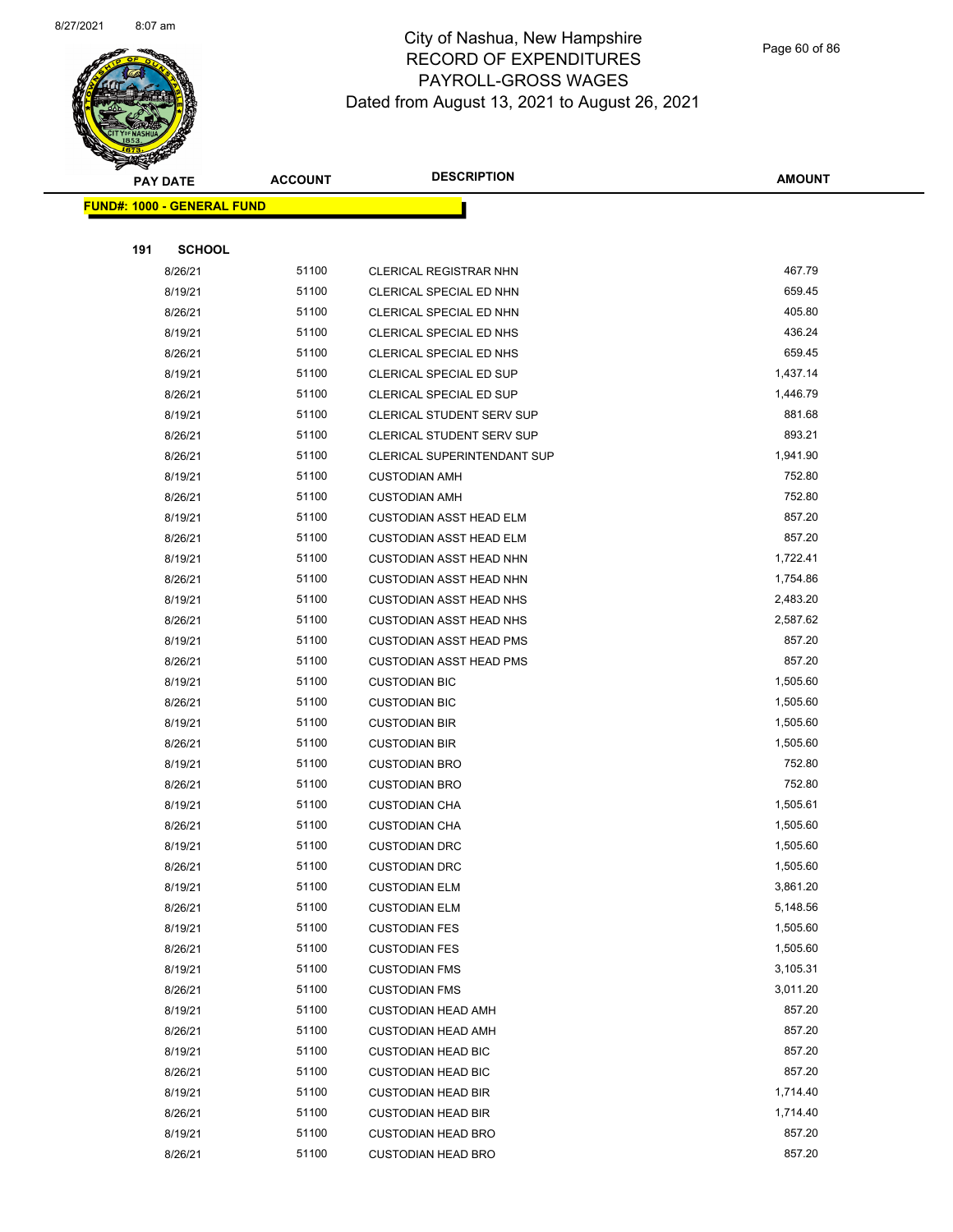# City of Nashua, New Hampshire
## RECORD OF EXPENDITURES
## PAYROLL-GROSS WAGES
## Dated from August 13, 2021 to August 26, 2021

| PAY DATE | ACCOUNT | DESCRIPTION | AMOUNT |
|---|---|---|---|
| **FUND#: 1000 - GENERAL FUND** | | | |
| **191 SCHOOL** | | | |
| 8/26/21 | 51100 | CLERICAL REGISTRAR NHN | 467.79 |
| 8/19/21 | 51100 | CLERICAL SPECIAL ED NHN | 659.45 |
| 8/26/21 | 51100 | CLERICAL SPECIAL ED NHN | 405.80 |
| 8/19/21 | 51100 | CLERICAL SPECIAL ED NHS | 436.24 |
| 8/26/21 | 51100 | CLERICAL SPECIAL ED NHS | 659.45 |
| 8/19/21 | 51100 | CLERICAL SPECIAL ED SUP | 1,437.14 |
| 8/26/21 | 51100 | CLERICAL SPECIAL ED SUP | 1,446.79 |
| 8/19/21 | 51100 | CLERICAL STUDENT SERV SUP | 881.68 |
| 8/26/21 | 51100 | CLERICAL STUDENT SERV SUP | 893.21 |
| 8/26/21 | 51100 | CLERICAL SUPERINTENDANT SUP | 1,941.90 |
| 8/19/21 | 51100 | CUSTODIAN AMH | 752.80 |
| 8/26/21 | 51100 | CUSTODIAN AMH | 752.80 |
| 8/19/21 | 51100 | CUSTODIAN ASST HEAD ELM | 857.20 |
| 8/26/21 | 51100 | CUSTODIAN ASST HEAD ELM | 857.20 |
| 8/19/21 | 51100 | CUSTODIAN ASST HEAD NHN | 1,722.41 |
| 8/26/21 | 51100 | CUSTODIAN ASST HEAD NHN | 1,754.86 |
| 8/19/21 | 51100 | CUSTODIAN ASST HEAD NHS | 2,483.20 |
| 8/26/21 | 51100 | CUSTODIAN ASST HEAD NHS | 2,587.62 |
| 8/19/21 | 51100 | CUSTODIAN ASST HEAD PMS | 857.20 |
| 8/26/21 | 51100 | CUSTODIAN ASST HEAD PMS | 857.20 |
| 8/19/21 | 51100 | CUSTODIAN BIC | 1,505.60 |
| 8/26/21 | 51100 | CUSTODIAN BIC | 1,505.60 |
| 8/19/21 | 51100 | CUSTODIAN BIR | 1,505.60 |
| 8/26/21 | 51100 | CUSTODIAN BIR | 1,505.60 |
| 8/19/21 | 51100 | CUSTODIAN BRO | 752.80 |
| 8/26/21 | 51100 | CUSTODIAN BRO | 752.80 |
| 8/19/21 | 51100 | CUSTODIAN CHA | 1,505.61 |
| 8/26/21 | 51100 | CUSTODIAN CHA | 1,505.60 |
| 8/19/21 | 51100 | CUSTODIAN DRC | 1,505.60 |
| 8/26/21 | 51100 | CUSTODIAN DRC | 1,505.60 |
| 8/19/21 | 51100 | CUSTODIAN ELM | 3,861.20 |
| 8/26/21 | 51100 | CUSTODIAN ELM | 5,148.56 |
| 8/19/21 | 51100 | CUSTODIAN FES | 1,505.60 |
| 8/26/21 | 51100 | CUSTODIAN FES | 1,505.60 |
| 8/19/21 | 51100 | CUSTODIAN FMS | 3,105.31 |
| 8/26/21 | 51100 | CUSTODIAN FMS | 3,011.20 |
| 8/19/21 | 51100 | CUSTODIAN HEAD AMH | 857.20 |
| 8/26/21 | 51100 | CUSTODIAN HEAD AMH | 857.20 |
| 8/19/21 | 51100 | CUSTODIAN HEAD BIC | 857.20 |
| 8/26/21 | 51100 | CUSTODIAN HEAD BIC | 857.20 |
| 8/19/21 | 51100 | CUSTODIAN HEAD BIR | 1,714.40 |
| 8/26/21 | 51100 | CUSTODIAN HEAD BIR | 1,714.40 |
| 8/19/21 | 51100 | CUSTODIAN HEAD BRO | 857.20 |
| 8/26/21 | 51100 | CUSTODIAN HEAD BRO | 857.20 |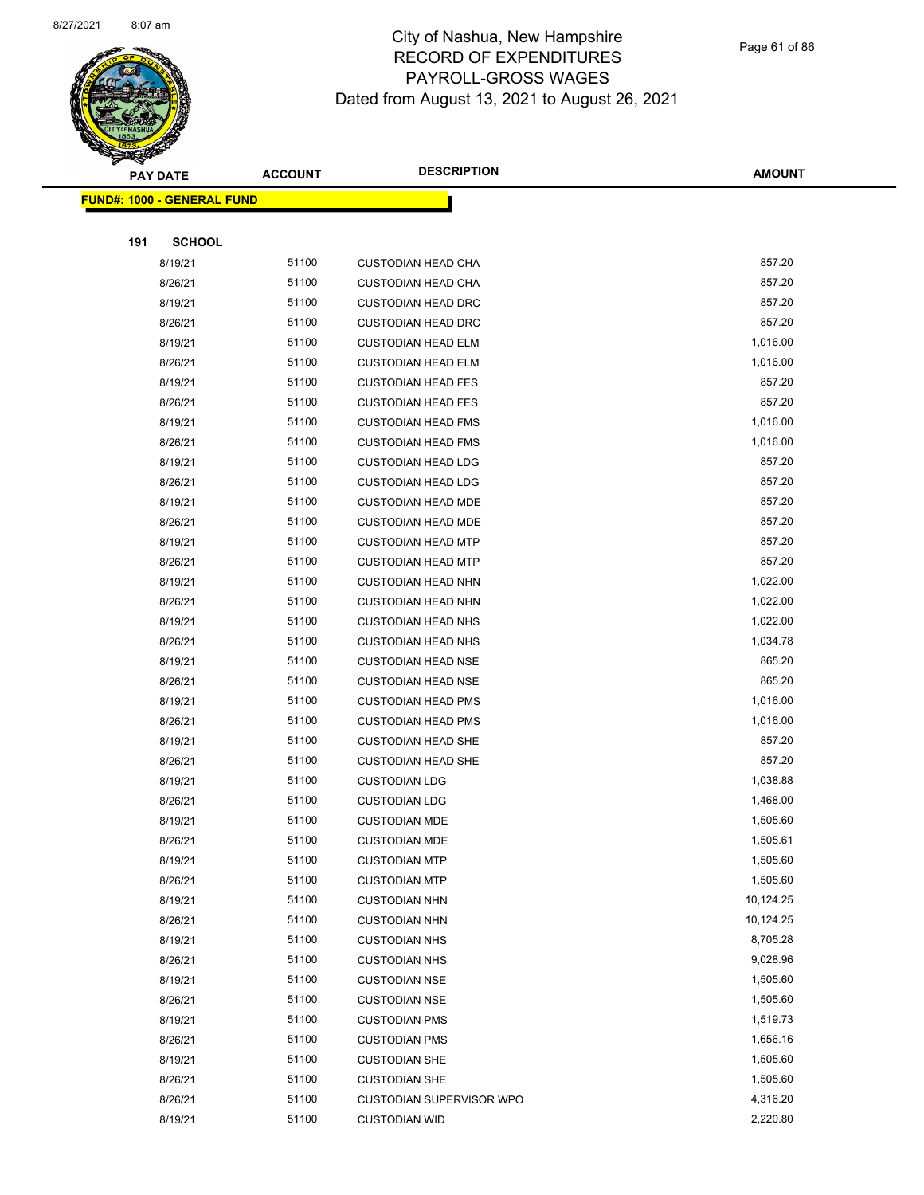# City of Nashua, New Hampshire
## RECORD OF EXPENDITURES
## PAYROLL-GROSS WAGES
## Dated from August 13, 2021 to August 26, 2021

**FUND#: 1000 - GENERAL FUND**

**191 SCHOOL**

| PAY DATE | ACCOUNT | DESCRIPTION | AMOUNT |
|---|---|---|---|
| 8/19/21 | 51100 | CUSTODIAN HEAD CHA | 857.20 |
| 8/26/21 | 51100 | CUSTODIAN HEAD CHA | 857.20 |
| 8/19/21 | 51100 | CUSTODIAN HEAD DRC | 857.20 |
| 8/26/21 | 51100 | CUSTODIAN HEAD DRC | 857.20 |
| 8/19/21 | 51100 | CUSTODIAN HEAD ELM | 1,016.00 |
| 8/26/21 | 51100 | CUSTODIAN HEAD ELM | 1,016.00 |
| 8/19/21 | 51100 | CUSTODIAN HEAD FES | 857.20 |
| 8/26/21 | 51100 | CUSTODIAN HEAD FES | 857.20 |
| 8/19/21 | 51100 | CUSTODIAN HEAD FMS | 1,016.00 |
| 8/26/21 | 51100 | CUSTODIAN HEAD FMS | 1,016.00 |
| 8/19/21 | 51100 | CUSTODIAN HEAD LDG | 857.20 |
| 8/26/21 | 51100 | CUSTODIAN HEAD LDG | 857.20 |
| 8/19/21 | 51100 | CUSTODIAN HEAD MDE | 857.20 |
| 8/26/21 | 51100 | CUSTODIAN HEAD MDE | 857.20 |
| 8/19/21 | 51100 | CUSTODIAN HEAD MTP | 857.20 |
| 8/26/21 | 51100 | CUSTODIAN HEAD MTP | 857.20 |
| 8/19/21 | 51100 | CUSTODIAN HEAD NHN | 1,022.00 |
| 8/26/21 | 51100 | CUSTODIAN HEAD NHN | 1,022.00 |
| 8/19/21 | 51100 | CUSTODIAN HEAD NHS | 1,022.00 |
| 8/26/21 | 51100 | CUSTODIAN HEAD NHS | 1,034.78 |
| 8/19/21 | 51100 | CUSTODIAN HEAD NSE | 865.20 |
| 8/26/21 | 51100 | CUSTODIAN HEAD NSE | 865.20 |
| 8/19/21 | 51100 | CUSTODIAN HEAD PMS | 1,016.00 |
| 8/26/21 | 51100 | CUSTODIAN HEAD PMS | 1,016.00 |
| 8/19/21 | 51100 | CUSTODIAN HEAD SHE | 857.20 |
| 8/26/21 | 51100 | CUSTODIAN HEAD SHE | 857.20 |
| 8/19/21 | 51100 | CUSTODIAN LDG | 1,038.88 |
| 8/26/21 | 51100 | CUSTODIAN LDG | 1,468.00 |
| 8/19/21 | 51100 | CUSTODIAN MDE | 1,505.60 |
| 8/26/21 | 51100 | CUSTODIAN MDE | 1,505.61 |
| 8/19/21 | 51100 | CUSTODIAN MTP | 1,505.60 |
| 8/26/21 | 51100 | CUSTODIAN MTP | 1,505.60 |
| 8/19/21 | 51100 | CUSTODIAN NHN | 10,124.25 |
| 8/26/21 | 51100 | CUSTODIAN NHN | 10,124.25 |
| 8/19/21 | 51100 | CUSTODIAN NHS | 8,705.28 |
| 8/26/21 | 51100 | CUSTODIAN NHS | 9,028.96 |
| 8/19/21 | 51100 | CUSTODIAN NSE | 1,505.60 |
| 8/26/21 | 51100 | CUSTODIAN NSE | 1,505.60 |
| 8/19/21 | 51100 | CUSTODIAN PMS | 1,519.73 |
| 8/26/21 | 51100 | CUSTODIAN PMS | 1,656.16 |
| 8/19/21 | 51100 | CUSTODIAN SHE | 1,505.60 |
| 8/26/21 | 51100 | CUSTODIAN SHE | 1,505.60 |
| 8/26/21 | 51100 | CUSTODIAN SUPERVISOR WPO | 4,316.20 |
| 8/19/21 | 51100 | CUSTODIAN WID | 2,220.80 |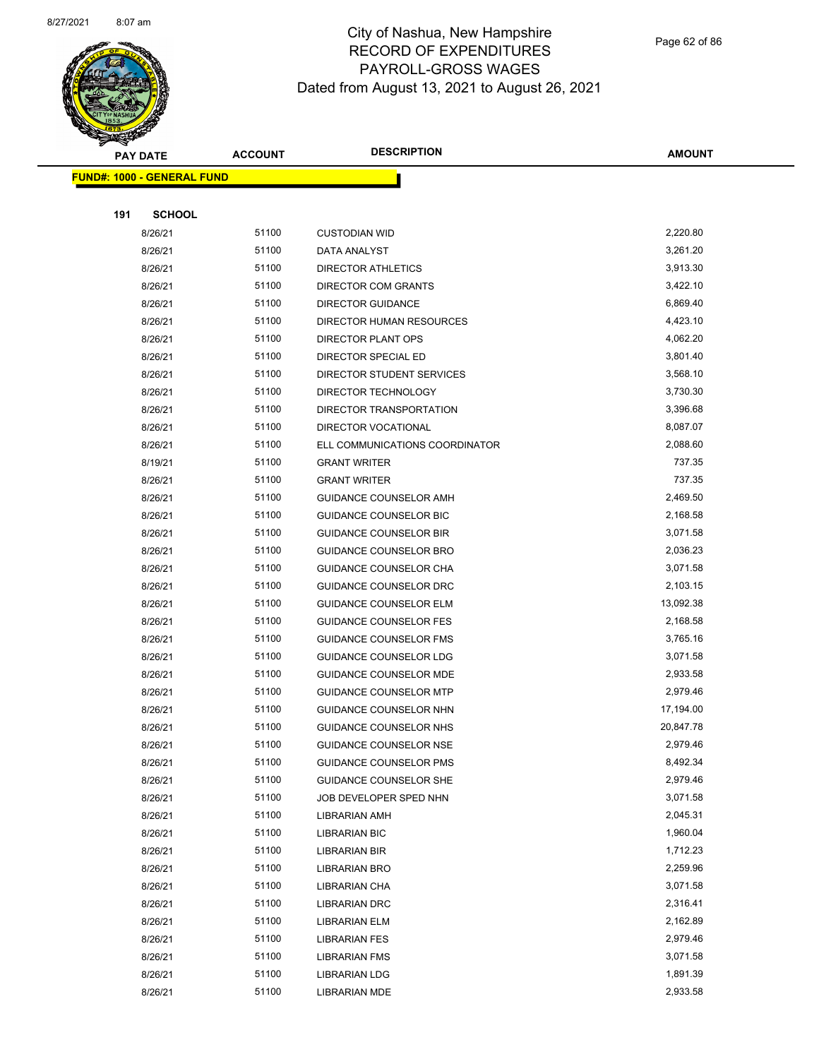# City of Nashua, New Hampshire
## RECORD OF EXPENDITURES
## PAYROLL-GROSS WAGES
## Dated from August 13, 2021 to August 26, 2021

**FUND#: 1000 - GENERAL FUND**

**191 SCHOOL**

| PAY DATE | ACCOUNT | DESCRIPTION | AMOUNT |
|---|---|---|---|
| 8/26/21 | 51100 | CUSTODIAN WID | 2,220.80 |
| 8/26/21 | 51100 | DATA ANALYST | 3,261.20 |
| 8/26/21 | 51100 | DIRECTOR ATHLETICS | 3,913.30 |
| 8/26/21 | 51100 | DIRECTOR COM GRANTS | 3,422.10 |
| 8/26/21 | 51100 | DIRECTOR GUIDANCE | 6,869.40 |
| 8/26/21 | 51100 | DIRECTOR HUMAN RESOURCES | 4,423.10 |
| 8/26/21 | 51100 | DIRECTOR PLANT OPS | 4,062.20 |
| 8/26/21 | 51100 | DIRECTOR SPECIAL ED | 3,801.40 |
| 8/26/21 | 51100 | DIRECTOR STUDENT SERVICES | 3,568.10 |
| 8/26/21 | 51100 | DIRECTOR TECHNOLOGY | 3,730.30 |
| 8/26/21 | 51100 | DIRECTOR TRANSPORTATION | 3,396.68 |
| 8/26/21 | 51100 | DIRECTOR VOCATIONAL | 8,087.07 |
| 8/26/21 | 51100 | ELL COMMUNICATIONS COORDINATOR | 2,088.60 |
| 8/19/21 | 51100 | GRANT WRITER | 737.35 |
| 8/26/21 | 51100 | GRANT WRITER | 737.35 |
| 8/26/21 | 51100 | GUIDANCE COUNSELOR AMH | 2,469.50 |
| 8/26/21 | 51100 | GUIDANCE COUNSELOR BIC | 2,168.58 |
| 8/26/21 | 51100 | GUIDANCE COUNSELOR BIR | 3,071.58 |
| 8/26/21 | 51100 | GUIDANCE COUNSELOR BRO | 2,036.23 |
| 8/26/21 | 51100 | GUIDANCE COUNSELOR CHA | 3,071.58 |
| 8/26/21 | 51100 | GUIDANCE COUNSELOR DRC | 2,103.15 |
| 8/26/21 | 51100 | GUIDANCE COUNSELOR ELM | 13,092.38 |
| 8/26/21 | 51100 | GUIDANCE COUNSELOR FES | 2,168.58 |
| 8/26/21 | 51100 | GUIDANCE COUNSELOR FMS | 3,765.16 |
| 8/26/21 | 51100 | GUIDANCE COUNSELOR LDG | 3,071.58 |
| 8/26/21 | 51100 | GUIDANCE COUNSELOR MDE | 2,933.58 |
| 8/26/21 | 51100 | GUIDANCE COUNSELOR MTP | 2,979.46 |
| 8/26/21 | 51100 | GUIDANCE COUNSELOR NHN | 17,194.00 |
| 8/26/21 | 51100 | GUIDANCE COUNSELOR NHS | 20,847.78 |
| 8/26/21 | 51100 | GUIDANCE COUNSELOR NSE | 2,979.46 |
| 8/26/21 | 51100 | GUIDANCE COUNSELOR PMS | 8,492.34 |
| 8/26/21 | 51100 | GUIDANCE COUNSELOR SHE | 2,979.46 |
| 8/26/21 | 51100 | JOB DEVELOPER SPED NHN | 3,071.58 |
| 8/26/21 | 51100 | LIBRARIAN AMH | 2,045.31 |
| 8/26/21 | 51100 | LIBRARIAN BIC | 1,960.04 |
| 8/26/21 | 51100 | LIBRARIAN BIR | 1,712.23 |
| 8/26/21 | 51100 | LIBRARIAN BRO | 2,259.96 |
| 8/26/21 | 51100 | LIBRARIAN CHA | 3,071.58 |
| 8/26/21 | 51100 | LIBRARIAN DRC | 2,316.41 |
| 8/26/21 | 51100 | LIBRARIAN ELM | 2,162.89 |
| 8/26/21 | 51100 | LIBRARIAN FES | 2,979.46 |
| 8/26/21 | 51100 | LIBRARIAN FMS | 3,071.58 |
| 8/26/21 | 51100 | LIBRARIAN LDG | 1,891.39 |
| 8/26/21 | 51100 | LIBRARIAN MDE | 2,933.58 |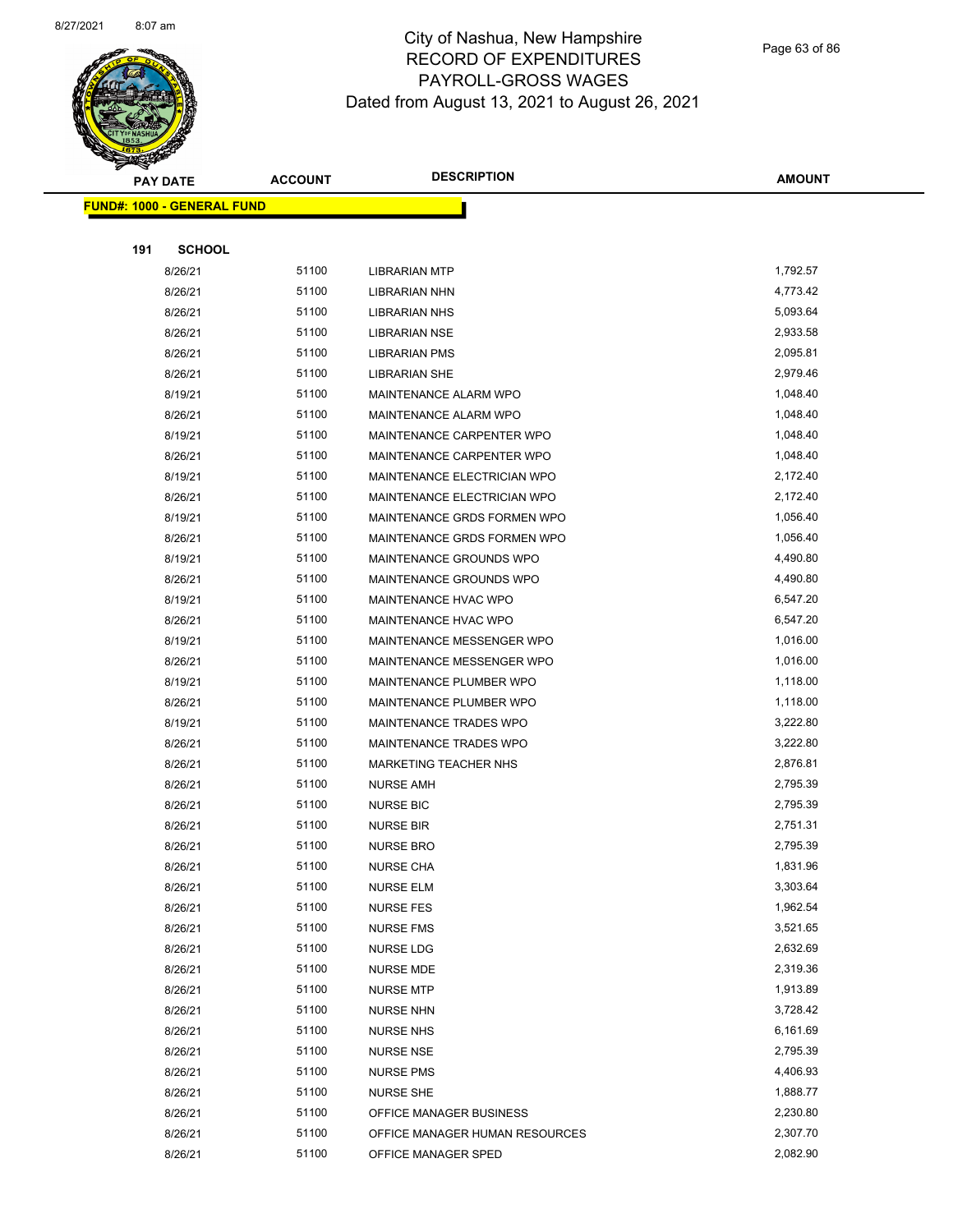# City of Nashua, New Hampshire
## RECORD OF EXPENDITURES
## PAYROLL-GROSS WAGES
## Dated from August 13, 2021 to August 26, 2021

| PAY DATE | ACCOUNT | DESCRIPTION | AMOUNT |
|---|---|---|---|
| **FUND#: 1000 - GENERAL FUND** | | | |
| **191 SCHOOL** | | | |
| 8/26/21 | 51100 | LIBRARIAN MTP | 1,792.57 |
| 8/26/21 | 51100 | LIBRARIAN NHN | 4,773.42 |
| 8/26/21 | 51100 | LIBRARIAN NHS | 5,093.64 |
| 8/26/21 | 51100 | LIBRARIAN NSE | 2,933.58 |
| 8/26/21 | 51100 | LIBRARIAN PMS | 2,095.81 |
| 8/26/21 | 51100 | LIBRARIAN SHE | 2,979.46 |
| 8/19/21 | 51100 | MAINTENANCE ALARM WPO | 1,048.40 |
| 8/26/21 | 51100 | MAINTENANCE ALARM WPO | 1,048.40 |
| 8/19/21 | 51100 | MAINTENANCE CARPENTER WPO | 1,048.40 |
| 8/26/21 | 51100 | MAINTENANCE CARPENTER WPO | 1,048.40 |
| 8/19/21 | 51100 | MAINTENANCE ELECTRICIAN WPO | 2,172.40 |
| 8/26/21 | 51100 | MAINTENANCE ELECTRICIAN WPO | 2,172.40 |
| 8/19/21 | 51100 | MAINTENANCE GRDS FORMEN WPO | 1,056.40 |
| 8/26/21 | 51100 | MAINTENANCE GRDS FORMEN WPO | 1,056.40 |
| 8/19/21 | 51100 | MAINTENANCE GROUNDS WPO | 4,490.80 |
| 8/26/21 | 51100 | MAINTENANCE GROUNDS WPO | 4,490.80 |
| 8/19/21 | 51100 | MAINTENANCE HVAC WPO | 6,547.20 |
| 8/26/21 | 51100 | MAINTENANCE HVAC WPO | 6,547.20 |
| 8/19/21 | 51100 | MAINTENANCE MESSENGER WPO | 1,016.00 |
| 8/26/21 | 51100 | MAINTENANCE MESSENGER WPO | 1,016.00 |
| 8/19/21 | 51100 | MAINTENANCE PLUMBER WPO | 1,118.00 |
| 8/26/21 | 51100 | MAINTENANCE PLUMBER WPO | 1,118.00 |
| 8/19/21 | 51100 | MAINTENANCE TRADES WPO | 3,222.80 |
| 8/26/21 | 51100 | MAINTENANCE TRADES WPO | 3,222.80 |
| 8/26/21 | 51100 | MARKETING TEACHER NHS | 2,876.81 |
| 8/26/21 | 51100 | NURSE AMH | 2,795.39 |
| 8/26/21 | 51100 | NURSE BIC | 2,795.39 |
| 8/26/21 | 51100 | NURSE BIR | 2,751.31 |
| 8/26/21 | 51100 | NURSE BRO | 2,795.39 |
| 8/26/21 | 51100 | NURSE CHA | 1,831.96 |
| 8/26/21 | 51100 | NURSE ELM | 3,303.64 |
| 8/26/21 | 51100 | NURSE FES | 1,962.54 |
| 8/26/21 | 51100 | NURSE FMS | 3,521.65 |
| 8/26/21 | 51100 | NURSE LDG | 2,632.69 |
| 8/26/21 | 51100 | NURSE MDE | 2,319.36 |
| 8/26/21 | 51100 | NURSE MTP | 1,913.89 |
| 8/26/21 | 51100 | NURSE NHN | 3,728.42 |
| 8/26/21 | 51100 | NURSE NHS | 6,161.69 |
| 8/26/21 | 51100 | NURSE NSE | 2,795.39 |
| 8/26/21 | 51100 | NURSE PMS | 4,406.93 |
| 8/26/21 | 51100 | NURSE SHE | 1,888.77 |
| 8/26/21 | 51100 | OFFICE MANAGER BUSINESS | 2,230.80 |
| 8/26/21 | 51100 | OFFICE MANAGER HUMAN RESOURCES | 2,307.70 |
| 8/26/21 | 51100 | OFFICE MANAGER SPED | 2,082.90 |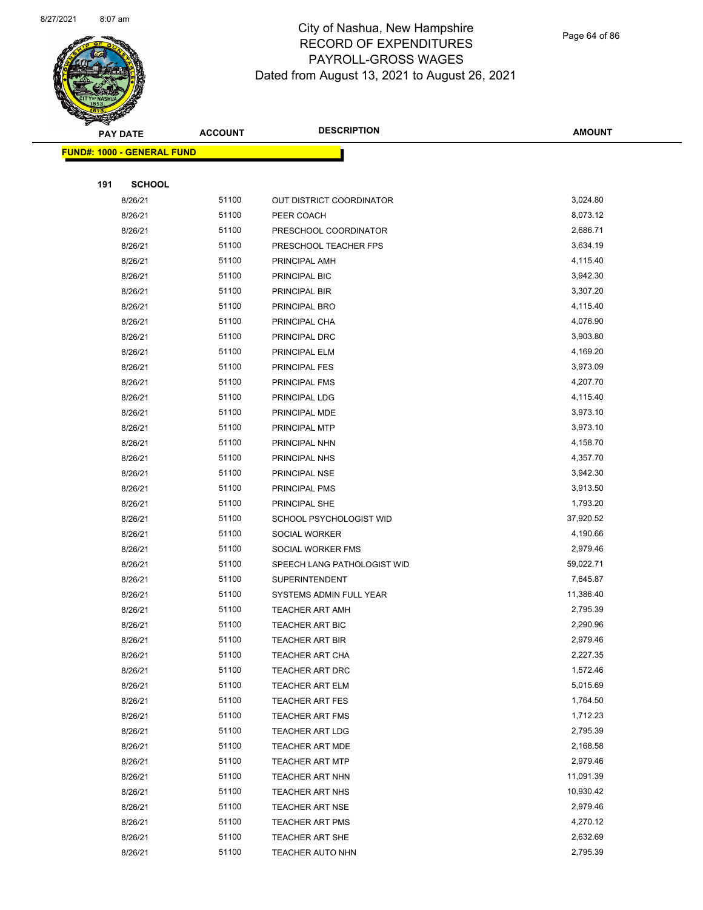# City of Nashua, New Hampshire
## RECORD OF EXPENDITURES
## PAYROLL-GROSS WAGES
### Dated from August 13, 2021 to August 26, 2021

| PAY DATE | ACCOUNT | DESCRIPTION | AMOUNT |
|---|---|---|---|
| **FUND#: 1000 - GENERAL FUND** | | | |
| **191 SCHOOL** | | | |
| 8/26/21 | 51100 | OUT DISTRICT COORDINATOR | 3,024.80 |
| 8/26/21 | 51100 | PEER COACH | 8,073.12 |
| 8/26/21 | 51100 | PRESCHOOL COORDINATOR | 2,686.71 |
| 8/26/21 | 51100 | PRESCHOOL TEACHER FPS | 3,634.19 |
| 8/26/21 | 51100 | PRINCIPAL AMH | 4,115.40 |
| 8/26/21 | 51100 | PRINCIPAL BIC | 3,942.30 |
| 8/26/21 | 51100 | PRINCIPAL BIR | 3,307.20 |
| 8/26/21 | 51100 | PRINCIPAL BRO | 4,115.40 |
| 8/26/21 | 51100 | PRINCIPAL CHA | 4,076.90 |
| 8/26/21 | 51100 | PRINCIPAL DRC | 3,903.80 |
| 8/26/21 | 51100 | PRINCIPAL ELM | 4,169.20 |
| 8/26/21 | 51100 | PRINCIPAL FES | 3,973.09 |
| 8/26/21 | 51100 | PRINCIPAL FMS | 4,207.70 |
| 8/26/21 | 51100 | PRINCIPAL LDG | 4,115.40 |
| 8/26/21 | 51100 | PRINCIPAL MDE | 3,973.10 |
| 8/26/21 | 51100 | PRINCIPAL MTP | 3,973.10 |
| 8/26/21 | 51100 | PRINCIPAL NHN | 4,158.70 |
| 8/26/21 | 51100 | PRINCIPAL NHS | 4,357.70 |
| 8/26/21 | 51100 | PRINCIPAL NSE | 3,942.30 |
| 8/26/21 | 51100 | PRINCIPAL PMS | 3,913.50 |
| 8/26/21 | 51100 | PRINCIPAL SHE | 1,793.20 |
| 8/26/21 | 51100 | SCHOOL PSYCHOLOGIST WID | 37,920.52 |
| 8/26/21 | 51100 | SOCIAL WORKER | 4,190.66 |
| 8/26/21 | 51100 | SOCIAL WORKER FMS | 2,979.46 |
| 8/26/21 | 51100 | SPEECH LANG PATHOLOGIST WID | 59,022.71 |
| 8/26/21 | 51100 | SUPERINTENDENT | 7,645.87 |
| 8/26/21 | 51100 | SYSTEMS ADMIN FULL YEAR | 11,386.40 |
| 8/26/21 | 51100 | TEACHER ART AMH | 2,795.39 |
| 8/26/21 | 51100 | TEACHER ART BIC | 2,290.96 |
| 8/26/21 | 51100 | TEACHER ART BIR | 2,979.46 |
| 8/26/21 | 51100 | TEACHER ART CHA | 2,227.35 |
| 8/26/21 | 51100 | TEACHER ART DRC | 1,572.46 |
| 8/26/21 | 51100 | TEACHER ART ELM | 5,015.69 |
| 8/26/21 | 51100 | TEACHER ART FES | 1,764.50 |
| 8/26/21 | 51100 | TEACHER ART FMS | 1,712.23 |
| 8/26/21 | 51100 | TEACHER ART LDG | 2,795.39 |
| 8/26/21 | 51100 | TEACHER ART MDE | 2,168.58 |
| 8/26/21 | 51100 | TEACHER ART MTP | 2,979.46 |
| 8/26/21 | 51100 | TEACHER ART NHN | 11,091.39 |
| 8/26/21 | 51100 | TEACHER ART NHS | 10,930.42 |
| 8/26/21 | 51100 | TEACHER ART NSE | 2,979.46 |
| 8/26/21 | 51100 | TEACHER ART PMS | 4,270.12 |
| 8/26/21 | 51100 | TEACHER ART SHE | 2,632.69 |
| 8/26/21 | 51100 | TEACHER AUTO NHN | 2,795.39 |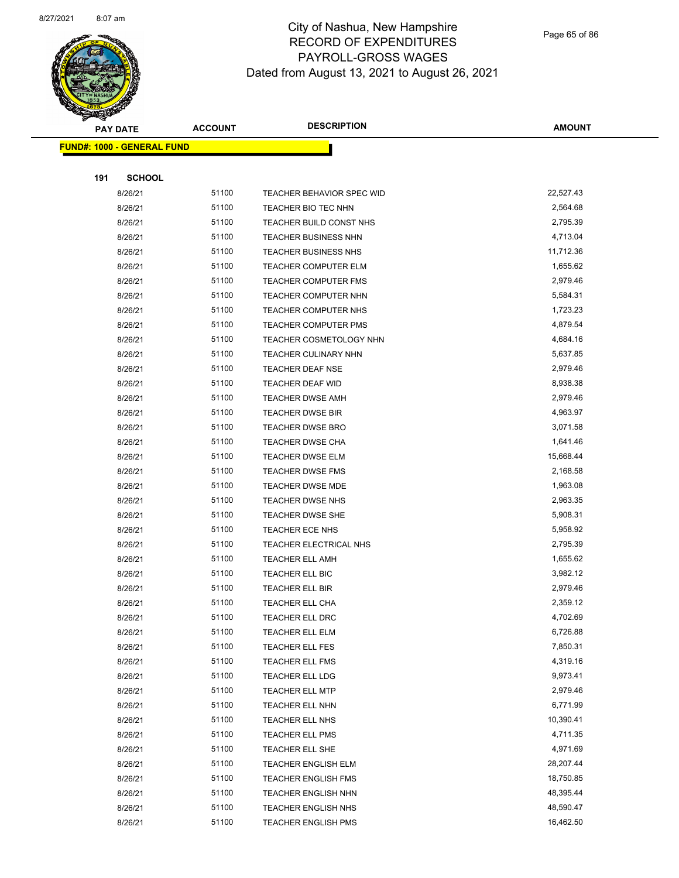# City of Nashua, New Hampshire
## RECORD OF EXPENDITURES
## PAYROLL-GROSS WAGES
### Dated from August 13, 2021 to August 26, 2021

**FUND#: 1000 - GENERAL FUND**

**191 SCHOOL**

| PAY DATE | ACCOUNT | DESCRIPTION | AMOUNT |
|---|---|---|---|
| 8/26/21 | 51100 | TEACHER BEHAVIOR SPEC WID | 22,527.43 |
| 8/26/21 | 51100 | TEACHER BIO TEC NHN | 2,564.68 |
| 8/26/21 | 51100 | TEACHER BUILD CONST NHS | 2,795.39 |
| 8/26/21 | 51100 | TEACHER BUSINESS NHN | 4,713.04 |
| 8/26/21 | 51100 | TEACHER BUSINESS NHS | 11,712.36 |
| 8/26/21 | 51100 | TEACHER COMPUTER ELM | 1,655.62 |
| 8/26/21 | 51100 | TEACHER COMPUTER FMS | 2,979.46 |
| 8/26/21 | 51100 | TEACHER COMPUTER NHN | 5,584.31 |
| 8/26/21 | 51100 | TEACHER COMPUTER NHS | 1,723.23 |
| 8/26/21 | 51100 | TEACHER COMPUTER PMS | 4,879.54 |
| 8/26/21 | 51100 | TEACHER COSMETOLOGY NHN | 4,684.16 |
| 8/26/21 | 51100 | TEACHER CULINARY NHN | 5,637.85 |
| 8/26/21 | 51100 | TEACHER DEAF NSE | 2,979.46 |
| 8/26/21 | 51100 | TEACHER DEAF WID | 8,938.38 |
| 8/26/21 | 51100 | TEACHER DWSE AMH | 2,979.46 |
| 8/26/21 | 51100 | TEACHER DWSE BIR | 4,963.97 |
| 8/26/21 | 51100 | TEACHER DWSE BRO | 3,071.58 |
| 8/26/21 | 51100 | TEACHER DWSE CHA | 1,641.46 |
| 8/26/21 | 51100 | TEACHER DWSE ELM | 15,668.44 |
| 8/26/21 | 51100 | TEACHER DWSE FMS | 2,168.58 |
| 8/26/21 | 51100 | TEACHER DWSE MDE | 1,963.08 |
| 8/26/21 | 51100 | TEACHER DWSE NHS | 2,963.35 |
| 8/26/21 | 51100 | TEACHER DWSE SHE | 5,908.31 |
| 8/26/21 | 51100 | TEACHER ECE NHS | 5,958.92 |
| 8/26/21 | 51100 | TEACHER ELECTRICAL NHS | 2,795.39 |
| 8/26/21 | 51100 | TEACHER ELL AMH | 1,655.62 |
| 8/26/21 | 51100 | TEACHER ELL BIC | 3,982.12 |
| 8/26/21 | 51100 | TEACHER ELL BIR | 2,979.46 |
| 8/26/21 | 51100 | TEACHER ELL CHA | 2,359.12 |
| 8/26/21 | 51100 | TEACHER ELL DRC | 4,702.69 |
| 8/26/21 | 51100 | TEACHER ELL ELM | 6,726.88 |
| 8/26/21 | 51100 | TEACHER ELL FES | 7,850.31 |
| 8/26/21 | 51100 | TEACHER ELL FMS | 4,319.16 |
| 8/26/21 | 51100 | TEACHER ELL LDG | 9,973.41 |
| 8/26/21 | 51100 | TEACHER ELL MTP | 2,979.46 |
| 8/26/21 | 51100 | TEACHER ELL NHN | 6,771.99 |
| 8/26/21 | 51100 | TEACHER ELL NHS | 10,390.41 |
| 8/26/21 | 51100 | TEACHER ELL PMS | 4,711.35 |
| 8/26/21 | 51100 | TEACHER ELL SHE | 4,971.69 |
| 8/26/21 | 51100 | TEACHER ENGLISH ELM | 28,207.44 |
| 8/26/21 | 51100 | TEACHER ENGLISH FMS | 18,750.85 |
| 8/26/21 | 51100 | TEACHER ENGLISH NHN | 48,395.44 |
| 8/26/21 | 51100 | TEACHER ENGLISH NHS | 48,590.47 |
| 8/26/21 | 51100 | TEACHER ENGLISH PMS | 16,462.50 |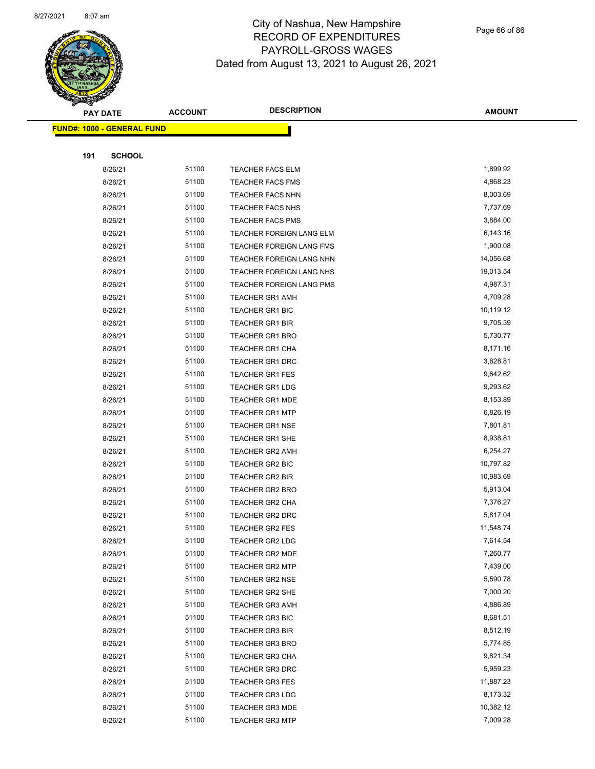# City of Nashua, New Hampshire
# RECORD OF EXPENDITURES
# PAYROLL-GROSS WAGES
# Dated from August 13, 2021 to August 26, 2021

**FUND#: 1000 - GENERAL FUND**

**191 SCHOOL**

| PAY DATE | ACCOUNT | DESCRIPTION | AMOUNT |
|---|---|---|---|
| 8/26/21 | 51100 | TEACHER FACS ELM | 1,899.92 |
| 8/26/21 | 51100 | TEACHER FACS FMS | 4,868.23 |
| 8/26/21 | 51100 | TEACHER FACS NHN | 8,003.69 |
| 8/26/21 | 51100 | TEACHER FACS NHS | 7,737.69 |
| 8/26/21 | 51100 | TEACHER FACS PMS | 3,884.00 |
| 8/26/21 | 51100 | TEACHER FOREIGN LANG ELM | 6,143.16 |
| 8/26/21 | 51100 | TEACHER FOREIGN LANG FMS | 1,900.08 |
| 8/26/21 | 51100 | TEACHER FOREIGN LANG NHN | 14,056.68 |
| 8/26/21 | 51100 | TEACHER FOREIGN LANG NHS | 19,013.54 |
| 8/26/21 | 51100 | TEACHER FOREIGN LANG PMS | 4,987.31 |
| 8/26/21 | 51100 | TEACHER GR1 AMH | 4,709.28 |
| 8/26/21 | 51100 | TEACHER GR1 BIC | 10,119.12 |
| 8/26/21 | 51100 | TEACHER GR1 BIR | 9,705.39 |
| 8/26/21 | 51100 | TEACHER GR1 BRO | 5,730.77 |
| 8/26/21 | 51100 | TEACHER GR1 CHA | 8,171.16 |
| 8/26/21 | 51100 | TEACHER GR1 DRC | 3,828.81 |
| 8/26/21 | 51100 | TEACHER GR1 FES | 9,642.62 |
| 8/26/21 | 51100 | TEACHER GR1 LDG | 9,293.62 |
| 8/26/21 | 51100 | TEACHER GR1 MDE | 8,153.89 |
| 8/26/21 | 51100 | TEACHER GR1 MTP | 6,826.19 |
| 8/26/21 | 51100 | TEACHER GR1 NSE | 7,801.81 |
| 8/26/21 | 51100 | TEACHER GR1 SHE | 8,938.81 |
| 8/26/21 | 51100 | TEACHER GR2 AMH | 6,254.27 |
| 8/26/21 | 51100 | TEACHER GR2 BIC | 10,797.82 |
| 8/26/21 | 51100 | TEACHER GR2 BIR | 10,983.69 |
| 8/26/21 | 51100 | TEACHER GR2 BRO | 5,913.04 |
| 8/26/21 | 51100 | TEACHER GR2 CHA | 7,376.27 |
| 8/26/21 | 51100 | TEACHER GR2 DRC | 5,817.04 |
| 8/26/21 | 51100 | TEACHER GR2 FES | 11,548.74 |
| 8/26/21 | 51100 | TEACHER GR2 LDG | 7,614.54 |
| 8/26/21 | 51100 | TEACHER GR2 MDE | 7,260.77 |
| 8/26/21 | 51100 | TEACHER GR2 MTP | 7,439.00 |
| 8/26/21 | 51100 | TEACHER GR2 NSE | 5,590.78 |
| 8/26/21 | 51100 | TEACHER GR2 SHE | 7,000.20 |
| 8/26/21 | 51100 | TEACHER GR3 AMH | 4,886.89 |
| 8/26/21 | 51100 | TEACHER GR3 BIC | 8,681.51 |
| 8/26/21 | 51100 | TEACHER GR3 BIR | 8,512.19 |
| 8/26/21 | 51100 | TEACHER GR3 BRO | 5,774.85 |
| 8/26/21 | 51100 | TEACHER GR3 CHA | 9,821.34 |
| 8/26/21 | 51100 | TEACHER GR3 DRC | 5,959.23 |
| 8/26/21 | 51100 | TEACHER GR3 FES | 11,887.23 |
| 8/26/21 | 51100 | TEACHER GR3 LDG | 8,173.32 |
| 8/26/21 | 51100 | TEACHER GR3 MDE | 10,382.12 |
| 8/26/21 | 51100 | TEACHER GR3 MTP | 7,009.28 |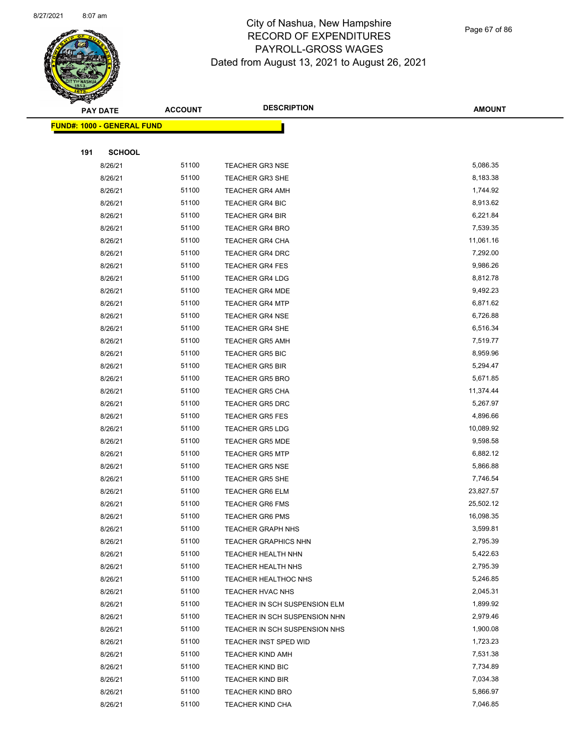# City of Nashua, New Hampshire
## RECORD OF EXPENDITURES
## PAYROLL-GROSS WAGES
## Dated from August 13, 2021 to August 26, 2021

| PAY DATE | ACCOUNT | DESCRIPTION | AMOUNT |
|---|---|---|---|

**FUND#: 1000 - GENERAL FUND**

**191 SCHOOL**

| PAY DATE | ACCOUNT | DESCRIPTION | AMOUNT |
|---|---|---|---|
| 8/26/21 | 51100 | TEACHER GR3 NSE | 5,086.35 |
| 8/26/21 | 51100 | TEACHER GR3 SHE | 8,183.38 |
| 8/26/21 | 51100 | TEACHER GR4 AMH | 1,744.92 |
| 8/26/21 | 51100 | TEACHER GR4 BIC | 8,913.62 |
| 8/26/21 | 51100 | TEACHER GR4 BIR | 6,221.84 |
| 8/26/21 | 51100 | TEACHER GR4 BRO | 7,539.35 |
| 8/26/21 | 51100 | TEACHER GR4 CHA | 11,061.16 |
| 8/26/21 | 51100 | TEACHER GR4 DRC | 7,292.00 |
| 8/26/21 | 51100 | TEACHER GR4 FES | 9,986.26 |
| 8/26/21 | 51100 | TEACHER GR4 LDG | 8,812.78 |
| 8/26/21 | 51100 | TEACHER GR4 MDE | 9,492.23 |
| 8/26/21 | 51100 | TEACHER GR4 MTP | 6,871.62 |
| 8/26/21 | 51100 | TEACHER GR4 NSE | 6,726.88 |
| 8/26/21 | 51100 | TEACHER GR4 SHE | 6,516.34 |
| 8/26/21 | 51100 | TEACHER GR5 AMH | 7,519.77 |
| 8/26/21 | 51100 | TEACHER GR5 BIC | 8,959.96 |
| 8/26/21 | 51100 | TEACHER GR5 BIR | 5,294.47 |
| 8/26/21 | 51100 | TEACHER GR5 BRO | 5,671.85 |
| 8/26/21 | 51100 | TEACHER GR5 CHA | 11,374.44 |
| 8/26/21 | 51100 | TEACHER GR5 DRC | 5,267.97 |
| 8/26/21 | 51100 | TEACHER GR5 FES | 4,896.66 |
| 8/26/21 | 51100 | TEACHER GR5 LDG | 10,089.92 |
| 8/26/21 | 51100 | TEACHER GR5 MDE | 9,598.58 |
| 8/26/21 | 51100 | TEACHER GR5 MTP | 6,882.12 |
| 8/26/21 | 51100 | TEACHER GR5 NSE | 5,866.88 |
| 8/26/21 | 51100 | TEACHER GR5 SHE | 7,746.54 |
| 8/26/21 | 51100 | TEACHER GR6 ELM | 23,827.57 |
| 8/26/21 | 51100 | TEACHER GR6 FMS | 25,502.12 |
| 8/26/21 | 51100 | TEACHER GR6 PMS | 16,098.35 |
| 8/26/21 | 51100 | TEACHER GRAPH NHS | 3,599.81 |
| 8/26/21 | 51100 | TEACHER GRAPHICS NHN | 2,795.39 |
| 8/26/21 | 51100 | TEACHER HEALTH NHN | 5,422.63 |
| 8/26/21 | 51100 | TEACHER HEALTH NHS | 2,795.39 |
| 8/26/21 | 51100 | TEACHER HEALTHOC NHS | 5,246.85 |
| 8/26/21 | 51100 | TEACHER HVAC NHS | 2,045.31 |
| 8/26/21 | 51100 | TEACHER IN SCH SUSPENSION ELM | 1,899.92 |
| 8/26/21 | 51100 | TEACHER IN SCH SUSPENSION NHN | 2,979.46 |
| 8/26/21 | 51100 | TEACHER IN SCH SUSPENSION NHS | 1,900.08 |
| 8/26/21 | 51100 | TEACHER INST SPED WID | 1,723.23 |
| 8/26/21 | 51100 | TEACHER KIND AMH | 7,531.38 |
| 8/26/21 | 51100 | TEACHER KIND BIC | 7,734.89 |
| 8/26/21 | 51100 | TEACHER KIND BIR | 7,034.38 |
| 8/26/21 | 51100 | TEACHER KIND BRO | 5,866.97 |
| 8/26/21 | 51100 | TEACHER KIND CHA | 7,046.85 |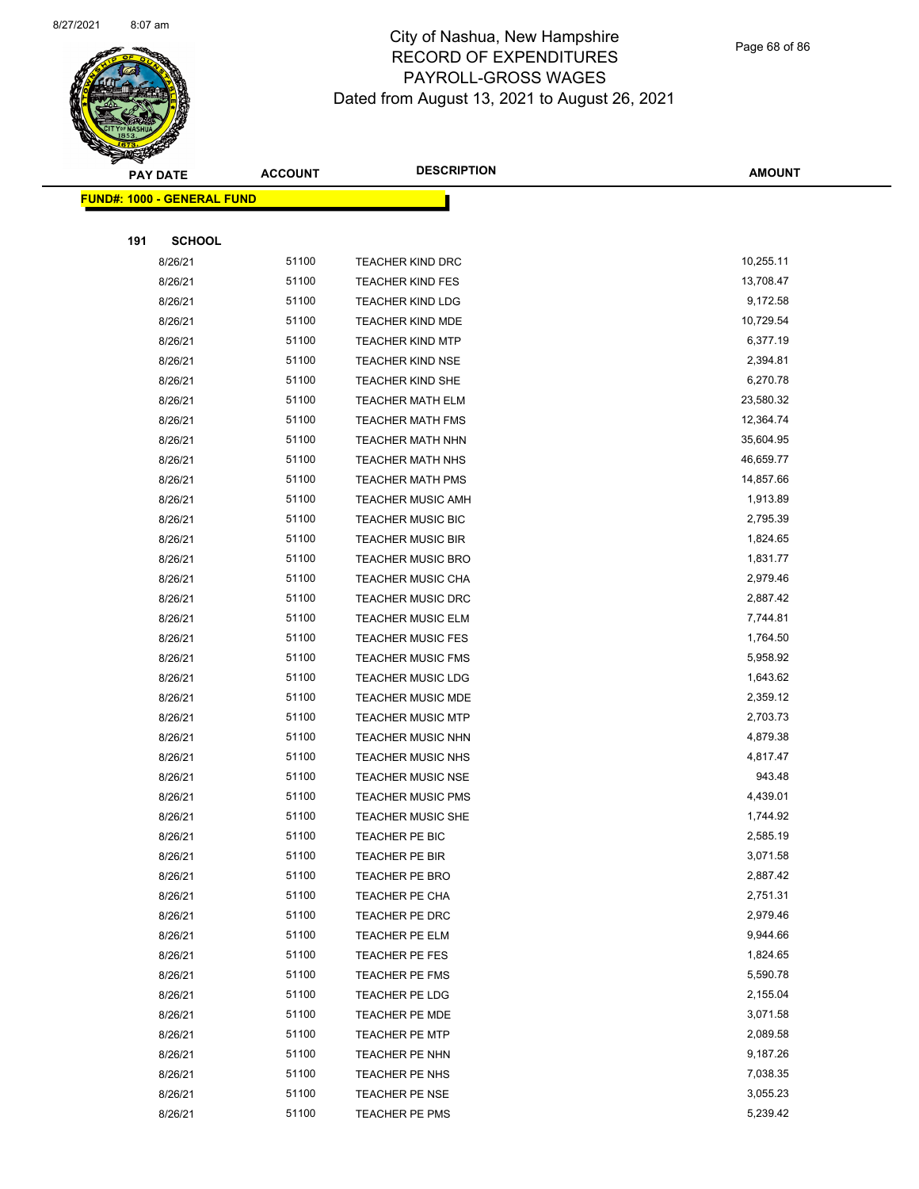# City of Nashua, New Hampshire
## RECORD OF EXPENDITURES
## PAYROLL-GROSS WAGES
### Dated from August 13, 2021 to August 26, 2021

| PAY DATE | ACCOUNT | DESCRIPTION | AMOUNT |
|---|---|---|---|
| **FUND#: 1000 - GENERAL FUND** | | | |
| **191 SCHOOL** | | | |
| 8/26/21 | 51100 | TEACHER KIND DRC | 10,255.11 |
| 8/26/21 | 51100 | TEACHER KIND FES | 13,708.47 |
| 8/26/21 | 51100 | TEACHER KIND LDG | 9,172.58 |
| 8/26/21 | 51100 | TEACHER KIND MDE | 10,729.54 |
| 8/26/21 | 51100 | TEACHER KIND MTP | 6,377.19 |
| 8/26/21 | 51100 | TEACHER KIND NSE | 2,394.81 |
| 8/26/21 | 51100 | TEACHER KIND SHE | 6,270.78 |
| 8/26/21 | 51100 | TEACHER MATH ELM | 23,580.32 |
| 8/26/21 | 51100 | TEACHER MATH FMS | 12,364.74 |
| 8/26/21 | 51100 | TEACHER MATH NHN | 35,604.95 |
| 8/26/21 | 51100 | TEACHER MATH NHS | 46,659.77 |
| 8/26/21 | 51100 | TEACHER MATH PMS | 14,857.66 |
| 8/26/21 | 51100 | TEACHER MUSIC AMH | 1,913.89 |
| 8/26/21 | 51100 | TEACHER MUSIC BIC | 2,795.39 |
| 8/26/21 | 51100 | TEACHER MUSIC BIR | 1,824.65 |
| 8/26/21 | 51100 | TEACHER MUSIC BRO | 1,831.77 |
| 8/26/21 | 51100 | TEACHER MUSIC CHA | 2,979.46 |
| 8/26/21 | 51100 | TEACHER MUSIC DRC | 2,887.42 |
| 8/26/21 | 51100 | TEACHER MUSIC ELM | 7,744.81 |
| 8/26/21 | 51100 | TEACHER MUSIC FES | 1,764.50 |
| 8/26/21 | 51100 | TEACHER MUSIC FMS | 5,958.92 |
| 8/26/21 | 51100 | TEACHER MUSIC LDG | 1,643.62 |
| 8/26/21 | 51100 | TEACHER MUSIC MDE | 2,359.12 |
| 8/26/21 | 51100 | TEACHER MUSIC MTP | 2,703.73 |
| 8/26/21 | 51100 | TEACHER MUSIC NHN | 4,879.38 |
| 8/26/21 | 51100 | TEACHER MUSIC NHS | 4,817.47 |
| 8/26/21 | 51100 | TEACHER MUSIC NSE | 943.48 |
| 8/26/21 | 51100 | TEACHER MUSIC PMS | 4,439.01 |
| 8/26/21 | 51100 | TEACHER MUSIC SHE | 1,744.92 |
| 8/26/21 | 51100 | TEACHER PE BIC | 2,585.19 |
| 8/26/21 | 51100 | TEACHER PE BIR | 3,071.58 |
| 8/26/21 | 51100 | TEACHER PE BRO | 2,887.42 |
| 8/26/21 | 51100 | TEACHER PE CHA | 2,751.31 |
| 8/26/21 | 51100 | TEACHER PE DRC | 2,979.46 |
| 8/26/21 | 51100 | TEACHER PE ELM | 9,944.66 |
| 8/26/21 | 51100 | TEACHER PE FES | 1,824.65 |
| 8/26/21 | 51100 | TEACHER PE FMS | 5,590.78 |
| 8/26/21 | 51100 | TEACHER PE LDG | 2,155.04 |
| 8/26/21 | 51100 | TEACHER PE MDE | 3,071.58 |
| 8/26/21 | 51100 | TEACHER PE MTP | 2,089.58 |
| 8/26/21 | 51100 | TEACHER PE NHN | 9,187.26 |
| 8/26/21 | 51100 | TEACHER PE NHS | 7,038.35 |
| 8/26/21 | 51100 | TEACHER PE NSE | 3,055.23 |
| 8/26/21 | 51100 | TEACHER PE PMS | 5,239.42 |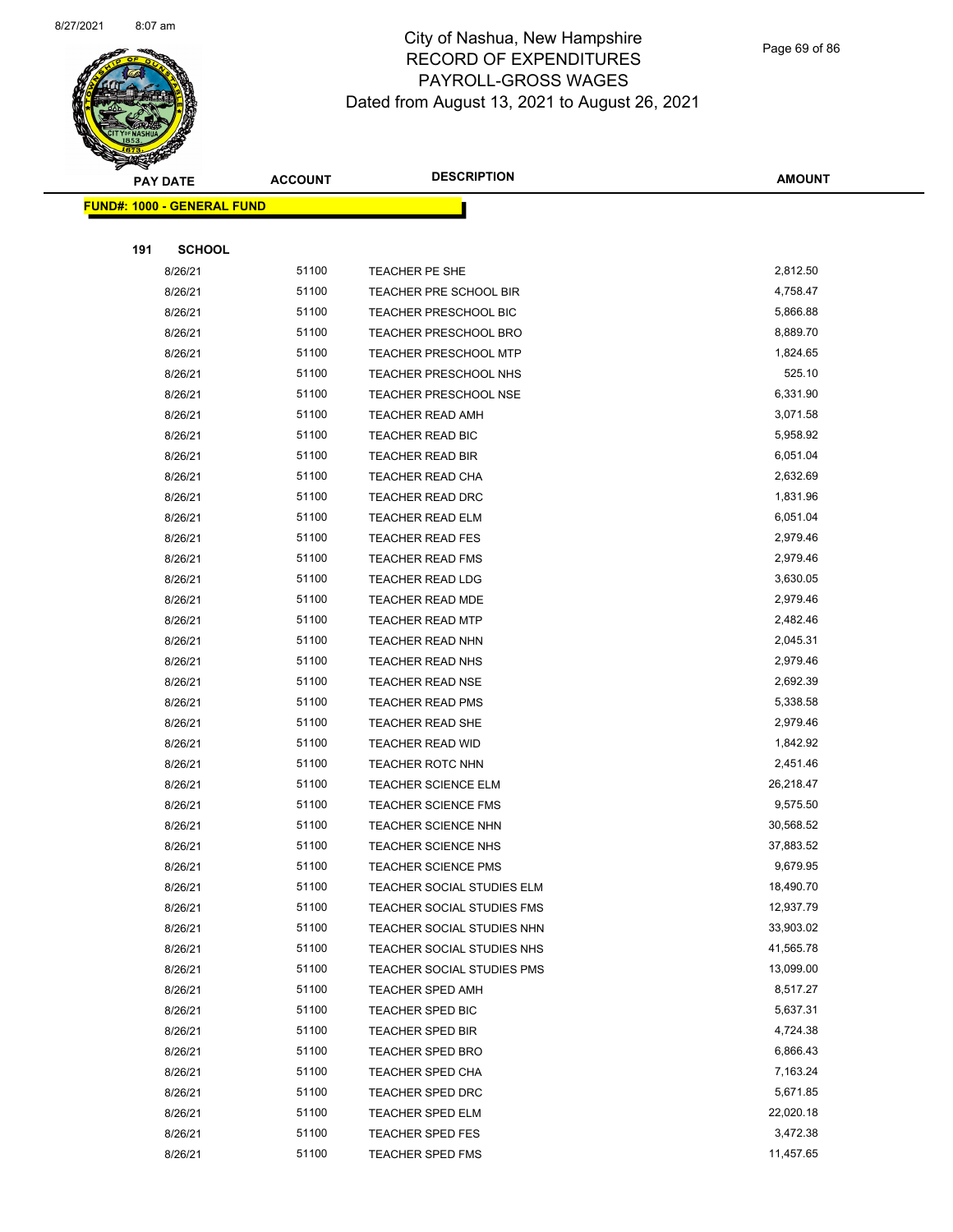# City of Nashua, New Hampshire
# RECORD OF EXPENDITURES
# PAYROLL-GROSS WAGES
# Dated from August 13, 2021 to August 26, 2021

| PAY DATE | ACCOUNT | DESCRIPTION | AMOUNT |
|---|---|---|---|

**FUND#: 1000 - GENERAL FUND**

**191 SCHOOL**

| PAY DATE | ACCOUNT | DESCRIPTION | AMOUNT |
|---|---|---|---|
| 8/26/21 | 51100 | TEACHER PE SHE | 2,812.50 |
| 8/26/21 | 51100 | TEACHER PRE SCHOOL BIR | 4,758.47 |
| 8/26/21 | 51100 | TEACHER PRESCHOOL BIC | 5,866.88 |
| 8/26/21 | 51100 | TEACHER PRESCHOOL BRO | 8,889.70 |
| 8/26/21 | 51100 | TEACHER PRESCHOOL MTP | 1,824.65 |
| 8/26/21 | 51100 | TEACHER PRESCHOOL NHS | 525.10 |
| 8/26/21 | 51100 | TEACHER PRESCHOOL NSE | 6,331.90 |
| 8/26/21 | 51100 | TEACHER READ AMH | 3,071.58 |
| 8/26/21 | 51100 | TEACHER READ BIC | 5,958.92 |
| 8/26/21 | 51100 | TEACHER READ BIR | 6,051.04 |
| 8/26/21 | 51100 | TEACHER READ CHA | 2,632.69 |
| 8/26/21 | 51100 | TEACHER READ DRC | 1,831.96 |
| 8/26/21 | 51100 | TEACHER READ ELM | 6,051.04 |
| 8/26/21 | 51100 | TEACHER READ FES | 2,979.46 |
| 8/26/21 | 51100 | TEACHER READ FMS | 2,979.46 |
| 8/26/21 | 51100 | TEACHER READ LDG | 3,630.05 |
| 8/26/21 | 51100 | TEACHER READ MDE | 2,979.46 |
| 8/26/21 | 51100 | TEACHER READ MTP | 2,482.46 |
| 8/26/21 | 51100 | TEACHER READ NHN | 2,045.31 |
| 8/26/21 | 51100 | TEACHER READ NHS | 2,979.46 |
| 8/26/21 | 51100 | TEACHER READ NSE | 2,692.39 |
| 8/26/21 | 51100 | TEACHER READ PMS | 5,338.58 |
| 8/26/21 | 51100 | TEACHER READ SHE | 2,979.46 |
| 8/26/21 | 51100 | TEACHER READ WID | 1,842.92 |
| 8/26/21 | 51100 | TEACHER ROTC NHN | 2,451.46 |
| 8/26/21 | 51100 | TEACHER SCIENCE ELM | 26,218.47 |
| 8/26/21 | 51100 | TEACHER SCIENCE FMS | 9,575.50 |
| 8/26/21 | 51100 | TEACHER SCIENCE NHN | 30,568.52 |
| 8/26/21 | 51100 | TEACHER SCIENCE NHS | 37,883.52 |
| 8/26/21 | 51100 | TEACHER SCIENCE PMS | 9,679.95 |
| 8/26/21 | 51100 | TEACHER SOCIAL STUDIES ELM | 18,490.70 |
| 8/26/21 | 51100 | TEACHER SOCIAL STUDIES FMS | 12,937.79 |
| 8/26/21 | 51100 | TEACHER SOCIAL STUDIES NHN | 33,903.02 |
| 8/26/21 | 51100 | TEACHER SOCIAL STUDIES NHS | 41,565.78 |
| 8/26/21 | 51100 | TEACHER SOCIAL STUDIES PMS | 13,099.00 |
| 8/26/21 | 51100 | TEACHER SPED AMH | 8,517.27 |
| 8/26/21 | 51100 | TEACHER SPED BIC | 5,637.31 |
| 8/26/21 | 51100 | TEACHER SPED BIR | 4,724.38 |
| 8/26/21 | 51100 | TEACHER SPED BRO | 6,866.43 |
| 8/26/21 | 51100 | TEACHER SPED CHA | 7,163.24 |
| 8/26/21 | 51100 | TEACHER SPED DRC | 5,671.85 |
| 8/26/21 | 51100 | TEACHER SPED ELM | 22,020.18 |
| 8/26/21 | 51100 | TEACHER SPED FES | 3,472.38 |
| 8/26/21 | 51100 | TEACHER SPED FMS | 11,457.65 |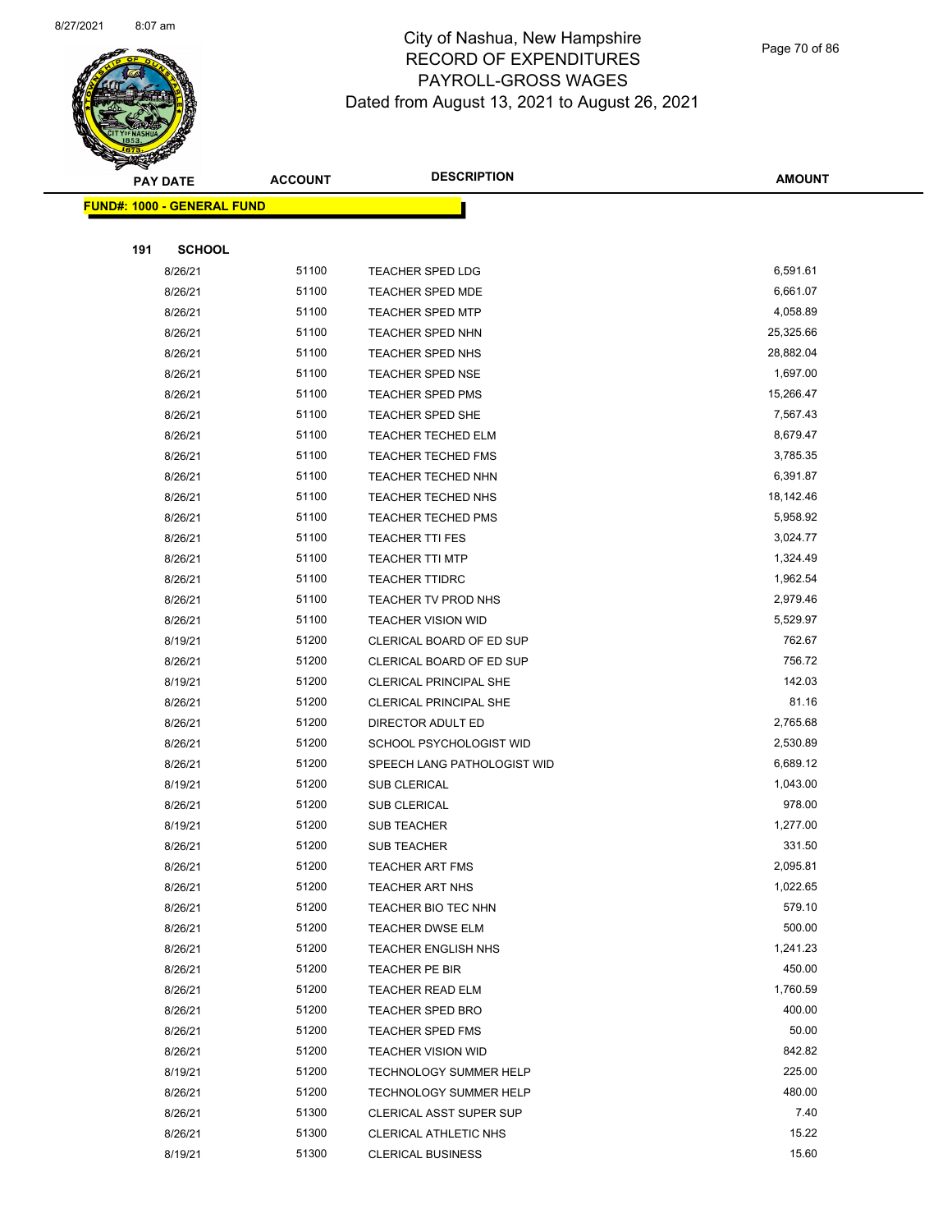# City of Nashua, New Hampshire
## RECORD OF EXPENDITURES
## PAYROLL-GROSS WAGES
## Dated from August 13, 2021 to August 26, 2021

| PAY DATE | ACCOUNT | DESCRIPTION | AMOUNT |
|---|---|---|---|
| **FUND#: 1000 - GENERAL FUND** | | | |
| **191 SCHOOL** | | | |
| 8/26/21 | 51100 | TEACHER SPED LDG | 6,591.61 |
| 8/26/21 | 51100 | TEACHER SPED MDE | 6,661.07 |
| 8/26/21 | 51100 | TEACHER SPED MTP | 4,058.89 |
| 8/26/21 | 51100 | TEACHER SPED NHN | 25,325.66 |
| 8/26/21 | 51100 | TEACHER SPED NHS | 28,882.04 |
| 8/26/21 | 51100 | TEACHER SPED NSE | 1,697.00 |
| 8/26/21 | 51100 | TEACHER SPED PMS | 15,266.47 |
| 8/26/21 | 51100 | TEACHER SPED SHE | 7,567.43 |
| 8/26/21 | 51100 | TEACHER TECHED ELM | 8,679.47 |
| 8/26/21 | 51100 | TEACHER TECHED FMS | 3,785.35 |
| 8/26/21 | 51100 | TEACHER TECHED NHN | 6,391.87 |
| 8/26/21 | 51100 | TEACHER TECHED NHS | 18,142.46 |
| 8/26/21 | 51100 | TEACHER TECHED PMS | 5,958.92 |
| 8/26/21 | 51100 | TEACHER TTI FES | 3,024.77 |
| 8/26/21 | 51100 | TEACHER TTI MTP | 1,324.49 |
| 8/26/21 | 51100 | TEACHER TTIDRC | 1,962.54 |
| 8/26/21 | 51100 | TEACHER TV PROD NHS | 2,979.46 |
| 8/26/21 | 51100 | TEACHER VISION WID | 5,529.97 |
| 8/19/21 | 51200 | CLERICAL BOARD OF ED SUP | 762.67 |
| 8/26/21 | 51200 | CLERICAL BOARD OF ED SUP | 756.72 |
| 8/19/21 | 51200 | CLERICAL PRINCIPAL SHE | 142.03 |
| 8/26/21 | 51200 | CLERICAL PRINCIPAL SHE | 81.16 |
| 8/26/21 | 51200 | DIRECTOR ADULT ED | 2,765.68 |
| 8/26/21 | 51200 | SCHOOL PSYCHOLOGIST WID | 2,530.89 |
| 8/26/21 | 51200 | SPEECH LANG PATHOLOGIST WID | 6,689.12 |
| 8/19/21 | 51200 | SUB CLERICAL | 1,043.00 |
| 8/26/21 | 51200 | SUB CLERICAL | 978.00 |
| 8/19/21 | 51200 | SUB TEACHER | 1,277.00 |
| 8/26/21 | 51200 | SUB TEACHER | 331.50 |
| 8/26/21 | 51200 | TEACHER ART FMS | 2,095.81 |
| 8/26/21 | 51200 | TEACHER ART NHS | 1,022.65 |
| 8/26/21 | 51200 | TEACHER BIO TEC NHN | 579.10 |
| 8/26/21 | 51200 | TEACHER DWSE ELM | 500.00 |
| 8/26/21 | 51200 | TEACHER ENGLISH NHS | 1,241.23 |
| 8/26/21 | 51200 | TEACHER PE BIR | 450.00 |
| 8/26/21 | 51200 | TEACHER READ ELM | 1,760.59 |
| 8/26/21 | 51200 | TEACHER SPED BRO | 400.00 |
| 8/26/21 | 51200 | TEACHER SPED FMS | 50.00 |
| 8/26/21 | 51200 | TEACHER VISION WID | 842.82 |
| 8/19/21 | 51200 | TECHNOLOGY SUMMER HELP | 225.00 |
| 8/26/21 | 51200 | TECHNOLOGY SUMMER HELP | 480.00 |
| 8/26/21 | 51300 | CLERICAL ASST SUPER SUP | 7.40 |
| 8/26/21 | 51300 | CLERICAL ATHLETIC NHS | 15.22 |
| 8/19/21 | 51300 | CLERICAL BUSINESS | 15.60 |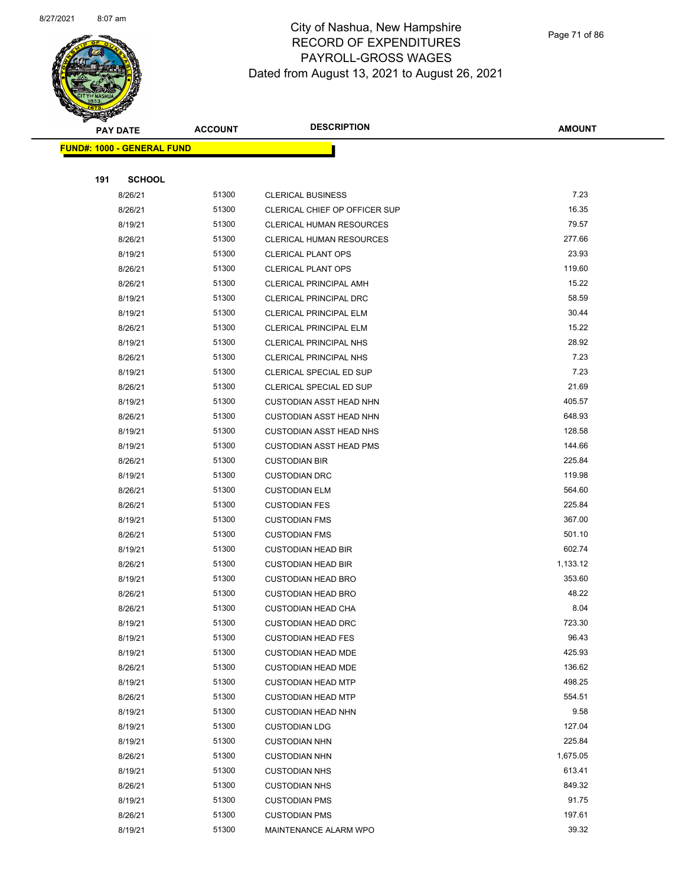8/27/2021 8:07 am

# City of Nashua, New Hampshire
## RECORD OF EXPENDITURES
## PAYROLL-GROSS WAGES
## Dated from August 13, 2021 to August 26, 2021

| PAY DATE | ACCOUNT | DESCRIPTION | AMOUNT |
|---|---|---|---|
| **FUND#: 1000 - GENERAL FUND** | | | |
| **191 SCHOOL** | | | |
| 8/26/21 | 51300 | CLERICAL BUSINESS | 7.23 |
| 8/26/21 | 51300 | CLERICAL CHIEF OP OFFICER SUP | 16.35 |
| 8/19/21 | 51300 | CLERICAL HUMAN RESOURCES | 79.57 |
| 8/26/21 | 51300 | CLERICAL HUMAN RESOURCES | 277.66 |
| 8/19/21 | 51300 | CLERICAL PLANT OPS | 23.93 |
| 8/26/21 | 51300 | CLERICAL PLANT OPS | 119.60 |
| 8/26/21 | 51300 | CLERICAL PRINCIPAL AMH | 15.22 |
| 8/19/21 | 51300 | CLERICAL PRINCIPAL DRC | 58.59 |
| 8/19/21 | 51300 | CLERICAL PRINCIPAL ELM | 30.44 |
| 8/26/21 | 51300 | CLERICAL PRINCIPAL ELM | 15.22 |
| 8/19/21 | 51300 | CLERICAL PRINCIPAL NHS | 28.92 |
| 8/26/21 | 51300 | CLERICAL PRINCIPAL NHS | 7.23 |
| 8/19/21 | 51300 | CLERICAL SPECIAL ED SUP | 7.23 |
| 8/26/21 | 51300 | CLERICAL SPECIAL ED SUP | 21.69 |
| 8/19/21 | 51300 | CUSTODIAN ASST HEAD NHN | 405.57 |
| 8/26/21 | 51300 | CUSTODIAN ASST HEAD NHN | 648.93 |
| 8/19/21 | 51300 | CUSTODIAN ASST HEAD NHS | 128.58 |
| 8/19/21 | 51300 | CUSTODIAN ASST HEAD PMS | 144.66 |
| 8/26/21 | 51300 | CUSTODIAN BIR | 225.84 |
| 8/19/21 | 51300 | CUSTODIAN DRC | 119.98 |
| 8/26/21 | 51300 | CUSTODIAN ELM | 564.60 |
| 8/26/21 | 51300 | CUSTODIAN FES | 225.84 |
| 8/19/21 | 51300 | CUSTODIAN FMS | 367.00 |
| 8/26/21 | 51300 | CUSTODIAN FMS | 501.10 |
| 8/19/21 | 51300 | CUSTODIAN HEAD BIR | 602.74 |
| 8/26/21 | 51300 | CUSTODIAN HEAD BIR | 1,133.12 |
| 8/19/21 | 51300 | CUSTODIAN HEAD BRO | 353.60 |
| 8/26/21 | 51300 | CUSTODIAN HEAD BRO | 48.22 |
| 8/26/21 | 51300 | CUSTODIAN HEAD CHA | 8.04 |
| 8/19/21 | 51300 | CUSTODIAN HEAD DRC | 723.30 |
| 8/19/21 | 51300 | CUSTODIAN HEAD FES | 96.43 |
| 8/19/21 | 51300 | CUSTODIAN HEAD MDE | 425.93 |
| 8/26/21 | 51300 | CUSTODIAN HEAD MDE | 136.62 |
| 8/19/21 | 51300 | CUSTODIAN HEAD MTP | 498.25 |
| 8/26/21 | 51300 | CUSTODIAN HEAD MTP | 554.51 |
| 8/19/21 | 51300 | CUSTODIAN HEAD NHN | 9.58 |
| 8/19/21 | 51300 | CUSTODIAN LDG | 127.04 |
| 8/19/21 | 51300 | CUSTODIAN NHN | 225.84 |
| 8/26/21 | 51300 | CUSTODIAN NHN | 1,675.05 |
| 8/19/21 | 51300 | CUSTODIAN NHS | 613.41 |
| 8/26/21 | 51300 | CUSTODIAN NHS | 849.32 |
| 8/19/21 | 51300 | CUSTODIAN PMS | 91.75 |
| 8/26/21 | 51300 | CUSTODIAN PMS | 197.61 |
| 8/19/21 | 51300 | MAINTENANCE ALARM WPO | 39.32 |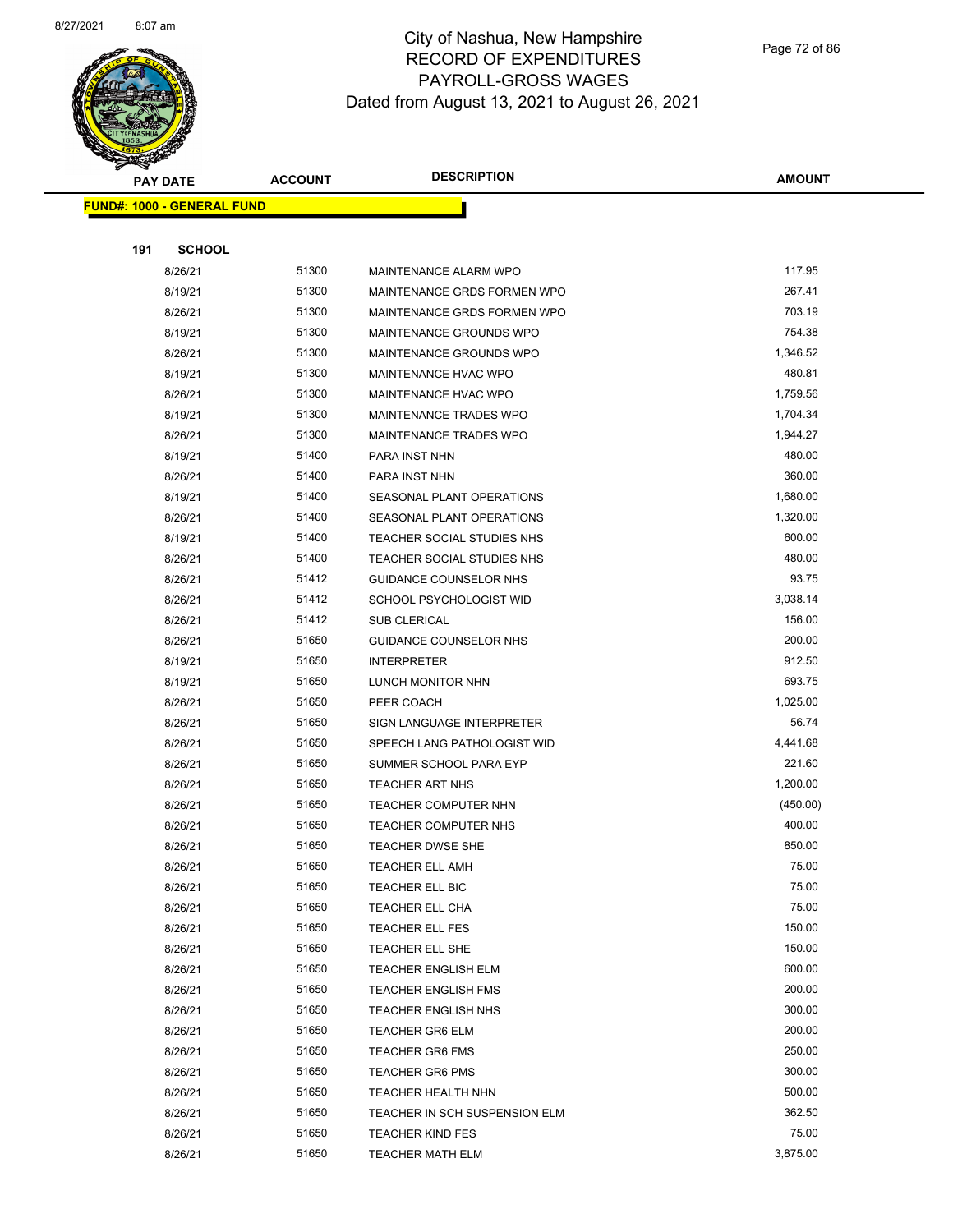# City of Nashua, New Hampshire
## RECORD OF EXPENDITURES
## PAYROLL-GROSS WAGES
### Dated from August 13, 2021 to August 26, 2021

**FUND#: 1000 - GENERAL FUND**

**191 SCHOOL**

| PAY DATE | ACCOUNT | DESCRIPTION | AMOUNT |
|---|---|---|---|
| 8/26/21 | 51300 | MAINTENANCE ALARM WPO | 117.95 |
| 8/19/21 | 51300 | MAINTENANCE GRDS FORMEN WPO | 267.41 |
| 8/26/21 | 51300 | MAINTENANCE GRDS FORMEN WPO | 703.19 |
| 8/19/21 | 51300 | MAINTENANCE GROUNDS WPO | 754.38 |
| 8/26/21 | 51300 | MAINTENANCE GROUNDS WPO | 1,346.52 |
| 8/19/21 | 51300 | MAINTENANCE HVAC WPO | 480.81 |
| 8/26/21 | 51300 | MAINTENANCE HVAC WPO | 1,759.56 |
| 8/19/21 | 51300 | MAINTENANCE TRADES WPO | 1,704.34 |
| 8/26/21 | 51300 | MAINTENANCE TRADES WPO | 1,944.27 |
| 8/19/21 | 51400 | PARA INST NHN | 480.00 |
| 8/26/21 | 51400 | PARA INST NHN | 360.00 |
| 8/19/21 | 51400 | SEASONAL PLANT OPERATIONS | 1,680.00 |
| 8/26/21 | 51400 | SEASONAL PLANT OPERATIONS | 1,320.00 |
| 8/19/21 | 51400 | TEACHER SOCIAL STUDIES NHS | 600.00 |
| 8/26/21 | 51400 | TEACHER SOCIAL STUDIES NHS | 480.00 |
| 8/26/21 | 51412 | GUIDANCE COUNSELOR NHS | 93.75 |
| 8/26/21 | 51412 | SCHOOL PSYCHOLOGIST WID | 3,038.14 |
| 8/26/21 | 51412 | SUB CLERICAL | 156.00 |
| 8/26/21 | 51650 | GUIDANCE COUNSELOR NHS | 200.00 |
| 8/19/21 | 51650 | INTERPRETER | 912.50 |
| 8/19/21 | 51650 | LUNCH MONITOR NHN | 693.75 |
| 8/26/21 | 51650 | PEER COACH | 1,025.00 |
| 8/26/21 | 51650 | SIGN LANGUAGE INTERPRETER | 56.74 |
| 8/26/21 | 51650 | SPEECH LANG PATHOLOGIST WID | 4,441.68 |
| 8/26/21 | 51650 | SUMMER SCHOOL PARA EYP | 221.60 |
| 8/26/21 | 51650 | TEACHER ART NHS | 1,200.00 |
| 8/26/21 | 51650 | TEACHER COMPUTER NHN | (450.00) |
| 8/26/21 | 51650 | TEACHER COMPUTER NHS | 400.00 |
| 8/26/21 | 51650 | TEACHER DWSE SHE | 850.00 |
| 8/26/21 | 51650 | TEACHER ELL AMH | 75.00 |
| 8/26/21 | 51650 | TEACHER ELL BIC | 75.00 |
| 8/26/21 | 51650 | TEACHER ELL CHA | 75.00 |
| 8/26/21 | 51650 | TEACHER ELL FES | 150.00 |
| 8/26/21 | 51650 | TEACHER ELL SHE | 150.00 |
| 8/26/21 | 51650 | TEACHER ENGLISH ELM | 600.00 |
| 8/26/21 | 51650 | TEACHER ENGLISH FMS | 200.00 |
| 8/26/21 | 51650 | TEACHER ENGLISH NHS | 300.00 |
| 8/26/21 | 51650 | TEACHER GR6 ELM | 200.00 |
| 8/26/21 | 51650 | TEACHER GR6 FMS | 250.00 |
| 8/26/21 | 51650 | TEACHER GR6 PMS | 300.00 |
| 8/26/21 | 51650 | TEACHER HEALTH NHN | 500.00 |
| 8/26/21 | 51650 | TEACHER IN SCH SUSPENSION ELM | 362.50 |
| 8/26/21 | 51650 | TEACHER KIND FES | 75.00 |
| 8/26/21 | 51650 | TEACHER MATH ELM | 3,875.00 |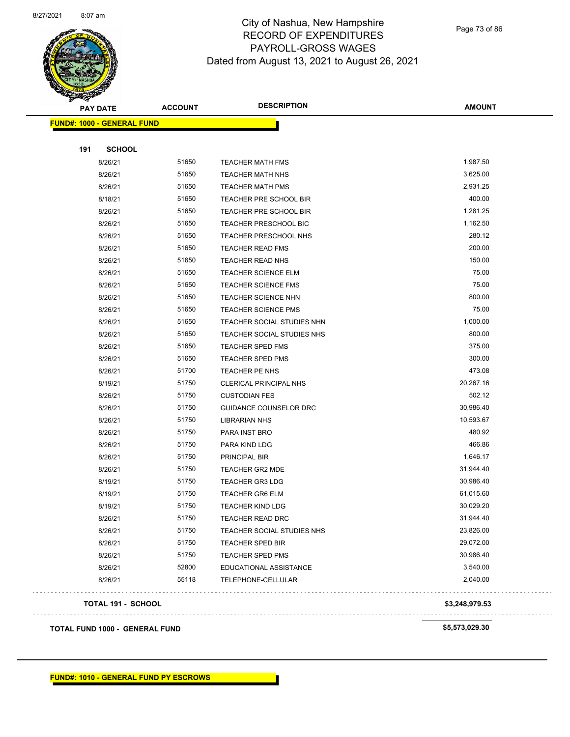# City of Nashua, New Hampshire
## RECORD OF EXPENDITURES
## PAYROLL-GROSS WAGES
## Dated from August 13, 2021 to August 26, 2021

| PAY DATE | ACCOUNT | DESCRIPTION | AMOUNT |
|---|---|---|---|
| **FUND#: 1000 - GENERAL FUND** | | | |
| **191 SCHOOL** | | | |
| 8/26/21 | 51650 | TEACHER MATH FMS | 1,987.50 |
| 8/26/21 | 51650 | TEACHER MATH NHS | 3,625.00 |
| 8/26/21 | 51650 | TEACHER MATH PMS | 2,931.25 |
| 8/18/21 | 51650 | TEACHER PRE SCHOOL BIR | 400.00 |
| 8/26/21 | 51650 | TEACHER PRE SCHOOL BIR | 1,281.25 |
| 8/26/21 | 51650 | TEACHER PRESCHOOL BIC | 1,162.50 |
| 8/26/21 | 51650 | TEACHER PRESCHOOL NHS | 280.12 |
| 8/26/21 | 51650 | TEACHER READ FMS | 200.00 |
| 8/26/21 | 51650 | TEACHER READ NHS | 150.00 |
| 8/26/21 | 51650 | TEACHER SCIENCE ELM | 75.00 |
| 8/26/21 | 51650 | TEACHER SCIENCE FMS | 75.00 |
| 8/26/21 | 51650 | TEACHER SCIENCE NHN | 800.00 |
| 8/26/21 | 51650 | TEACHER SCIENCE PMS | 75.00 |
| 8/26/21 | 51650 | TEACHER SOCIAL STUDIES NHN | 1,000.00 |
| 8/26/21 | 51650 | TEACHER SOCIAL STUDIES NHS | 800.00 |
| 8/26/21 | 51650 | TEACHER SPED FMS | 375.00 |
| 8/26/21 | 51650 | TEACHER SPED PMS | 300.00 |
| 8/26/21 | 51700 | TEACHER PE NHS | 473.08 |
| 8/19/21 | 51750 | CLERICAL PRINCIPAL NHS | 20,267.16 |
| 8/26/21 | 51750 | CUSTODIAN FES | 502.12 |
| 8/26/21 | 51750 | GUIDANCE COUNSELOR DRC | 30,986.40 |
| 8/26/21 | 51750 | LIBRARIAN NHS | 10,593.67 |
| 8/26/21 | 51750 | PARA INST BRO | 480.92 |
| 8/26/21 | 51750 | PARA KIND LDG | 466.86 |
| 8/26/21 | 51750 | PRINCIPAL BIR | 1,646.17 |
| 8/26/21 | 51750 | TEACHER GR2 MDE | 31,944.40 |
| 8/19/21 | 51750 | TEACHER GR3 LDG | 30,986.40 |
| 8/19/21 | 51750 | TEACHER GR6 ELM | 61,015.60 |
| 8/19/21 | 51750 | TEACHER KIND LDG | 30,029.20 |
| 8/26/21 | 51750 | TEACHER READ DRC | 31,944.40 |
| 8/26/21 | 51750 | TEACHER SOCIAL STUDIES NHS | 23,826.00 |
| 8/26/21 | 51750 | TEACHER SPED BIR | 29,072.00 |
| 8/26/21 | 51750 | TEACHER SPED PMS | 30,986.40 |
| 8/26/21 | 52800 | EDUCATIONAL ASSISTANCE | 3,540.00 |
| 8/26/21 | 55118 | TELEPHONE-CELLULAR | 2,040.00 |
| **TOTAL 191 - SCHOOL** | | | **$3,248,979.53** |
| **TOTAL FUND 1000 - GENERAL FUND** | | | **$5,573,029.30** |

**FUND#: 1010 - GENERAL FUND PY ESCROWS**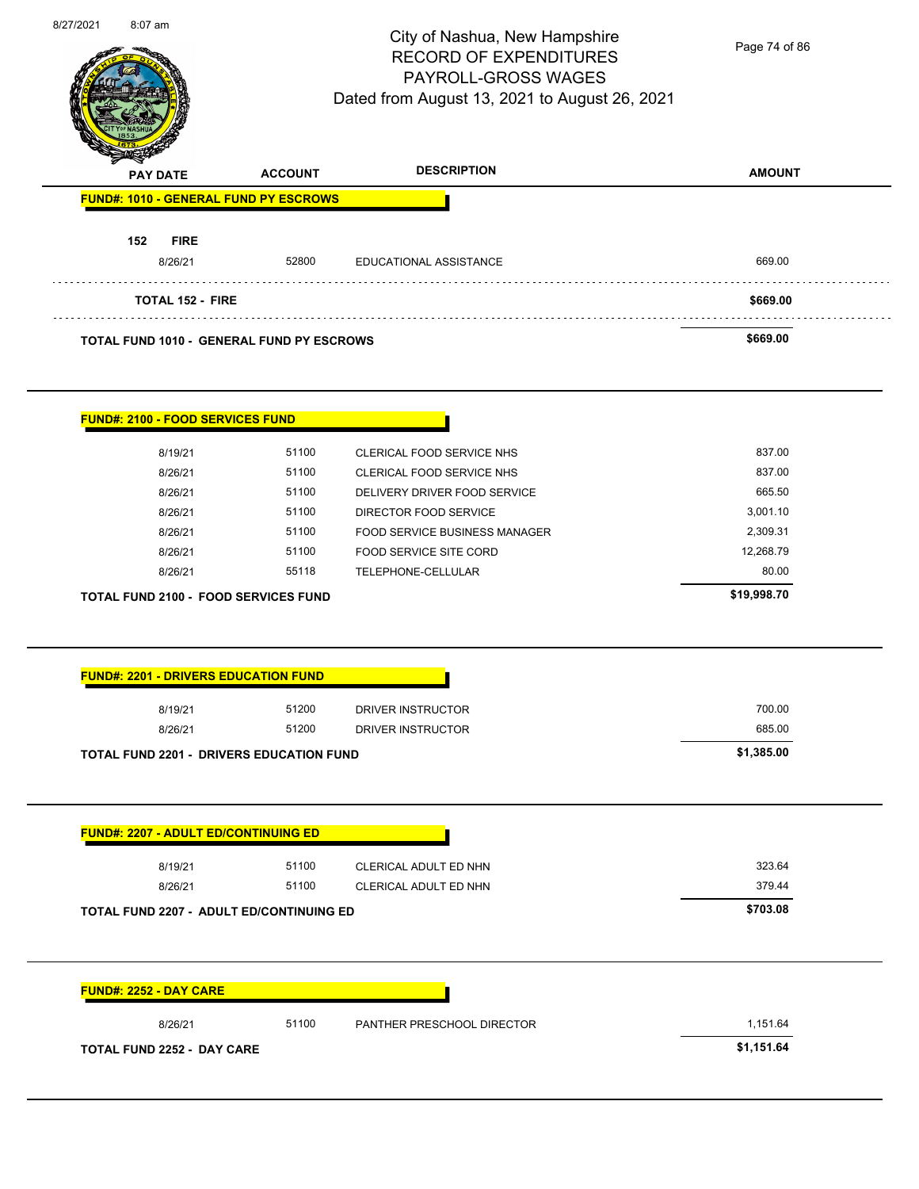# City of Nashua, New Hampshire
## RECORD OF EXPENDITURES
## PAYROLL-GROSS WAGES
### Dated from August 13, 2021 to August 26, 2021

| PAY DATE | ACCOUNT | DESCRIPTION | AMOUNT |
|---|---|---|---|
| **FUND#: 1010 - GENERAL FUND PY ESCROWS** | | | |
| **152 FIRE** | | | |
| 8/26/21 | 52800 | EDUCATIONAL ASSISTANCE | 669.00 |
| **TOTAL 152 - FIRE** | | | **$669.00** |
| **TOTAL FUND 1010 - GENERAL FUND PY ESCROWS** | | | **$669.00** |

| PAY DATE | ACCOUNT | DESCRIPTION | AMOUNT |
|---|---|---|---|
| **FUND#: 2100 - FOOD SERVICES FUND** | | | |
| 8/19/21 | 51100 | CLERICAL FOOD SERVICE NHS | 837.00 |
| 8/26/21 | 51100 | CLERICAL FOOD SERVICE NHS | 837.00 |
| 8/26/21 | 51100 | DELIVERY DRIVER FOOD SERVICE | 665.50 |
| 8/26/21 | 51100 | DIRECTOR FOOD SERVICE | 3,001.10 |
| 8/26/21 | 51100 | FOOD SERVICE BUSINESS MANAGER | 2,309.31 |
| 8/26/21 | 51100 | FOOD SERVICE SITE CORD | 12,268.79 |
| 8/26/21 | 55118 | TELEPHONE-CELLULAR | 80.00 |
| **TOTAL FUND 2100 - FOOD SERVICES FUND** | | | **$19,998.70** |

| PAY DATE | ACCOUNT | DESCRIPTION | AMOUNT |
|---|---|---|---|
| **FUND#: 2201 - DRIVERS EDUCATION FUND** | | | |
| 8/19/21 | 51200 | DRIVER INSTRUCTOR | 700.00 |
| 8/26/21 | 51200 | DRIVER INSTRUCTOR | 685.00 |
| **TOTAL FUND 2201 - DRIVERS EDUCATION FUND** | | | **$1,385.00** |

| PAY DATE | ACCOUNT | DESCRIPTION | AMOUNT |
|---|---|---|---|
| **FUND#: 2207 - ADULT ED/CONTINUING ED** | | | |
| 8/19/21 | 51100 | CLERICAL ADULT ED NHN | 323.64 |
| 8/26/21 | 51100 | CLERICAL ADULT ED NHN | 379.44 |
| **TOTAL FUND 2207 - ADULT ED/CONTINUING ED** | | | **$703.08** |

| PAY DATE | ACCOUNT | DESCRIPTION | AMOUNT |
|---|---|---|---|
| **FUND#: 2252 - DAY CARE** | | | |
| 8/26/21 | 51100 | PANTHER PRESCHOOL DIRECTOR | 1,151.64 |
| **TOTAL FUND 2252 - DAY CARE** | | | **$1,151.64** |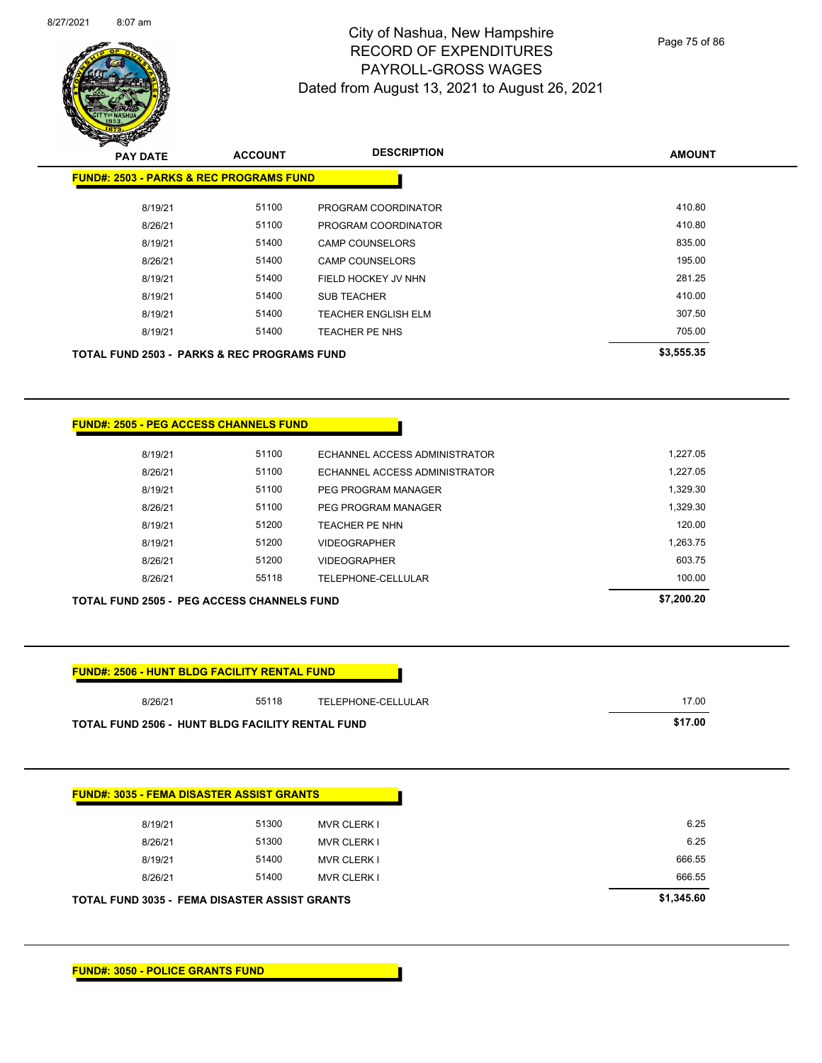# City of Nashua, New Hampshire
## RECORD OF EXPENDITURES
## PAYROLL-GROSS WAGES
## Dated from August 13, 2021 to August 26, 2021

**FUND#: 2503 - PARKS & REC PROGRAMS FUND**

| PAY DATE | ACCOUNT | DESCRIPTION | AMOUNT |
|---|---|---|---|
| 8/19/21 | 51100 | PROGRAM COORDINATOR | 410.80 |
| 8/26/21 | 51100 | PROGRAM COORDINATOR | 410.80 |
| 8/19/21 | 51400 | CAMP COUNSELORS | 835.00 |
| 8/26/21 | 51400 | CAMP COUNSELORS | 195.00 |
| 8/19/21 | 51400 | FIELD HOCKEY JV NHN | 281.25 |
| 8/19/21 | 51400 | SUB TEACHER | 410.00 |
| 8/19/21 | 51400 | TEACHER ENGLISH ELM | 307.50 |
| 8/19/21 | 51400 | TEACHER PE NHS | 705.00 |
| **TOTAL FUND 2503 - PARKS & REC PROGRAMS FUND** | | | **$3,555.35** |

**FUND#: 2505 - PEG ACCESS CHANNELS FUND**

| PAY DATE | ACCOUNT | DESCRIPTION | AMOUNT |
|---|---|---|---|
| 8/19/21 | 51100 | ECHANNEL ACCESS ADMINISTRATOR | 1,227.05 |
| 8/26/21 | 51100 | ECHANNEL ACCESS ADMINISTRATOR | 1,227.05 |
| 8/19/21 | 51100 | PEG PROGRAM MANAGER | 1,329.30 |
| 8/26/21 | 51100 | PEG PROGRAM MANAGER | 1,329.30 |
| 8/19/21 | 51200 | TEACHER PE NHN | 120.00 |
| 8/19/21 | 51200 | VIDEOGRAPHER | 1,263.75 |
| 8/26/21 | 51200 | VIDEOGRAPHER | 603.75 |
| 8/26/21 | 55118 | TELEPHONE-CELLULAR | 100.00 |
| **TOTAL FUND 2505 - PEG ACCESS CHANNELS FUND** | | | **$7,200.20** |

**FUND#: 2506 - HUNT BLDG FACILITY RENTAL FUND**

| PAY DATE | ACCOUNT | DESCRIPTION | AMOUNT |
|---|---|---|---|
| 8/26/21 | 55118 | TELEPHONE-CELLULAR | 17.00 |
| **TOTAL FUND 2506 - HUNT BLDG FACILITY RENTAL FUND** | | | **$17.00** |

**FUND#: 3035 - FEMA DISASTER ASSIST GRANTS**

| PAY DATE | ACCOUNT | DESCRIPTION | AMOUNT |
|---|---|---|---|
| 8/19/21 | 51300 | MVR CLERK I | 6.25 |
| 8/26/21 | 51300 | MVR CLERK I | 6.25 |
| 8/19/21 | 51400 | MVR CLERK I | 666.55 |
| 8/26/21 | 51400 | MVR CLERK I | 666.55 |
| **TOTAL FUND 3035 - FEMA DISASTER ASSIST GRANTS** | | | **$1,345.60** |

**FUND#: 3050 - POLICE GRANTS FUND**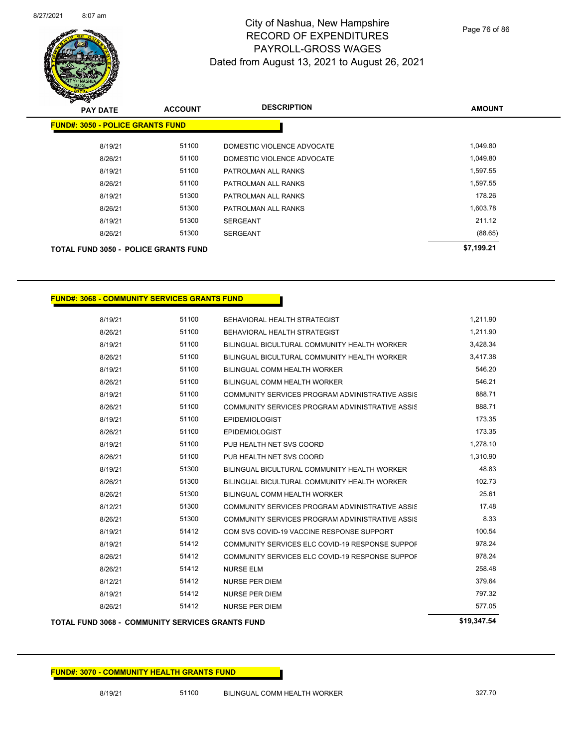# City of Nashua, New Hampshire
## RECORD OF EXPENDITURES
## PAYROLL-GROSS WAGES
## Dated from August 13, 2021 to August 26, 2021

| PAY DATE | ACCOUNT | DESCRIPTION | AMOUNT |
|---|---|---|---|
| **FUND#: 3050 - POLICE GRANTS FUND** | | | |
| 8/19/21 | 51100 | DOMESTIC VIOLENCE ADVOCATE | 1,049.80 |
| 8/26/21 | 51100 | DOMESTIC VIOLENCE ADVOCATE | 1,049.80 |
| 8/19/21 | 51100 | PATROLMAN ALL RANKS | 1,597.55 |
| 8/26/21 | 51100 | PATROLMAN ALL RANKS | 1,597.55 |
| 8/19/21 | 51300 | PATROLMAN ALL RANKS | 178.26 |
| 8/26/21 | 51300 | PATROLMAN ALL RANKS | 1,603.78 |
| 8/19/21 | 51300 | SERGEANT | 211.12 |
| 8/26/21 | 51300 | SERGEANT | (88.65) |
| **TOTAL FUND 3050 - POLICE GRANTS FUND** | | | **$7,199.21** |

| PAY DATE | ACCOUNT | DESCRIPTION | AMOUNT |
|---|---|---|---|
| **FUND#: 3068 - COMMUNITY SERVICES GRANTS FUND** | | | |
| 8/19/21 | 51100 | BEHAVIORAL HEALTH STRATEGIST | 1,211.90 |
| 8/26/21 | 51100 | BEHAVIORAL HEALTH STRATEGIST | 1,211.90 |
| 8/19/21 | 51100 | BILINGUAL BICULTURAL COMMUNITY HEALTH WORKER | 3,428.34 |
| 8/26/21 | 51100 | BILINGUAL BICULTURAL COMMUNITY HEALTH WORKER | 3,417.38 |
| 8/19/21 | 51100 | BILINGUAL COMM HEALTH WORKER | 546.20 |
| 8/26/21 | 51100 | BILINGUAL COMM HEALTH WORKER | 546.21 |
| 8/19/21 | 51100 | COMMUNITY SERVICES PROGRAM ADMINISTRATIVE ASSIS | 888.71 |
| 8/26/21 | 51100 | COMMUNITY SERVICES PROGRAM ADMINISTRATIVE ASSIS | 888.71 |
| 8/19/21 | 51100 | EPIDEMIOLOGIST | 173.35 |
| 8/26/21 | 51100 | EPIDEMIOLOGIST | 173.35 |
| 8/19/21 | 51100 | PUB HEALTH NET SVS COORD | 1,278.10 |
| 8/26/21 | 51100 | PUB HEALTH NET SVS COORD | 1,310.90 |
| 8/19/21 | 51300 | BILINGUAL BICULTURAL COMMUNITY HEALTH WORKER | 48.83 |
| 8/26/21 | 51300 | BILINGUAL BICULTURAL COMMUNITY HEALTH WORKER | 102.73 |
| 8/26/21 | 51300 | BILINGUAL COMM HEALTH WORKER | 25.61 |
| 8/12/21 | 51300 | COMMUNITY SERVICES PROGRAM ADMINISTRATIVE ASSIS | 17.48 |
| 8/26/21 | 51300 | COMMUNITY SERVICES PROGRAM ADMINISTRATIVE ASSIS | 8.33 |
| 8/19/21 | 51412 | COM SVS COVID-19 VACCINE RESPONSE SUPPORT | 100.54 |
| 8/19/21 | 51412 | COMMUNITY SERVICES ELC COVID-19 RESPONSE SUPPOF | 978.24 |
| 8/26/21 | 51412 | COMMUNITY SERVICES ELC COVID-19 RESPONSE SUPPOF | 978.24 |
| 8/26/21 | 51412 | NURSE ELM | 258.48 |
| 8/12/21 | 51412 | NURSE PER DIEM | 379.64 |
| 8/19/21 | 51412 | NURSE PER DIEM | 797.32 |
| 8/26/21 | 51412 | NURSE PER DIEM | 577.05 |
| **TOTAL FUND 3068 - COMMUNITY SERVICES GRANTS FUND** | | | **$19,347.54** |

| PAY DATE | ACCOUNT | DESCRIPTION | AMOUNT |
|---|---|---|---|
| **FUND#: 3070 - COMMUNITY HEALTH GRANTS FUND** | | | |
| 8/19/21 | 51100 | BILINGUAL COMM HEALTH WORKER | 327.70 |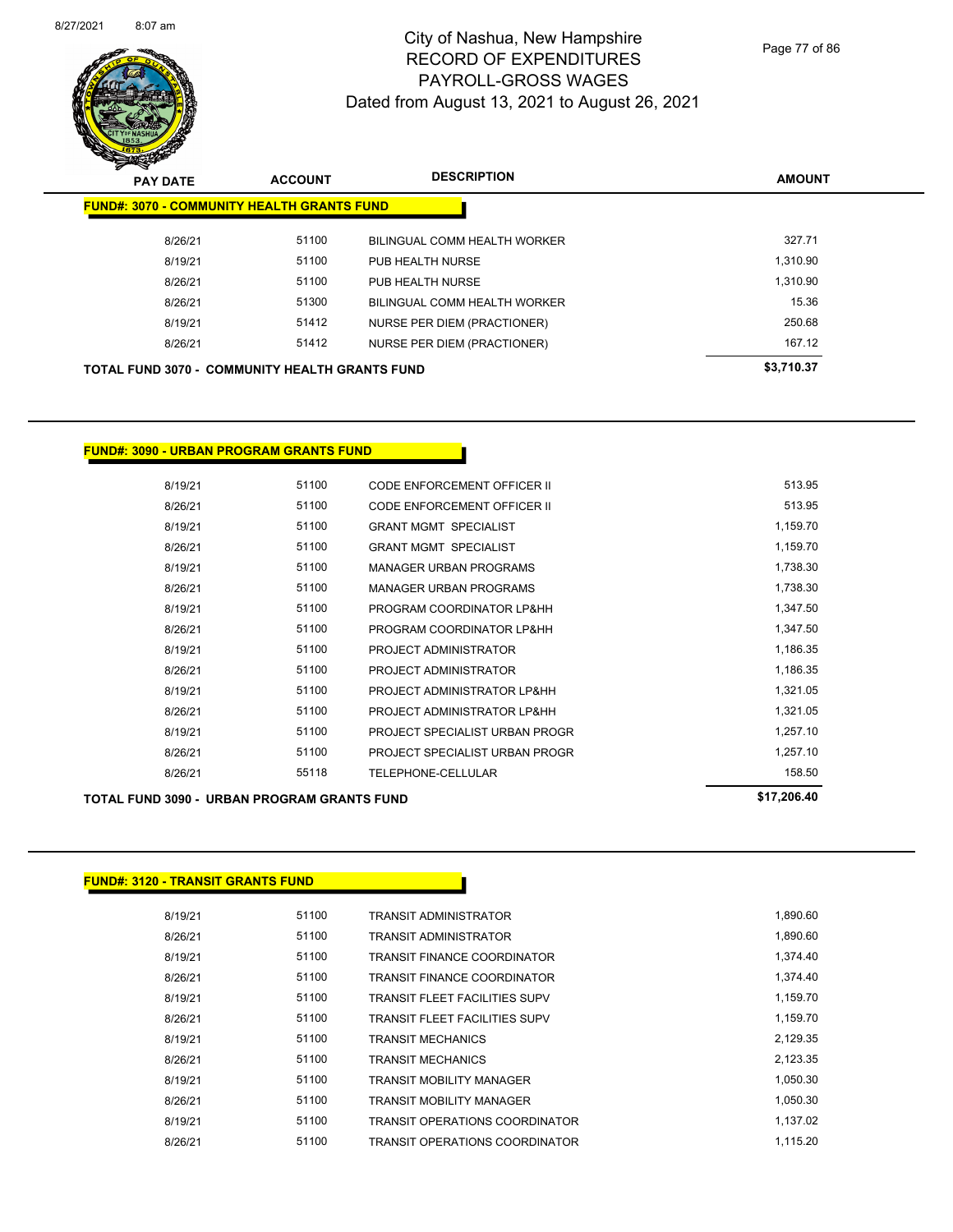# City of Nashua, New Hampshire
# RECORD OF EXPENDITURES
# PAYROLL-GROSS WAGES
Dated from August 13, 2021 to August 26, 2021

## FUND#: 3070 - COMMUNITY HEALTH GRANTS FUND

| PAY DATE | ACCOUNT | DESCRIPTION | AMOUNT |
|---|---|---|---|
| 8/26/21 | 51100 | BILINGUAL COMM HEALTH WORKER | 327.71 |
| 8/19/21 | 51100 | PUB HEALTH NURSE | 1,310.90 |
| 8/26/21 | 51100 | PUB HEALTH NURSE | 1,310.90 |
| 8/26/21 | 51300 | BILINGUAL COMM HEALTH WORKER | 15.36 |
| 8/19/21 | 51412 | NURSE PER DIEM (PRACTIONER) | 250.68 |
| 8/26/21 | 51412 | NURSE PER DIEM (PRACTIONER) | 167.12 |
| **TOTAL FUND 3070 - COMMUNITY HEALTH GRANTS FUND** | | | **$3,710.37** |

## FUND#: 3090 - URBAN PROGRAM GRANTS FUND

| PAY DATE | ACCOUNT | DESCRIPTION | AMOUNT |
|---|---|---|---|
| 8/19/21 | 51100 | CODE ENFORCEMENT OFFICER II | 513.95 |
| 8/26/21 | 51100 | CODE ENFORCEMENT OFFICER II | 513.95 |
| 8/19/21 | 51100 | GRANT MGMT SPECIALIST | 1,159.70 |
| 8/26/21 | 51100 | GRANT MGMT SPECIALIST | 1,159.70 |
| 8/19/21 | 51100 | MANAGER URBAN PROGRAMS | 1,738.30 |
| 8/26/21 | 51100 | MANAGER URBAN PROGRAMS | 1,738.30 |
| 8/19/21 | 51100 | PROGRAM COORDINATOR LP&HH | 1,347.50 |
| 8/26/21 | 51100 | PROGRAM COORDINATOR LP&HH | 1,347.50 |
| 8/19/21 | 51100 | PROJECT ADMINISTRATOR | 1,186.35 |
| 8/26/21 | 51100 | PROJECT ADMINISTRATOR | 1,186.35 |
| 8/19/21 | 51100 | PROJECT ADMINISTRATOR LP&HH | 1,321.05 |
| 8/26/21 | 51100 | PROJECT ADMINISTRATOR LP&HH | 1,321.05 |
| 8/19/21 | 51100 | PROJECT SPECIALIST URBAN PROGR | 1,257.10 |
| 8/26/21 | 51100 | PROJECT SPECIALIST URBAN PROGR | 1,257.10 |
| 8/26/21 | 55118 | TELEPHONE-CELLULAR | 158.50 |
| **TOTAL FUND 3090 - URBAN PROGRAM GRANTS FUND** | | | **$17,206.40** |

## FUND#: 3120 - TRANSIT GRANTS FUND

| PAY DATE | ACCOUNT | DESCRIPTION | AMOUNT |
|---|---|---|---|
| 8/19/21 | 51100 | TRANSIT ADMINISTRATOR | 1,890.60 |
| 8/26/21 | 51100 | TRANSIT ADMINISTRATOR | 1,890.60 |
| 8/19/21 | 51100 | TRANSIT FINANCE COORDINATOR | 1,374.40 |
| 8/26/21 | 51100 | TRANSIT FINANCE COORDINATOR | 1,374.40 |
| 8/19/21 | 51100 | TRANSIT FLEET FACILITIES SUPV | 1,159.70 |
| 8/26/21 | 51100 | TRANSIT FLEET FACILITIES SUPV | 1,159.70 |
| 8/19/21 | 51100 | TRANSIT MECHANICS | 2,129.35 |
| 8/26/21 | 51100 | TRANSIT MECHANICS | 2,123.35 |
| 8/19/21 | 51100 | TRANSIT MOBILITY MANAGER | 1,050.30 |
| 8/26/21 | 51100 | TRANSIT MOBILITY MANAGER | 1,050.30 |
| 8/19/21 | 51100 | TRANSIT OPERATIONS COORDINATOR | 1,137.02 |
| 8/26/21 | 51100 | TRANSIT OPERATIONS COORDINATOR | 1,115.20 |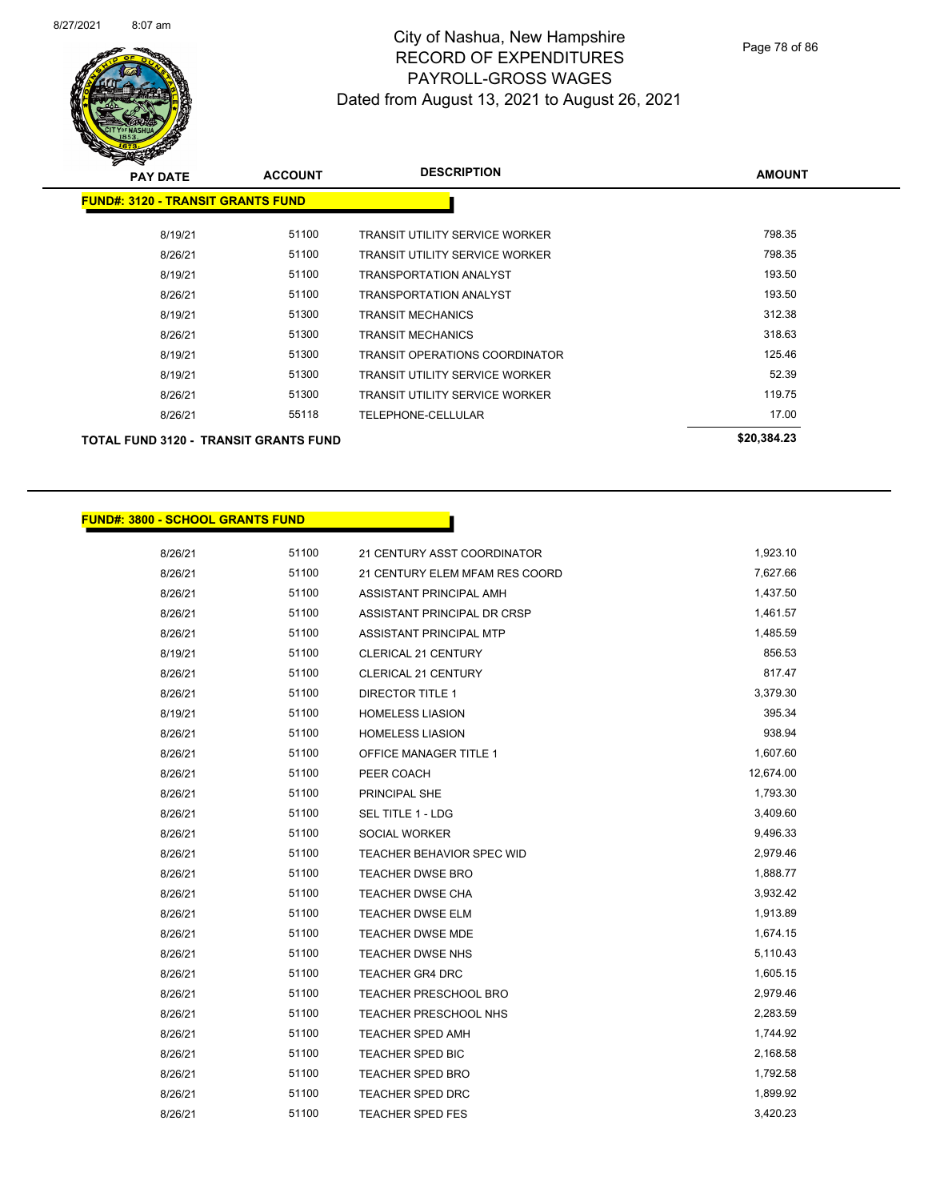# City of Nashua, New Hampshire
## RECORD OF EXPENDITURES
## PAYROLL-GROSS WAGES
### Dated from August 13, 2021 to August 26, 2021

| PAY DATE | ACCOUNT | DESCRIPTION | AMOUNT |
|---|---|---|---|
| **FUND#: 3120 - TRANSIT GRANTS FUND** | | | |
| 8/19/21 | 51100 | TRANSIT UTILITY SERVICE WORKER | 798.35 |
| 8/26/21 | 51100 | TRANSIT UTILITY SERVICE WORKER | 798.35 |
| 8/19/21 | 51100 | TRANSPORTATION ANALYST | 193.50 |
| 8/26/21 | 51100 | TRANSPORTATION ANALYST | 193.50 |
| 8/19/21 | 51300 | TRANSIT MECHANICS | 312.38 |
| 8/26/21 | 51300 | TRANSIT MECHANICS | 318.63 |
| 8/19/21 | 51300 | TRANSIT OPERATIONS COORDINATOR | 125.46 |
| 8/19/21 | 51300 | TRANSIT UTILITY SERVICE WORKER | 52.39 |
| 8/26/21 | 51300 | TRANSIT UTILITY SERVICE WORKER | 119.75 |
| 8/26/21 | 55118 | TELEPHONE-CELLULAR | 17.00 |
| **TOTAL FUND 3120 - TRANSIT GRANTS FUND** | | | **$20,384.23** |

| PAY DATE | ACCOUNT | DESCRIPTION | AMOUNT |
|---|---|---|---|
| **FUND#: 3800 - SCHOOL GRANTS FUND** | | | |
| 8/26/21 | 51100 | 21 CENTURY ASST COORDINATOR | 1,923.10 |
| 8/26/21 | 51100 | 21 CENTURY ELEM MFAM RES COORD | 7,627.66 |
| 8/26/21 | 51100 | ASSISTANT PRINCIPAL AMH | 1,437.50 |
| 8/26/21 | 51100 | ASSISTANT PRINCIPAL DR CRSP | 1,461.57 |
| 8/26/21 | 51100 | ASSISTANT PRINCIPAL MTP | 1,485.59 |
| 8/19/21 | 51100 | CLERICAL 21 CENTURY | 856.53 |
| 8/26/21 | 51100 | CLERICAL 21 CENTURY | 817.47 |
| 8/26/21 | 51100 | DIRECTOR TITLE 1 | 3,379.30 |
| 8/19/21 | 51100 | HOMELESS LIASION | 395.34 |
| 8/26/21 | 51100 | HOMELESS LIASION | 938.94 |
| 8/26/21 | 51100 | OFFICE MANAGER TITLE 1 | 1,607.60 |
| 8/26/21 | 51100 | PEER COACH | 12,674.00 |
| 8/26/21 | 51100 | PRINCIPAL SHE | 1,793.30 |
| 8/26/21 | 51100 | SEL TITLE 1 - LDG | 3,409.60 |
| 8/26/21 | 51100 | SOCIAL WORKER | 9,496.33 |
| 8/26/21 | 51100 | TEACHER BEHAVIOR SPEC WID | 2,979.46 |
| 8/26/21 | 51100 | TEACHER DWSE BRO | 1,888.77 |
| 8/26/21 | 51100 | TEACHER DWSE CHA | 3,932.42 |
| 8/26/21 | 51100 | TEACHER DWSE ELM | 1,913.89 |
| 8/26/21 | 51100 | TEACHER DWSE MDE | 1,674.15 |
| 8/26/21 | 51100 | TEACHER DWSE NHS | 5,110.43 |
| 8/26/21 | 51100 | TEACHER GR4 DRC | 1,605.15 |
| 8/26/21 | 51100 | TEACHER PRESCHOOL BRO | 2,979.46 |
| 8/26/21 | 51100 | TEACHER PRESCHOOL NHS | 2,283.59 |
| 8/26/21 | 51100 | TEACHER SPED AMH | 1,744.92 |
| 8/26/21 | 51100 | TEACHER SPED BIC | 2,168.58 |
| 8/26/21 | 51100 | TEACHER SPED BRO | 1,792.58 |
| 8/26/21 | 51100 | TEACHER SPED DRC | 1,899.92 |
| 8/26/21 | 51100 | TEACHER SPED FES | 3,420.23 |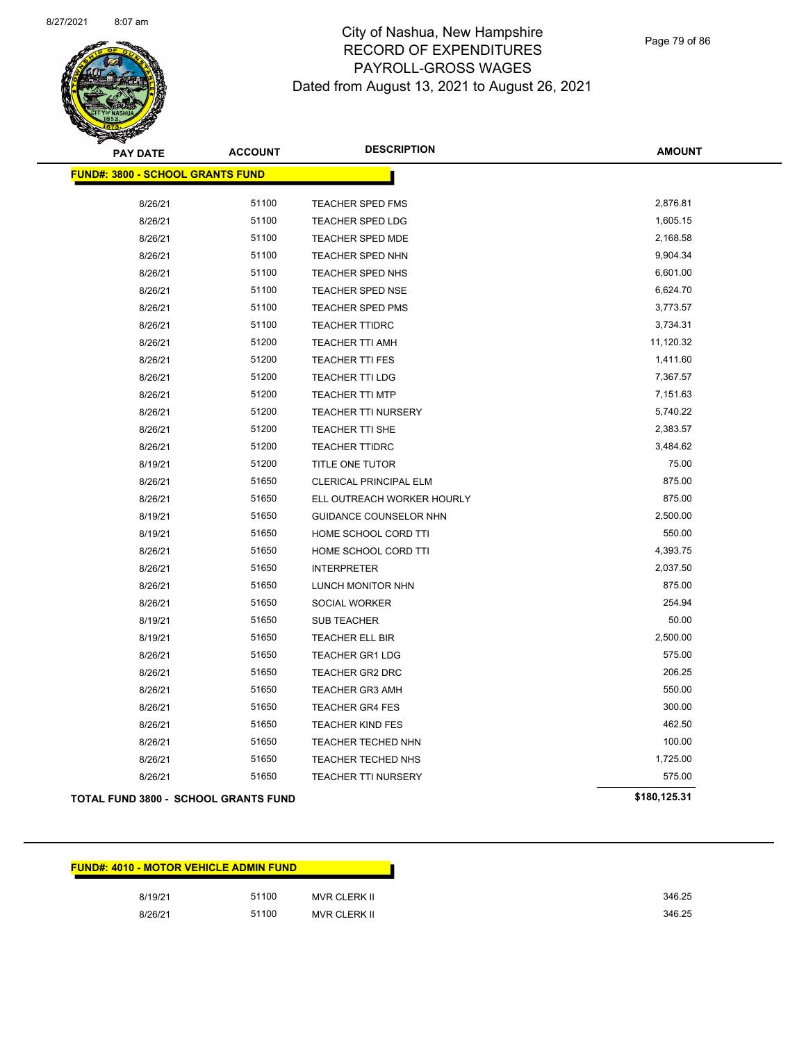# City of Nashua, New Hampshire
## RECORD OF EXPENDITURES
## PAYROLL-GROSS WAGES
## Dated from August 13, 2021 to August 26, 2021

| PAY DATE | ACCOUNT | DESCRIPTION | AMOUNT |
|---|---|---|---|
| **FUND#: 3800 - SCHOOL GRANTS FUND** | | | |
| 8/26/21 | 51100 | TEACHER SPED FMS | 2,876.81 |
| 8/26/21 | 51100 | TEACHER SPED LDG | 1,605.15 |
| 8/26/21 | 51100 | TEACHER SPED MDE | 2,168.58 |
| 8/26/21 | 51100 | TEACHER SPED NHN | 9,904.34 |
| 8/26/21 | 51100 | TEACHER SPED NHS | 6,601.00 |
| 8/26/21 | 51100 | TEACHER SPED NSE | 6,624.70 |
| 8/26/21 | 51100 | TEACHER SPED PMS | 3,773.57 |
| 8/26/21 | 51100 | TEACHER TTIDRC | 3,734.31 |
| 8/26/21 | 51200 | TEACHER TTI AMH | 11,120.32 |
| 8/26/21 | 51200 | TEACHER TTI FES | 1,411.60 |
| 8/26/21 | 51200 | TEACHER TTI LDG | 7,367.57 |
| 8/26/21 | 51200 | TEACHER TTI MTP | 7,151.63 |
| 8/26/21 | 51200 | TEACHER TTI NURSERY | 5,740.22 |
| 8/26/21 | 51200 | TEACHER TTI SHE | 2,383.57 |
| 8/26/21 | 51200 | TEACHER TTIDRC | 3,484.62 |
| 8/19/21 | 51200 | TITLE ONE TUTOR | 75.00 |
| 8/26/21 | 51650 | CLERICAL PRINCIPAL ELM | 875.00 |
| 8/26/21 | 51650 | ELL OUTREACH WORKER HOURLY | 875.00 |
| 8/19/21 | 51650 | GUIDANCE COUNSELOR NHN | 2,500.00 |
| 8/19/21 | 51650 | HOME SCHOOL CORD TTI | 550.00 |
| 8/26/21 | 51650 | HOME SCHOOL CORD TTI | 4,393.75 |
| 8/26/21 | 51650 | INTERPRETER | 2,037.50 |
| 8/26/21 | 51650 | LUNCH MONITOR NHN | 875.00 |
| 8/26/21 | 51650 | SOCIAL WORKER | 254.94 |
| 8/19/21 | 51650 | SUB TEACHER | 50.00 |
| 8/19/21 | 51650 | TEACHER ELL BIR | 2,500.00 |
| 8/26/21 | 51650 | TEACHER GR1 LDG | 575.00 |
| 8/26/21 | 51650 | TEACHER GR2 DRC | 206.25 |
| 8/26/21 | 51650 | TEACHER GR3 AMH | 550.00 |
| 8/26/21 | 51650 | TEACHER GR4 FES | 300.00 |
| 8/26/21 | 51650 | TEACHER KIND FES | 462.50 |
| 8/26/21 | 51650 | TEACHER TECHED NHN | 100.00 |
| 8/26/21 | 51650 | TEACHER TECHED NHS | 1,725.00 |
| 8/26/21 | 51650 | TEACHER TTI NURSERY | 575.00 |
| **TOTAL FUND 3800 - SCHOOL GRANTS FUND** | | | **$180,125.31** |

| PAY DATE | ACCOUNT | DESCRIPTION | AMOUNT |
|---|---|---|---|
| **FUND#: 4010 - MOTOR VEHICLE ADMIN FUND** | | | |
| 8/19/21 | 51100 | MVR CLERK II | 346.25 |
| 8/26/21 | 51100 | MVR CLERK II | 346.25 |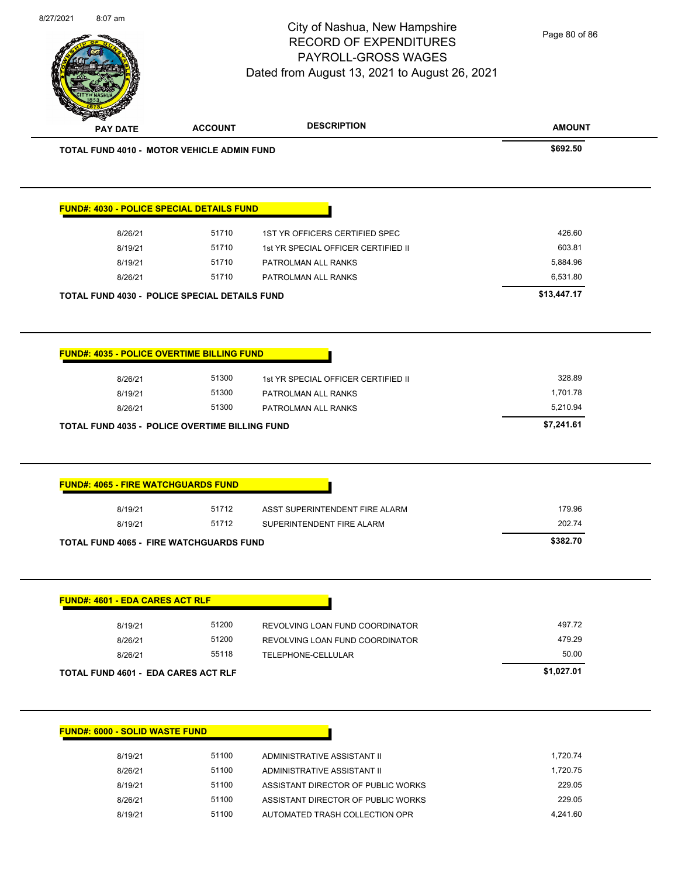| PAY DATE | ACCOUNT | DESCRIPTION | AMOUNT |
|---|---|---|---|
| **TOTAL FUND 4010 - MOTOR VEHICLE ADMIN FUND** | | | **$692.50** |

**FUND#: 4030 - POLICE SPECIAL DETAILS FUND**

| PAY DATE | ACCOUNT | DESCRIPTION | AMOUNT |
|---|---|---|---|
| 8/26/21 | 51710 | 1ST YR OFFICERS CERTIFIED SPEC | 426.60 |
| 8/19/21 | 51710 | 1st YR SPECIAL OFFICER CERTIFIED II | 603.81 |
| 8/19/21 | 51710 | PATROLMAN ALL RANKS | 5,884.96 |
| 8/26/21 | 51710 | PATROLMAN ALL RANKS | 6,531.80 |
| **TOTAL FUND 4030 - POLICE SPECIAL DETAILS FUND** | | | **$13,447.17** |

**FUND#: 4035 - POLICE OVERTIME BILLING FUND**

| PAY DATE | ACCOUNT | DESCRIPTION | AMOUNT |
|---|---|---|---|
| 8/26/21 | 51300 | 1st YR SPECIAL OFFICER CERTIFIED II | 328.89 |
| 8/19/21 | 51300 | PATROLMAN ALL RANKS | 1,701.78 |
| 8/26/21 | 51300 | PATROLMAN ALL RANKS | 5,210.94 |
| **TOTAL FUND 4035 - POLICE OVERTIME BILLING FUND** | | | **$7,241.61** |

**FUND#: 4065 - FIRE WATCHGUARDS FUND**

| PAY DATE | ACCOUNT | DESCRIPTION | AMOUNT |
|---|---|---|---|
| 8/19/21 | 51712 | ASST SUPERINTENDENT FIRE ALARM | 179.96 |
| 8/19/21 | 51712 | SUPERINTENDENT FIRE ALARM | 202.74 |
| **TOTAL FUND 4065 - FIRE WATCHGUARDS FUND** | | | **$382.70** |

**FUND#: 4601 - EDA CARES ACT RLF**

| PAY DATE | ACCOUNT | DESCRIPTION | AMOUNT |
|---|---|---|---|
| 8/19/21 | 51200 | REVOLVING LOAN FUND COORDINATOR | 497.72 |
| 8/26/21 | 51200 | REVOLVING LOAN FUND COORDINATOR | 479.29 |
| 8/26/21 | 55118 | TELEPHONE-CELLULAR | 50.00 |
| **TOTAL FUND 4601 - EDA CARES ACT RLF** | | | **$1,027.01** |

**FUND#: 6000 - SOLID WASTE FUND**

| PAY DATE | ACCOUNT | DESCRIPTION | AMOUNT |
|---|---|---|---|
| 8/19/21 | 51100 | ADMINISTRATIVE ASSISTANT II | 1,720.74 |
| 8/26/21 | 51100 | ADMINISTRATIVE ASSISTANT II | 1,720.75 |
| 8/19/21 | 51100 | ASSISTANT DIRECTOR OF PUBLIC WORKS | 229.05 |
| 8/26/21 | 51100 | ASSISTANT DIRECTOR OF PUBLIC WORKS | 229.05 |
| 8/19/21 | 51100 | AUTOMATED TRASH COLLECTION OPR | 4,241.60 |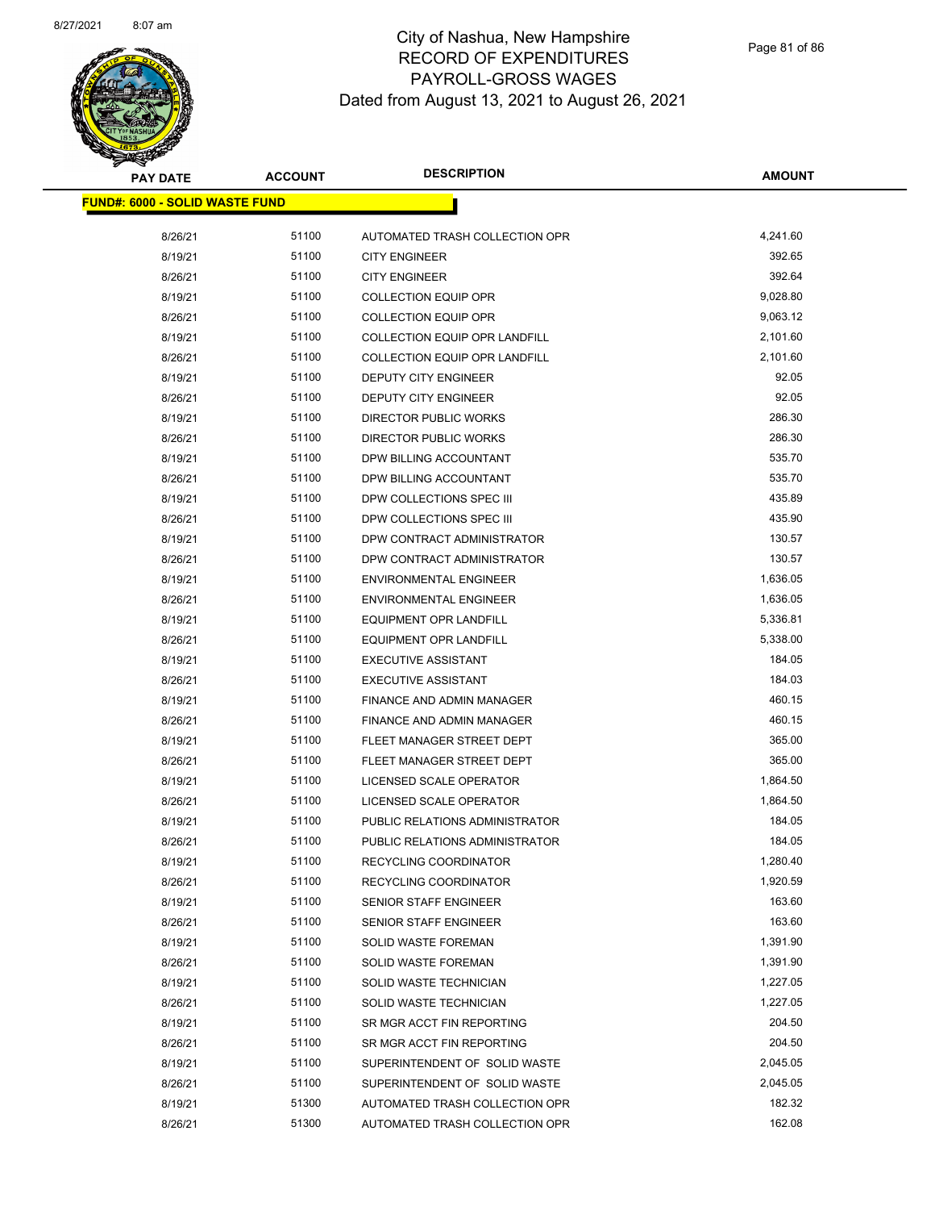# City of Nashua, New Hampshire
## RECORD OF EXPENDITURES
## PAYROLL-GROSS WAGES
## Dated from August 13, 2021 to August 26, 2021

| PAY DATE | ACCOUNT | DESCRIPTION | AMOUNT |
|---|---|---|---|
| **FUND#: 6000 - SOLID WASTE FUND** | | | |
| 8/26/21 | 51100 | AUTOMATED TRASH COLLECTION OPR | 4,241.60 |
| 8/19/21 | 51100 | CITY ENGINEER | 392.65 |
| 8/26/21 | 51100 | CITY ENGINEER | 392.64 |
| 8/19/21 | 51100 | COLLECTION EQUIP OPR | 9,028.80 |
| 8/26/21 | 51100 | COLLECTION EQUIP OPR | 9,063.12 |
| 8/19/21 | 51100 | COLLECTION EQUIP OPR LANDFILL | 2,101.60 |
| 8/26/21 | 51100 | COLLECTION EQUIP OPR LANDFILL | 2,101.60 |
| 8/19/21 | 51100 | DEPUTY CITY ENGINEER | 92.05 |
| 8/26/21 | 51100 | DEPUTY CITY ENGINEER | 92.05 |
| 8/19/21 | 51100 | DIRECTOR PUBLIC WORKS | 286.30 |
| 8/26/21 | 51100 | DIRECTOR PUBLIC WORKS | 286.30 |
| 8/19/21 | 51100 | DPW BILLING ACCOUNTANT | 535.70 |
| 8/26/21 | 51100 | DPW BILLING ACCOUNTANT | 535.70 |
| 8/19/21 | 51100 | DPW COLLECTIONS SPEC III | 435.89 |
| 8/26/21 | 51100 | DPW COLLECTIONS SPEC III | 435.90 |
| 8/19/21 | 51100 | DPW CONTRACT ADMINISTRATOR | 130.57 |
| 8/26/21 | 51100 | DPW CONTRACT ADMINISTRATOR | 130.57 |
| 8/19/21 | 51100 | ENVIRONMENTAL ENGINEER | 1,636.05 |
| 8/26/21 | 51100 | ENVIRONMENTAL ENGINEER | 1,636.05 |
| 8/19/21 | 51100 | EQUIPMENT OPR LANDFILL | 5,336.81 |
| 8/26/21 | 51100 | EQUIPMENT OPR LANDFILL | 5,338.00 |
| 8/19/21 | 51100 | EXECUTIVE ASSISTANT | 184.05 |
| 8/26/21 | 51100 | EXECUTIVE ASSISTANT | 184.03 |
| 8/19/21 | 51100 | FINANCE AND ADMIN MANAGER | 460.15 |
| 8/26/21 | 51100 | FINANCE AND ADMIN MANAGER | 460.15 |
| 8/19/21 | 51100 | FLEET MANAGER STREET DEPT | 365.00 |
| 8/26/21 | 51100 | FLEET MANAGER STREET DEPT | 365.00 |
| 8/19/21 | 51100 | LICENSED SCALE OPERATOR | 1,864.50 |
| 8/26/21 | 51100 | LICENSED SCALE OPERATOR | 1,864.50 |
| 8/19/21 | 51100 | PUBLIC RELATIONS ADMINISTRATOR | 184.05 |
| 8/26/21 | 51100 | PUBLIC RELATIONS ADMINISTRATOR | 184.05 |
| 8/19/21 | 51100 | RECYCLING COORDINATOR | 1,280.40 |
| 8/26/21 | 51100 | RECYCLING COORDINATOR | 1,920.59 |
| 8/19/21 | 51100 | SENIOR STAFF ENGINEER | 163.60 |
| 8/26/21 | 51100 | SENIOR STAFF ENGINEER | 163.60 |
| 8/19/21 | 51100 | SOLID WASTE FOREMAN | 1,391.90 |
| 8/26/21 | 51100 | SOLID WASTE FOREMAN | 1,391.90 |
| 8/19/21 | 51100 | SOLID WASTE TECHNICIAN | 1,227.05 |
| 8/26/21 | 51100 | SOLID WASTE TECHNICIAN | 1,227.05 |
| 8/19/21 | 51100 | SR MGR ACCT FIN REPORTING | 204.50 |
| 8/26/21 | 51100 | SR MGR ACCT FIN REPORTING | 204.50 |
| 8/19/21 | 51100 | SUPERINTENDENT OF SOLID WASTE | 2,045.05 |
| 8/26/21 | 51100 | SUPERINTENDENT OF SOLID WASTE | 2,045.05 |
| 8/19/21 | 51300 | AUTOMATED TRASH COLLECTION OPR | 182.32 |
| 8/26/21 | 51300 | AUTOMATED TRASH COLLECTION OPR | 162.08 |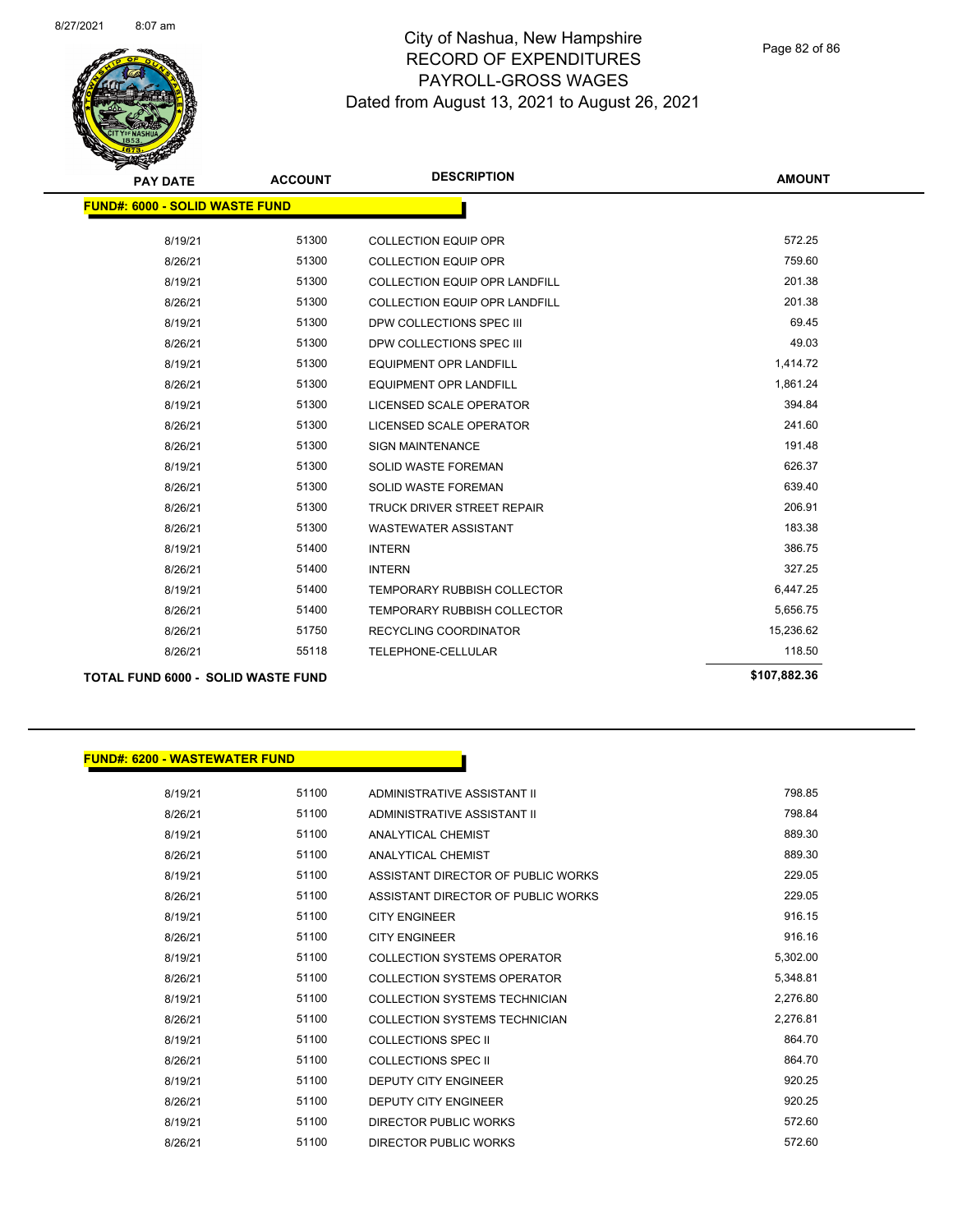City of Nashua, New Hampshire
RECORD OF EXPENDITURES
PAYROLL-GROSS WAGES
Dated from August 13, 2021 to August 26, 2021

**FUND#: 6000 - SOLID WASTE FUND**

| PAY DATE | ACCOUNT | DESCRIPTION | AMOUNT |
|---|---|---|---|
| 8/19/21 | 51300 | COLLECTION EQUIP OPR | 572.25 |
| 8/26/21 | 51300 | COLLECTION EQUIP OPR | 759.60 |
| 8/19/21 | 51300 | COLLECTION EQUIP OPR LANDFILL | 201.38 |
| 8/26/21 | 51300 | COLLECTION EQUIP OPR LANDFILL | 201.38 |
| 8/19/21 | 51300 | DPW COLLECTIONS SPEC III | 69.45 |
| 8/26/21 | 51300 | DPW COLLECTIONS SPEC III | 49.03 |
| 8/19/21 | 51300 | EQUIPMENT OPR LANDFILL | 1,414.72 |
| 8/26/21 | 51300 | EQUIPMENT OPR LANDFILL | 1,861.24 |
| 8/19/21 | 51300 | LICENSED SCALE OPERATOR | 394.84 |
| 8/26/21 | 51300 | LICENSED SCALE OPERATOR | 241.60 |
| 8/26/21 | 51300 | SIGN MAINTENANCE | 191.48 |
| 8/19/21 | 51300 | SOLID WASTE FOREMAN | 626.37 |
| 8/26/21 | 51300 | SOLID WASTE FOREMAN | 639.40 |
| 8/26/21 | 51300 | TRUCK DRIVER STREET REPAIR | 206.91 |
| 8/26/21 | 51300 | WASTEWATER ASSISTANT | 183.38 |
| 8/19/21 | 51400 | INTERN | 386.75 |
| 8/26/21 | 51400 | INTERN | 327.25 |
| 8/19/21 | 51400 | TEMPORARY RUBBISH COLLECTOR | 6,447.25 |
| 8/26/21 | 51400 | TEMPORARY RUBBISH COLLECTOR | 5,656.75 |
| 8/26/21 | 51750 | RECYCLING COORDINATOR | 15,236.62 |
| 8/26/21 | 55118 | TELEPHONE-CELLULAR | 118.50 |
| **TOTAL FUND 6000 - SOLID WASTE FUND** | | | **$107,882.36** |

**FUND#: 6200 - WASTEWATER FUND**

| PAY DATE | ACCOUNT | DESCRIPTION | AMOUNT |
|---|---|---|---|
| 8/19/21 | 51100 | ADMINISTRATIVE ASSISTANT II | 798.85 |
| 8/26/21 | 51100 | ADMINISTRATIVE ASSISTANT II | 798.84 |
| 8/19/21 | 51100 | ANALYTICAL CHEMIST | 889.30 |
| 8/26/21 | 51100 | ANALYTICAL CHEMIST | 889.30 |
| 8/19/21 | 51100 | ASSISTANT DIRECTOR OF PUBLIC WORKS | 229.05 |
| 8/26/21 | 51100 | ASSISTANT DIRECTOR OF PUBLIC WORKS | 229.05 |
| 8/19/21 | 51100 | CITY ENGINEER | 916.15 |
| 8/26/21 | 51100 | CITY ENGINEER | 916.16 |
| 8/19/21 | 51100 | COLLECTION SYSTEMS OPERATOR | 5,302.00 |
| 8/26/21 | 51100 | COLLECTION SYSTEMS OPERATOR | 5,348.81 |
| 8/19/21 | 51100 | COLLECTION SYSTEMS TECHNICIAN | 2,276.80 |
| 8/26/21 | 51100 | COLLECTION SYSTEMS TECHNICIAN | 2,276.81 |
| 8/19/21 | 51100 | COLLECTIONS SPEC II | 864.70 |
| 8/26/21 | 51100 | COLLECTIONS SPEC II | 864.70 |
| 8/19/21 | 51100 | DEPUTY CITY ENGINEER | 920.25 |
| 8/26/21 | 51100 | DEPUTY CITY ENGINEER | 920.25 |
| 8/19/21 | 51100 | DIRECTOR PUBLIC WORKS | 572.60 |
| 8/26/21 | 51100 | DIRECTOR PUBLIC WORKS | 572.60 |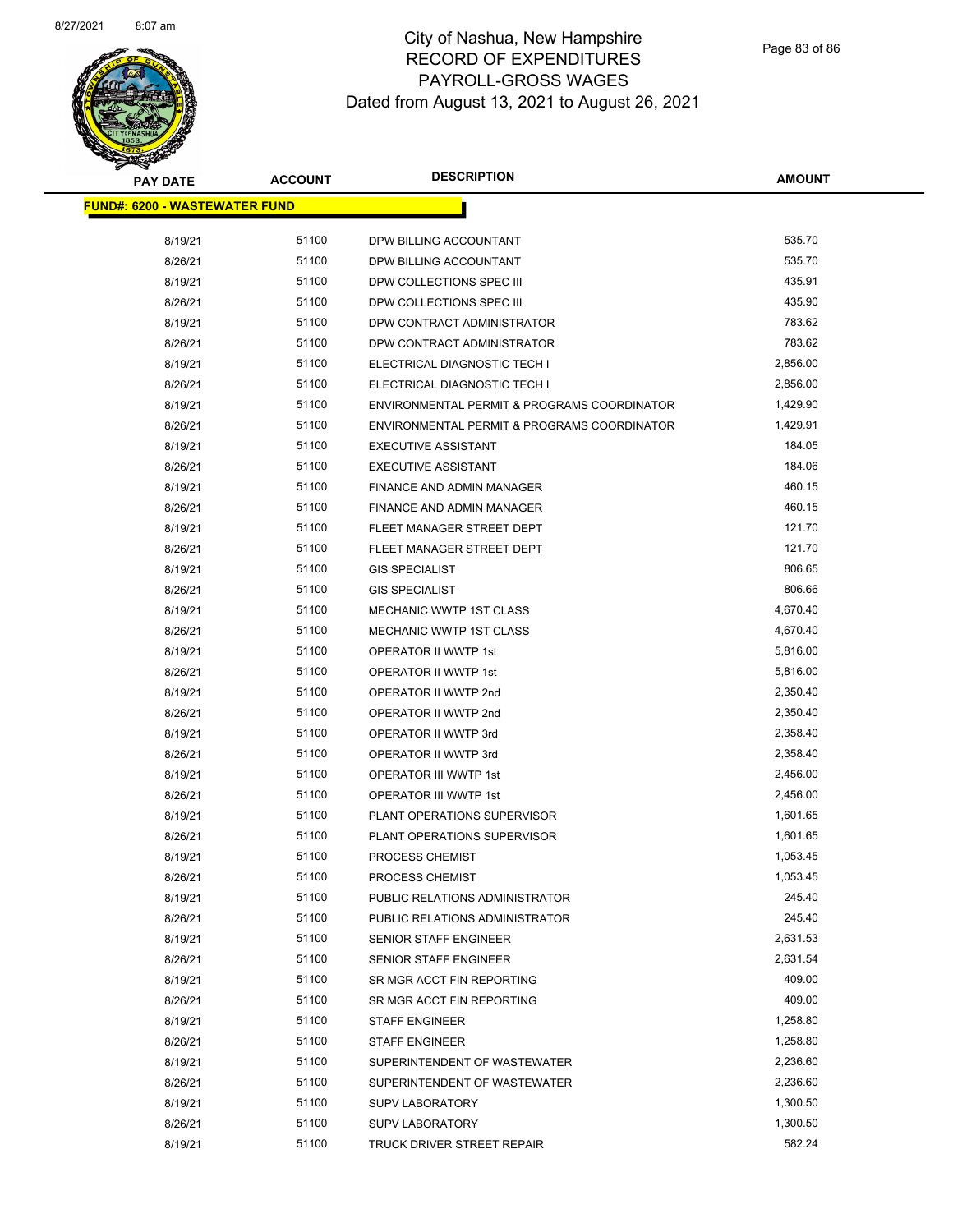# City of Nashua, New Hampshire
## RECORD OF EXPENDITURES
## PAYROLL-GROSS WAGES
## Dated from August 13, 2021 to August 26, 2021

| PAY DATE | ACCOUNT | DESCRIPTION | AMOUNT |
|---|---|---|---|
| **FUND#: 6200 - WASTEWATER FUND** | | | |
| 8/19/21 | 51100 | DPW BILLING ACCOUNTANT | 535.70 |
| 8/26/21 | 51100 | DPW BILLING ACCOUNTANT | 535.70 |
| 8/19/21 | 51100 | DPW COLLECTIONS SPEC III | 435.91 |
| 8/26/21 | 51100 | DPW COLLECTIONS SPEC III | 435.90 |
| 8/19/21 | 51100 | DPW CONTRACT ADMINISTRATOR | 783.62 |
| 8/26/21 | 51100 | DPW CONTRACT ADMINISTRATOR | 783.62 |
| 8/19/21 | 51100 | ELECTRICAL DIAGNOSTIC TECH I | 2,856.00 |
| 8/26/21 | 51100 | ELECTRICAL DIAGNOSTIC TECH I | 2,856.00 |
| 8/19/21 | 51100 | ENVIRONMENTAL PERMIT & PROGRAMS COORDINATOR | 1,429.90 |
| 8/26/21 | 51100 | ENVIRONMENTAL PERMIT & PROGRAMS COORDINATOR | 1,429.91 |
| 8/19/21 | 51100 | EXECUTIVE ASSISTANT | 184.05 |
| 8/26/21 | 51100 | EXECUTIVE ASSISTANT | 184.06 |
| 8/19/21 | 51100 | FINANCE AND ADMIN MANAGER | 460.15 |
| 8/26/21 | 51100 | FINANCE AND ADMIN MANAGER | 460.15 |
| 8/19/21 | 51100 | FLEET MANAGER STREET DEPT | 121.70 |
| 8/26/21 | 51100 | FLEET MANAGER STREET DEPT | 121.70 |
| 8/19/21 | 51100 | GIS SPECIALIST | 806.65 |
| 8/26/21 | 51100 | GIS SPECIALIST | 806.66 |
| 8/19/21 | 51100 | MECHANIC WWTP 1ST CLASS | 4,670.40 |
| 8/26/21 | 51100 | MECHANIC WWTP 1ST CLASS | 4,670.40 |
| 8/19/21 | 51100 | OPERATOR II WWTP 1st | 5,816.00 |
| 8/26/21 | 51100 | OPERATOR II WWTP 1st | 5,816.00 |
| 8/19/21 | 51100 | OPERATOR II WWTP 2nd | 2,350.40 |
| 8/26/21 | 51100 | OPERATOR II WWTP 2nd | 2,350.40 |
| 8/19/21 | 51100 | OPERATOR II WWTP 3rd | 2,358.40 |
| 8/26/21 | 51100 | OPERATOR II WWTP 3rd | 2,358.40 |
| 8/19/21 | 51100 | OPERATOR III WWTP 1st | 2,456.00 |
| 8/26/21 | 51100 | OPERATOR III WWTP 1st | 2,456.00 |
| 8/19/21 | 51100 | PLANT OPERATIONS SUPERVISOR | 1,601.65 |
| 8/26/21 | 51100 | PLANT OPERATIONS SUPERVISOR | 1,601.65 |
| 8/19/21 | 51100 | PROCESS CHEMIST | 1,053.45 |
| 8/26/21 | 51100 | PROCESS CHEMIST | 1,053.45 |
| 8/19/21 | 51100 | PUBLIC RELATIONS ADMINISTRATOR | 245.40 |
| 8/26/21 | 51100 | PUBLIC RELATIONS ADMINISTRATOR | 245.40 |
| 8/19/21 | 51100 | SENIOR STAFF ENGINEER | 2,631.53 |
| 8/26/21 | 51100 | SENIOR STAFF ENGINEER | 2,631.54 |
| 8/19/21 | 51100 | SR MGR ACCT FIN REPORTING | 409.00 |
| 8/26/21 | 51100 | SR MGR ACCT FIN REPORTING | 409.00 |
| 8/19/21 | 51100 | STAFF ENGINEER | 1,258.80 |
| 8/26/21 | 51100 | STAFF ENGINEER | 1,258.80 |
| 8/19/21 | 51100 | SUPERINTENDENT OF WASTEWATER | 2,236.60 |
| 8/26/21 | 51100 | SUPERINTENDENT OF WASTEWATER | 2,236.60 |
| 8/19/21 | 51100 | SUPV LABORATORY | 1,300.50 |
| 8/26/21 | 51100 | SUPV LABORATORY | 1,300.50 |
| 8/19/21 | 51100 | TRUCK DRIVER STREET REPAIR | 582.24 |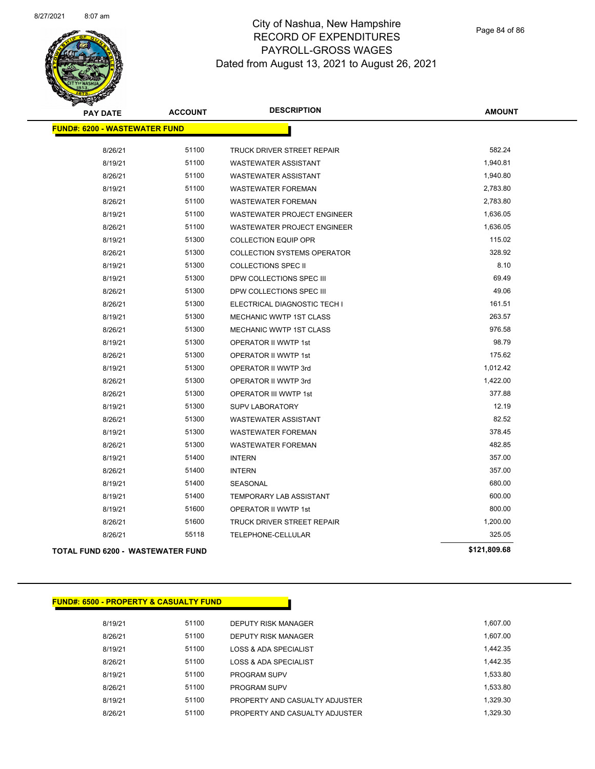# City of Nashua, New Hampshire
## RECORD OF EXPENDITURES
## PAYROLL-GROSS WAGES
## Dated from August 13, 2021 to August 26, 2021

**FUND#: 6200 - WASTEWATER FUND**

| PAY DATE | ACCOUNT | DESCRIPTION | AMOUNT |
|---|---|---|---|
| 8/26/21 | 51100 | TRUCK DRIVER STREET REPAIR | 582.24 |
| 8/19/21 | 51100 | WASTEWATER ASSISTANT | 1,940.81 |
| 8/26/21 | 51100 | WASTEWATER ASSISTANT | 1,940.80 |
| 8/19/21 | 51100 | WASTEWATER FOREMAN | 2,783.80 |
| 8/26/21 | 51100 | WASTEWATER FOREMAN | 2,783.80 |
| 8/19/21 | 51100 | WASTEWATER PROJECT ENGINEER | 1,636.05 |
| 8/26/21 | 51100 | WASTEWATER PROJECT ENGINEER | 1,636.05 |
| 8/19/21 | 51300 | COLLECTION EQUIP OPR | 115.02 |
| 8/26/21 | 51300 | COLLECTION SYSTEMS OPERATOR | 328.92 |
| 8/19/21 | 51300 | COLLECTIONS SPEC II | 8.10 |
| 8/19/21 | 51300 | DPW COLLECTIONS SPEC III | 69.49 |
| 8/26/21 | 51300 | DPW COLLECTIONS SPEC III | 49.06 |
| 8/26/21 | 51300 | ELECTRICAL DIAGNOSTIC TECH I | 161.51 |
| 8/19/21 | 51300 | MECHANIC WWTP 1ST CLASS | 263.57 |
| 8/26/21 | 51300 | MECHANIC WWTP 1ST CLASS | 976.58 |
| 8/19/21 | 51300 | OPERATOR II WWTP 1st | 98.79 |
| 8/26/21 | 51300 | OPERATOR II WWTP 1st | 175.62 |
| 8/19/21 | 51300 | OPERATOR II WWTP 3rd | 1,012.42 |
| 8/26/21 | 51300 | OPERATOR II WWTP 3rd | 1,422.00 |
| 8/26/21 | 51300 | OPERATOR III WWTP 1st | 377.88 |
| 8/19/21 | 51300 | SUPV LABORATORY | 12.19 |
| 8/26/21 | 51300 | WASTEWATER ASSISTANT | 82.52 |
| 8/19/21 | 51300 | WASTEWATER FOREMAN | 378.45 |
| 8/26/21 | 51300 | WASTEWATER FOREMAN | 482.85 |
| 8/19/21 | 51400 | INTERN | 357.00 |
| 8/26/21 | 51400 | INTERN | 357.00 |
| 8/19/21 | 51400 | SEASONAL | 680.00 |
| 8/19/21 | 51400 | TEMPORARY LAB ASSISTANT | 600.00 |
| 8/19/21 | 51600 | OPERATOR II WWTP 1st | 800.00 |
| 8/26/21 | 51600 | TRUCK DRIVER STREET REPAIR | 1,200.00 |
| 8/26/21 | 55118 | TELEPHONE-CELLULAR | 325.05 |
| **TOTAL FUND 6200 - WASTEWATER FUND** | | | **$121,809.68** |

**FUND#: 6500 - PROPERTY & CASUALTY FUND**

| PAY DATE | ACCOUNT | DESCRIPTION | AMOUNT |
|---|---|---|---|
| 8/19/21 | 51100 | DEPUTY RISK MANAGER | 1,607.00 |
| 8/26/21 | 51100 | DEPUTY RISK MANAGER | 1,607.00 |
| 8/19/21 | 51100 | LOSS & ADA SPECIALIST | 1,442.35 |
| 8/26/21 | 51100 | LOSS & ADA SPECIALIST | 1,442.35 |
| 8/19/21 | 51100 | PROGRAM SUPV | 1,533.80 |
| 8/26/21 | 51100 | PROGRAM SUPV | 1,533.80 |
| 8/19/21 | 51100 | PROPERTY AND CASUALTY ADJUSTER | 1,329.30 |
| 8/26/21 | 51100 | PROPERTY AND CASUALTY ADJUSTER | 1,329.30 |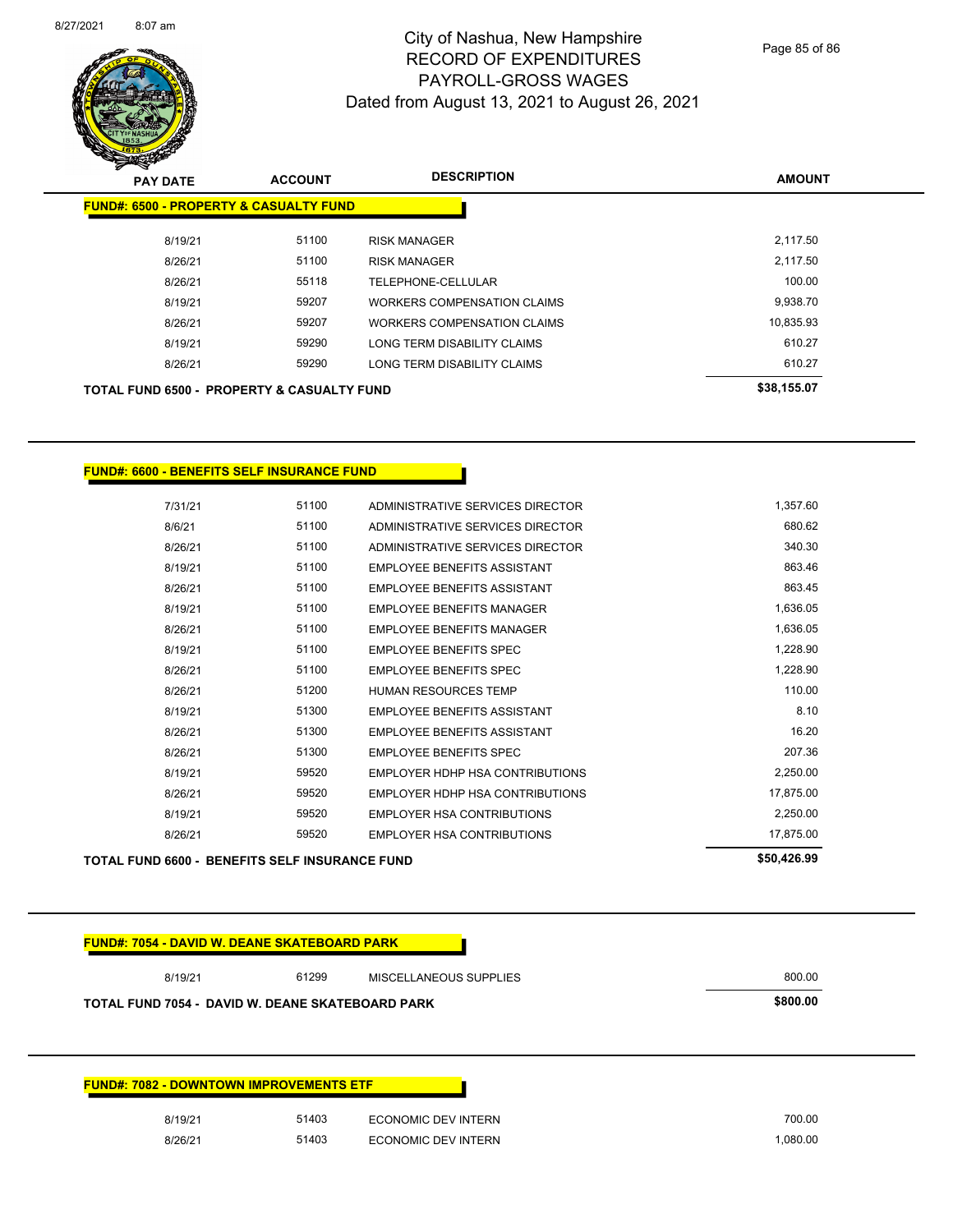# City of Nashua, New Hampshire
## RECORD OF EXPENDITURES
## PAYROLL-GROSS WAGES
## Dated from August 13, 2021 to August 26, 2021

| PAY DATE | ACCOUNT | DESCRIPTION | AMOUNT |
|---|---|---|---|
| **FUND#: 6500 - PROPERTY & CASUALTY FUND** | | | |
| 8/19/21 | 51100 | RISK MANAGER | 2,117.50 |
| 8/26/21 | 51100 | RISK MANAGER | 2,117.50 |
| 8/26/21 | 55118 | TELEPHONE-CELLULAR | 100.00 |
| 8/19/21 | 59207 | WORKERS COMPENSATION CLAIMS | 9,938.70 |
| 8/26/21 | 59207 | WORKERS COMPENSATION CLAIMS | 10,835.93 |
| 8/19/21 | 59290 | LONG TERM DISABILITY CLAIMS | 610.27 |
| 8/26/21 | 59290 | LONG TERM DISABILITY CLAIMS | 610.27 |
| **TOTAL FUND 6500 - PROPERTY & CASUALTY FUND** | | | **$38,155.07** |

| PAY DATE | ACCOUNT | DESCRIPTION | AMOUNT |
|---|---|---|---|
| **FUND#: 6600 - BENEFITS SELF INSURANCE FUND** | | | |
| 7/31/21 | 51100 | ADMINISTRATIVE SERVICES DIRECTOR | 1,357.60 |
| 8/6/21 | 51100 | ADMINISTRATIVE SERVICES DIRECTOR | 680.62 |
| 8/26/21 | 51100 | ADMINISTRATIVE SERVICES DIRECTOR | 340.30 |
| 8/19/21 | 51100 | EMPLOYEE BENEFITS ASSISTANT | 863.46 |
| 8/26/21 | 51100 | EMPLOYEE BENEFITS ASSISTANT | 863.45 |
| 8/19/21 | 51100 | EMPLOYEE BENEFITS MANAGER | 1,636.05 |
| 8/26/21 | 51100 | EMPLOYEE BENEFITS MANAGER | 1,636.05 |
| 8/19/21 | 51100 | EMPLOYEE BENEFITS SPEC | 1,228.90 |
| 8/26/21 | 51100 | EMPLOYEE BENEFITS SPEC | 1,228.90 |
| 8/26/21 | 51200 | HUMAN RESOURCES TEMP | 110.00 |
| 8/19/21 | 51300 | EMPLOYEE BENEFITS ASSISTANT | 8.10 |
| 8/26/21 | 51300 | EMPLOYEE BENEFITS ASSISTANT | 16.20 |
| 8/26/21 | 51300 | EMPLOYEE BENEFITS SPEC | 207.36 |
| 8/19/21 | 59520 | EMPLOYER HDHP HSA CONTRIBUTIONS | 2,250.00 |
| 8/26/21 | 59520 | EMPLOYER HDHP HSA CONTRIBUTIONS | 17,875.00 |
| 8/19/21 | 59520 | EMPLOYER HSA CONTRIBUTIONS | 2,250.00 |
| 8/26/21 | 59520 | EMPLOYER HSA CONTRIBUTIONS | 17,875.00 |
| **TOTAL FUND 6600 - BENEFITS SELF INSURANCE FUND** | | | **$50,426.99** |

| PAY DATE | ACCOUNT | DESCRIPTION | AMOUNT |
|---|---|---|---|
| **FUND#: 7054 - DAVID W. DEANE SKATEBOARD PARK** | | | |
| 8/19/21 | 61299 | MISCELLANEOUS SUPPLIES | 800.00 |
| **TOTAL FUND 7054 - DAVID W. DEANE SKATEBOARD PARK** | | | **$800.00** |

| PAY DATE | ACCOUNT | DESCRIPTION | AMOUNT |
|---|---|---|---|
| **FUND#: 7082 - DOWNTOWN IMPROVEMENTS ETF** | | | |
| 8/19/21 | 51403 | ECONOMIC DEV INTERN | 700.00 |
| 8/26/21 | 51403 | ECONOMIC DEV INTERN | 1,080.00 |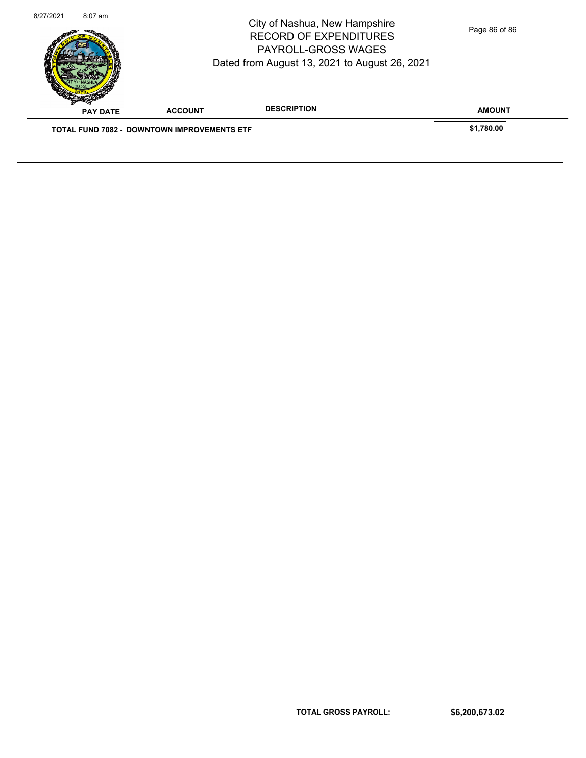| PAY DATE | ACCOUNT | DESCRIPTION | AMOUNT |
| --- | --- | --- | --- |
| **TOTAL FUND 7082 - DOWNTOWN IMPROVEMENTS ETF** | | | **$1,780.00** |

**TOTAL GROSS PAYROLL:** **$6,200,673.02**